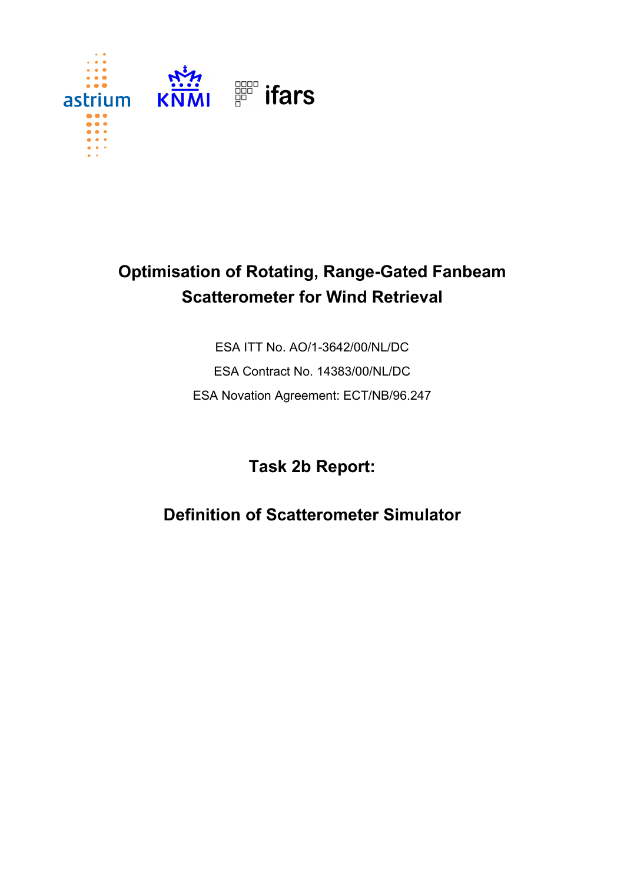astrium KNMI ifars

# Optimisation of Rotating, Range-Gated Fanbeam Scatterometer for Wind Retrieval

ESA ITT No. AO/1-3642/00/NL/DC

ESA Contract No. 14383/00/NL/DC

ESA Novation Agreement: ECT/NB/96.247

## Task 2b Report:

## Definition of Scatterometer Simulator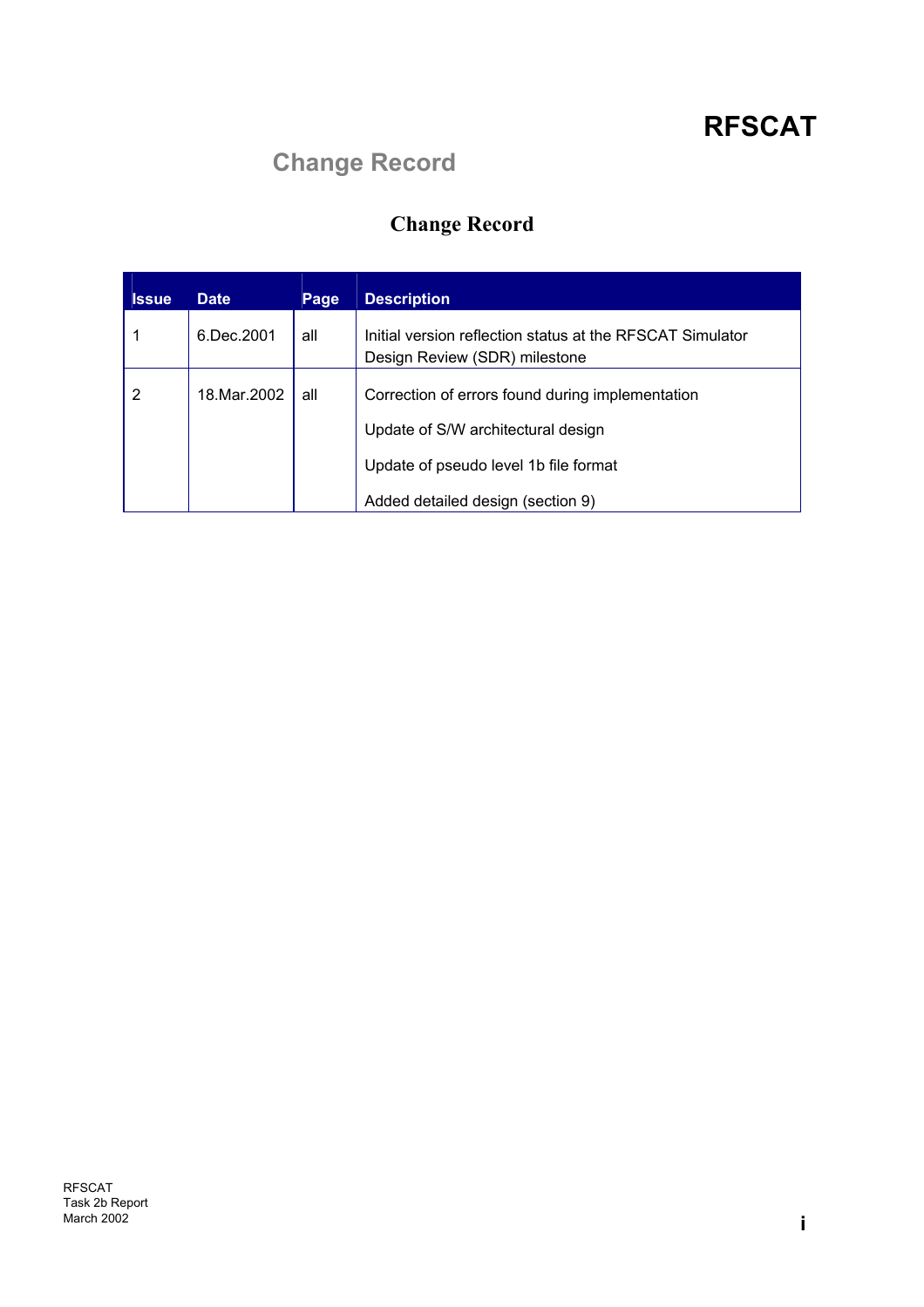# Change Record

## Change Record

| Issue | Date | Page | Description |
|---|---|---|---|
| 1 | 6.Dec.2001 | all | Initial version reflection status at the RFSCAT Simulator Design Review (SDR) milestone |
| 2 | 18.Mar.2002 | all | Correction of errors found during implementation<br><br>Update of S/W architectural design<br><br>Update of pseudo level 1b file format<br><br>Added detailed design (section 9) |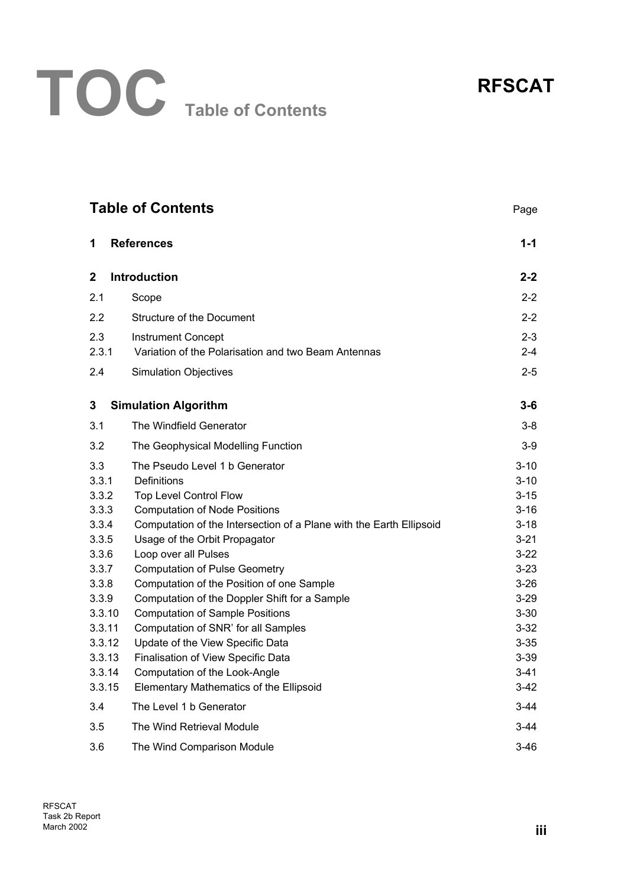# TOC Table of Contents

**RFSCAT**

## Table of Contents

| | | Page |
|---|---|---|
| **1** | **References** | **1-1** |
| **2** | **Introduction** | **2-2** |
| 2.1 | Scope | 2-2 |
| 2.2 | Structure of the Document | 2-2 |
| 2.3 | Instrument Concept | 2-3 |
| 2.3.1 | Variation of the Polarisation and two Beam Antennas | 2-4 |
| 2.4 | Simulation Objectives | 2-5 |
| **3** | **Simulation Algorithm** | **3-6** |
| 3.1 | The Windfield Generator | 3-8 |
| 3.2 | The Geophysical Modelling Function | 3-9 |
| 3.3 | The Pseudo Level 1 b Generator | 3-10 |
| 3.3.1 | Definitions | 3-10 |
| 3.3.2 | Top Level Control Flow | 3-15 |
| 3.3.3 | Computation of Node Positions | 3-16 |
| 3.3.4 | Computation of the Intersection of a Plane with the Earth Ellipsoid | 3-18 |
| 3.3.5 | Usage of the Orbit Propagator | 3-21 |
| 3.3.6 | Loop over all Pulses | 3-22 |
| 3.3.7 | Computation of Pulse Geometry | 3-23 |
| 3.3.8 | Computation of the Position of one Sample | 3-26 |
| 3.3.9 | Computation of the Doppler Shift for a Sample | 3-29 |
| 3.3.10 | Computation of Sample Positions | 3-30 |
| 3.3.11 | Computation of SNR’ for all Samples | 3-32 |
| 3.3.12 | Update of the View Specific Data | 3-35 |
| 3.3.13 | Finalisation of View Specific Data | 3-39 |
| 3.3.14 | Computation of the Look-Angle | 3-41 |
| 3.3.15 | Elementary Mathematics of the Ellipsoid | 3-42 |
| 3.4 | The Level 1 b Generator | 3-44 |
| 3.5 | The Wind Retrieval Module | 3-44 |
| 3.6 | The Wind Comparison Module | 3-46 |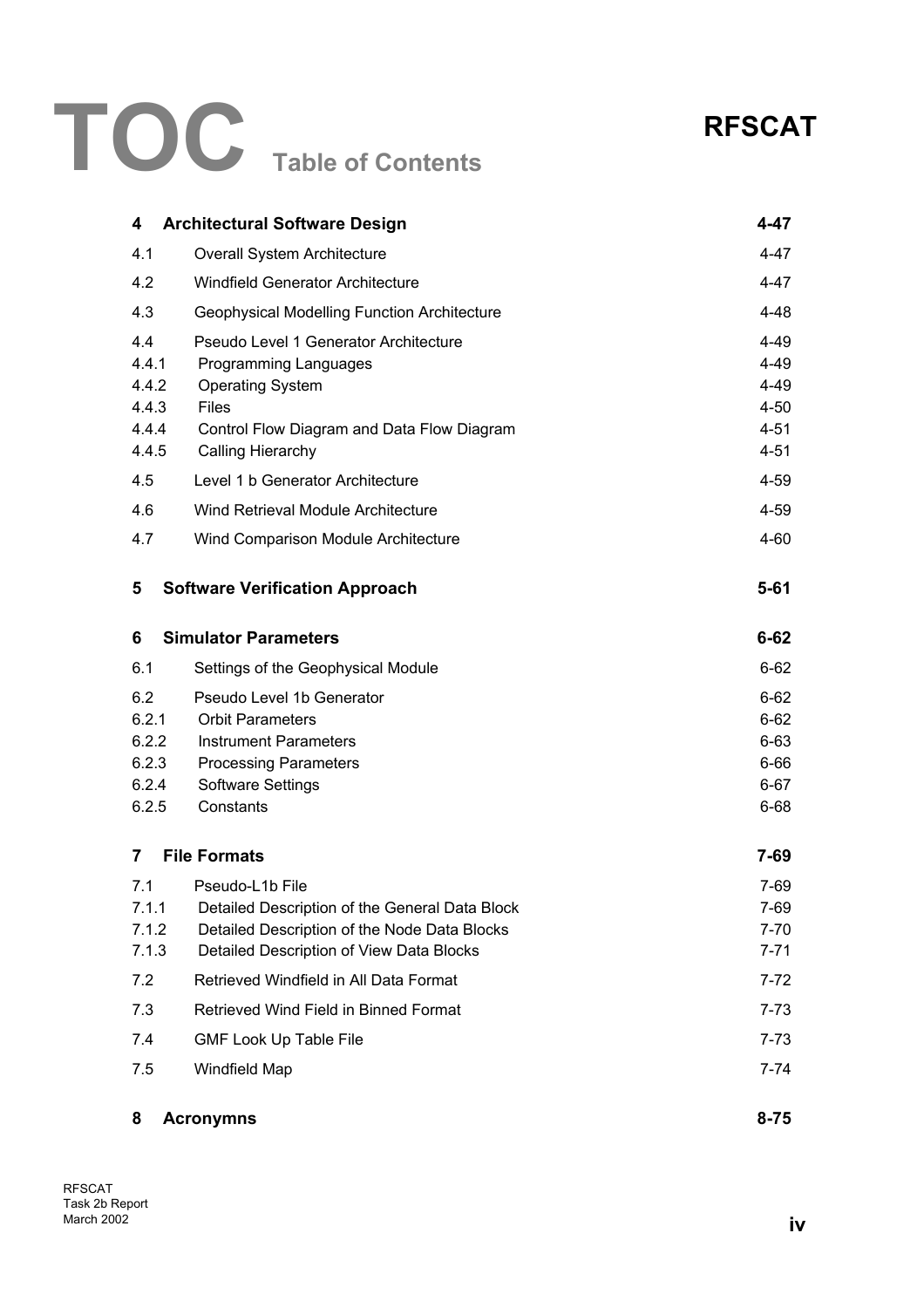# TOC Table of Contents

**RFSCAT**

| | | |
|---|---|---|
| **4** | **Architectural Software Design** | **4-47** |
| 4.1 | Overall System Architecture | 4-47 |
| 4.2 | Windfield Generator Architecture | 4-47 |
| 4.3 | Geophysical Modelling Function Architecture | 4-48 |
| 4.4 | Pseudo Level 1 Generator Architecture | 4-49 |
| 4.4.1 | Programming Languages | 4-49 |
| 4.4.2 | Operating System | 4-49 |
| 4.4.3 | Files | 4-50 |
| 4.4.4 | Control Flow Diagram and Data Flow Diagram | 4-51 |
| 4.4.5 | Calling Hierarchy | 4-51 |
| 4.5 | Level 1 b Generator Architecture | 4-59 |
| 4.6 | Wind Retrieval Module Architecture | 4-59 |
| 4.7 | Wind Comparison Module Architecture | 4-60 |
| **5** | **Software Verification Approach** | **5-61** |
| **6** | **Simulator Parameters** | **6-62** |
| 6.1 | Settings of the Geophysical Module | 6-62 |
| 6.2 | Pseudo Level 1b Generator | 6-62 |
| 6.2.1 | Orbit Parameters | 6-62 |
| 6.2.2 | Instrument Parameters | 6-63 |
| 6.2.3 | Processing Parameters | 6-66 |
| 6.2.4 | Software Settings | 6-67 |
| 6.2.5 | Constants | 6-68 |
| **7** | **File Formats** | **7-69** |
| 7.1 | Pseudo-L1b File | 7-69 |
| 7.1.1 | Detailed Description of the General Data Block | 7-69 |
| 7.1.2 | Detailed Description of the Node Data Blocks | 7-70 |
| 7.1.3 | Detailed Description of View Data Blocks | 7-71 |
| 7.2 | Retrieved Windfield in All Data Format | 7-72 |
| 7.3 | Retrieved Wind Field in Binned Format | 7-73 |
| 7.4 | GMF Look Up Table File | 7-73 |
| 7.5 | Windfield Map | 7-74 |
| **8** | **Acronymns** | **8-75** |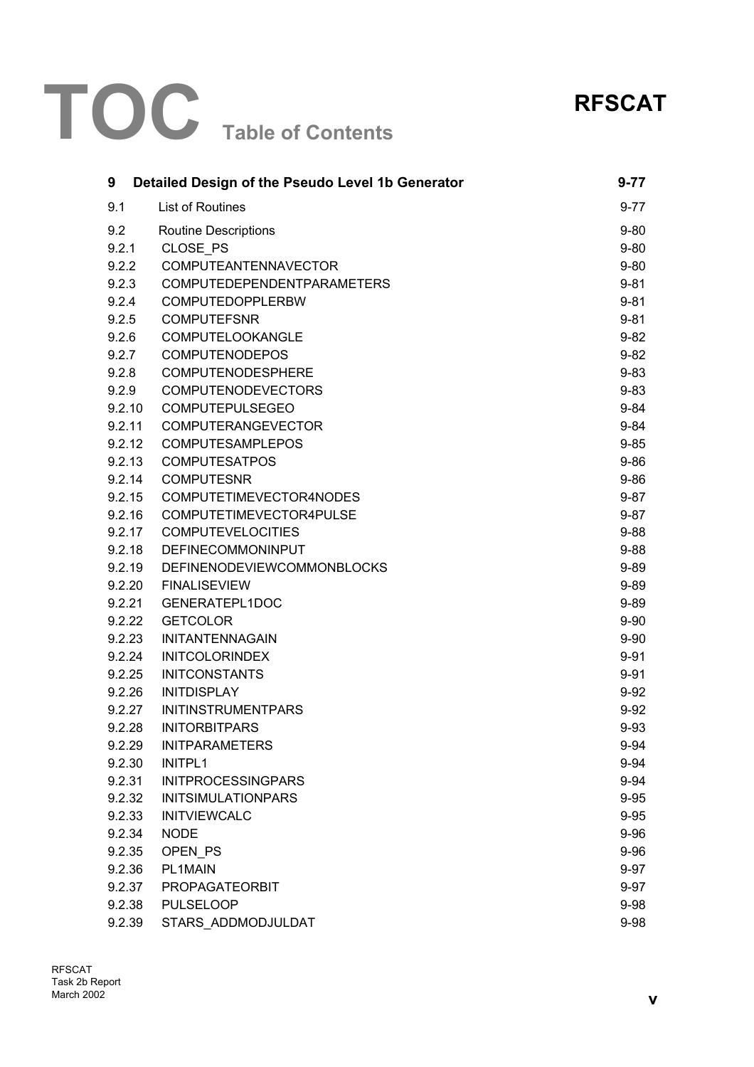# TOC Table of Contents

**RFSCAT**

| | | |
|---|---|---|
| **9** | **Detailed Design of the Pseudo Level 1b Generator** | **9-77** |
| 9.1 | List of Routines | 9-77 |
| 9.2 | Routine Descriptions | 9-80 |
| 9.2.1 | CLOSE_PS | 9-80 |
| 9.2.2 | COMPUTEANTENNAVECTOR | 9-80 |
| 9.2.3 | COMPUTEDEPENDENTPARAMETERS | 9-81 |
| 9.2.4 | COMPUTEDOPPLERBW | 9-81 |
| 9.2.5 | COMPUTEFSNR | 9-81 |
| 9.2.6 | COMPUTELOOKANGLE | 9-82 |
| 9.2.7 | COMPUTENODEPOS | 9-82 |
| 9.2.8 | COMPUTENODESPHERE | 9-83 |
| 9.2.9 | COMPUTENODEVECTORS | 9-83 |
| 9.2.10 | COMPUTEPULSEGEO | 9-84 |
| 9.2.11 | COMPUTERANGEVECTOR | 9-84 |
| 9.2.12 | COMPUTESAMPLEPOS | 9-85 |
| 9.2.13 | COMPUTESATPOS | 9-86 |
| 9.2.14 | COMPUTESNR | 9-86 |
| 9.2.15 | COMPUTETIMEVECTOR4NODES | 9-87 |
| 9.2.16 | COMPUTETIMEVECTOR4PULSE | 9-87 |
| 9.2.17 | COMPUTEVELOCITIES | 9-88 |
| 9.2.18 | DEFINECOMMONINPUT | 9-88 |
| 9.2.19 | DEFINENODEVIEWCOMMONBLOCKS | 9-89 |
| 9.2.20 | FINALISEVIEW | 9-89 |
| 9.2.21 | GENERATEPL1DOC | 9-89 |
| 9.2.22 | GETCOLOR | 9-90 |
| 9.2.23 | INITANTENNAGAIN | 9-90 |
| 9.2.24 | INITCOLORINDEX | 9-91 |
| 9.2.25 | INITCONSTANTS | 9-91 |
| 9.2.26 | INITDISPLAY | 9-92 |
| 9.2.27 | INITINSTRUMENTPARS | 9-92 |
| 9.2.28 | INITORBITPARS | 9-93 |
| 9.2.29 | INITPARAMETERS | 9-94 |
| 9.2.30 | INITPL1 | 9-94 |
| 9.2.31 | INITPROCESSINGPARS | 9-94 |
| 9.2.32 | INITSIMULATIONPARS | 9-95 |
| 9.2.33 | INITVIEWCALC | 9-95 |
| 9.2.34 | NODE | 9-96 |
| 9.2.35 | OPEN_PS | 9-96 |
| 9.2.36 | PL1MAIN | 9-97 |
| 9.2.37 | PROPAGATEORBIT | 9-97 |
| 9.2.38 | PULSELOOP | 9-98 |
| 9.2.39 | STARS_ADDMODJULDAT | 9-98 |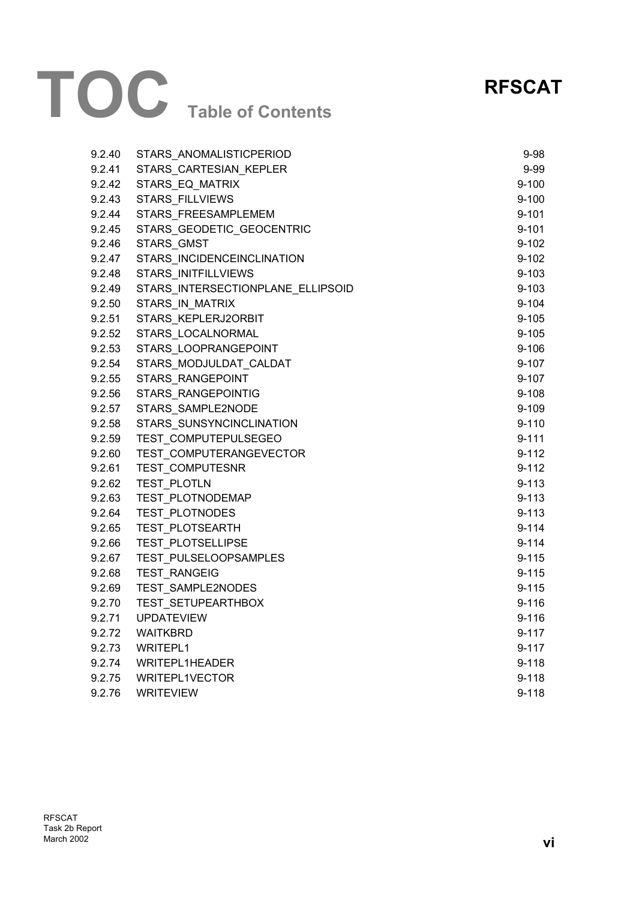# TOC Table of Contents

| | | |
|---|---|---|
| 9.2.40 | STARS_ANOMALISTICPERIOD | 9-98 |
| 9.2.41 | STARS_CARTESIAN_KEPLER | 9-99 |
| 9.2.42 | STARS_EQ_MATRIX | 9-100 |
| 9.2.43 | STARS_FILLVIEWS | 9-100 |
| 9.2.44 | STARS_FREESAMPLEMEM | 9-101 |
| 9.2.45 | STARS_GEODETIC_GEOCENTRIC | 9-101 |
| 9.2.46 | STARS_GMST | 9-102 |
| 9.2.47 | STARS_INCIDENCEINCLINATION | 9-102 |
| 9.2.48 | STARS_INITFILLVIEWS | 9-103 |
| 9.2.49 | STARS_INTERSECTIONPLANE_ELLIPSOID | 9-103 |
| 9.2.50 | STARS_IN_MATRIX | 9-104 |
| 9.2.51 | STARS_KEPLERJ2ORBIT | 9-105 |
| 9.2.52 | STARS_LOCALNORMAL | 9-105 |
| 9.2.53 | STARS_LOOPRANGEPOINT | 9-106 |
| 9.2.54 | STARS_MODJULDAT_CALDAT | 9-107 |
| 9.2.55 | STARS_RANGEPOINT | 9-107 |
| 9.2.56 | STARS_RANGEPOINTIG | 9-108 |
| 9.2.57 | STARS_SAMPLE2NODE | 9-109 |
| 9.2.58 | STARS_SUNSYNCINCLINATION | 9-110 |
| 9.2.59 | TEST_COMPUTEPULSEGEO | 9-111 |
| 9.2.60 | TEST_COMPUTERANGEVECTOR | 9-112 |
| 9.2.61 | TEST_COMPUTESNR | 9-112 |
| 9.2.62 | TEST_PLOTLN | 9-113 |
| 9.2.63 | TEST_PLOTNODEMAP | 9-113 |
| 9.2.64 | TEST_PLOTNODES | 9-113 |
| 9.2.65 | TEST_PLOTSEARTH | 9-114 |
| 9.2.66 | TEST_PLOTSELLIPSE | 9-114 |
| 9.2.67 | TEST_PULSELOOPSAMPLES | 9-115 |
| 9.2.68 | TEST_RANGEIG | 9-115 |
| 9.2.69 | TEST_SAMPLE2NODES | 9-115 |
| 9.2.70 | TEST_SETUPEARTHBOX | 9-116 |
| 9.2.71 | UPDATEVIEW | 9-116 |
| 9.2.72 | WAITKBRD | 9-117 |
| 9.2.73 | WRITEPL1 | 9-117 |
| 9.2.74 | WRITEPL1HEADER | 9-118 |
| 9.2.75 | WRITEPL1VECTOR | 9-118 |
| 9.2.76 | WRITEVIEW | 9-118 |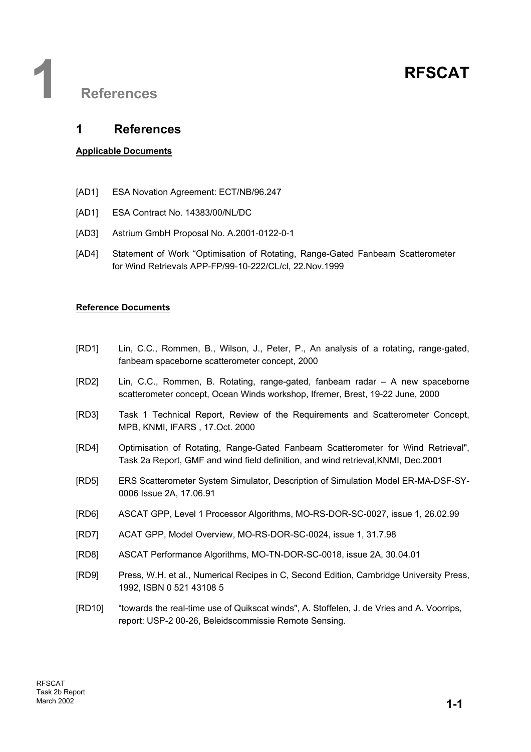# 1 References

## 1 References

**Applicable Documents**

[AD1] ESA Novation Agreement: ECT/NB/96.247

[AD1] ESA Contract No. 14383/00/NL/DC

[AD3] Astrium GmbH Proposal No. A.2001-0122-0-1

[AD4] Statement of Work "Optimisation of Rotating, Range-Gated Fanbeam Scatterometer for Wind Retrievals APP-FP/99-10-222/CL/cl, 22.Nov.1999

**Reference Documents**

[RD1] Lin, C.C., Rommen, B., Wilson, J., Peter, P., An analysis of a rotating, range-gated, fanbeam spaceborne scatterometer concept, 2000

[RD2] Lin, C.C., Rommen, B. Rotating, range-gated, fanbeam radar – A new spaceborne scatterometer concept, Ocean Winds workshop, Ifremer, Brest, 19-22 June, 2000

[RD3] Task 1 Technical Report, Review of the Requirements and Scatterometer Concept, MPB, KNMI, IFARS , 17.Oct. 2000

[RD4] Optimisation of Rotating, Range-Gated Fanbeam Scatterometer for Wind Retrieval", Task 2a Report, GMF and wind field definition, and wind retrieval,KNMI, Dec.2001

[RD5] ERS Scatterometer System Simulator, Description of Simulation Model ER-MA-DSF-SY-0006 Issue 2A, 17.06.91

[RD6] ASCAT GPP, Level 1 Processor Algorithms, MO-RS-DOR-SC-0027, issue 1, 26.02.99

[RD7] ACAT GPP, Model Overview, MO-RS-DOR-SC-0024, issue 1, 31.7.98

[RD8] ASCAT Performance Algorithms, MO-TN-DOR-SC-0018, issue 2A, 30.04.01

[RD9] Press, W.H. et al., Numerical Recipes in C, Second Edition, Cambridge University Press, 1992, ISBN 0 521 43108 5

[RD10] "towards the real-time use of Quikscat winds", A. Stoffelen, J. de Vries and A. Voorrips, report: USP-2 00-26, Beleidscommissie Remote Sensing.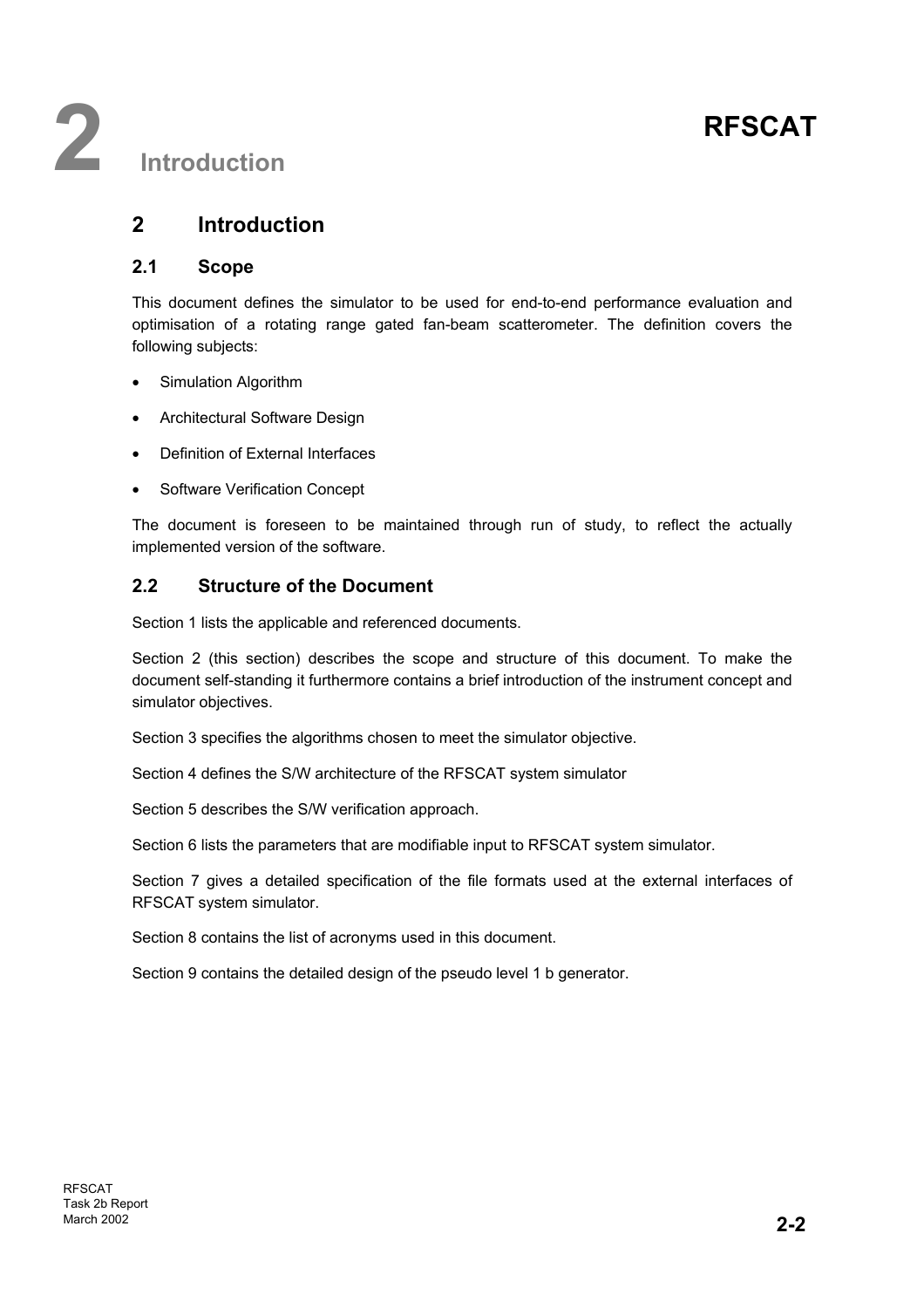# 2 Introduction

## 2.1 Scope

This document defines the simulator to be used for end-to-end performance evaluation and optimisation of a rotating range gated fan-beam scatterometer. The definition covers the following subjects:

- Simulation Algorithm
- Architectural Software Design
- Definition of External Interfaces
- Software Verification Concept

The document is foreseen to be maintained through run of study, to reflect the actually implemented version of the software.

## 2.2 Structure of the Document

Section 1 lists the applicable and referenced documents.

Section 2 (this section) describes the scope and structure of this document. To make the document self-standing it furthermore contains a brief introduction of the instrument concept and simulator objectives.

Section 3 specifies the algorithms chosen to meet the simulator objective.

Section 4 defines the S/W architecture of the RFSCAT system simulator

Section 5 describes the S/W verification approach.

Section 6 lists the parameters that are modifiable input to RFSCAT system simulator.

Section 7 gives a detailed specification of the file formats used at the external interfaces of RFSCAT system simulator.

Section 8 contains the list of acronyms used in this document.

Section 9 contains the detailed design of the pseudo level 1 b generator.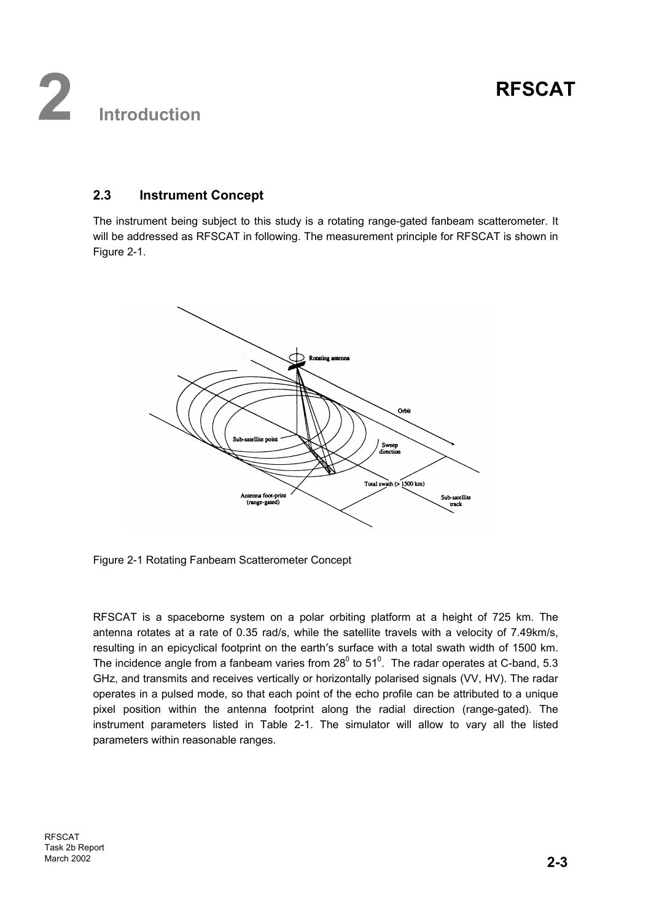## 2.3 Instrument Concept

The instrument being subject to this study is a rotating range-gated fanbeam scatterometer. It will be addressed as RFSCAT in following. The measurement principle for RFSCAT is shown in Figure 2-1.

Figure 2-1 Rotating Fanbeam Scatterometer Concept

RFSCAT is a spaceborne system on a polar orbiting platform at a height of 725 km. The antenna rotates at a rate of 0.35 rad/s, while the satellite travels with a velocity of 7.49km/s, resulting in an epicyclical footprint on the earth's surface with a total swath width of 1500 km. The incidence angle from a fanbeam varies from $28^0$ to $51^0$. The radar operates at C-band, 5.3 GHz, and transmits and receives vertically or horizontally polarised signals (VV, HV). The radar operates in a pulsed mode, so that each point of the echo profile can be attributed to a unique pixel position within the antenna footprint along the radial direction (range-gated). The instrument parameters listed in Table 2-1. The simulator will allow to vary all the listed parameters within reasonable ranges.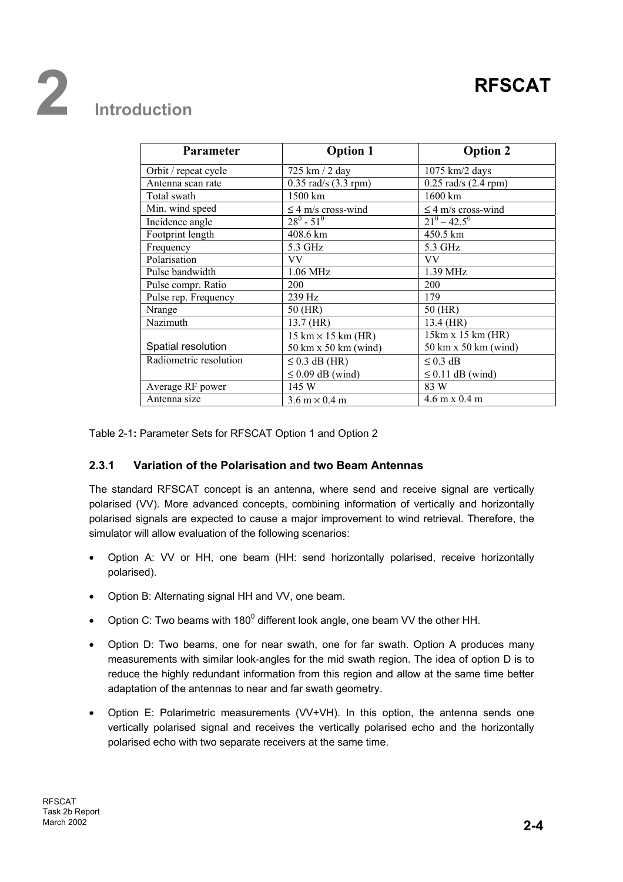# 2 Introduction

## RFSCAT

| Parameter | Option 1 | Option 2 |
|---|---|---|
| Orbit / repeat cycle | 725 km / 2 day | 1075 km/2 days |
| Antenna scan rate | 0.35 rad/s (3.3 rpm) | 0.25 rad/s (2.4 rpm) |
| Total swath | 1500 km | 1600 km |
| Min. wind speed | ≤ 4 m/s cross-wind | ≤ 4 m/s cross-wind |
| Incidence angle | $28^0$ - $51^0$ | $21^0$ – $42.5^0$ |
| Footprint length | 408.6 km | 450.5 km |
| Frequency | 5.3 GHz | 5.3 GHz |
| Polarisation | VV | VV |
| Pulse bandwidth | 1.06 MHz | 1.39 MHz |
| Pulse compr. Ratio | 200 | 200 |
| Pulse rep. Frequency | 239 Hz | 179 |
| Nrange | 50 (HR) | 50 (HR) |
| Nazimuth | 13.7 (HR) | 13.4 (HR) |
| Spatial resolution | 15 km × 15 km (HR)<br>50 km x 50 km (wind) | 15km x 15 km (HR)<br>50 km x 50 km (wind) |
| Radiometric resolution | ≤ 0.3 dB (HR)<br>≤ 0.09 dB (wind) | ≤ 0.3 dB<br>≤ 0.11 dB (wind) |
| Average RF power | 145 W | 83 W |
| Antenna size | 3.6 m × 0.4 m | 4.6 m x 0.4 m |

Table 2-1**:** Parameter Sets for RFSCAT Option 1 and Option 2

### 2.3.1 Variation of the Polarisation and two Beam Antennas

The standard RFSCAT concept is an antenna, where send and receive signal are vertically polarised (VV). More advanced concepts, combining information of vertically and horizontally polarised signals are expected to cause a major improvement to wind retrieval. Therefore, the simulator will allow evaluation of the following scenarios:

- Option A: VV or HH, one beam (HH: send horizontally polarised, receive horizontally polarised).
- Option B: Alternating signal HH and VV, one beam.
- Option C: Two beams with $180^0$ different look angle, one beam VV the other HH.
- Option D: Two beams, one for near swath, one for far swath. Option A produces many measurements with similar look-angles for the mid swath region. The idea of option D is to reduce the highly redundant information from this region and allow at the same time better adaptation of the antennas to near and far swath geometry.
- Option E: Polarimetric measurements (VV+VH). In this option, the antenna sends one vertically polarised signal and receives the vertically polarised echo and the horizontally polarised echo with two separate receivers at the same time.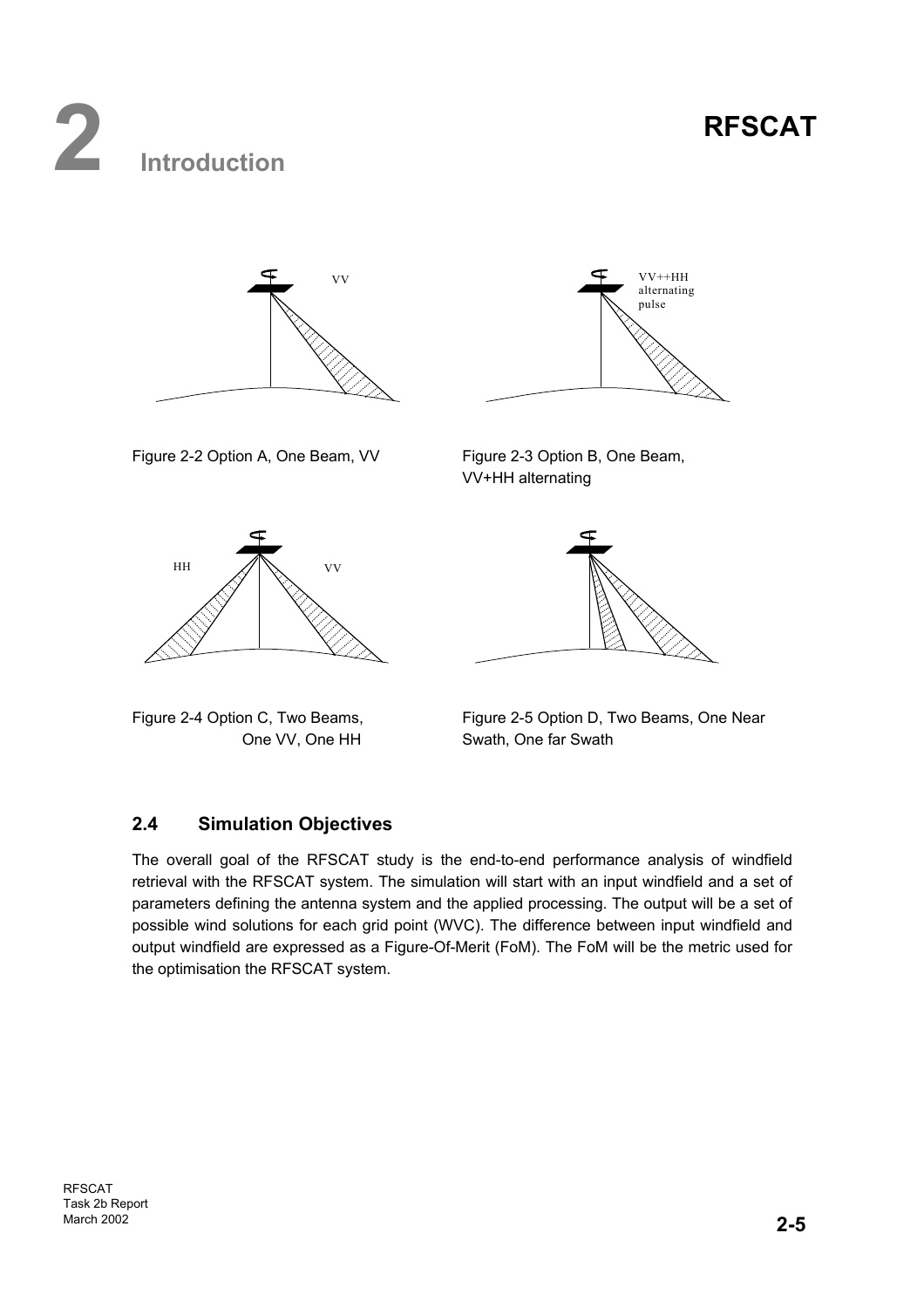VV

Figure 2-2 Option A, One Beam, VV

VV++HH alternating pulse

Figure 2-3 Option B, One Beam, VV+HH alternating

HH VV

Figure 2-4 Option C, Two Beams, One VV, One HH

Figure 2-5 Option D, Two Beams, One Near Swath, One far Swath

### 2.4 Simulation Objectives

The overall goal of the RFSCAT study is the end-to-end performance analysis of windfield retrieval with the RFSCAT system. The simulation will start with an input windfield and a set of parameters defining the antenna system and the applied processing. The output will be a set of possible wind solutions for each grid point (WVC). The difference between input windfield and output windfield are expressed as a Figure-Of-Merit (FoM). The FoM will be the metric used for the optimisation the RFSCAT system.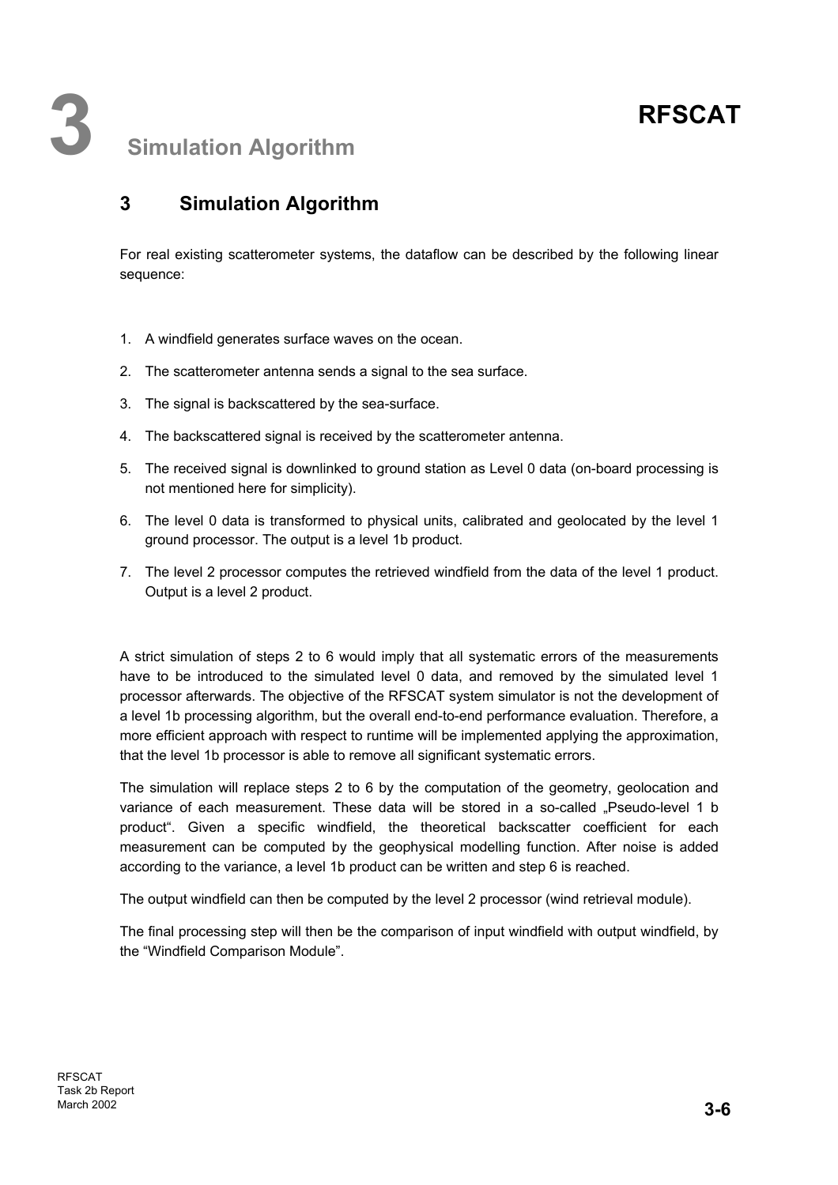# 3 Simulation Algorithm

For real existing scatterometer systems, the dataflow can be described by the following linear sequence:

1. A windfield generates surface waves on the ocean.
2. The scatterometer antenna sends a signal to the sea surface.
3. The signal is backscattered by the sea-surface.
4. The backscattered signal is received by the scatterometer antenna.
5. The received signal is downlinked to ground station as Level 0 data (on-board processing is not mentioned here for simplicity).
6. The level 0 data is transformed to physical units, calibrated and geolocated by the level 1 ground processor. The output is a level 1b product.
7. The level 2 processor computes the retrieved windfield from the data of the level 1 product. Output is a level 2 product.

A strict simulation of steps 2 to 6 would imply that all systematic errors of the measurements have to be introduced to the simulated level 0 data, and removed by the simulated level 1 processor afterwards. The objective of the RFSCAT system simulator is not the development of a level 1b processing algorithm, but the overall end-to-end performance evaluation. Therefore, a more efficient approach with respect to runtime will be implemented applying the approximation, that the level 1b processor is able to remove all significant systematic errors.

The simulation will replace steps 2 to 6 by the computation of the geometry, geolocation and variance of each measurement. These data will be stored in a so-called „Pseudo-level 1 b product“. Given a specific windfield, the theoretical backscatter coefficient for each measurement can be computed by the geophysical modelling function. After noise is added according to the variance, a level 1b product can be written and step 6 is reached.

The output windfield can then be computed by the level 2 processor (wind retrieval module).

The final processing step will then be the comparison of input windfield with output windfield, by the “Windfield Comparison Module”.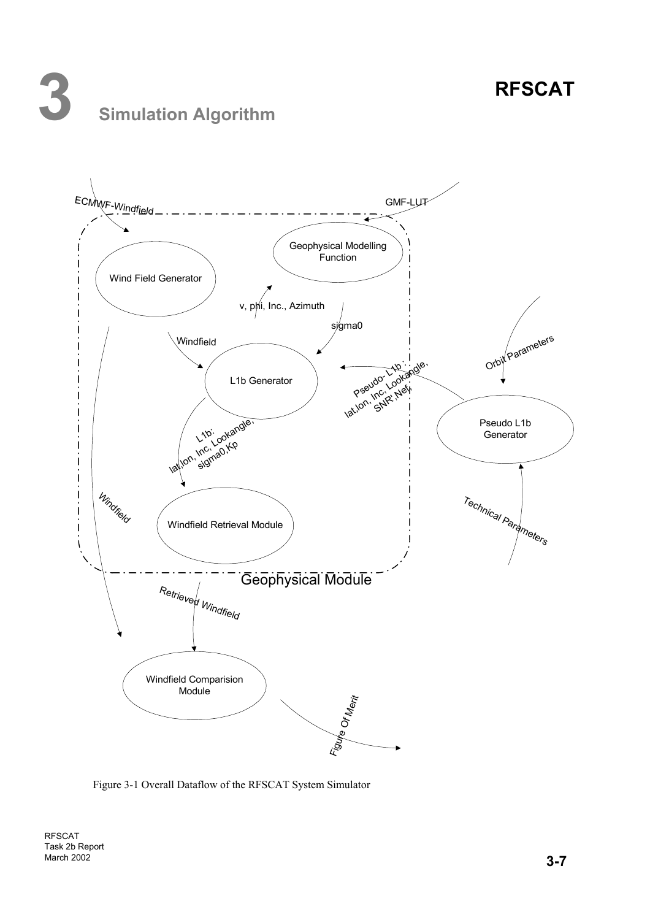Figure 3-1 Overall Dataflow of the RFSCAT System Simulator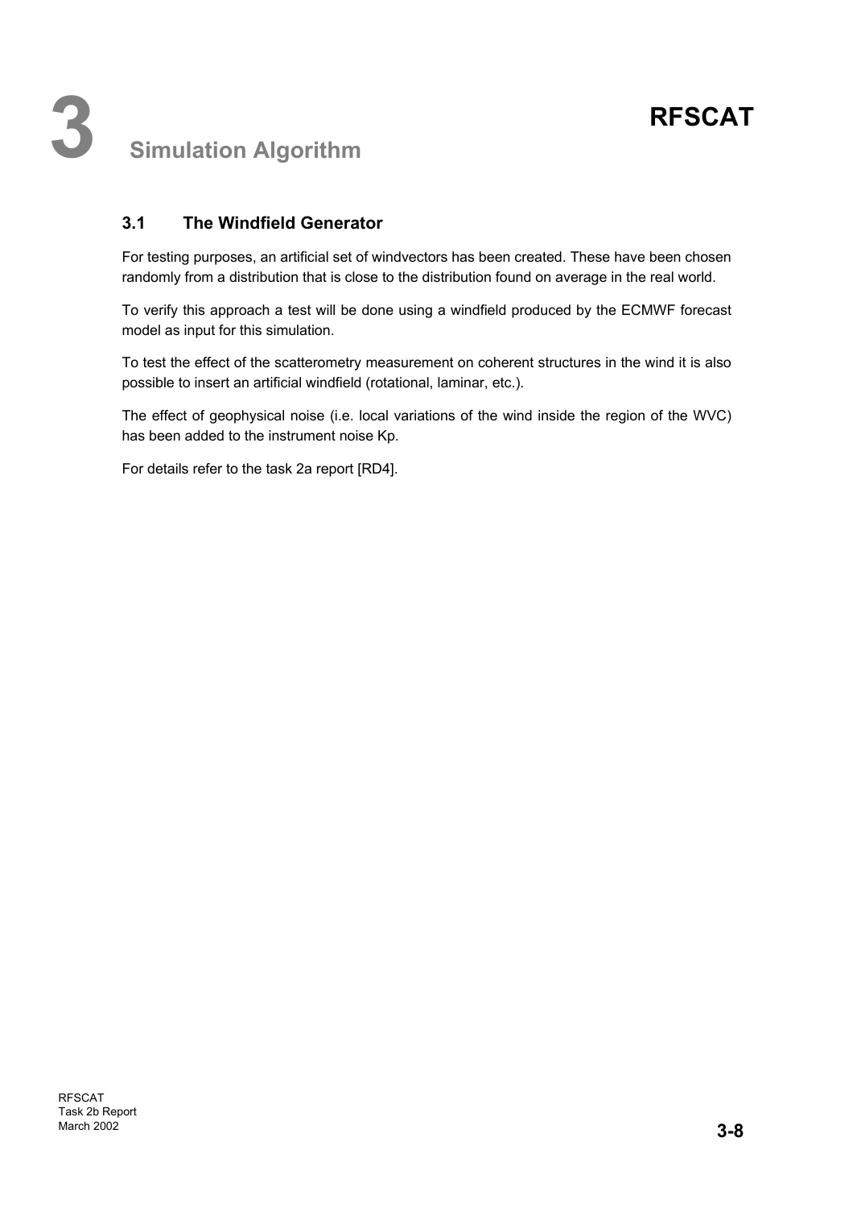# 3 Simulation Algorithm

## 3.1 The Windfield Generator

For testing purposes, an artificial set of windvectors has been created. These have been chosen randomly from a distribution that is close to the distribution found on average in the real world.

To verify this approach a test will be done using a windfield produced by the ECMWF forecast model as input for this simulation.

To test the effect of the scatterometry measurement on coherent structures in the wind it is also possible to insert an artificial windfield (rotational, laminar, etc.).

The effect of geophysical noise (i.e. local variations of the wind inside the region of the WVC) has been added to the instrument noise Kp.

For details refer to the task 2a report [RD4].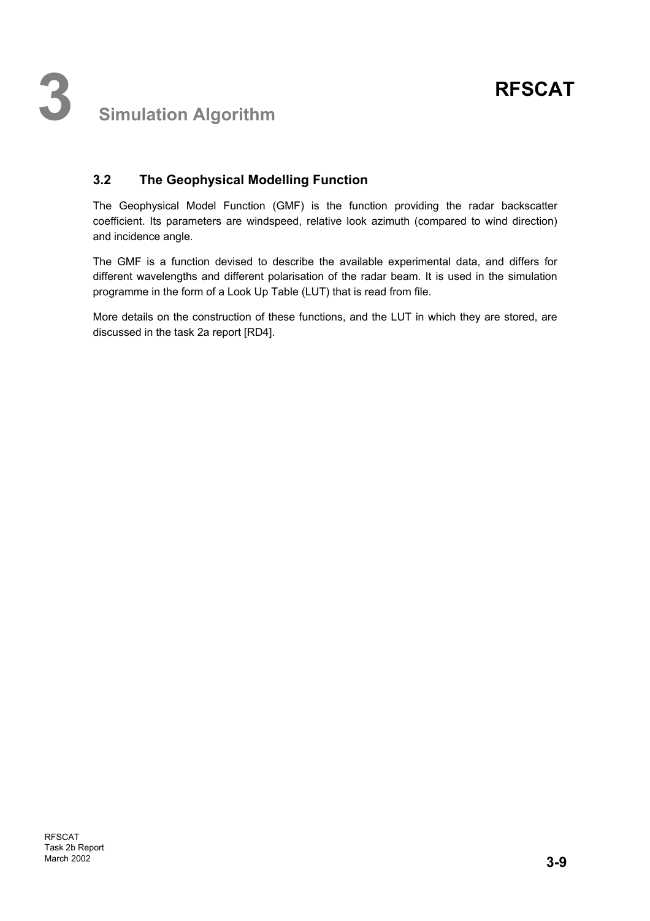## 3.2 The Geophysical Modelling Function

The Geophysical Model Function (GMF) is the function providing the radar backscatter coefficient. Its parameters are windspeed, relative look azimuth (compared to wind direction) and incidence angle.

The GMF is a function devised to describe the available experimental data, and differs for different wavelengths and different polarisation of the radar beam. It is used in the simulation programme in the form of a Look Up Table (LUT) that is read from file.

More details on the construction of these functions, and the LUT in which they are stored, are discussed in the task 2a report [RD4].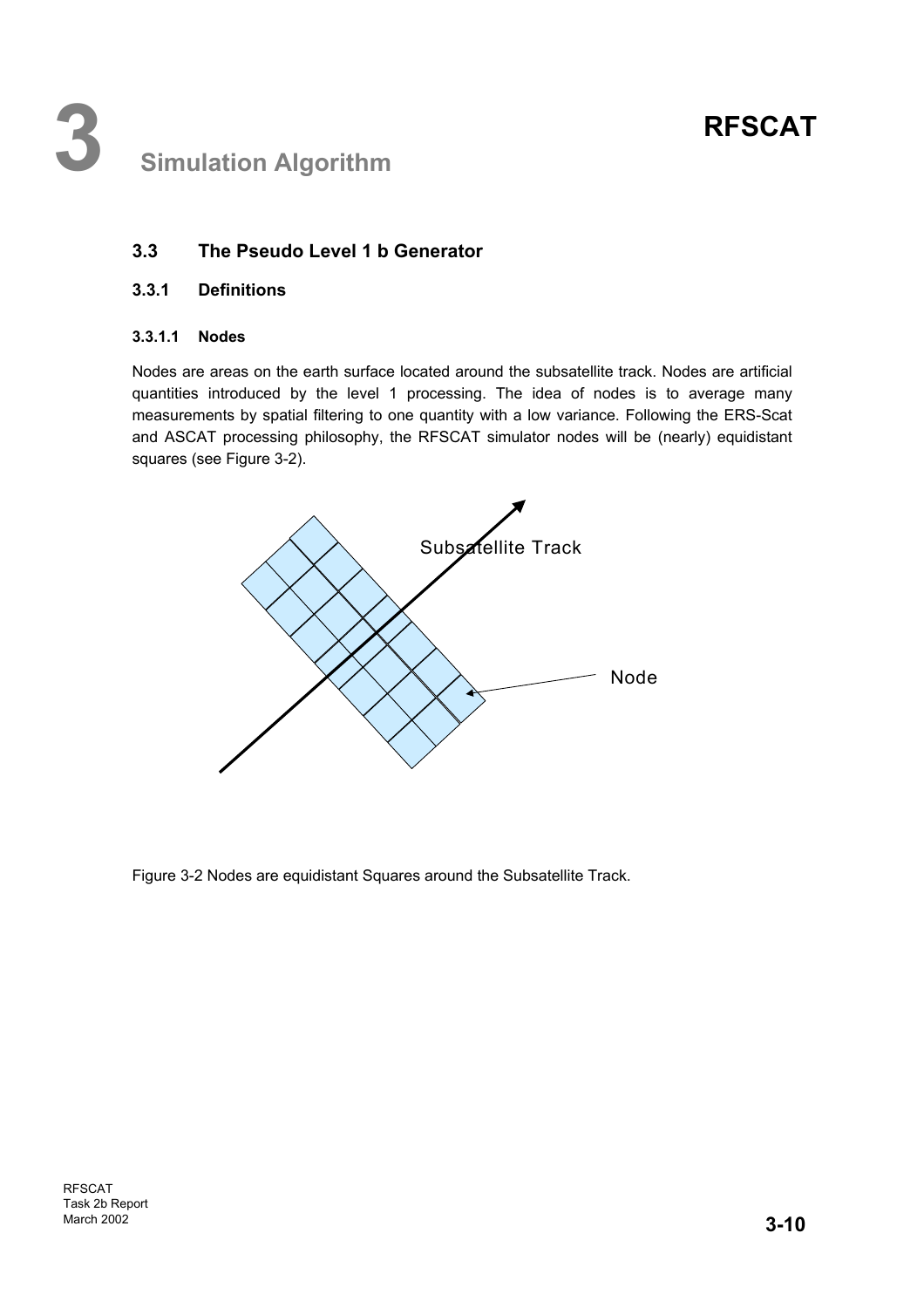# 3 Simulation Algorithm

## 3.3 The Pseudo Level 1 b Generator

### 3.3.1 Definitions

#### 3.3.1.1 Nodes

Nodes are areas on the earth surface located around the subsatellite track. Nodes are artificial quantities introduced by the level 1 processing. The idea of nodes is to average many measurements by spatial filtering to one quantity with a low variance. Following the ERS-Scat and ASCAT processing philosophy, the RFSCAT simulator nodes will be (nearly) equidistant squares (see Figure 3-2).

Figure 3-2 Nodes are equidistant Squares around the Subsatellite Track.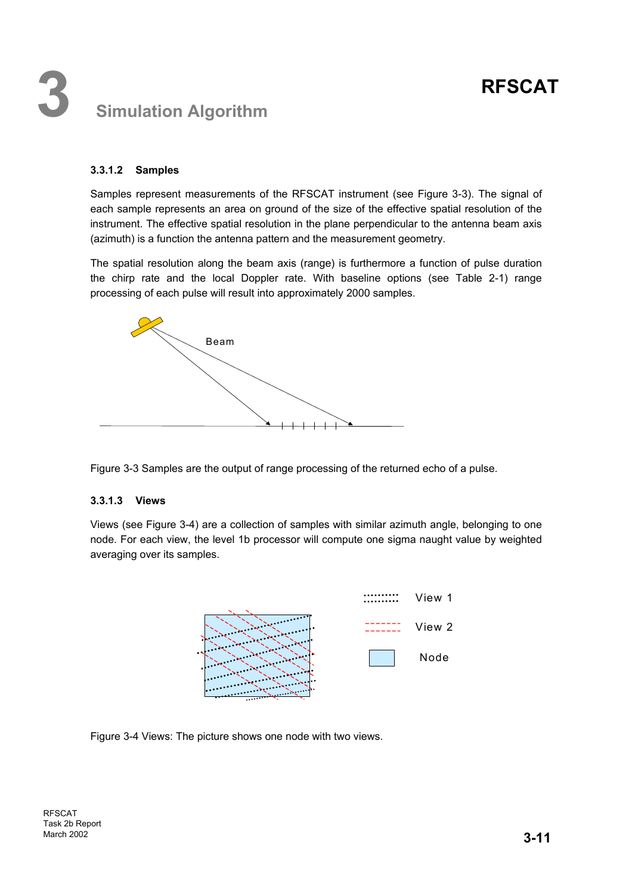#### 3.3.1.2 Samples

Samples represent measurements of the RFSCAT instrument (see Figure 3-3). The signal of each sample represents an area on ground of the size of the effective spatial resolution of the instrument. The effective spatial resolution in the plane perpendicular to the antenna beam axis (azimuth) is a function the antenna pattern and the measurement geometry.

The spatial resolution along the beam axis (range) is furthermore a function of pulse duration the chirp rate and the local Doppler rate. With baseline options (see Table 2-1) range processing of each pulse will result into approximately 2000 samples.

Figure 3-3 Samples are the output of range processing of the returned echo of a pulse.

#### 3.3.1.3 Views

Views (see Figure 3-4) are a collection of samples with similar azimuth angle, belonging to one node. For each view, the level 1b processor will compute one sigma naught value by weighted averaging over its samples.

Figure 3-4 Views: The picture shows one node with two views.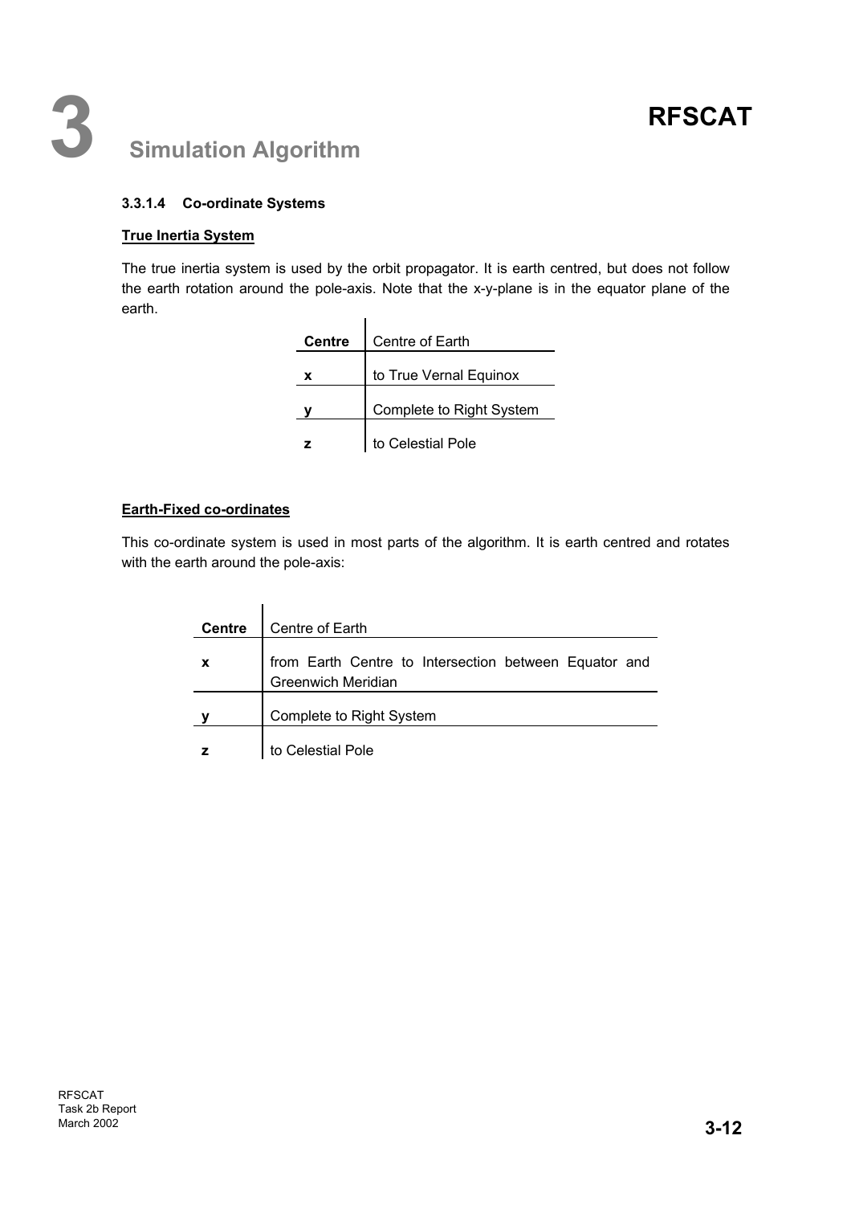#### 3.3.1.4 Co-ordinate Systems

**True Inertia System**

The true inertia system is used by the orbit propagator. It is earth centred, but does not follow the earth rotation around the pole-axis. Note that the x-y-plane is in the equator plane of the earth.

| **Centre** | Centre of Earth |
|---|---|
| **x** | to True Vernal Equinox |
| **y** | Complete to Right System |
| **z** | to Celestial Pole |

**Earth-Fixed co-ordinates**

This co-ordinate system is used in most parts of the algorithm. It is earth centred and rotates with the earth around the pole-axis:

| **Centre** | Centre of Earth |
|---|---|
| **x** | from Earth Centre to Intersection between Equator and Greenwich Meridian |
| **y** | Complete to Right System |
| **z** | to Celestial Pole |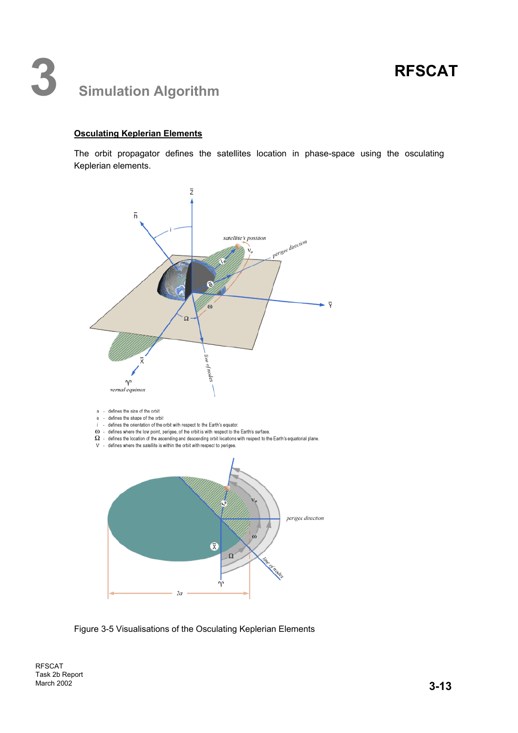#### Osculating Keplerian Elements

The orbit propagator defines the satellites location in phase-space using the osculating Keplerian elements.

a - defines the size of the orbit

e - defines the shape of the orbit

i - defines the orientation of the orbit with respect to the Earth's equator.

ω - defines where the low point, perigee, of the orbit is with respect to the Earth's surface.

Ω - defines the location of the ascending and descending orbit locations with respect to the Earth's equatorial plane.

ν - defines where the satellite is within the orbit with respect to perigee.

Figure 3-5 Visualisations of the Osculating Keplerian Elements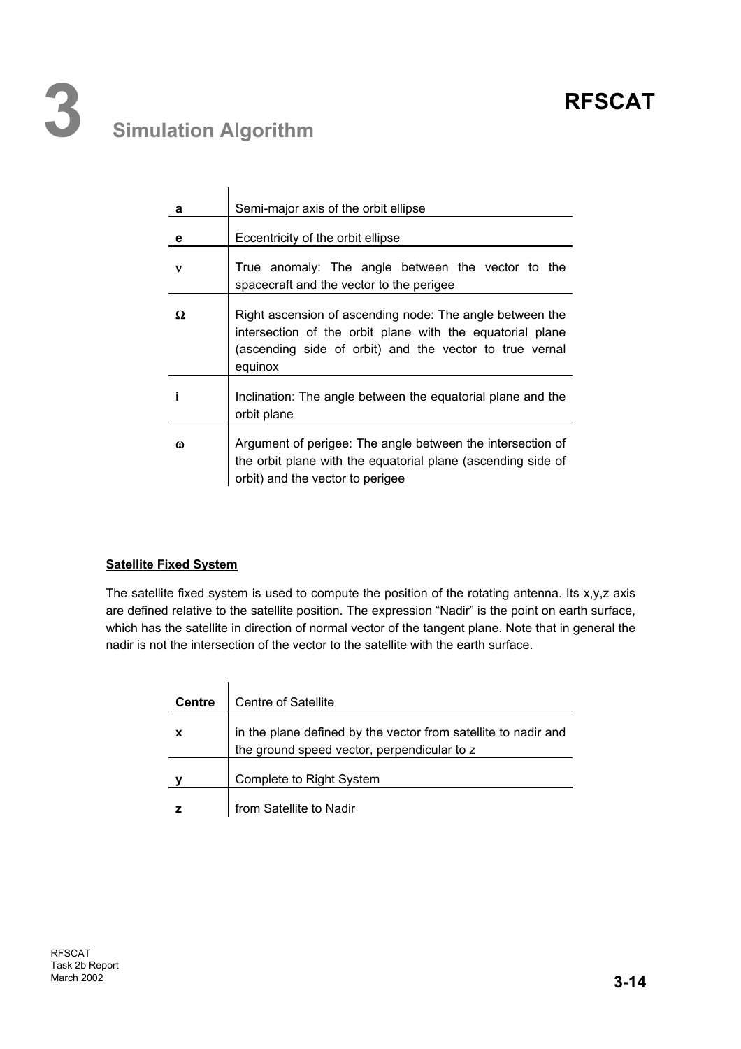| | |
|---|---|
| **a** | Semi-major axis of the orbit ellipse |
| **e** | Eccentricity of the orbit ellipse |
| $\nu$ | True anomaly: The angle between the vector to the spacecraft and the vector to the perigee |
| $\Omega$ | Right ascension of ascending node: The angle between the intersection of the orbit plane with the equatorial plane (ascending side of orbit) and the vector to true vernal equinox |
| **i** | Inclination: The angle between the equatorial plane and the orbit plane |
| $\omega$ | Argument of perigee: The angle between the intersection of the orbit plane with the equatorial plane (ascending side of orbit) and the vector to perigee |

**Satellite Fixed System**

The satellite fixed system is used to compute the position of the rotating antenna. Its x,y,z axis are defined relative to the satellite position. The expression "Nadir" is the point on earth surface, which has the satellite in direction of normal vector of the tangent plane. Note that in general the nadir is not the intersection of the vector to the satellite with the earth surface.

| | |
|---|---|
| **Centre** | Centre of Satellite |
| **x** | in the plane defined by the vector from satellite to nadir and the ground speed vector, perpendicular to z |
| **y** | Complete to Right System |
| **z** | from Satellite to Nadir |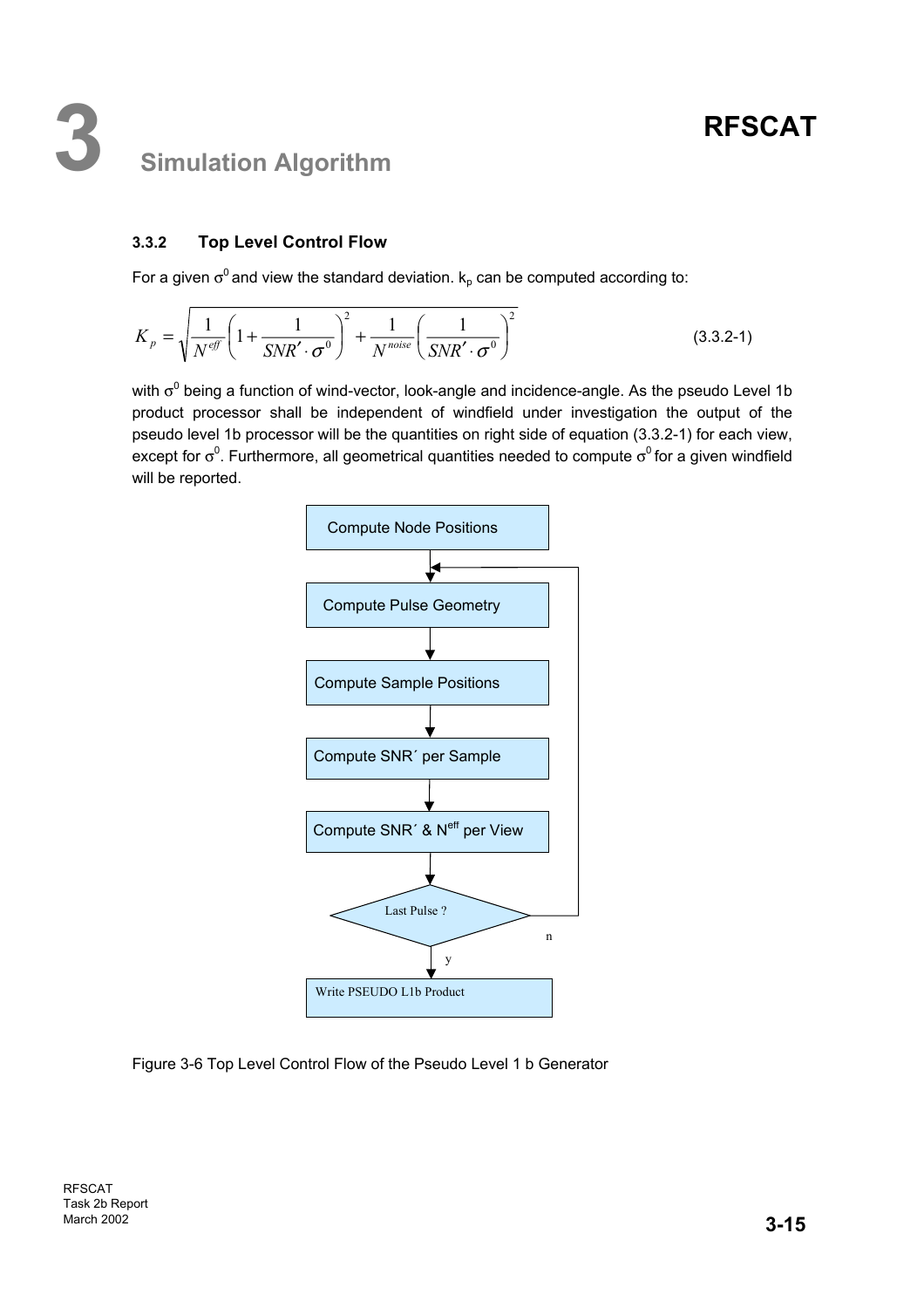### 3.3.2 Top Level Control Flow

For a given $\sigma^0$ and view the standard deviation. $k_p$ can be computed according to:

$$K_p = \sqrt{\frac{1}{N^{eff}}\left(1+\frac{1}{SNR'\cdot\sigma^0}\right)^2 + \frac{1}{N^{noise}}\left(\frac{1}{SNR'\cdot\sigma^0}\right)^2} \tag{3.3.2-1}$$

with $\sigma^0$ being a function of wind-vector, look-angle and incidence-angle. As the pseudo Level 1b product processor shall be independent of windfield under investigation the output of the pseudo level 1b processor will be the quantities on right side of equation (3.3.2-1) for each view, except for $\sigma^0$. Furthermore, all geometrical quantities needed to compute $\sigma^0$ for a given windfield will be reported.

Compute Node Positions → Compute Pulse Geometry → Compute Sample Positions → Compute SNR´ per Sample → Compute SNR´ & $N^{eff}$ per View → Last Pulse ? (n: back to Compute Pulse Geometry; y: Write PSEUDO L1b Product)

Figure 3-6 Top Level Control Flow of the Pseudo Level 1 b Generator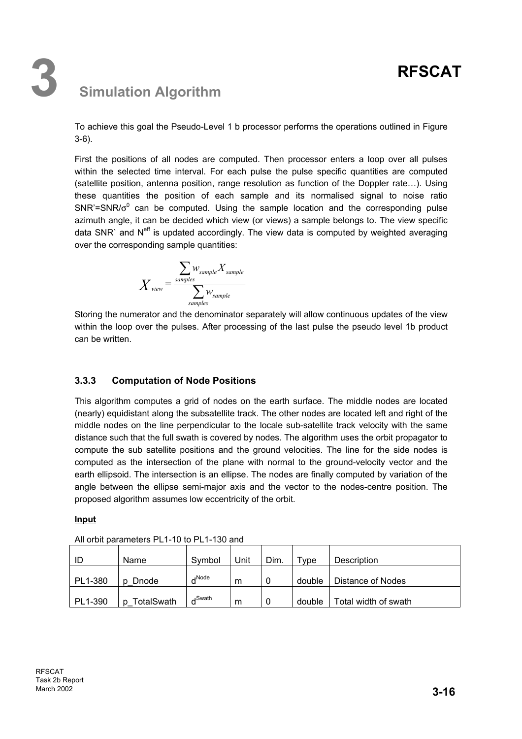To achieve this goal the Pseudo-Level 1 b processor performs the operations outlined in Figure 3-6).

First the positions of all nodes are computed. Then processor enters a loop over all pulses within the selected time interval. For each pulse the pulse specific quantities are computed (satellite position, antenna position, range resolution as function of the Doppler rate…). Using these quantities the position of each sample and its normalised signal to noise ratio SNR'=SNR/$\sigma^0$ can be computed. Using the sample location and the corresponding pulse azimuth angle, it can be decided which view (or views) a sample belongs to. The view specific data SNR` and $N^{eff}$ is updated accordingly. The view data is computed by weighted averaging over the corresponding sample quantities:

$$X_{view} = \frac{\sum_{samples} w_{sample} X_{sample}}{\sum_{samples} w_{sample}}$$

Storing the numerator and the denominator separately will allow continuous updates of the view within the loop over the pulses. After processing of the last pulse the pseudo level 1b product can be written.

### 3.3.3 Computation of Node Positions

This algorithm computes a grid of nodes on the earth surface. The middle nodes are located (nearly) equidistant along the subsatellite track. The other nodes are located left and right of the middle nodes on the line perpendicular to the locale sub-satellite track velocity with the same distance such that the full swath is covered by nodes. The algorithm uses the orbit propagator to compute the sub satellite positions and the ground velocities. The line for the side nodes is computed as the intersection of the plane with normal to the ground-velocity vector and the earth ellipsoid. The intersection is an ellipse. The nodes are finally computed by variation of the angle between the ellipse semi-major axis and the vector to the nodes-centre position. The proposed algorithm assumes low eccentricity of the orbit.

**Input**

All orbit parameters PL1-10 to PL1-130 and

| ID | Name | Symbol | Unit | Dim. | Type | Description |
|---|---|---|---|---|---|---|
| PL1-380 | p_Dnode | $d^{Node}$ | m | 0 | double | Distance of Nodes |
| PL1-390 | p_TotalSwath | $d^{Swath}$ | m | 0 | double | Total width of swath |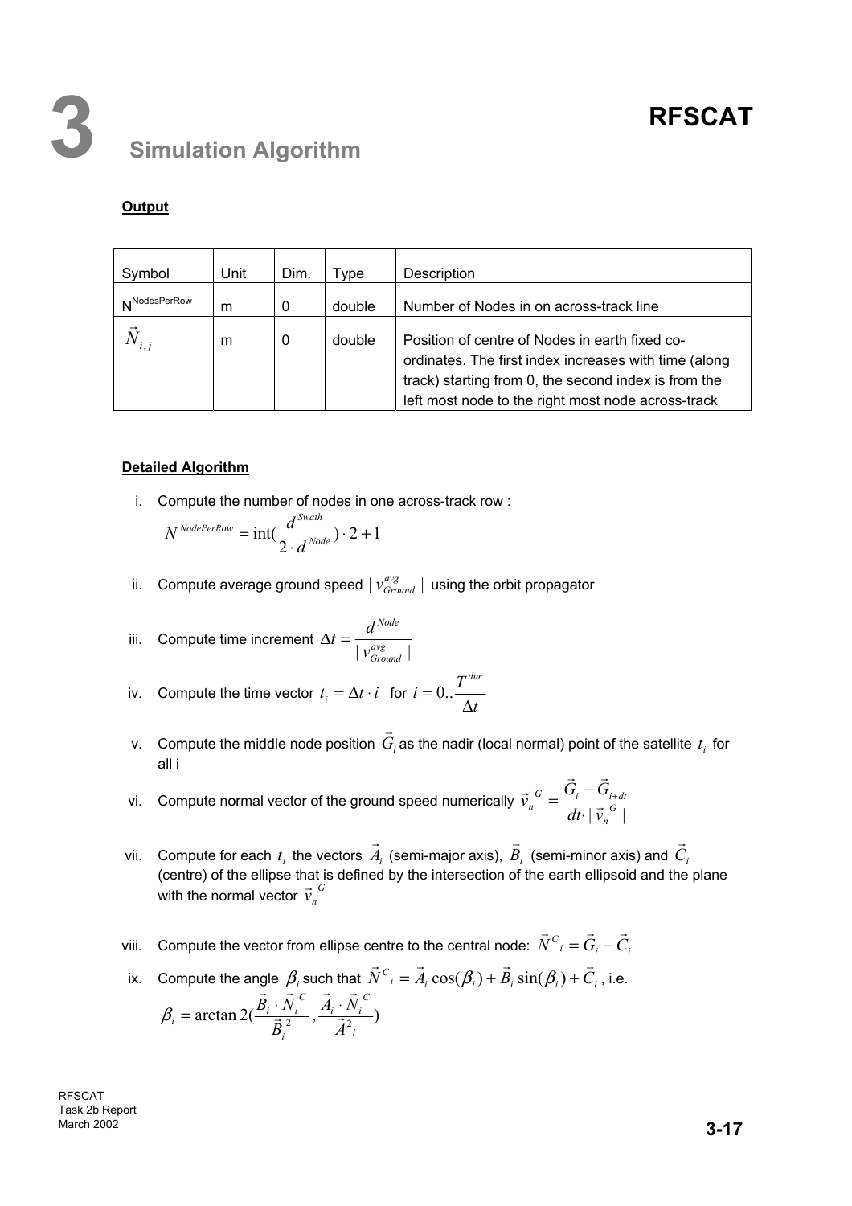**Output**

| Symbol | Unit | Dim. | Type | Description |
|---|---|---|---|---|
| $N^{NodesPerRow}$ | m | 0 | double | Number of Nodes in on across-track line |
| $\vec{N}_{i,j}$ | m | 0 | double | Position of centre of Nodes in earth fixed co-ordinates. The first index increases with time (along track) starting from 0, the second index is from the left most node to the right most node across-track |

**Detailed Algorithm**

i. Compute the number of nodes in one across-track row :

$$N^{NodePerRow} = \text{int}(\frac{d^{Swath}}{2 \cdot d^{Node}}) \cdot 2 + 1$$

ii. Compute average ground speed $|v_{Ground}^{avg}|$ using the orbit propagator

iii. Compute time increment $\Delta t = \frac{d^{Node}}{|v_{Ground}^{avg}|}$

iv. Compute the time vector $t_i = \Delta t \cdot i$ for $i = 0..\frac{T^{dur}}{\Delta t}$

v. Compute the middle node position $\vec{G}_i$ as the nadir (local normal) point of the satellite $t_i$ for all i

vi. Compute normal vector of the ground speed numerically $\vec{v}_n^{\,G} = \frac{\vec{G}_i - \vec{G}_{i+dt}}{dt \cdot |\vec{v}_n^{\,G}|}$

vii. Compute for each $t_i$ the vectors $\vec{A}_i$ (semi-major axis), $\vec{B}_i$ (semi-minor axis) and $\vec{C}_i$ (centre) of the ellipse that is defined by the intersection of the earth ellipsoid and the plane with the normal vector $\vec{v}_n^{\,G}$

viii. Compute the vector from ellipse centre to the central node: $\vec{N}^C{}_i = \vec{G}_i - \vec{C}_i$

ix. Compute the angle $\beta_i$ such that $\vec{N}^C{}_i = \vec{A}_i \cos(\beta_i) + \vec{B}_i \sin(\beta_i) + \vec{C}_i$, i.e.

$$\beta_i = \arctan 2(\frac{\vec{B}_i \cdot \vec{N}_i^{\,C}}{\vec{B}_i^{\,2}}, \frac{\vec{A}_i \cdot \vec{N}_i^{\,C}}{\vec{A}^2{}_i})$$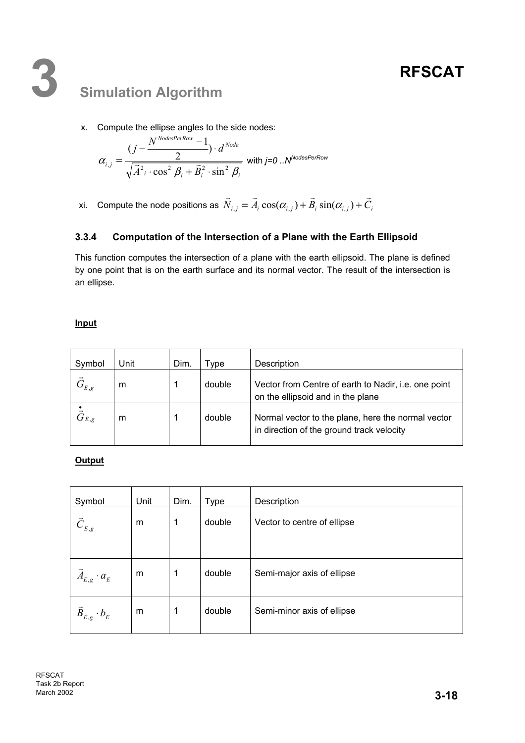x. Compute the ellipse angles to the side nodes:

$$\alpha_{i,j} = \frac{(j - \frac{N^{NodesPerRow} - 1}{2}) \cdot d^{Node}}{\sqrt{\vec{A}^2_i \cdot \cos^2 \beta_i + \vec{B}^2_i \cdot \sin^2 \beta_i}}$$ with $j=0 ..N^{NodesPerRow}$

xi. Compute the node positions as $\vec{N}_{i,j} = \vec{A}_i \cos(\alpha_{i,j}) + \vec{B}_i \sin(\alpha_{i,j}) + \vec{C}_i$

### 3.3.4 Computation of the Intersection of a Plane with the Earth Ellipsoid

This function computes the intersection of a plane with the earth ellipsoid. The plane is defined by one point that is on the earth surface and its normal vector. The result of the intersection is an ellipse.

**Input**

| Symbol | Unit | Dim. | Type | Description |
|---|---|---|---|---|
| $\vec{G}_{E,g}$ | m | 1 | double | Vector from Centre of earth to Nadir, i.e. one point on the ellipsoid and in the plane |
| $\dot{\vec{G}}_{E,g}$ | m | 1 | double | Normal vector to the plane, here the normal vector in direction of the ground track velocity |

**Output**

| Symbol | Unit | Dim. | Type | Description |
|---|---|---|---|---|
| $\vec{C}_{E,g}$ | m | 1 | double | Vector to centre of ellipse |
| $\vec{A}_{E,g} \cdot a_E$ | m | 1 | double | Semi-major axis of ellipse |
| $\vec{B}_{E,g} \cdot b_E$ | m | 1 | double | Semi-minor axis of ellipse |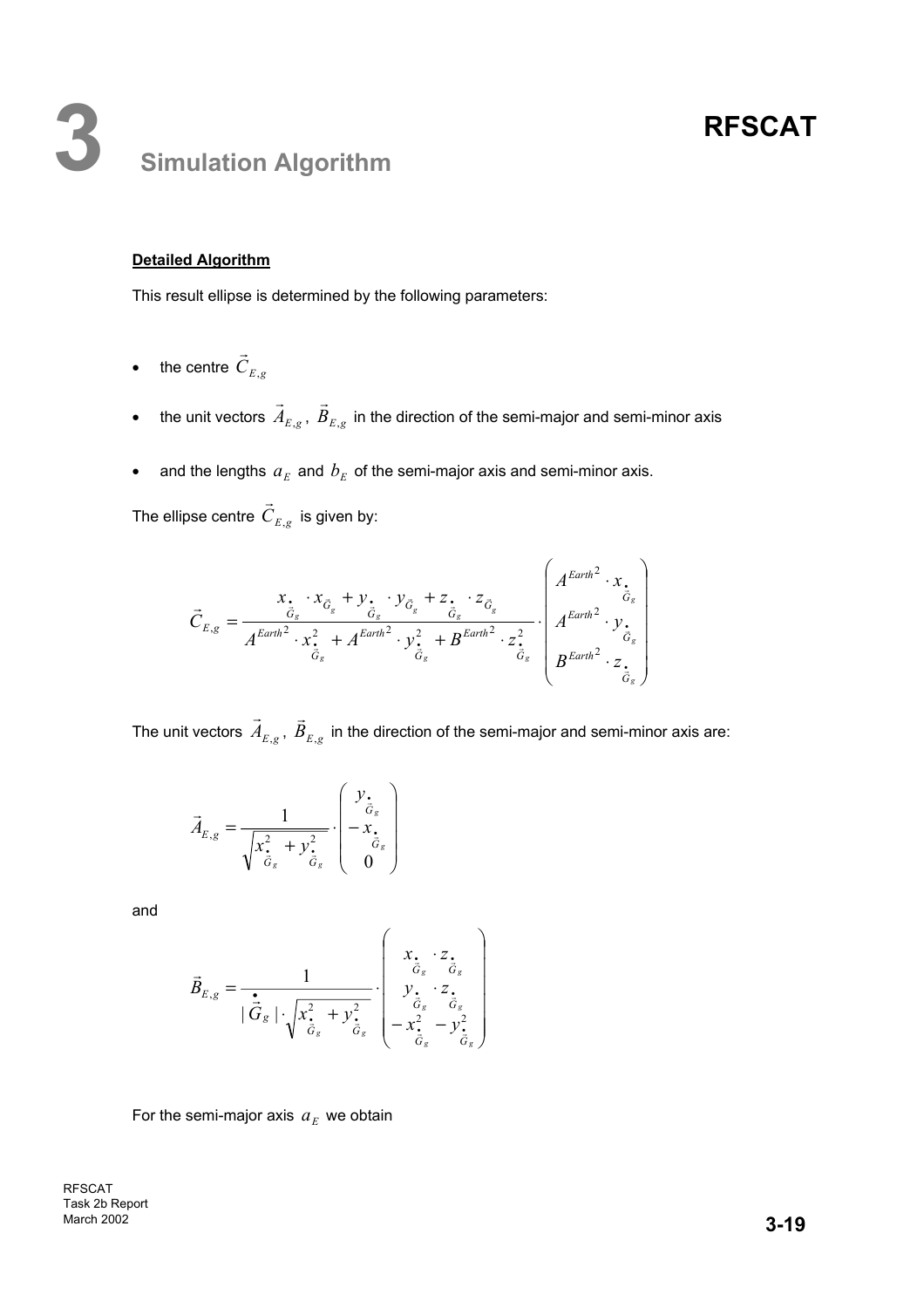**Detailed Algorithm**

This result ellipse is determined by the following parameters:

- the centre $\vec{C}_{E,g}$
- the unit vectors $\vec{A}_{E,g}$, $\vec{B}_{E,g}$ in the direction of the semi-major and semi-minor axis
- and the lengths $a_E$ and $b_E$ of the semi-major axis and semi-minor axis.

The ellipse centre $\vec{C}_{E,g}$ is given by:

$$\vec{C}_{E,g} = \frac{x_{\dot{\vec{G}}_g} \cdot x_{\vec{G}_g} + y_{\dot{\vec{G}}_g} \cdot y_{\vec{G}_g} + z_{\dot{\vec{G}}_g} \cdot z_{\vec{G}_g}}{{A^{Earth}}^2 \cdot x_{\dot{\vec{G}}_g}^2 + {A^{Earth}}^2 \cdot y_{\dot{\vec{G}}_g}^2 + {B^{Earth}}^2 \cdot z_{\dot{\vec{G}}_g}^2} \cdot \begin{pmatrix} {A^{Earth}}^2 \cdot x_{\dot{\vec{G}}_g} \\ {A^{Earth}}^2 \cdot y_{\dot{\vec{G}}_g} \\ {B^{Earth}}^2 \cdot z_{\dot{\vec{G}}_g} \end{pmatrix}$$

The unit vectors $\vec{A}_{E,g}$, $\vec{B}_{E,g}$ in the direction of the semi-major and semi-minor axis are:

$$\vec{A}_{E,g} = \frac{1}{\sqrt{x_{\dot{\vec{G}}_g}^2 + y_{\dot{\vec{G}}_g}^2}} \cdot \begin{pmatrix} y_{\dot{\vec{G}}_g} \\ -x_{\dot{\vec{G}}_g} \\ 0 \end{pmatrix}$$

and

$$\vec{B}_{E,g} = \frac{1}{|\dot{\vec{G}}_g| \cdot \sqrt{x_{\dot{\vec{G}}_g}^2 + y_{\dot{\vec{G}}_g}^2}} \cdot \begin{pmatrix} x_{\dot{\vec{G}}_g} \cdot z_{\dot{\vec{G}}_g} \\ y_{\dot{\vec{G}}_g} \cdot z_{\dot{\vec{G}}_g} \\ -x_{\dot{\vec{G}}_g}^2 - y_{\dot{\vec{G}}_g}^2 \end{pmatrix}$$

For the semi-major axis $a_E$ we obtain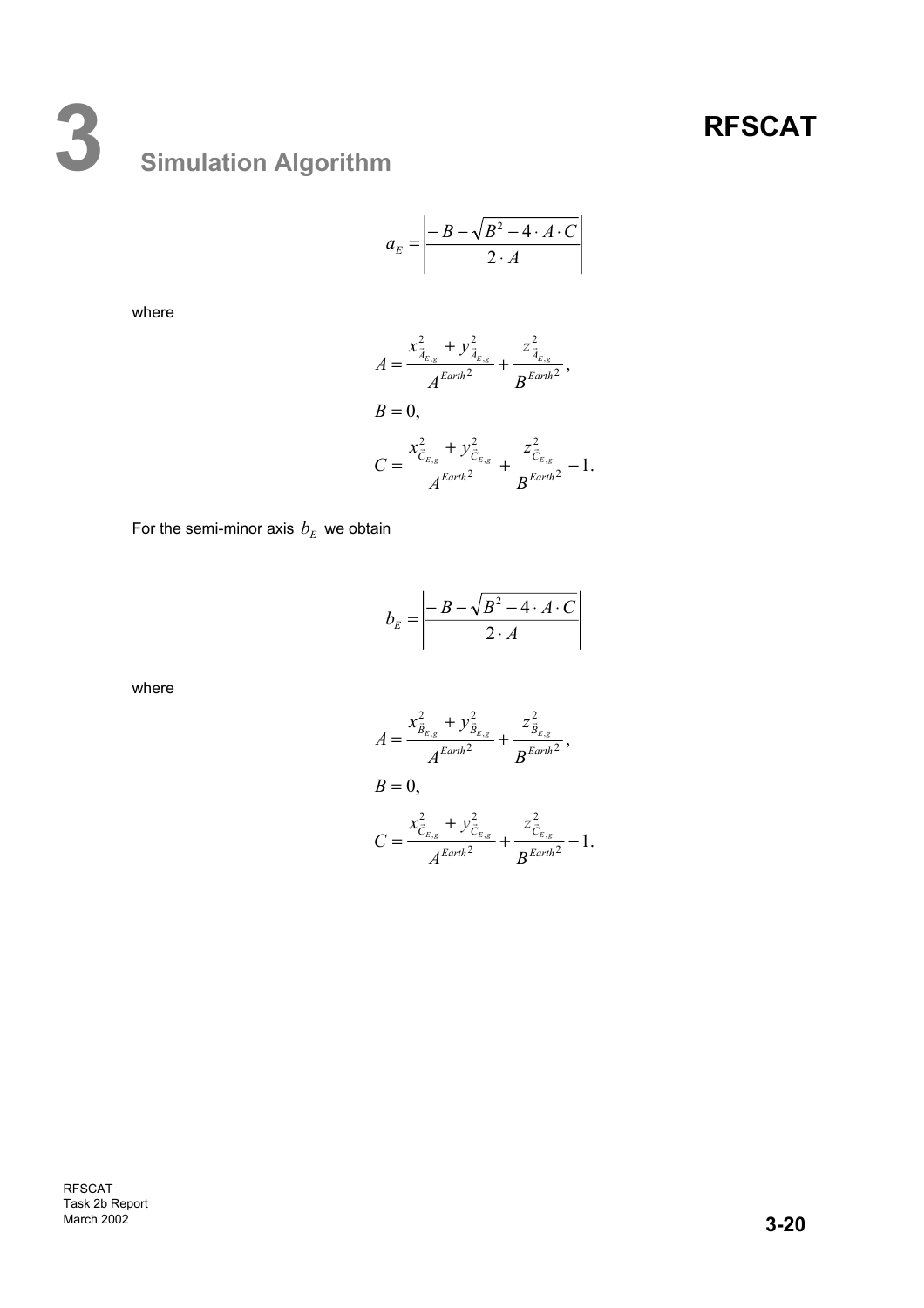$$a_E = \left| \frac{-B - \sqrt{B^2 - 4 \cdot A \cdot C}}{2 \cdot A} \right|$$

where

$$A = \frac{x_{\vec{A}_{E,g}}^2 + y_{\vec{A}_{E,g}}^2}{A^{Earth^2}} + \frac{z_{\vec{A}_{E,g}}^2}{B^{Earth^2}},$$

$$B = 0,$$

$$C = \frac{x_{\vec{C}_{E,g}}^2 + y_{\vec{C}_{E,g}}^2}{A^{Earth^2}} + \frac{z_{\vec{C}_{E,g}}^2}{B^{Earth^2}} - 1.$$

For the semi-minor axis $b_E$ we obtain

$$b_E = \left| \frac{-B - \sqrt{B^2 - 4 \cdot A \cdot C}}{2 \cdot A} \right|$$

where

$$A = \frac{x_{\vec{B}_{E,g}}^2 + y_{\vec{B}_{E,g}}^2}{A^{Earth^2}} + \frac{z_{\vec{B}_{E,g}}^2}{B^{Earth^2}},$$

$$B = 0,$$

$$C = \frac{x_{\vec{C}_{E,g}}^2 + y_{\vec{C}_{E,g}}^2}{A^{Earth^2}} + \frac{z_{\vec{C}_{E,g}}^2}{B^{Earth^2}} - 1.$$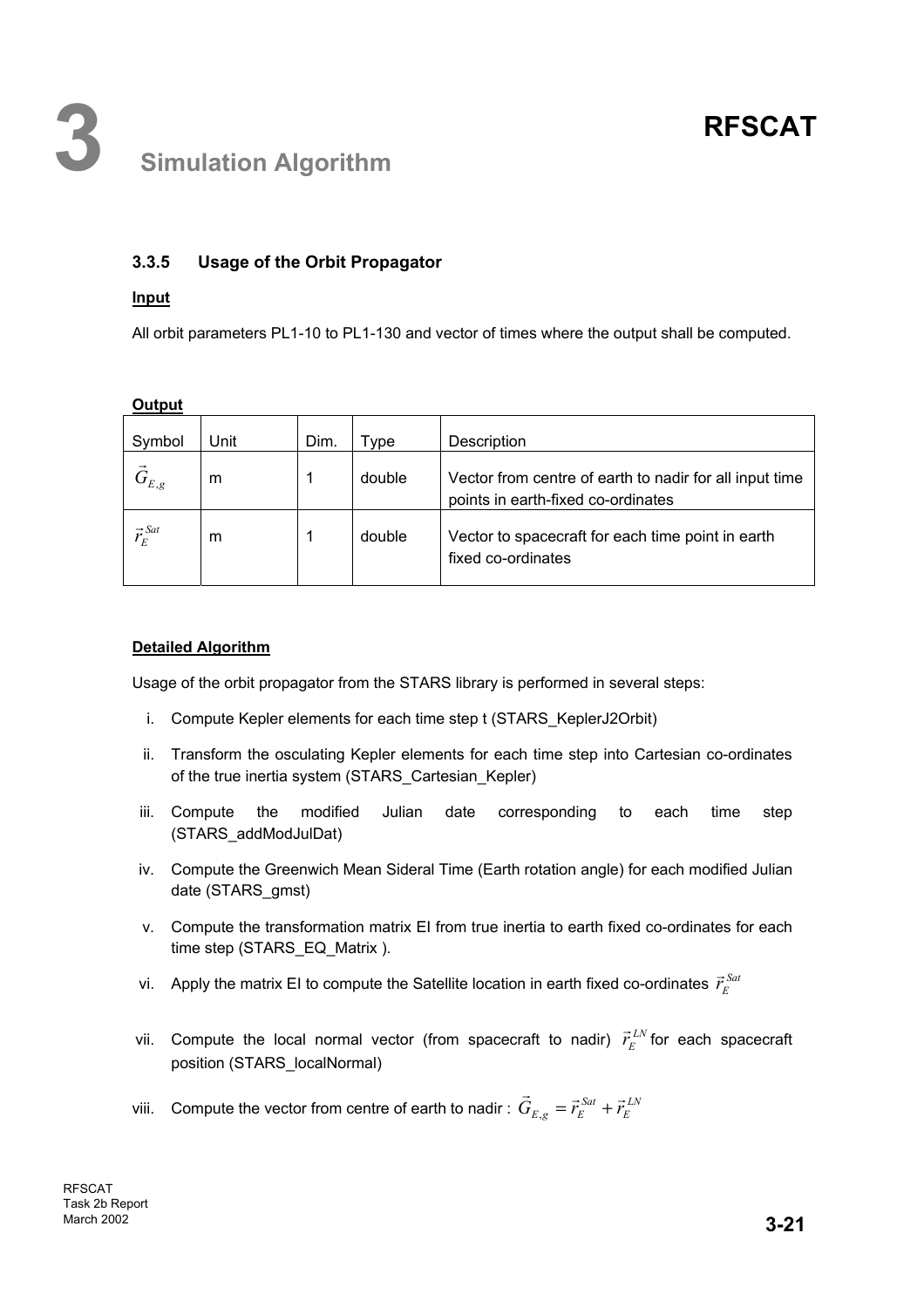### 3.3.5 Usage of the Orbit Propagator

**Input**

All orbit parameters PL1-10 to PL1-130 and vector of times where the output shall be computed.

**Output**

| Symbol | Unit | Dim. | Type | Description |
|---|---|---|---|---|
| $\vec{G}_{E,g}$ | m | 1 | double | Vector from centre of earth to nadir for all input time points in earth-fixed co-ordinates |
| $\vec{r}_E^{Sat}$ | m | 1 | double | Vector to spacecraft for each time point in earth fixed co-ordinates |

**Detailed Algorithm**

Usage of the orbit propagator from the STARS library is performed in several steps:

i. Compute Kepler elements for each time step t (STARS_KeplerJ2Orbit)

ii. Transform the osculating Kepler elements for each time step into Cartesian co-ordinates of the true inertia system (STARS_Cartesian_Kepler)

iii. Compute the modified Julian date corresponding to each time step (STARS_addModJulDat)

iv. Compute the Greenwich Mean Sideral Time (Earth rotation angle) for each modified Julian date (STARS_gmst)

v. Compute the transformation matrix EI from true inertia to earth fixed co-ordinates for each time step (STARS_EQ_Matrix ).

vi. Apply the matrix EI to compute the Satellite location in earth fixed co-ordinates $\vec{r}_E^{Sat}$

vii. Compute the local normal vector (from spacecraft to nadir) $\vec{r}_E^{LN}$ for each spacecraft position (STARS_localNormal)

viii. Compute the vector from centre of earth to nadir : $\vec{G}_{E,g} = \vec{r}_E^{Sat} + \vec{r}_E^{LN}$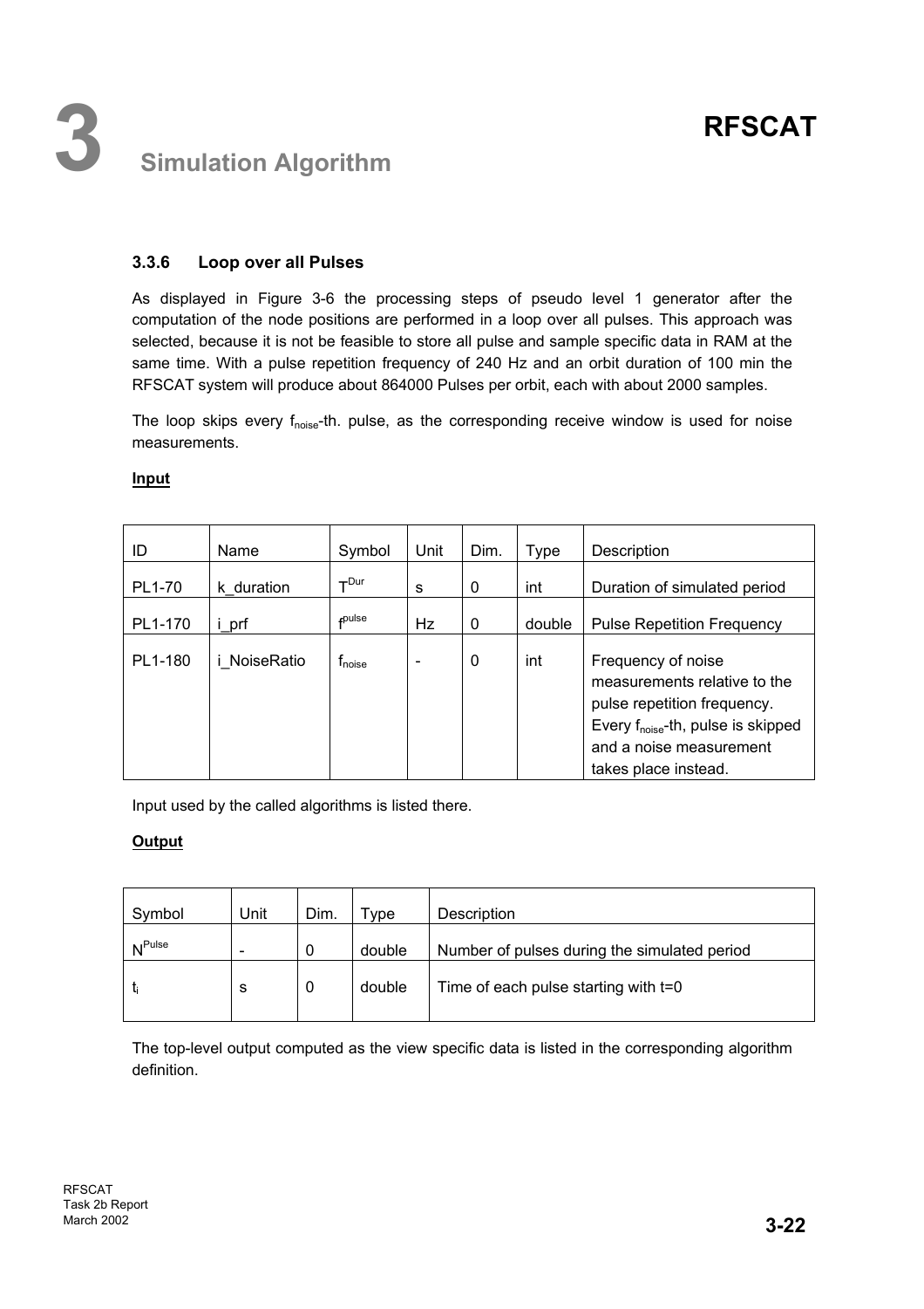### 3.3.6 Loop over all Pulses

As displayed in Figure 3-6 the processing steps of pseudo level 1 generator after the computation of the node positions are performed in a loop over all pulses. This approach was selected, because it is not be feasible to store all pulse and sample specific data in RAM at the same time. With a pulse repetition frequency of 240 Hz and an orbit duration of 100 min the RFSCAT system will produce about 864000 Pulses per orbit, each with about 2000 samples.

The loop skips every $f_{noise}$-th. pulse, as the corresponding receive window is used for noise measurements.

**Input**

| ID | Name | Symbol | Unit | Dim. | Type | Description |
|---|---|---|---|---|---|---|
| PL1-70 | k_duration | $T^{Dur}$ | s | 0 | int | Duration of simulated period |
| PL1-170 | i_prf | $f^{pulse}$ | Hz | 0 | double | Pulse Repetition Frequency |
| PL1-180 | i_NoiseRatio | $f_{noise}$ | - | 0 | int | Frequency of noise measurements relative to the pulse repetition frequency. Every $f_{noise}$-th, pulse is skipped and a noise measurement takes place instead. |

Input used by the called algorithms is listed there.

**Output**

| Symbol | Unit | Dim. | Type | Description |
|---|---|---|---|---|
| $N^{Pulse}$ | - | 0 | double | Number of pulses during the simulated period |
| $t_i$ | s | 0 | double | Time of each pulse starting with t=0 |

The top-level output computed as the view specific data is listed in the corresponding algorithm definition.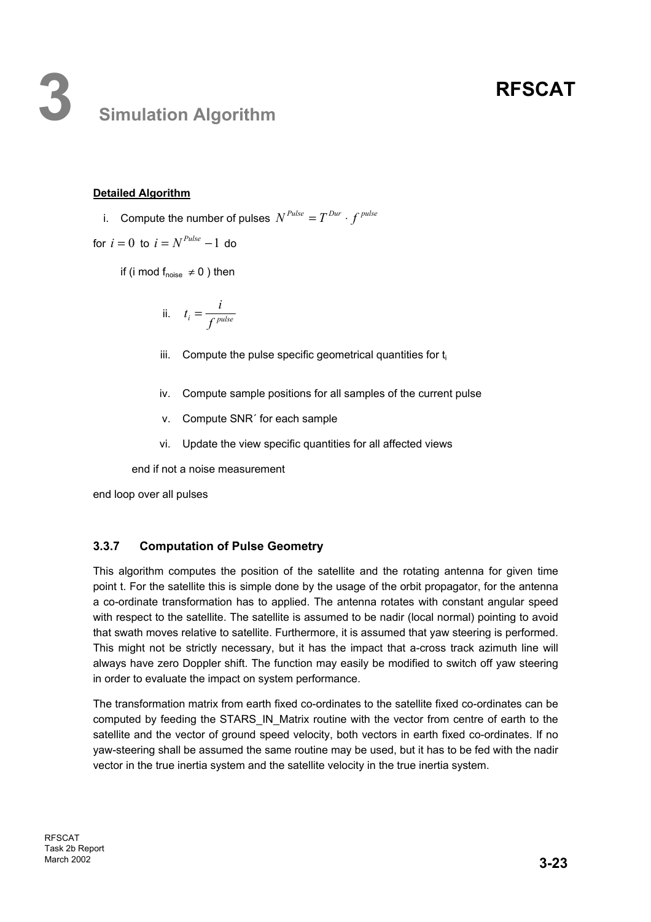**Detailed Algorithm**

i. Compute the number of pulses $N^{Pulse} = T^{Dur} \cdot f^{pulse}$

for $i = 0$ to $i = N^{Pulse} - 1$ do

if (i mod $f_{noise} \neq 0$ ) then

ii. $t_i = \frac{i}{f^{pulse}}$

iii. Compute the pulse specific geometrical quantities for $t_i$

iv. Compute sample positions for all samples of the current pulse

v. Compute SNR´ for each sample

vi. Update the view specific quantities for all affected views

end if not a noise measurement

end loop over all pulses

### 3.3.7 Computation of Pulse Geometry

This algorithm computes the position of the satellite and the rotating antenna for given time point t. For the satellite this is simple done by the usage of the orbit propagator, for the antenna a co-ordinate transformation has to applied. The antenna rotates with constant angular speed with respect to the satellite. The satellite is assumed to be nadir (local normal) pointing to avoid that swath moves relative to satellite. Furthermore, it is assumed that yaw steering is performed. This might not be strictly necessary, but it has the impact that a-cross track azimuth line will always have zero Doppler shift. The function may easily be modified to switch off yaw steering in order to evaluate the impact on system performance.

The transformation matrix from earth fixed co-ordinates to the satellite fixed co-ordinates can be computed by feeding the STARS_IN_Matrix routine with the vector from centre of earth to the satellite and the vector of ground speed velocity, both vectors in earth fixed co-ordinates. If no yaw-steering shall be assumed the same routine may be used, but it has to be fed with the nadir vector in the true inertia system and the satellite velocity in the true inertia system.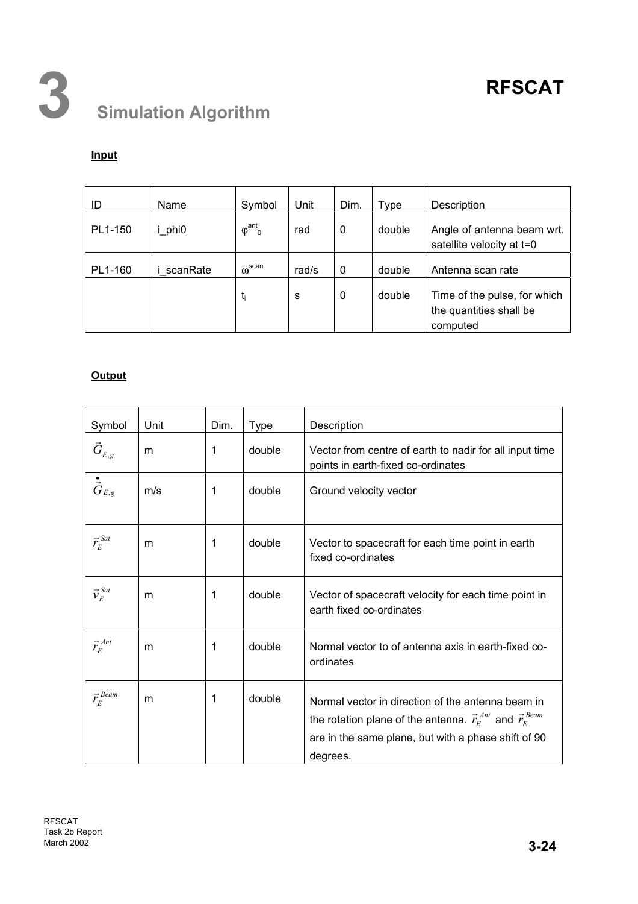# 3 Simulation Algorithm

**Input**

| ID | Name | Symbol | Unit | Dim. | Type | Description |
|---|---|---|---|---|---|---|
| PL1-150 | i_phi0 | $\varphi^{ant}_0$ | rad | 0 | double | Angle of antenna beam wrt. satellite velocity at t=0 |
| PL1-160 | i_scanRate | $\omega^{scan}$ | rad/s | 0 | double | Antenna scan rate |
| | | $t_i$ | s | 0 | double | Time of the pulse, for which the quantities shall be computed |

**Output**

| Symbol | Unit | Dim. | Type | Description |
|---|---|---|---|---|
| $\vec{G}_{E,g}$ | m | 1 | double | Vector from centre of earth to nadir for all input time points in earth-fixed co-ordinates |
| $\dot{\vec{G}}_{E,g}$ | m/s | 1 | double | Ground velocity vector |
| $\vec{r}_E^{\,Sat}$ | m | 1 | double | Vector to spacecraft for each time point in earth fixed co-ordinates |
| $\vec{v}_E^{\,Sat}$ | m | 1 | double | Vector of spacecraft velocity for each time point in earth fixed co-ordinates |
| $\vec{r}_E^{\,Ant}$ | m | 1 | double | Normal vector to of antenna axis in earth-fixed co-ordinates |
| $\vec{r}_E^{\,Beam}$ | m | 1 | double | Normal vector in direction of the antenna beam in the rotation plane of the antenna. $\vec{r}_E^{\,Ant}$ and $\vec{r}_E^{\,Beam}$ are in the same plane, but with a phase shift of 90 degrees. |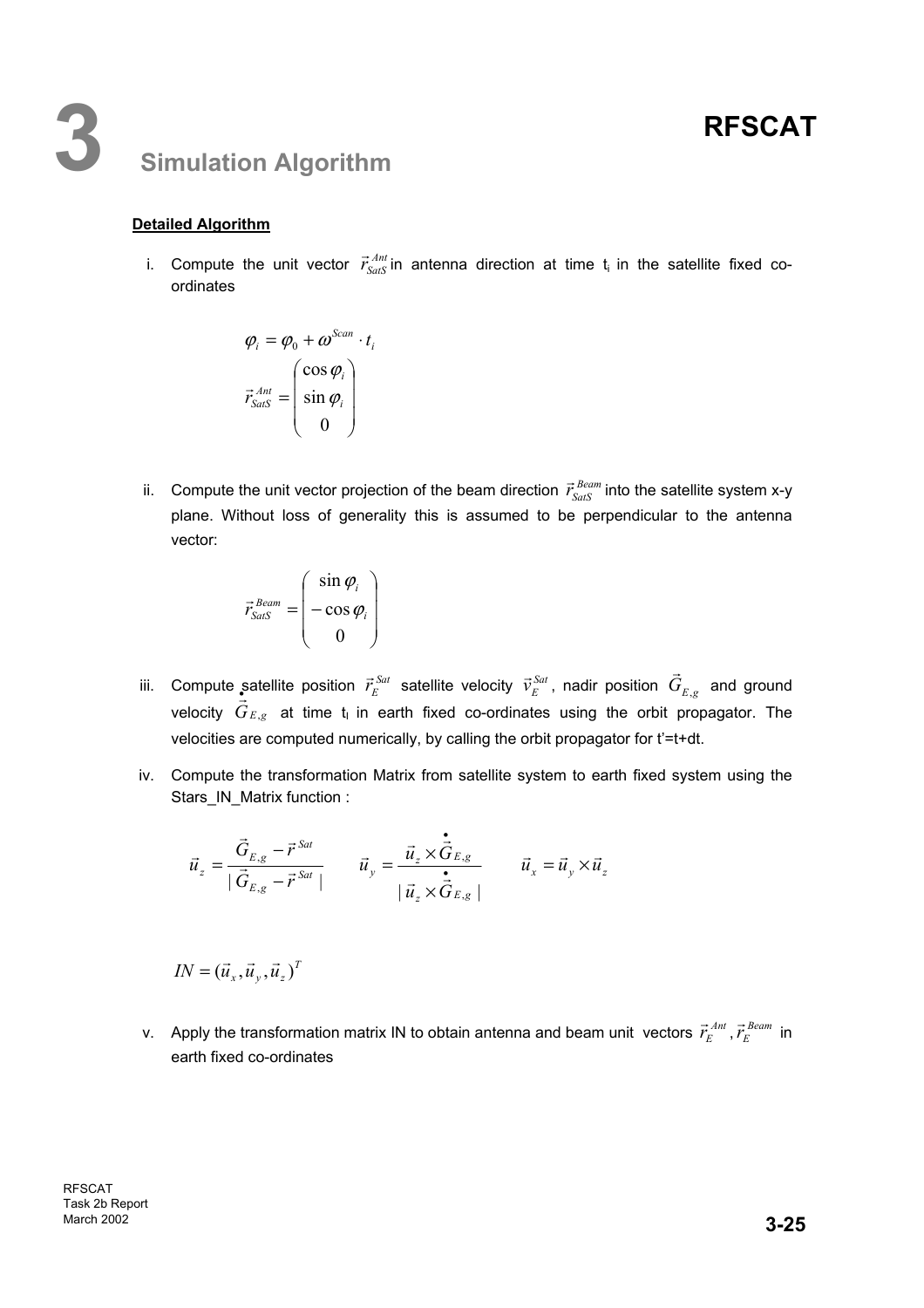# 3 Simulation Algorithm

**Detailed Algorithm**

i. Compute the unit vector $\vec{r}_{SatS}^{\,Ant}$ in antenna direction at time $t_i$ in the satellite fixed co-ordinates

$$\varphi_i = \varphi_0 + \omega^{Scan} \cdot t_i$$

$$\vec{r}_{SatS}^{\,Ant} = \begin{pmatrix} \cos\varphi_i \\ \sin\varphi_i \\ 0 \end{pmatrix}$$

ii. Compute the unit vector projection of the beam direction $\vec{r}_{SatS}^{\,Beam}$ into the satellite system x-y plane. Without loss of generality this is assumed to be perpendicular to the antenna vector:

$$\vec{r}_{SatS}^{\,Beam} = \begin{pmatrix} \sin\varphi_i \\ -\cos\varphi_i \\ 0 \end{pmatrix}$$

iii. Compute satellite position $\vec{r}_E^{\,Sat}$ satellite velocity $\vec{v}_E^{\,Sat}$, nadir position $\vec{G}_{E,g}$ and ground velocity $\dot{\vec{G}}_{E,g}$ at time $t_i$ in earth fixed co-ordinates using the orbit propagator. The velocities are computed numerically, by calling the orbit propagator for t'=t+dt.

iv. Compute the transformation Matrix from satellite system to earth fixed system using the Stars_IN_Matrix function :

$$\vec{u}_z = \frac{\vec{G}_{E,g} - \vec{r}^{\,Sat}}{|\vec{G}_{E,g} - \vec{r}^{\,Sat}|} \qquad \vec{u}_y = \frac{\vec{u}_z \times \dot{\vec{G}}_{E,g}}{|\vec{u}_z \times \dot{\vec{G}}_{E,g}|} \qquad \vec{u}_x = \vec{u}_y \times \vec{u}_z$$

$$IN = (\vec{u}_x, \vec{u}_y, \vec{u}_z)^T$$

v. Apply the transformation matrix IN to obtain antenna and beam unit vectors $\vec{r}_E^{\,Ant}, \vec{r}_E^{\,Beam}$ in earth fixed co-ordinates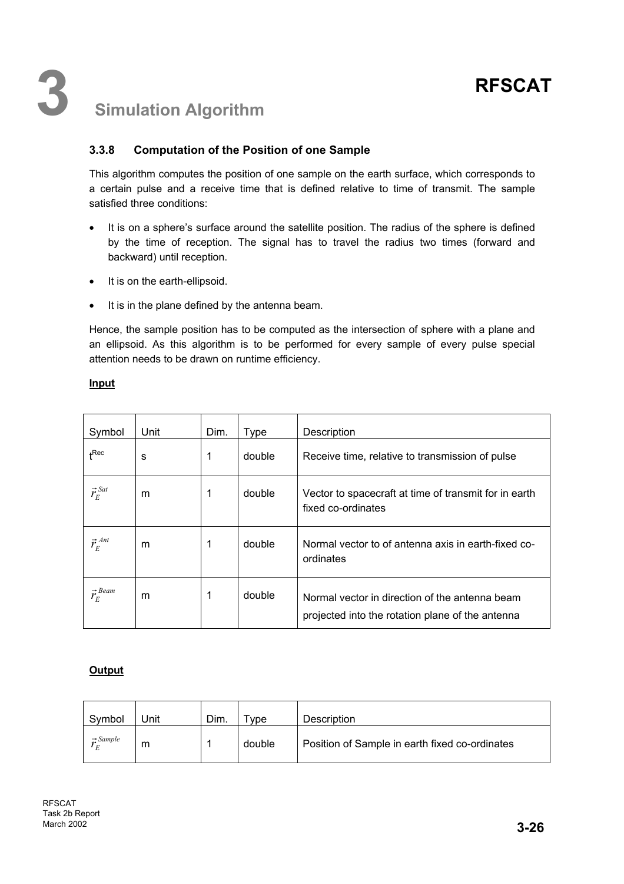### 3.3.8 Computation of the Position of one Sample

This algorithm computes the position of one sample on the earth surface, which corresponds to a certain pulse and a receive time that is defined relative to time of transmit. The sample satisfied three conditions:

- It is on a sphere's surface around the satellite position. The radius of the sphere is defined by the time of reception. The signal has to travel the radius two times (forward and backward) until reception.
- It is on the earth-ellipsoid.
- It is in the plane defined by the antenna beam.

Hence, the sample position has to be computed as the intersection of sphere with a plane and an ellipsoid. As this algorithm is to be performed for every sample of every pulse special attention needs to be drawn on runtime efficiency.

**Input**

| Symbol | Unit | Dim. | Type | Description |
|---|---|---|---|---|
| $t^{Rec}$ | s | 1 | double | Receive time, relative to transmission of pulse |
| $\vec{r}_E^{\,Sat}$ | m | 1 | double | Vector to spacecraft at time of transmit for in earth fixed co-ordinates |
| $\vec{r}_E^{\,Ant}$ | m | 1 | double | Normal vector to of antenna axis in earth-fixed co-ordinates |
| $\vec{r}_E^{\,Beam}$ | m | 1 | double | Normal vector in direction of the antenna beam projected into the rotation plane of the antenna |

**Output**

| Symbol | Unit | Dim. | Type | Description |
|---|---|---|---|---|
| $\vec{r}_E^{\,Sample}$ | m | 1 | double | Position of Sample in earth fixed co-ordinates |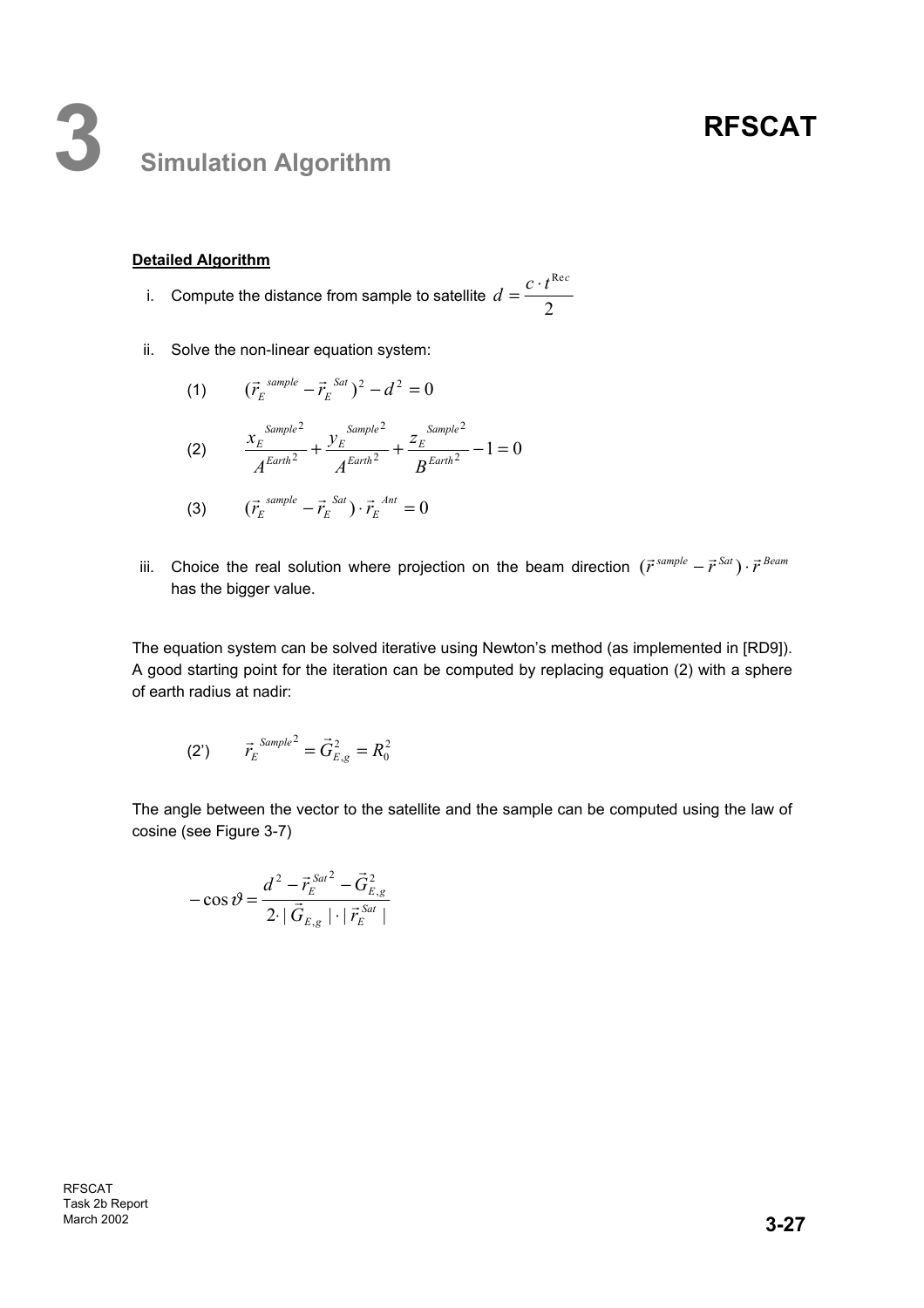# 3 Simulation Algorithm

**<u>Detailed Algorithm</u>**

i. Compute the distance from sample to satellite $d = \frac{c \cdot t^{\mathrm{Rec}}}{2}$

ii. Solve the non-linear equation system:

$$(1) \qquad (\vec{r}_E^{\;sample} - \vec{r}_E^{\;Sat})^2 - d^2 = 0$$

$$(2) \qquad \frac{x_E^{\;Sample^2}}{A^{Earth^2}} + \frac{y_E^{\;Sample^2}}{A^{Earth^2}} + \frac{z_E^{\;Sample^2}}{B^{Earth^2}} - 1 = 0$$

$$(3) \qquad (\vec{r}_E^{\;sample} - \vec{r}_E^{\;Sat}) \cdot \vec{r}_E^{\;Ant} = 0$$

iii. Choice the real solution where projection on the beam direction $(\vec{r}^{\;sample} - \vec{r}^{\;Sat}) \cdot \vec{r}^{\;Beam}$ has the bigger value.

The equation system can be solved iterative using Newton's method (as implemented in [RD9]). A good starting point for the iteration can be computed by replacing equation (2) with a sphere of earth radius at nadir:

$$(2') \qquad \vec{r}_E^{\;Sample^2} = \vec{G}_{E,g}^{2} = R_0^2$$

The angle between the vector to the satellite and the sample can be computed using the law of cosine (see Figure 3-7)

$$-\cos \vartheta = \frac{d^2 - \vec{r}_E^{\;Sat^2} - \vec{G}_{E,g}^{2}}{2 \cdot |\,\vec{G}_{E,g}\,| \cdot |\,\vec{r}_E^{\;Sat}\,|}$$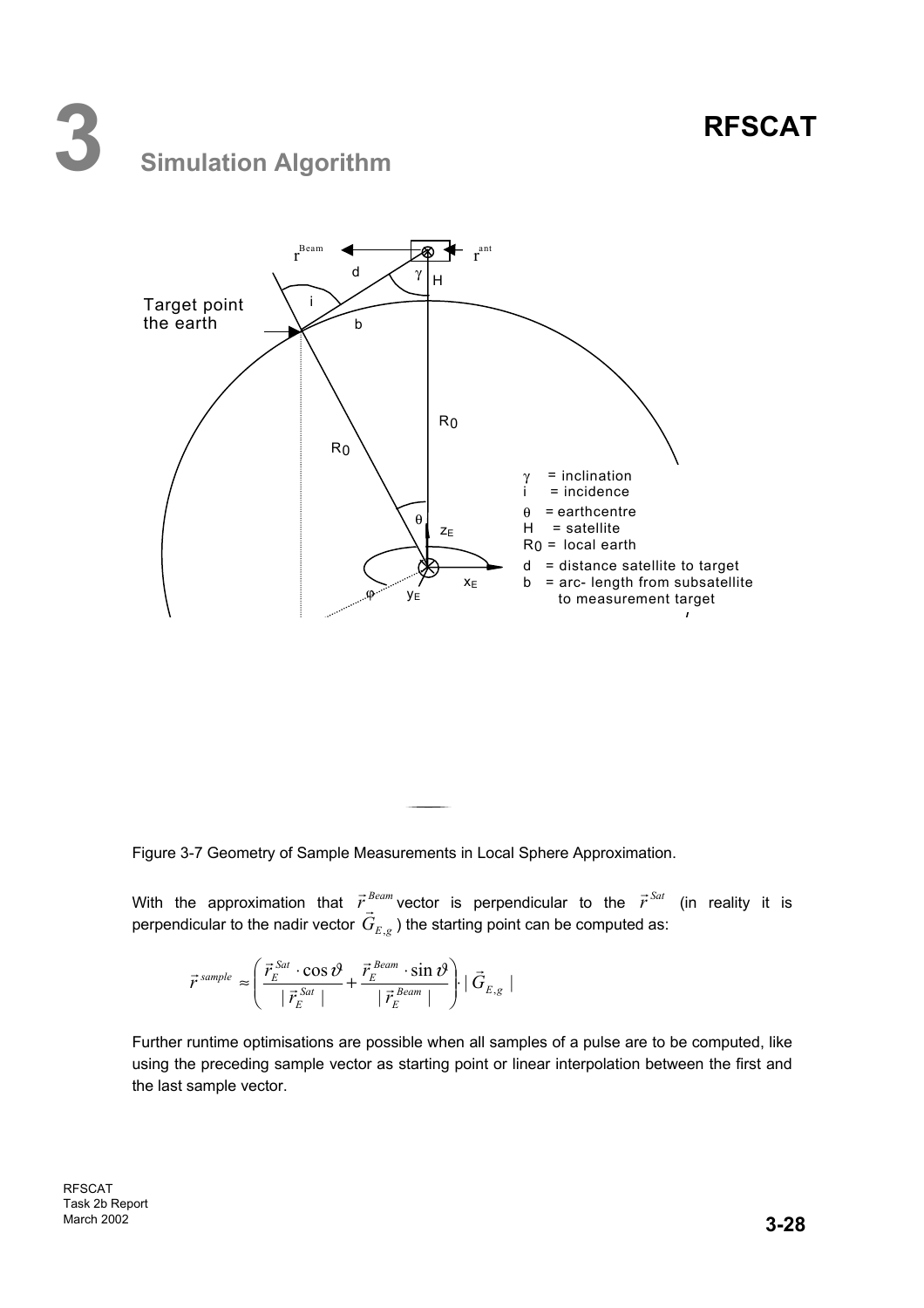Figure 3-7 Geometry of Sample Measurements in Local Sphere Approximation.

With the approximation that $\vec{r}^{\,Beam}$ vector is perpendicular to the $\vec{r}^{\,Sat}$ (in reality it is perpendicular to the nadir vector $\vec{G}_{E,g}$) the starting point can be computed as:

$$\vec{r}^{\,sample} \approx \left( \frac{\vec{r}_E^{\,Sat} \cdot \cos\vartheta}{|\,\vec{r}_E^{\,Sat}\,|} + \frac{\vec{r}_E^{\,Beam} \cdot \sin\vartheta}{|\,\vec{r}_E^{\,Beam}\,|} \right) \cdot |\,\vec{G}_{E,g}\,|$$

Further runtime optimisations are possible when all samples of a pulse are to be computed, like using the preceding sample vector as starting point or linear interpolation between the first and the last sample vector.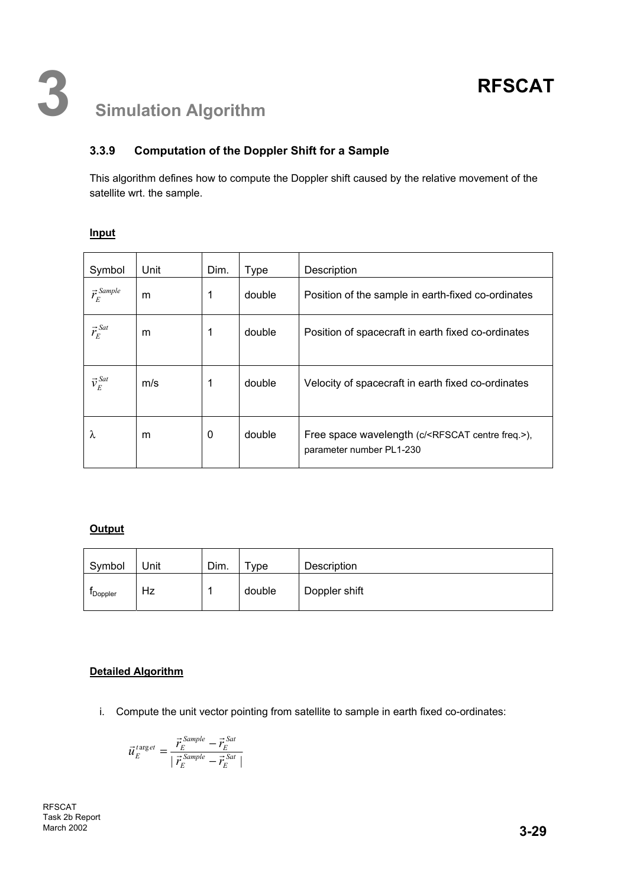### 3.3.9 Computation of the Doppler Shift for a Sample

This algorithm defines how to compute the Doppler shift caused by the relative movement of the satellite wrt. the sample.

**Input**

| Symbol | Unit | Dim. | Type | Description |
|---|---|---|---|---|
| $\vec{r}_E^{Sample}$ | m | 1 | double | Position of the sample in earth-fixed co-ordinates |
| $\vec{r}_E^{Sat}$ | m | 1 | double | Position of spacecraft in earth fixed co-ordinates |
| $\vec{v}_E^{Sat}$ | m/s | 1 | double | Velocity of spacecraft in earth fixed co-ordinates |
| $\lambda$ | m | 0 | double | Free space wavelength (c/<RFSCAT centre freq.>), parameter number PL1-230 |

**Output**

| Symbol | Unit | Dim. | Type | Description |
|---|---|---|---|---|
| $f_{Doppler}$ | Hz | 1 | double | Doppler shift |

**Detailed Algorithm**

i. Compute the unit vector pointing from satellite to sample in earth fixed co-ordinates:

$$\vec{u}_E^{target} = \frac{\vec{r}_E^{Sample} - \vec{r}_E^{Sat}}{|\vec{r}_E^{Sample} - \vec{r}_E^{Sat}|}$$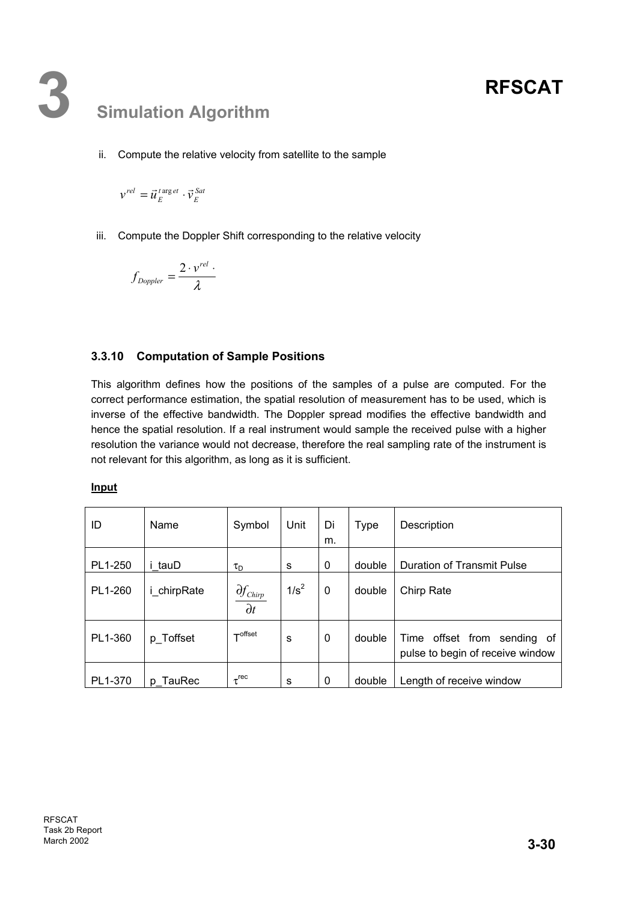ii. Compute the relative velocity from satellite to the sample

$$v^{rel} = \vec{u}_E^{target} \cdot \vec{v}_E^{Sat}$$

iii. Compute the Doppler Shift corresponding to the relative velocity

$$f_{Doppler} = \frac{2 \cdot v^{rel} \cdot}{\lambda}$$

### 3.3.10 Computation of Sample Positions

This algorithm defines how the positions of the samples of a pulse are computed. For the correct performance estimation, the spatial resolution of measurement has to be used, which is inverse of the effective bandwidth. The Doppler spread modifies the effective bandwidth and hence the spatial resolution. If a real instrument would sample the received pulse with a higher resolution the variance would not decrease, therefore the real sampling rate of the instrument is not relevant for this algorithm, as long as it is sufficient.

**Input**

| ID | Name | Symbol | Unit | Dim. | Type | Description |
|---|---|---|---|---|---|---|
| PL1-250 | i_tauD | $\tau_D$ | s | 0 | double | Duration of Transmit Pulse |
| PL1-260 | i_chirpRate | $\frac{\partial f_{Chirp}}{\partial t}$ | $1/s^2$ | 0 | double | Chirp Rate |
| PL1-360 | p_Toffset | $T^{offset}$ | s | 0 | double | Time offset from sending of pulse to begin of receive window |
| PL1-370 | p_TauRec | $\tau^{rec}$ | s | 0 | double | Length of receive window |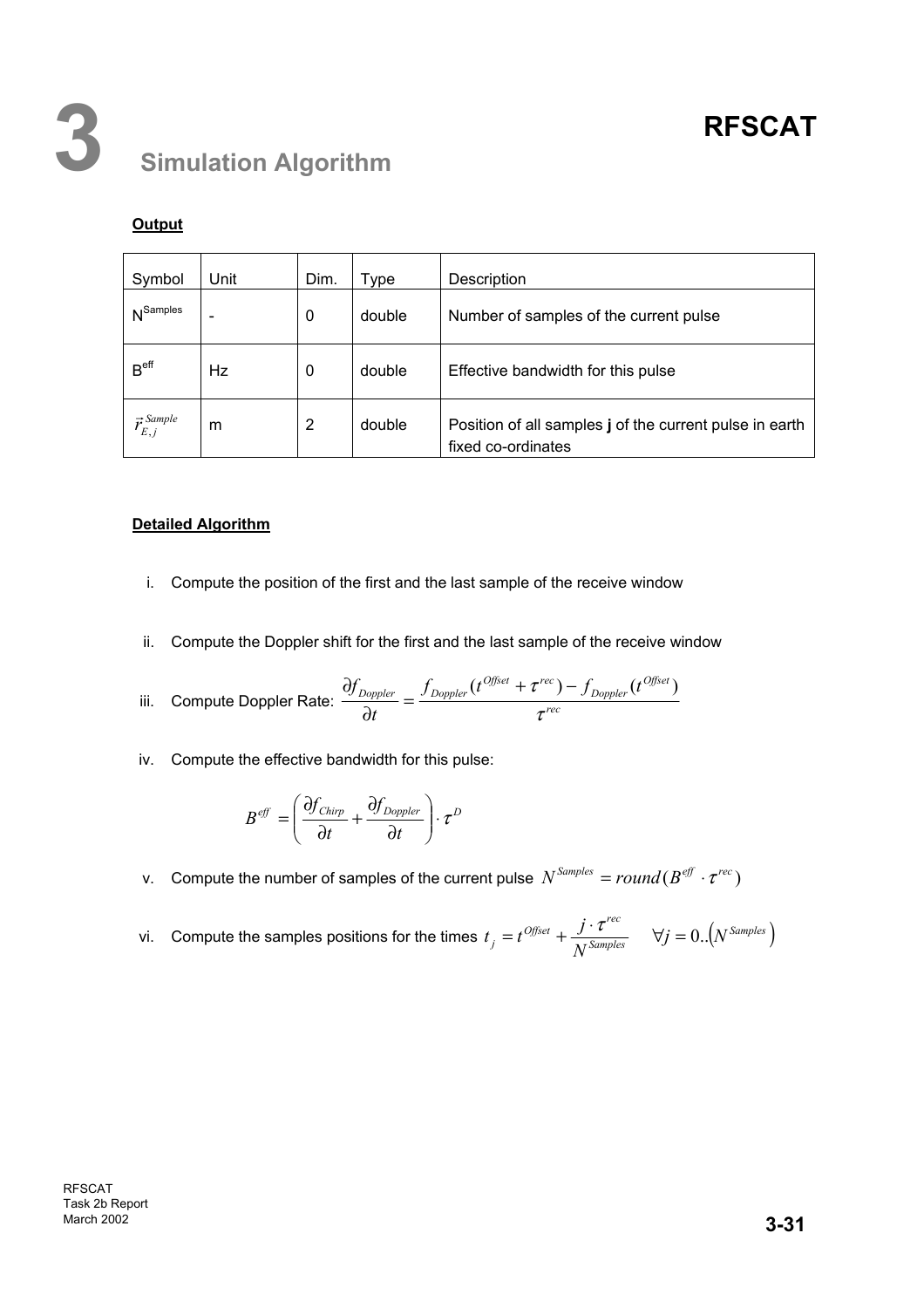# 3 Simulation Algorithm

**Output**

| Symbol | Unit | Dim. | Type | Description |
|---|---|---|---|---|
| $N^{Samples}$ | - | 0 | double | Number of samples of the current pulse |
| $B^{eff}$ | Hz | 0 | double | Effective bandwidth for this pulse |
| $\vec{r}_{E,j}^{\,Sample}$ | m | 2 | double | Position of all samples **j** of the current pulse in earth fixed co-ordinates |

**Detailed Algorithm**

i. Compute the position of the first and the last sample of the receive window

ii. Compute the Doppler shift for the first and the last sample of the receive window

iii. Compute Doppler Rate: $\frac{\partial f_{Doppler}}{\partial t} = \frac{f_{Doppler}(t^{Offset} + \tau^{rec}) - f_{Doppler}(t^{Offset})}{\tau^{rec}}$

iv. Compute the effective bandwidth for this pulse:

$$B^{eff} = \left( \frac{\partial f_{Chirp}}{\partial t} + \frac{\partial f_{Doppler}}{\partial t} \right) \cdot \tau^{D}$$

v. Compute the number of samples of the current pulse $N^{Samples} = round(B^{eff} \cdot \tau^{rec})$

vi. Compute the samples positions for the times $t_j = t^{Offset} + \frac{j \cdot \tau^{rec}}{N^{Samples}} \quad \forall j = 0..\left(N^{Samples}\right)$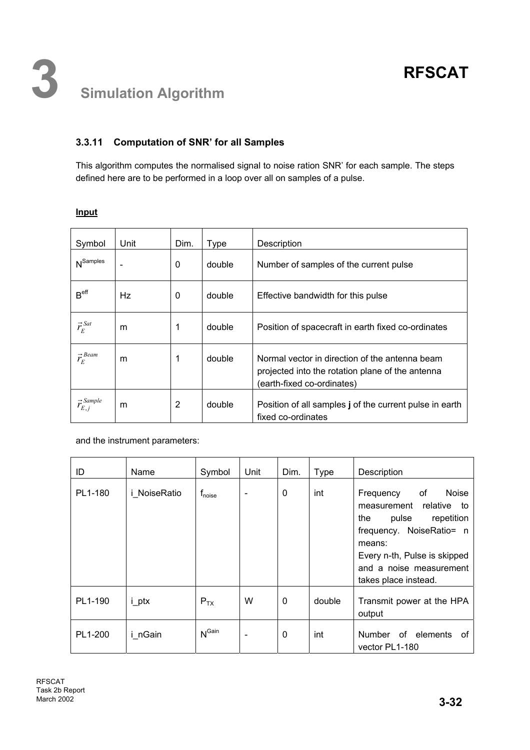### 3.3.11 Computation of SNR' for all Samples

This algorithm computes the normalised signal to noise ration SNR' for each sample. The steps defined here are to be performed in a loop over all on samples of a pulse.

**Input**

| Symbol | Unit | Dim. | Type | Description |
|---|---|---|---|---|
| $N^{Samples}$ | - | 0 | double | Number of samples of the current pulse |
| $B^{eff}$ | Hz | 0 | double | Effective bandwidth for this pulse |
| $\vec{r}_E^{Sat}$ | m | 1 | double | Position of spacecraft in earth fixed co-ordinates |
| $\vec{r}_E^{Beam}$ | m | 1 | double | Normal vector in direction of the antenna beam projected into the rotation plane of the antenna (earth-fixed co-ordinates) |
| $\vec{r}_{E,j}^{Sample}$ | m | 2 | double | Position of all samples **j** of the current pulse in earth fixed co-ordinates |

and the instrument parameters:

| ID | Name | Symbol | Unit | Dim. | Type | Description |
|---|---|---|---|---|---|---|
| PL1-180 | i_NoiseRatio | $f_{noise}$ | - | 0 | int | Frequency of Noise measurement relative to the pulse repetition frequency. NoiseRatio= n means: Every n-th, Pulse is skipped and a noise measurement takes place instead. |
| PL1-190 | i_ptx | $P_{TX}$ | W | 0 | double | Transmit power at the HPA output |
| PL1-200 | i_nGain | $N^{Gain}$ | - | 0 | int | Number of elements of vector PL1-180 |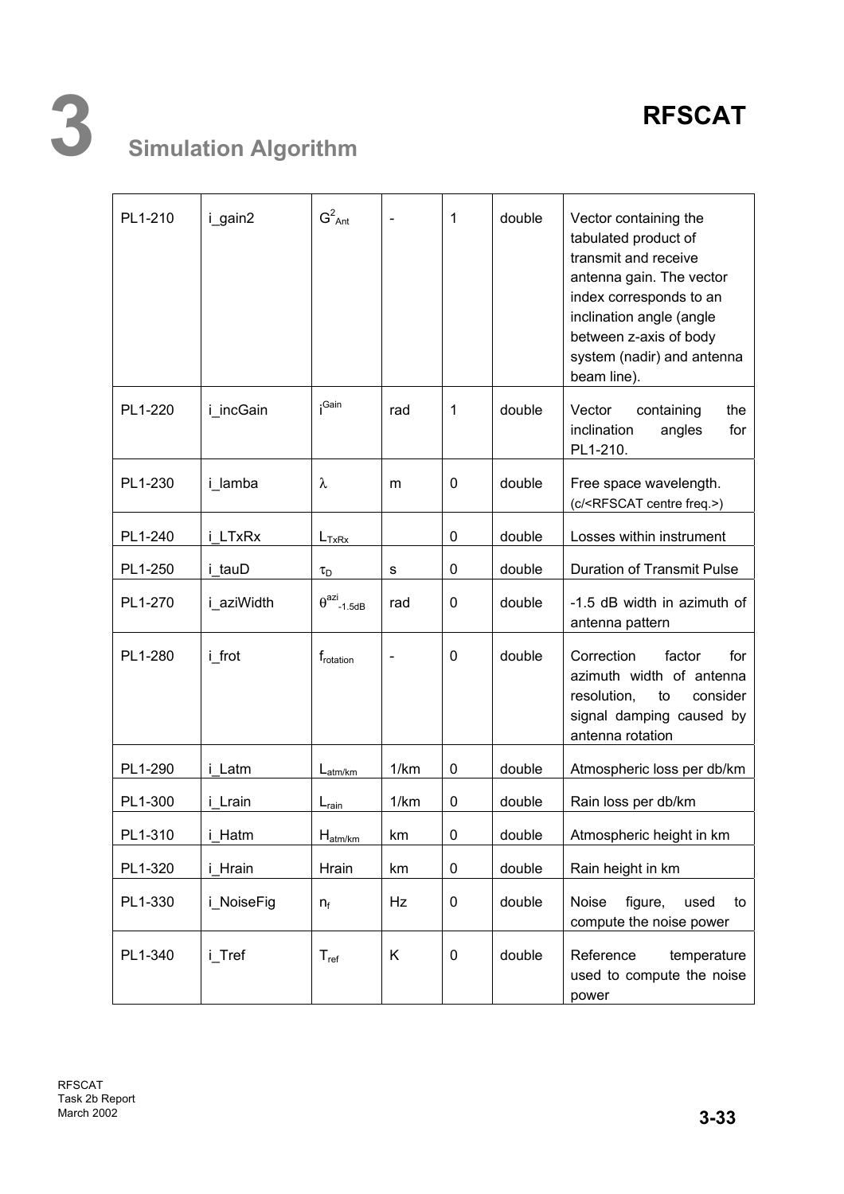| PL1-210 | i_gain2 | $G^2_{Ant}$ | - | 1 | double | Vector containing the tabulated product of transmit and receive antenna gain. The vector index corresponds to an inclination angle (angle between z-axis of body system (nadir) and antenna beam line). |
|---|---|---|---|---|---|---|
| PL1-220 | i_incGain | $i^{Gain}$ | rad | 1 | double | Vector containing the inclination angles for PL1-210. |
| PL1-230 | i_lamba | $\lambda$ | m | 0 | double | Free space wavelength. (c/<RFSCAT centre freq.>) |
| PL1-240 | i_LTxRx | $L_{TxRx}$ | | 0 | double | Losses within instrument |
| PL1-250 | i_tauD | $\tau_D$ | s | 0 | double | Duration of Transmit Pulse |
| PL1-270 | i_aziWidth | $\theta^{azi}_{-1.5dB}$ | rad | 0 | double | -1.5 dB width in azimuth of antenna pattern |
| PL1-280 | i_frot | $f_{rotation}$ | - | 0 | double | Correction factor for azimuth width of antenna resolution, to consider signal damping caused by antenna rotation |
| PL1-290 | i_Latm | $L_{atm/km}$ | 1/km | 0 | double | Atmospheric loss per db/km |
| PL1-300 | i_Lrain | $L_{rain}$ | 1/km | 0 | double | Rain loss per db/km |
| PL1-310 | i_Hatm | $H_{atm/km}$ | km | 0 | double | Atmospheric height in km |
| PL1-320 | i_Hrain | Hrain | km | 0 | double | Rain height in km |
| PL1-330 | i_NoiseFig | $n_f$ | Hz | 0 | double | Noise figure, used to compute the noise power |
| PL1-340 | i_Tref | $T_{ref}$ | K | 0 | double | Reference temperature used to compute the noise power |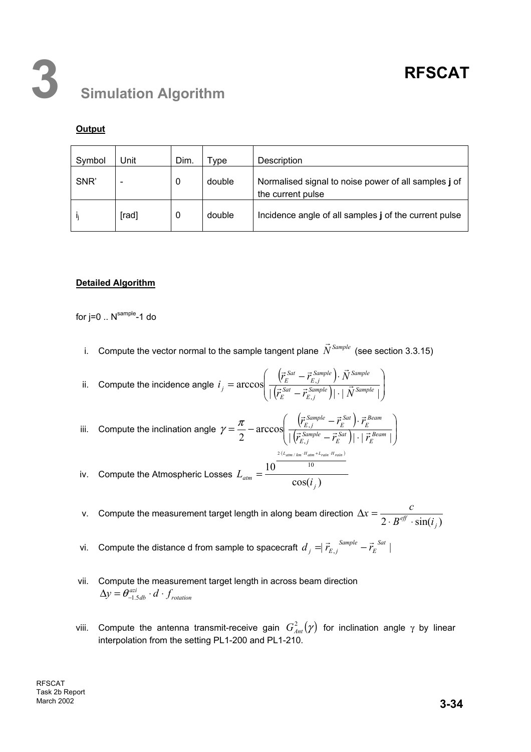# 3 Simulation Algorithm

**Output**

| Symbol | Unit | Dim. | Type | Description |
|---|---|---|---|---|
| SNR’ | - | 0 | double | Normalised signal to noise power of all samples **j** of the current pulse |
| $i_j$ | [rad] | 0 | double | Incidence angle of all samples **j** of the current pulse |

**Detailed Algorithm**

for j=0 .. $N^{sample}$-1 do

i. Compute the vector normal to the sample tangent plane $\vec{N}^{Sample}$ (see section 3.3.15)

ii. Compute the incidence angle $i_j = \arccos\left( \frac{\left(\vec{r}_E^{\,Sat} - \vec{r}_{E,j}^{\,Sample}\right) \cdot \vec{N}^{Sample}}{\left|\left(\vec{r}_E^{\,Sat} - \vec{r}_{E,j}^{\,Sample}\right)\right| \cdot \left|\vec{N}^{Sample}\right|} \right)$

iii. Compute the inclination angle $\gamma = \frac{\pi}{2} - \arccos\left( \frac{\left(\vec{r}_{E,j}^{\,Sample} - \vec{r}_E^{\,Sat}\right) \cdot \vec{r}_E^{\,Beam}}{\left|\left(\vec{r}_{E,j}^{\,Sample} - \vec{r}_E^{\,Sat}\right)\right| \cdot \left|\vec{r}_E^{\,Beam}\right|} \right)$

iv. Compute the Atmospheric Losses $L_{atm} = \frac{10^{\frac{2\cdot\left(L_{atm/km}\cdot H_{atm} + L_{rain}\cdot H_{rain}\right)}{10}}}{\cos(i_j)}$

v. Compute the measurement target length in along beam direction $\Delta x = \frac{c}{2 \cdot B^{eff} \cdot \sin(i_j)}$

vi. Compute the distance d from sample to spacecraft $d_j = \left|\vec{r}_{E,j}^{\,Sample} - \vec{r}_E^{\,Sat}\right|$

vii. Compute the measurement target length in across beam direction $\Delta y = \theta_{-1.5db}^{azi} \cdot d \cdot f_{rotation}$

viii. Compute the antenna transmit-receive gain $G_{Ant}^2(\gamma)$ for inclination angle $\gamma$ by linear interpolation from the setting PL1-200 and PL1-210.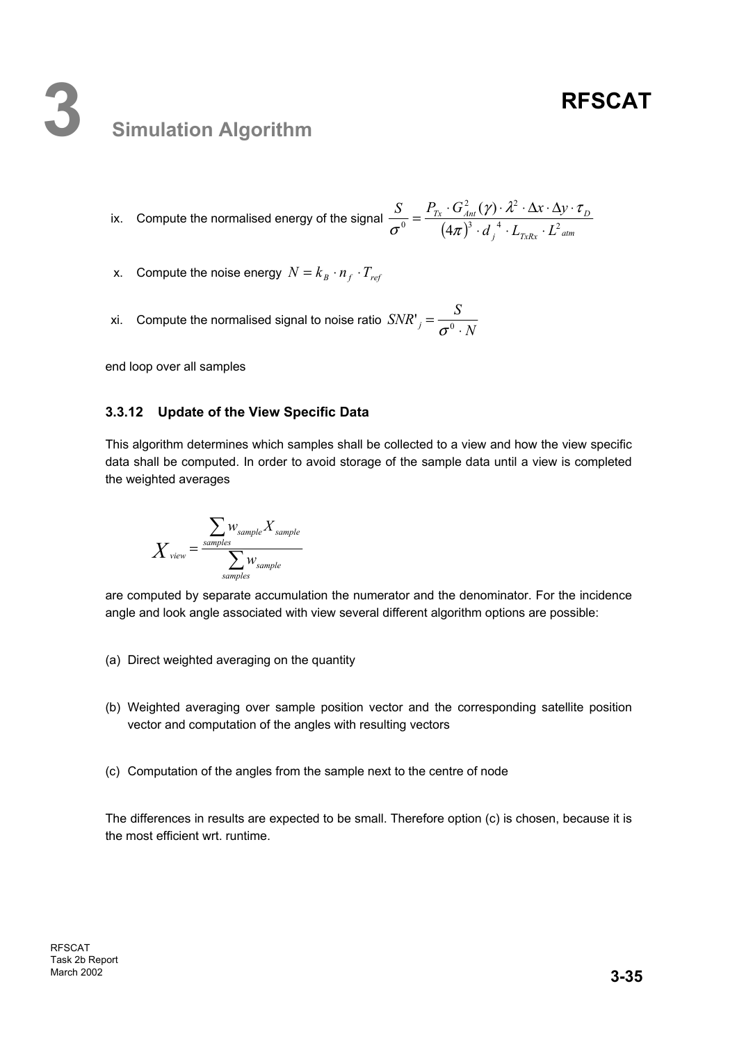ix. Compute the normalised energy of the signal $\frac{S}{\sigma^0} = \frac{P_{Tx} \cdot G_{Ant}^2(\gamma) \cdot \lambda^2 \cdot \Delta x \cdot \Delta y \cdot \tau_D}{(4\pi)^3 \cdot d_j^{\ 4} \cdot L_{TxRx} \cdot L^2_{\ atm}}$

x. Compute the noise energy $N = k_B \cdot n_f \cdot T_{ref}$

xi. Compute the normalised signal to noise ratio $SNR'_j = \frac{S}{\sigma^0 \cdot N}$

end loop over all samples

### 3.3.12 Update of the View Specific Data

This algorithm determines which samples shall be collected to a view and how the view specific data shall be computed. In order to avoid storage of the sample data until a view is completed the weighted averages

$$X_{view} = \frac{\sum_{samples} w_{sample} X_{sample}}{\sum_{samples} w_{sample}}$$

are computed by separate accumulation the numerator and the denominator. For the incidence angle and look angle associated with view several different algorithm options are possible:

(a) Direct weighted averaging on the quantity

(b) Weighted averaging over sample position vector and the corresponding satellite position vector and computation of the angles with resulting vectors

(c) Computation of the angles from the sample next to the centre of node

The differences in results are expected to be small. Therefore option (c) is chosen, because it is the most efficient wrt. runtime.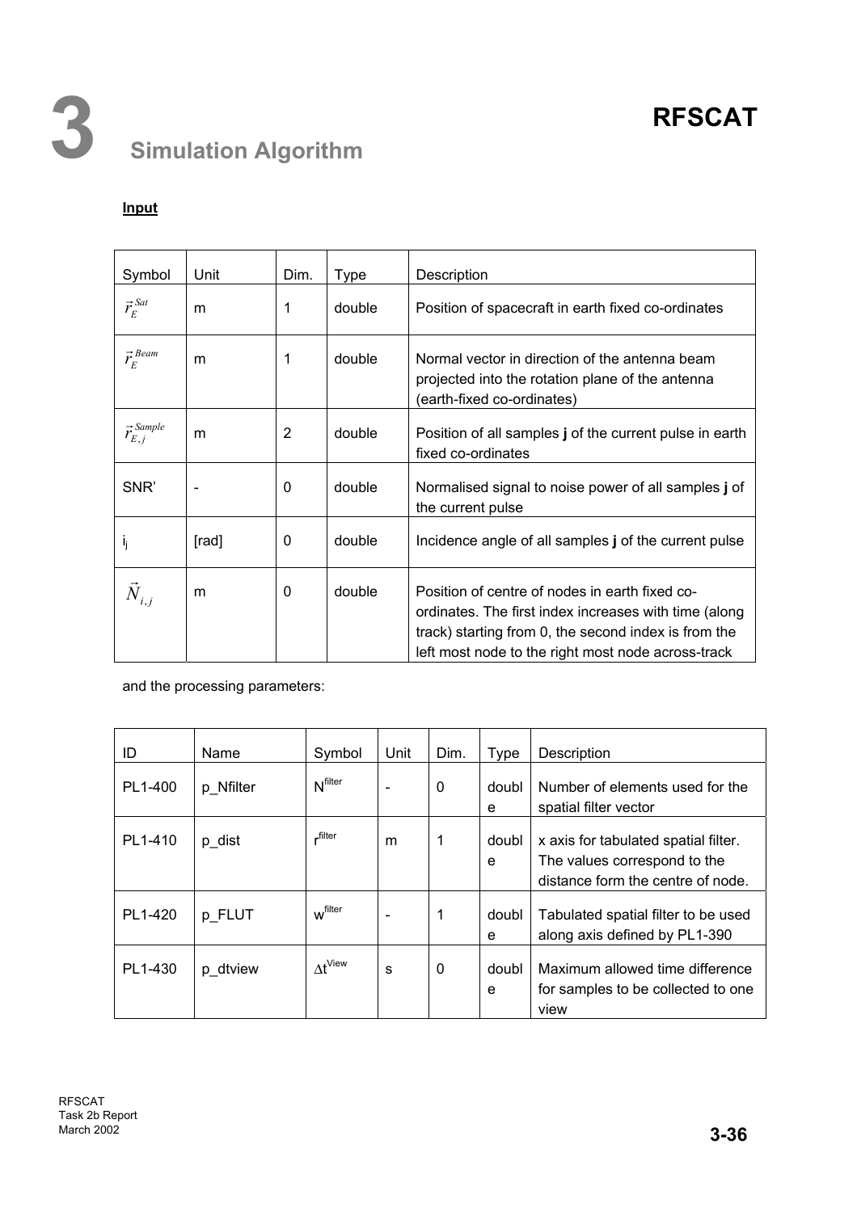**Input**

| Symbol | Unit | Dim. | Type | Description |
|---|---|---|---|---|
| $\vec{r}_E^{Sat}$ | m | 1 | double | Position of spacecraft in earth fixed co-ordinates |
| $\vec{r}_E^{Beam}$ | m | 1 | double | Normal vector in direction of the antenna beam projected into the rotation plane of the antenna (earth-fixed co-ordinates) |
| $\vec{r}_{E,j}^{Sample}$ | m | 2 | double | Position of all samples **j** of the current pulse in earth fixed co-ordinates |
| SNR' | - | 0 | double | Normalised signal to noise power of all samples **j** of the current pulse |
| $i_j$ | [rad] | 0 | double | Incidence angle of all samples **j** of the current pulse |
| $\vec{N}_{i,j}$ | m | 0 | double | Position of centre of nodes in earth fixed co-ordinates. The first index increases with time (along track) starting from 0, the second index is from the left most node to the right most node across-track |

and the processing parameters:

| ID | Name | Symbol | Unit | Dim. | Type | Description |
|---|---|---|---|---|---|---|
| PL1-400 | p_Nfilter | $N^{filter}$ | - | 0 | double | Number of elements used for the spatial filter vector |
| PL1-410 | p_dist | $r^{filter}$ | m | 1 | double | x axis for tabulated spatial filter. The values correspond to the distance form the centre of node. |
| PL1-420 | p_FLUT | $w^{filter}$ | - | 1 | double | Tabulated spatial filter to be used along axis defined by PL1-390 |
| PL1-430 | p_dtview | $\Delta t^{View}$ | s | 0 | double | Maximum allowed time difference for samples to be collected to one view |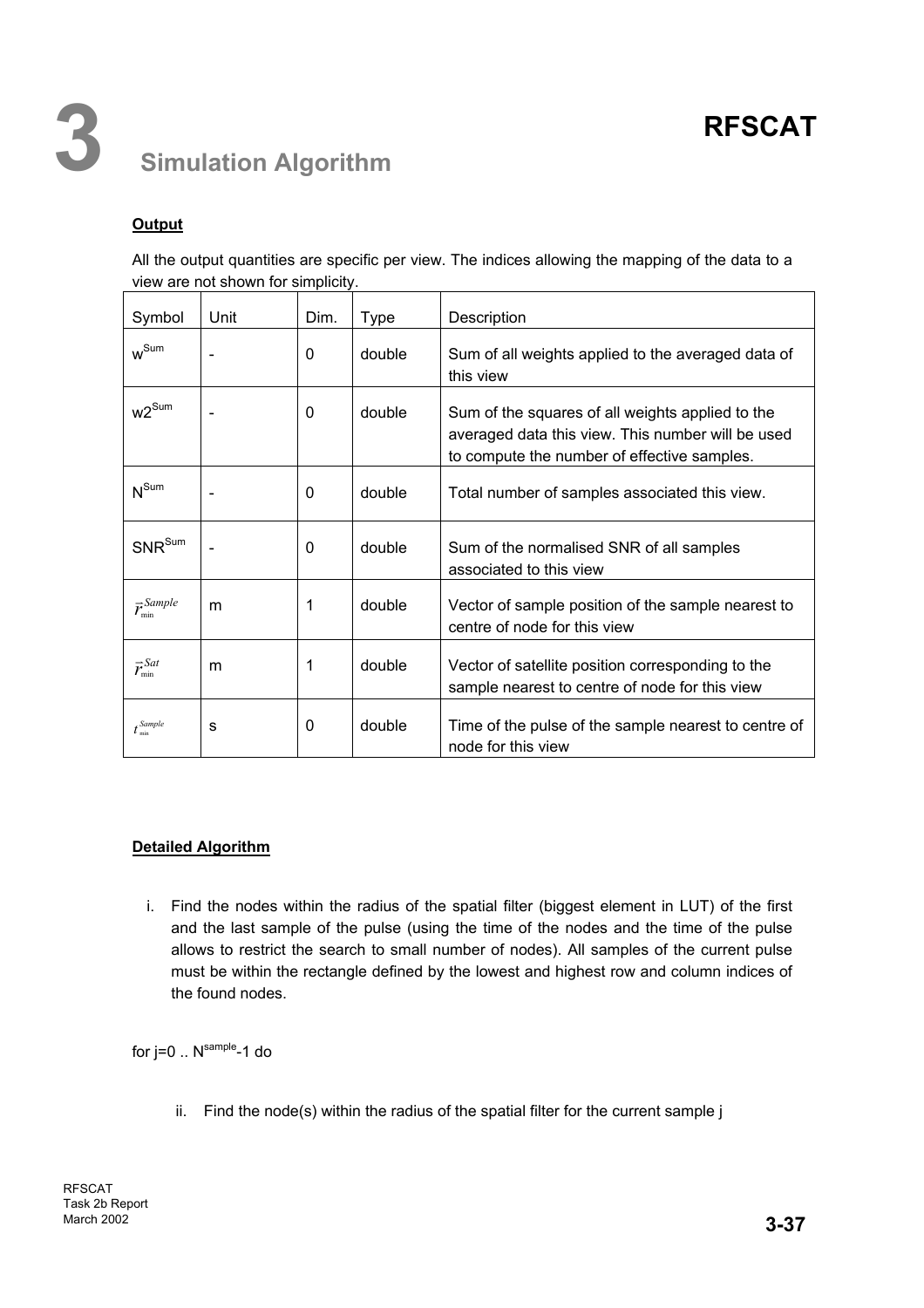#### Output

All the output quantities are specific per view. The indices allowing the mapping of the data to a view are not shown for simplicity.

| Symbol | Unit | Dim. | Type | Description |
|---|---|---|---|---|
| $w^{Sum}$ | - | 0 | double | Sum of all weights applied to the averaged data of this view |
| $w2^{Sum}$ | - | 0 | double | Sum of the squares of all weights applied to the averaged data this view. This number will be used to compute the number of effective samples. |
| $N^{Sum}$ | - | 0 | double | Total number of samples associated this view. |
| $SNR^{Sum}$ | - | 0 | double | Sum of the normalised SNR of all samples associated to this view |
| $\vec{r}_{\min}^{\,Sample}$ | m | 1 | double | Vector of sample position of the sample nearest to centre of node for this view |
| $\vec{r}_{\min}^{\,Sat}$ | m | 1 | double | Vector of satellite position corresponding to the sample nearest to centre of node for this view |
| $t_{\min}^{Sample}$ | s | 0 | double | Time of the pulse of the sample nearest to centre of node for this view |

#### Detailed Algorithm

i. Find the nodes within the radius of the spatial filter (biggest element in LUT) of the first and the last sample of the pulse (using the time of the nodes and the time of the pulse allows to restrict the search to small number of nodes). All samples of the current pulse must be within the rectangle defined by the lowest and highest row and column indices of the found nodes.

for j=0 .. $N^{sample}$-1 do

ii. Find the node(s) within the radius of the spatial filter for the current sample j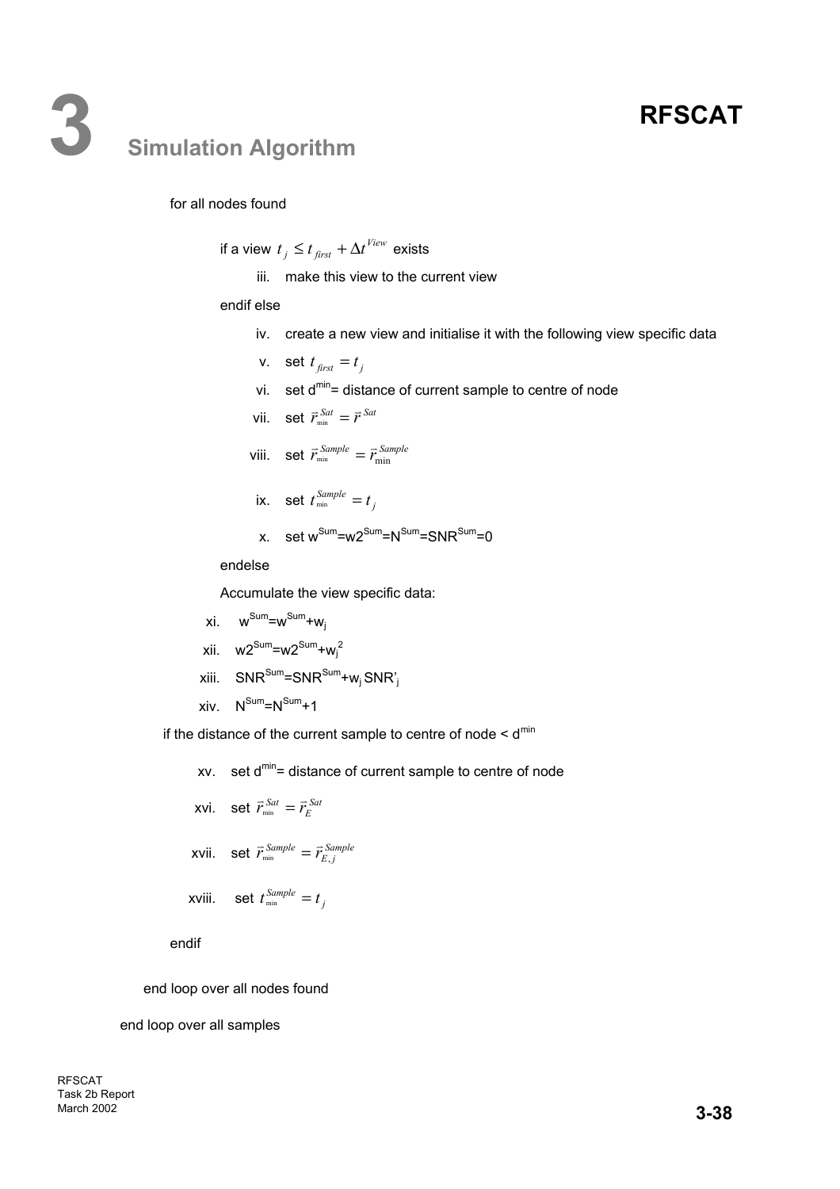for all nodes found

if a view $t_j \le t_{first} + \Delta t^{View}$ exists

iii. make this view to the current view

endif else

iv. create a new view and initialise it with the following view specific data

v. set $t_{first} = t_j$

vi. set $d^{min}$= distance of current sample to centre of node

vii. set $\vec{r}_{min}^{Sat} = \vec{r}^{Sat}$

viii. set $\vec{r}_{min}^{Sample} = \vec{r}_{min}^{Sample}$

ix. set $t_{min}^{Sample} = t_j$

x. set $w^{Sum}=w2^{Sum}=N^{Sum}=SNR^{Sum}=0$

endelse

Accumulate the view specific data:

xi. $w^{Sum}=w^{Sum}+w_j$

xii. $w2^{Sum}=w2^{Sum}+w_j^2$

xiii. $SNR^{Sum}=SNR^{Sum}+w_j\,SNR'_j$

xiv. $N^{Sum}=N^{Sum}+1$

if the distance of the current sample to centre of node < $d^{min}$

xv. set $d^{min}$= distance of current sample to centre of node

xvi. set $\vec{r}_{min}^{Sat} = \vec{r}_E^{Sat}$

xvii. set $\vec{r}_{min}^{Sample} = \vec{r}_{E,j}^{Sample}$

xviii. set $t_{min}^{Sample} = t_j$

endif

end loop over all nodes found

end loop over all samples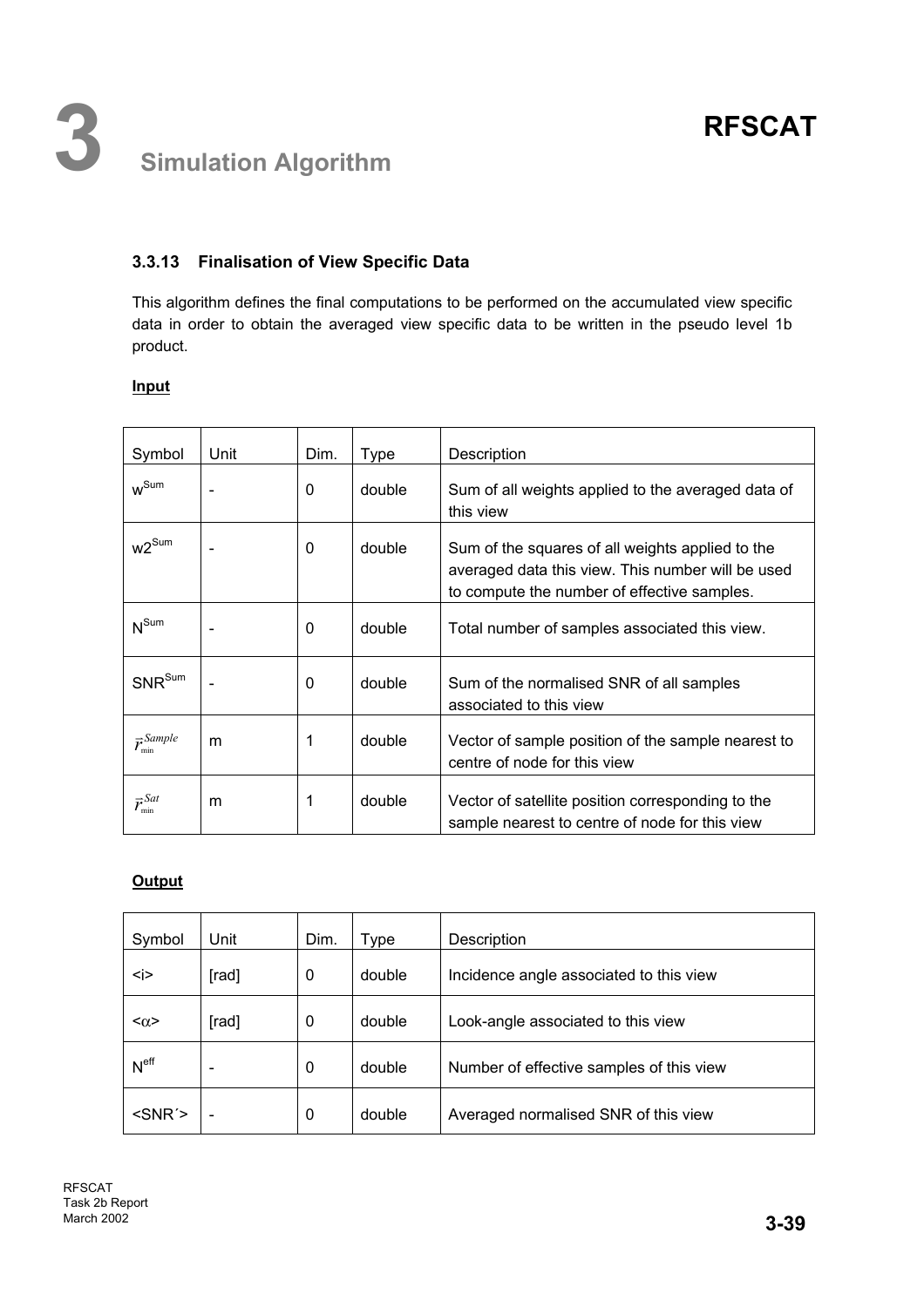### 3.3.13 Finalisation of View Specific Data

This algorithm defines the final computations to be performed on the accumulated view specific data in order to obtain the averaged view specific data to be written in the pseudo level 1b product.

**Input**

| Symbol | Unit | Dim. | Type | Description |
|---|---|---|---|---|
| $w^{Sum}$ | - | 0 | double | Sum of all weights applied to the averaged data of this view |
| $w2^{Sum}$ | - | 0 | double | Sum of the squares of all weights applied to the averaged data this view. This number will be used to compute the number of effective samples. |
| $N^{Sum}$ | - | 0 | double | Total number of samples associated this view. |
| $SNR^{Sum}$ | - | 0 | double | Sum of the normalised SNR of all samples associated to this view |
| $\vec{r}_{min}^{Sample}$ | m | 1 | double | Vector of sample position of the sample nearest to centre of node for this view |
| $\vec{r}_{min}^{Sat}$ | m | 1 | double | Vector of satellite position corresponding to the sample nearest to centre of node for this view |

**Output**

| Symbol | Unit | Dim. | Type | Description |
|---|---|---|---|---|
| $\langle i \rangle$ | [rad] | 0 | double | Incidence angle associated to this view |
| $\langle \alpha \rangle$ | [rad] | 0 | double | Look-angle associated to this view |
| $N^{eff}$ | - | 0 | double | Number of effective samples of this view |
| $\langle SNR' \rangle$ | - | 0 | double | Averaged normalised SNR of this view |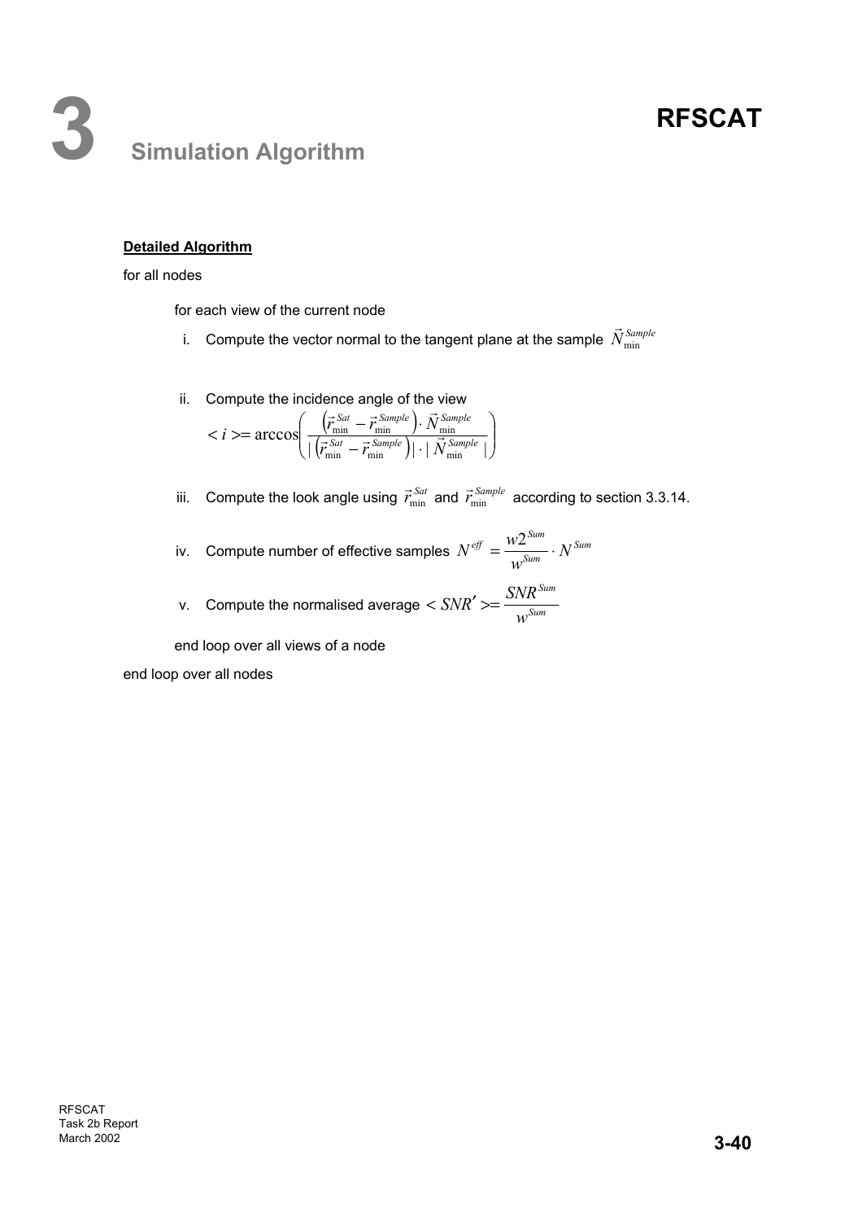**Detailed Algorithm**

for all nodes

for each view of the current node

i. Compute the vector normal to the tangent plane at the sample $\vec{N}_{\min}^{Sample}$

ii. Compute the incidence angle of the view

$$< i >= \arccos\left(\frac{\left(\vec{r}_{\min}^{Sat} - \vec{r}_{\min}^{Sample}\right) \cdot \vec{N}_{\min}^{Sample}}{|\left(\vec{r}_{\min}^{Sat} - \vec{r}_{\min}^{Sample}\right)| \cdot |\vec{N}_{\min}^{Sample}|}\right)$$

iii. Compute the look angle using $\vec{r}_{\min}^{Sat}$ and $\vec{r}_{\min}^{Sample}$ according to section 3.3.14.

iv. Compute number of effective samples $N^{eff} = \frac{w2^{Sum}}{w^{Sum}} \cdot N^{Sum}$

v. Compute the normalised average $< SNR' >= \frac{SNR^{Sum}}{w^{Sum}}$

end loop over all views of a node

end loop over all nodes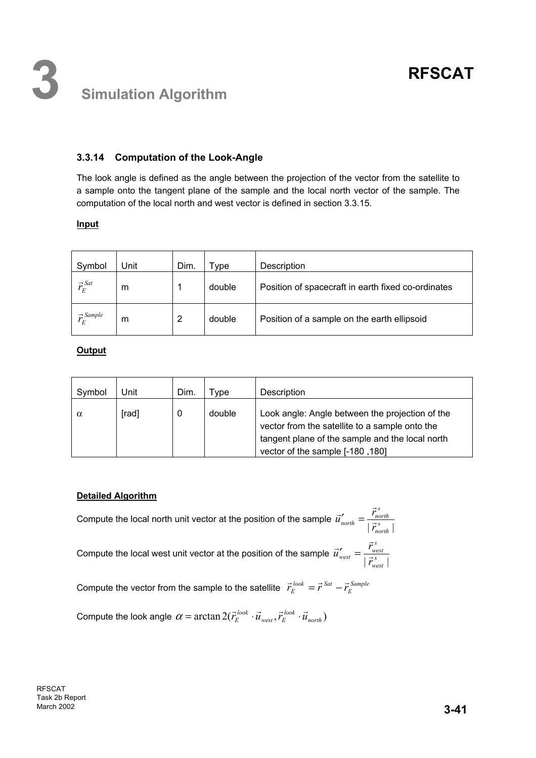# 3 Simulation Algorithm

### 3.3.14 Computation of the Look-Angle

The look angle is defined as the angle between the projection of the vector from the satellite to a sample onto the tangent plane of the sample and the local north vector of the sample. The computation of the local north and west vector is defined in section 3.3.15.

**Input**

| Symbol | Unit | Dim. | Type | Description |
|---|---|---|---|---|
| $\vec{r}_E^{Sat}$ | m | 1 | double | Position of spacecraft in earth fixed co-ordinates |
| $\vec{r}_E^{Sample}$ | m | 2 | double | Position of a sample on the earth ellipsoid |

**Output**

| Symbol | Unit | Dim. | Type | Description |
|---|---|---|---|---|
| $\alpha$ | [rad] | 0 | double | Look angle: Angle between the projection of the vector from the satellite to a sample onto the tangent plane of the sample and the local north vector of the sample [-180 ,180] |

**Detailed Algorithm**

Compute the local north unit vector at the position of the sample $\vec{u}'_{north} = \frac{\vec{r}^{\,s}_{north}}{|\vec{r}^{\,s}_{north}|}$

Compute the local west unit vector at the position of the sample $\vec{u}'_{west} = \frac{\vec{r}^{\,s}_{west}}{|\vec{r}^{\,s}_{west}|}$

Compute the vector from the sample to the satellite $\vec{r}_E^{look} = \vec{r}^{\,Sat} - \vec{r}_E^{Sample}$

Compute the look angle $\alpha = \arctan 2(\vec{r}_E^{look} \cdot \vec{u}_{west}, \vec{r}_E^{look} \cdot \vec{u}_{north})$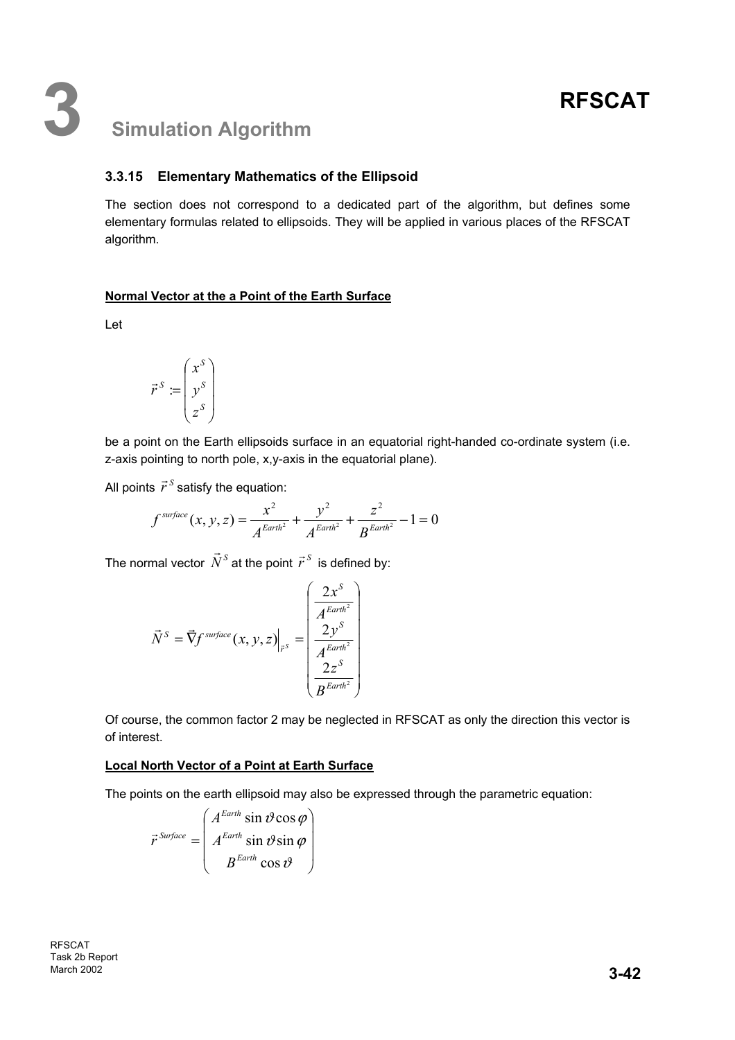### 3.3.15 Elementary Mathematics of the Ellipsoid

The section does not correspond to a dedicated part of the algorithm, but defines some elementary formulas related to ellipsoids. They will be applied in various places of the RFSCAT algorithm.

**Normal Vector at the a Point of the Earth Surface**

Let

$$\vec{r}^{\,S} := \begin{pmatrix} x^S \\ y^S \\ z^S \end{pmatrix}$$

be a point on the Earth ellipsoids surface in an equatorial right-handed co-ordinate system (i.e. z-axis pointing to north pole, x,y-axis in the equatorial plane).

All points $\vec{r}^{\,S}$ satisfy the equation:

$$f^{surface}(x,y,z) = \frac{x^2}{A^{Earth^2}} + \frac{y^2}{A^{Earth^2}} + \frac{z^2}{B^{Earth^2}} - 1 = 0$$

The normal vector $\vec{N}^S$ at the point $\vec{r}^{\,S}$ is defined by:

$$\vec{N}^S = \vec{\nabla} f^{surface}(x,y,z)\Big|_{\vec{r}^{\,S}} = \begin{pmatrix} \dfrac{2x^S}{A^{Earth^2}} \\ \dfrac{2y^S}{A^{Earth^2}} \\ \dfrac{2z^S}{B^{Earth^2}} \end{pmatrix}$$

Of course, the common factor 2 may be neglected in RFSCAT as only the direction this vector is of interest.

**Local North Vector of a Point at Earth Surface**

The points on the earth ellipsoid may also be expressed through the parametric equation:

$$\vec{r}^{\,Surface} = \begin{pmatrix} A^{Earth} \sin\vartheta \cos\varphi \\ A^{Earth} \sin\vartheta \sin\varphi \\ B^{Earth} \cos\vartheta \end{pmatrix}$$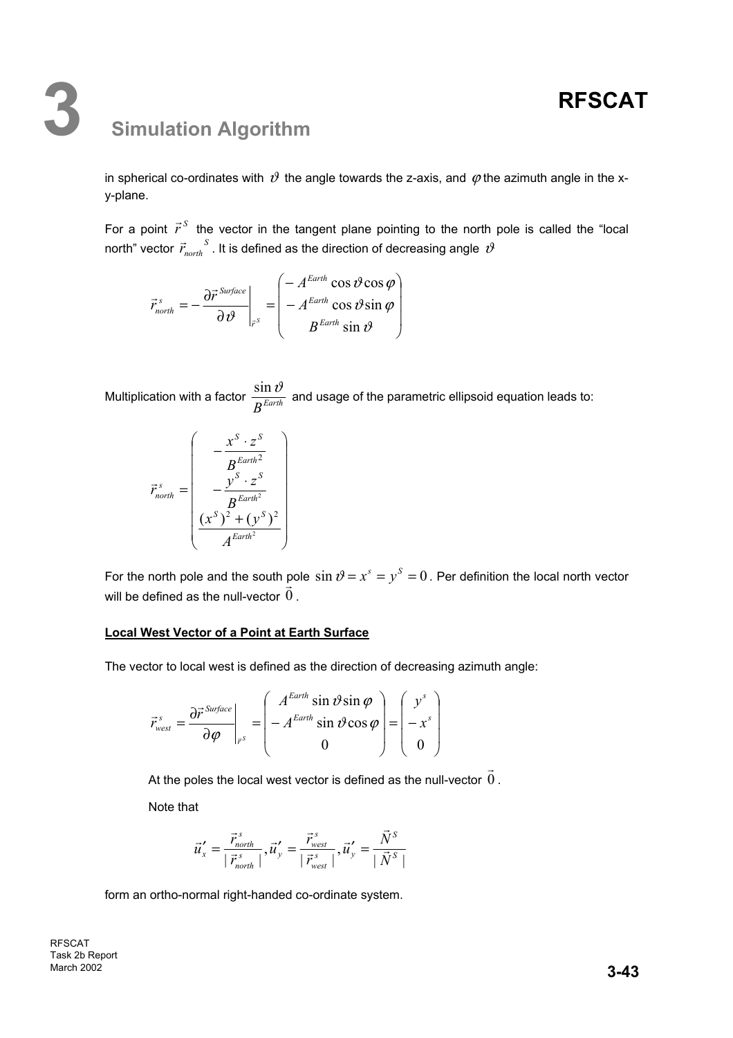in spherical co-ordinates with $\vartheta$ the angle towards the z-axis, and $\varphi$ the azimuth angle in the x-y-plane.

For a point $\vec{r}^S$ the vector in the tangent plane pointing to the north pole is called the "local north" vector $\vec{r}_{north}^{\ S}$. It is defined as the direction of decreasing angle $\vartheta$

$$\vec{r}_{north}^{\,s} = -\left.\frac{\partial \vec{r}^{\,Surface}}{\partial \vartheta}\right|_{\vec{r}^S} = \begin{pmatrix} -A^{Earth}\cos\vartheta\cos\varphi \\ -A^{Earth}\cos\vartheta\sin\varphi \\ B^{Earth}\sin\vartheta \end{pmatrix}$$

Multiplication with a factor $\frac{\sin\vartheta}{B^{Earth}}$ and usage of the parametric ellipsoid equation leads to:

$$\vec{r}_{north}^{\,s} = \begin{pmatrix} -\dfrac{x^S \cdot z^S}{B^{Earth^2}} \\ -\dfrac{y^S \cdot z^S}{B^{Earth^2}} \\ \dfrac{(x^S)^2 + (y^S)^2}{A^{Earth^2}} \end{pmatrix}$$

For the north pole and the south pole $\sin\vartheta = x^s = y^S = 0$. Per definition the local north vector will be defined as the null-vector $\vec{0}$.

**Local West Vector of a Point at Earth Surface**

The vector to local west is defined as the direction of decreasing azimuth angle:

$$\vec{r}_{west}^{\,s} = \left.\frac{\partial \vec{r}^{\,Surface}}{\partial \varphi}\right|_{\vec{r}^S} = \begin{pmatrix} A^{Earth}\sin\vartheta\sin\varphi \\ -A^{Earth}\sin\vartheta\cos\varphi \\ 0 \end{pmatrix} = \begin{pmatrix} y^s \\ -x^s \\ 0 \end{pmatrix}$$

At the poles the local west vector is defined as the null-vector $\vec{0}$.

Note that

$$\vec{u}_x' = \frac{\vec{r}_{north}^{\,s}}{|\vec{r}_{north}^{\,s}|}, \vec{u}_y' = \frac{\vec{r}_{west}^{\,s}}{|\vec{r}_{west}^{\,s}|}, \vec{u}_y' = \frac{\vec{N}^S}{|\vec{N}^S|}$$

form an ortho-normal right-handed co-ordinate system.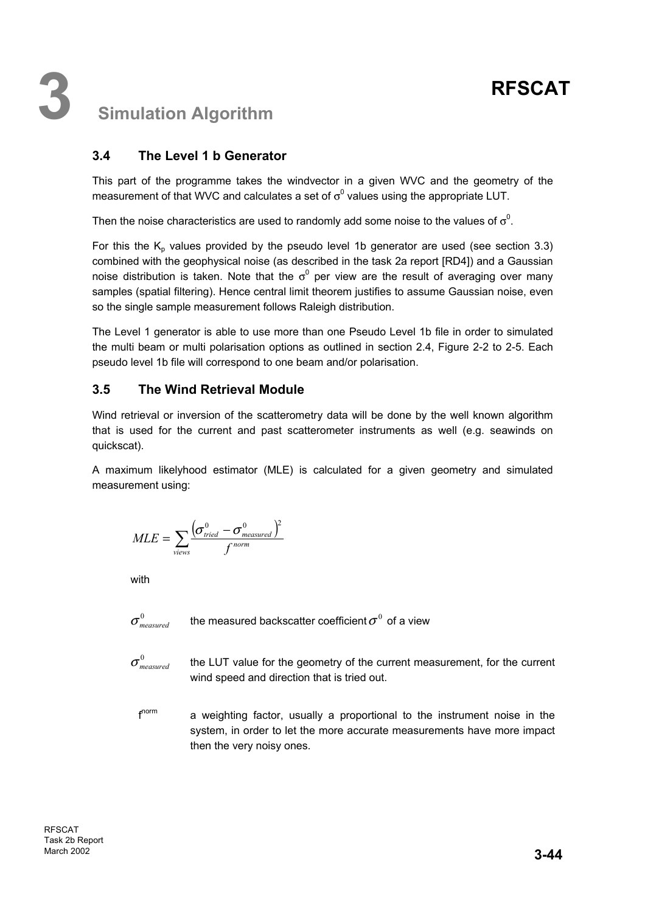## 3.4 The Level 1 b Generator

This part of the programme takes the windvector in a given WVC and the geometry of the measurement of that WVC and calculates a set of $\sigma^0$ values using the appropriate LUT.

Then the noise characteristics are used to randomly add some noise to the values of $\sigma^0$.

For this the $K_p$ values provided by the pseudo level 1b generator are used (see section 3.3) combined with the geophysical noise (as described in the task 2a report [RD4]) and a Gaussian noise distribution is taken. Note that the $\sigma^0$ per view are the result of averaging over many samples (spatial filtering). Hence central limit theorem justifies to assume Gaussian noise, even so the single sample measurement follows Raleigh distribution.

The Level 1 generator is able to use more than one Pseudo Level 1b file in order to simulated the multi beam or multi polarisation options as outlined in section 2.4, Figure 2-2 to 2-5. Each pseudo level 1b file will correspond to one beam and/or polarisation.

## 3.5 The Wind Retrieval Module

Wind retrieval or inversion of the scatterometry data will be done by the well known algorithm that is used for the current and past scatterometer instruments as well (e.g. seawinds on quickscat).

A maximum likelyhood estimator (MLE) is calculated for a given geometry and simulated measurement using:

$$MLE = \sum_{views} \frac{\left(\sigma^0_{tried} - \sigma^0_{measured}\right)^2}{f^{norm}}$$

with

$\sigma^0_{measured}$ the measured backscatter coefficient $\sigma^0$ of a view

$\sigma^0_{measured}$ the LUT value for the geometry of the current measurement, for the current wind speed and direction that is tried out.

$f^{norm}$ a weighting factor, usually a proportional to the instrument noise in the system, in order to let the more accurate measurements have more impact then the very noisy ones.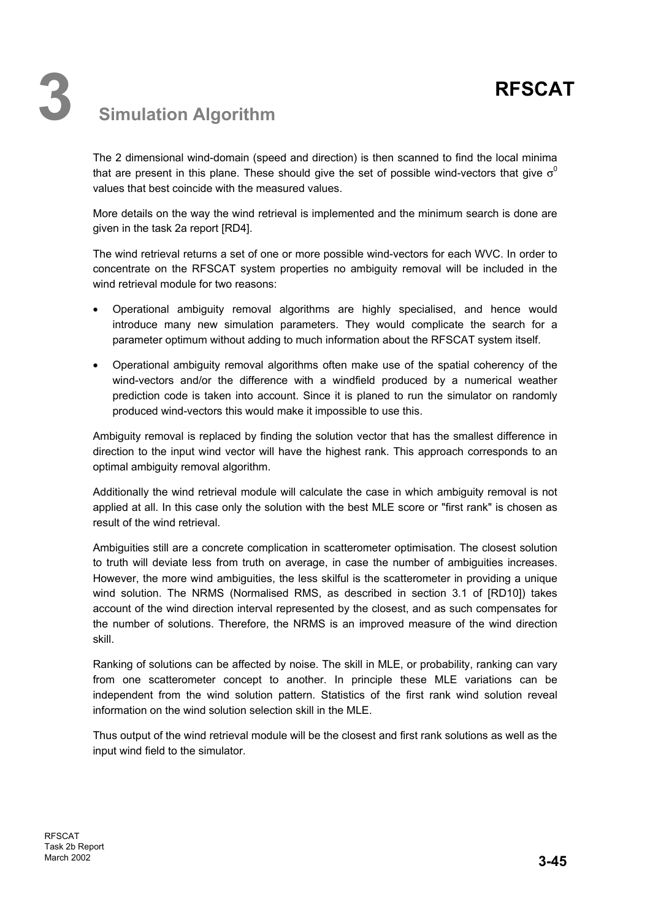The 2 dimensional wind-domain (speed and direction) is then scanned to find the local minima that are present in this plane. These should give the set of possible wind-vectors that give $\sigma^0$ values that best coincide with the measured values.

More details on the way the wind retrieval is implemented and the minimum search is done are given in the task 2a report [RD4].

The wind retrieval returns a set of one or more possible wind-vectors for each WVC. In order to concentrate on the RFSCAT system properties no ambiguity removal will be included in the wind retrieval module for two reasons:

- Operational ambiguity removal algorithms are highly specialised, and hence would introduce many new simulation parameters. They would complicate the search for a parameter optimum without adding to much information about the RFSCAT system itself.
- Operational ambiguity removal algorithms often make use of the spatial coherency of the wind-vectors and/or the difference with a windfield produced by a numerical weather prediction code is taken into account. Since it is planed to run the simulator on randomly produced wind-vectors this would make it impossible to use this.

Ambiguity removal is replaced by finding the solution vector that has the smallest difference in direction to the input wind vector will have the highest rank. This approach corresponds to an optimal ambiguity removal algorithm.

Additionally the wind retrieval module will calculate the case in which ambiguity removal is not applied at all. In this case only the solution with the best MLE score or "first rank" is chosen as result of the wind retrieval.

Ambiguities still are a concrete complication in scatterometer optimisation. The closest solution to truth will deviate less from truth on average, in case the number of ambiguities increases. However, the more wind ambiguities, the less skilful is the scatterometer in providing a unique wind solution. The NRMS (Normalised RMS, as described in section 3.1 of [RD10]) takes account of the wind direction interval represented by the closest, and as such compensates for the number of solutions. Therefore, the NRMS is an improved measure of the wind direction skill.

Ranking of solutions can be affected by noise. The skill in MLE, or probability, ranking can vary from one scatterometer concept to another. In principle these MLE variations can be independent from the wind solution pattern. Statistics of the first rank wind solution reveal information on the wind solution selection skill in the MLE.

Thus output of the wind retrieval module will be the closest and first rank solutions as well as the input wind field to the simulator.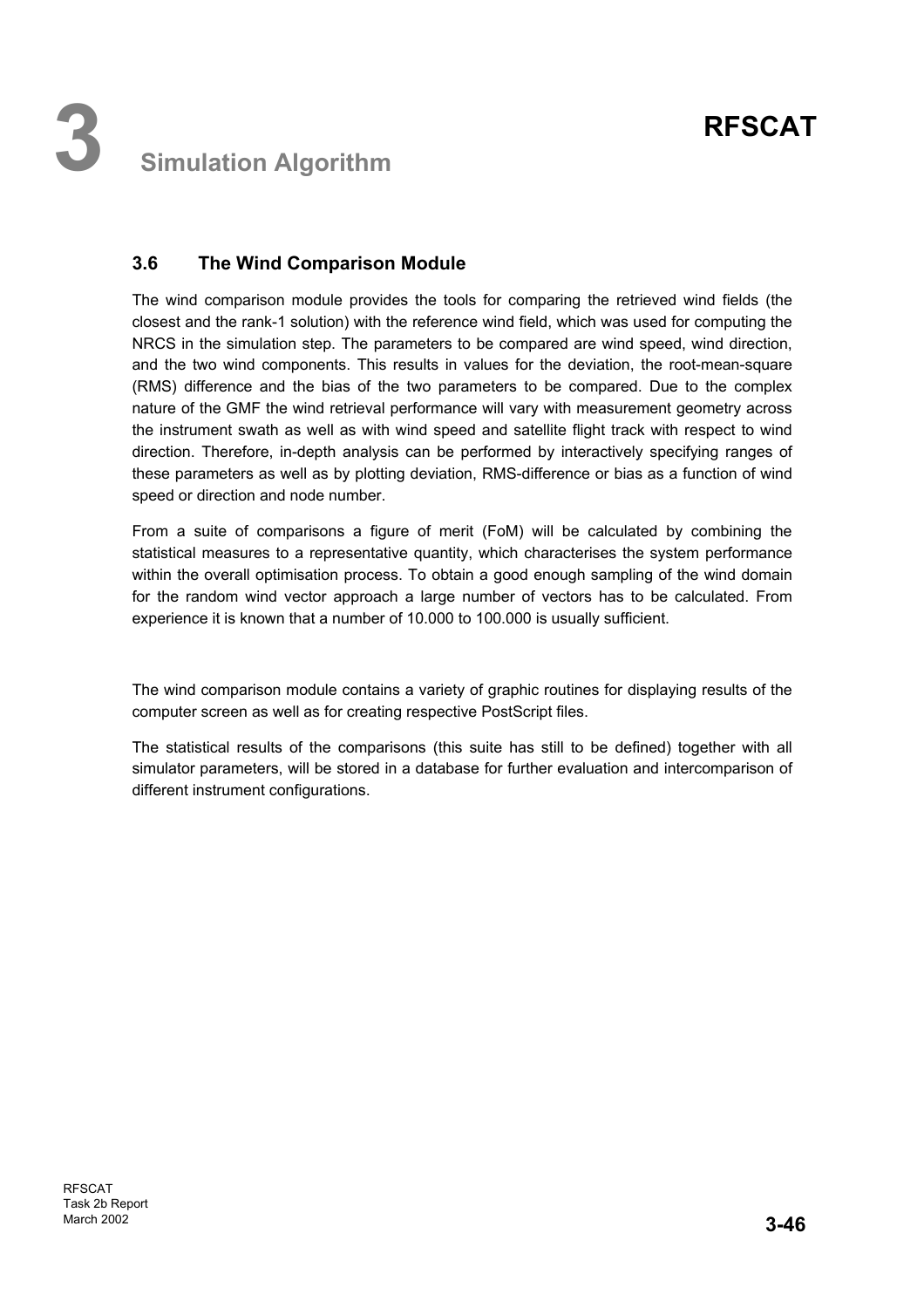### 3.6 The Wind Comparison Module

The wind comparison module provides the tools for comparing the retrieved wind fields (the closest and the rank-1 solution) with the reference wind field, which was used for computing the NRCS in the simulation step. The parameters to be compared are wind speed, wind direction, and the two wind components. This results in values for the deviation, the root-mean-square (RMS) difference and the bias of the two parameters to be compared. Due to the complex nature of the GMF the wind retrieval performance will vary with measurement geometry across the instrument swath as well as with wind speed and satellite flight track with respect to wind direction. Therefore, in-depth analysis can be performed by interactively specifying ranges of these parameters as well as by plotting deviation, RMS-difference or bias as a function of wind speed or direction and node number.

From a suite of comparisons a figure of merit (FoM) will be calculated by combining the statistical measures to a representative quantity, which characterises the system performance within the overall optimisation process. To obtain a good enough sampling of the wind domain for the random wind vector approach a large number of vectors has to be calculated. From experience it is known that a number of 10.000 to 100.000 is usually sufficient.

The wind comparison module contains a variety of graphic routines for displaying results of the computer screen as well as for creating respective PostScript files.

The statistical results of the comparisons (this suite has still to be defined) together with all simulator parameters, will be stored in a database for further evaluation and intercomparison of different instrument configurations.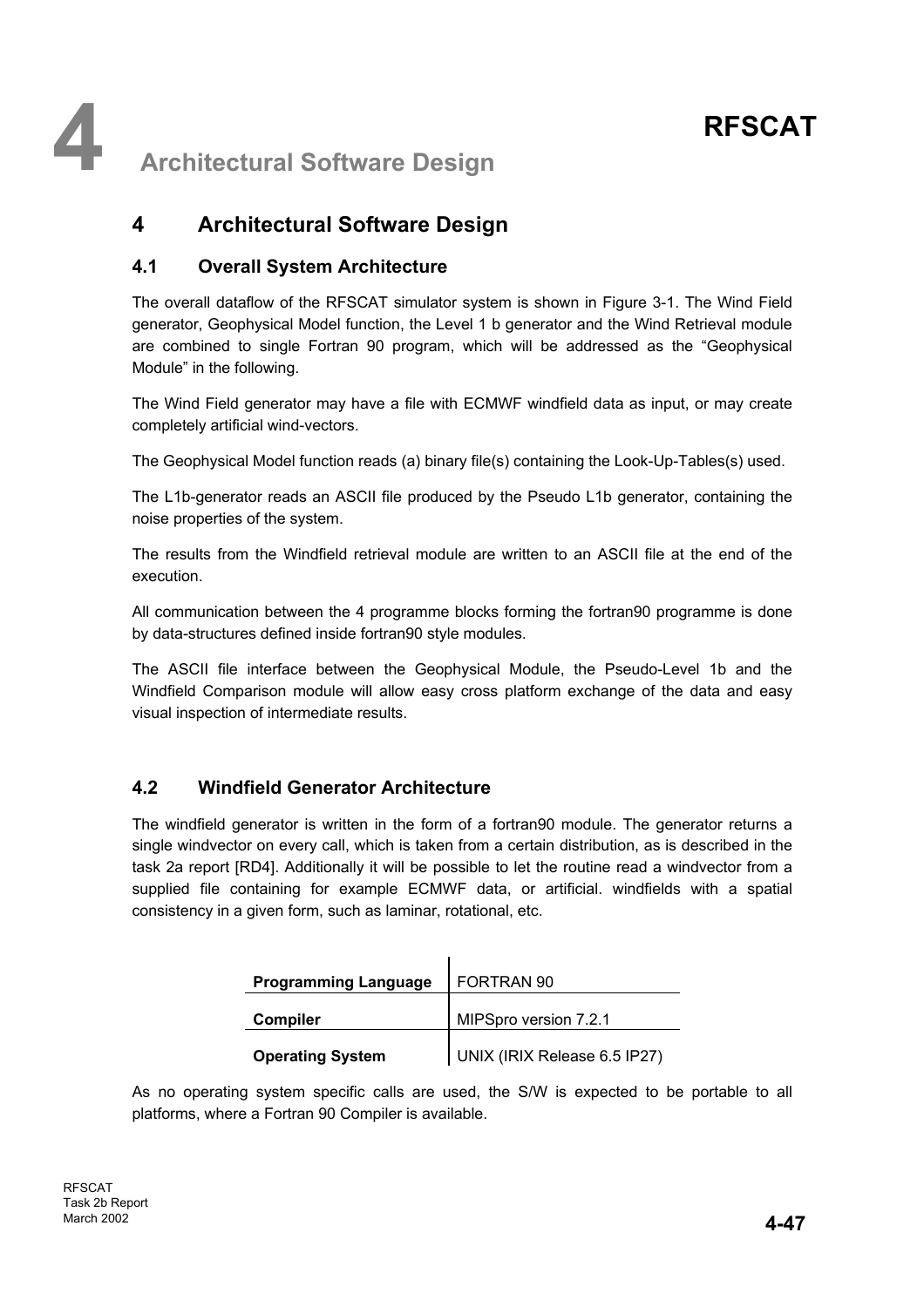# 4 Architectural Software Design

## 4 Architectural Software Design

### 4.1 Overall System Architecture

The overall dataflow of the RFSCAT simulator system is shown in Figure 3-1. The Wind Field generator, Geophysical Model function, the Level 1 b generator and the Wind Retrieval module are combined to single Fortran 90 program, which will be addressed as the “Geophysical Module” in the following.

The Wind Field generator may have a file with ECMWF windfield data as input, or may create completely artificial wind-vectors.

The Geophysical Model function reads (a) binary file(s) containing the Look-Up-Tables(s) used.

The L1b-generator reads an ASCII file produced by the Pseudo L1b generator, containing the noise properties of the system.

The results from the Windfield retrieval module are written to an ASCII file at the end of the execution.

All communication between the 4 programme blocks forming the fortran90 programme is done by data-structures defined inside fortran90 style modules.

The ASCII file interface between the Geophysical Module, the Pseudo-Level 1b and the Windfield Comparison module will allow easy cross platform exchange of the data and easy visual inspection of intermediate results.

### 4.2 Windfield Generator Architecture

The windfield generator is written in the form of a fortran90 module. The generator returns a single windvector on every call, which is taken from a certain distribution, as is described in the task 2a report [RD4]. Additionally it will be possible to let the routine read a windvector from a supplied file containing for example ECMWF data, or artificial. windfields with a spatial consistency in a given form, such as laminar, rotational, etc.

| | |
|---|---|
| **Programming Language** | FORTRAN 90 |
| **Compiler** | MIPSpro version 7.2.1 |
| **Operating System** | UNIX (IRIX Release 6.5 IP27) |

As no operating system specific calls are used, the S/W is expected to be portable to all platforms, where a Fortran 90 Compiler is available.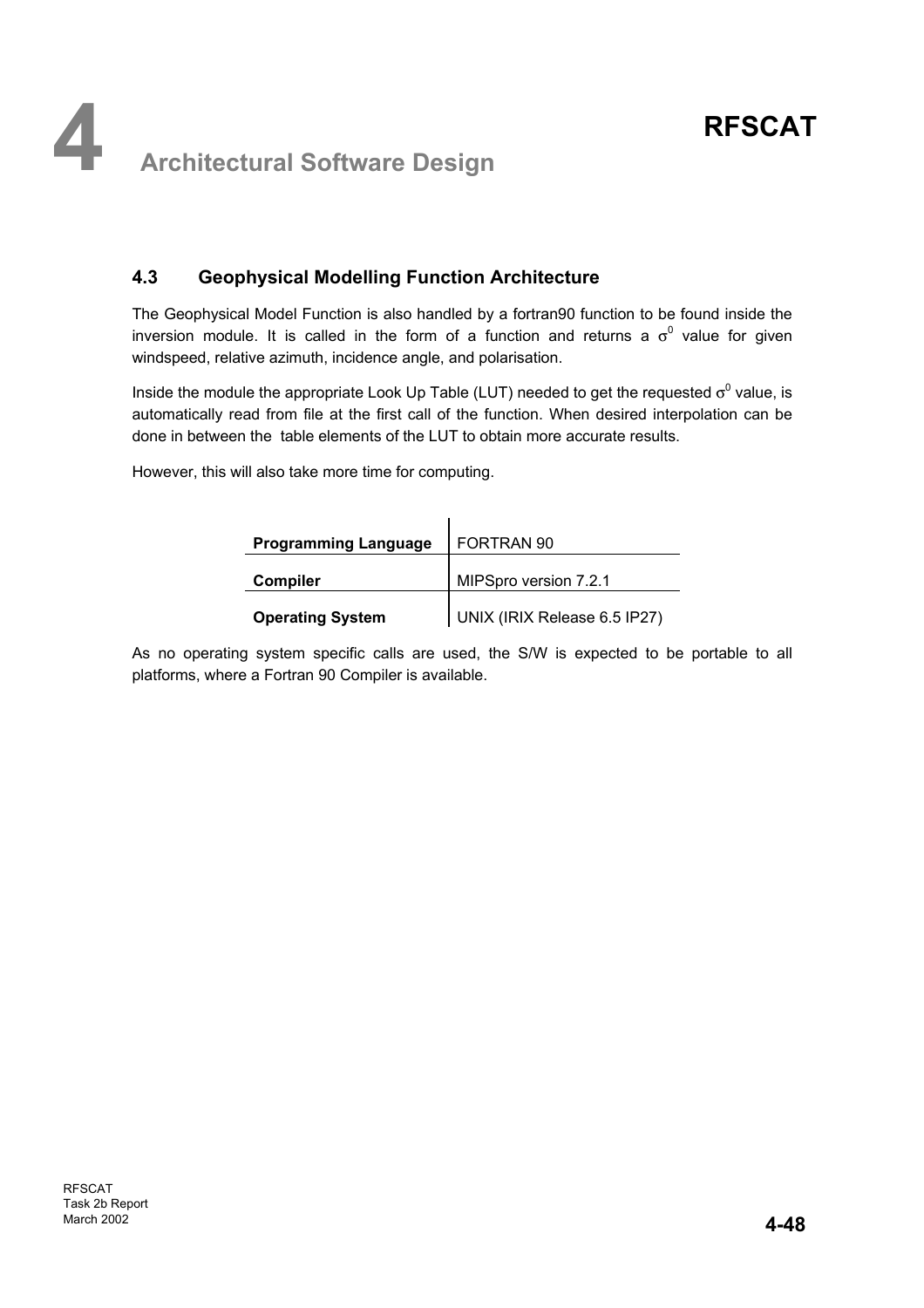## 4.3 Geophysical Modelling Function Architecture

The Geophysical Model Function is also handled by a fortran90 function to be found inside the inversion module. It is called in the form of a function and returns a $\sigma^0$ value for given windspeed, relative azimuth, incidence angle, and polarisation.

Inside the module the appropriate Look Up Table (LUT) needed to get the requested $\sigma^0$ value, is automatically read from file at the first call of the function. When desired interpolation can be done in between the table elements of the LUT to obtain more accurate results.

However, this will also take more time for computing.

| | |
|---|---|
| **Programming Language** | FORTRAN 90 |
| **Compiler** | MIPSpro version 7.2.1 |
| **Operating System** | UNIX (IRIX Release 6.5 IP27) |

As no operating system specific calls are used, the S/W is expected to be portable to all platforms, where a Fortran 90 Compiler is available.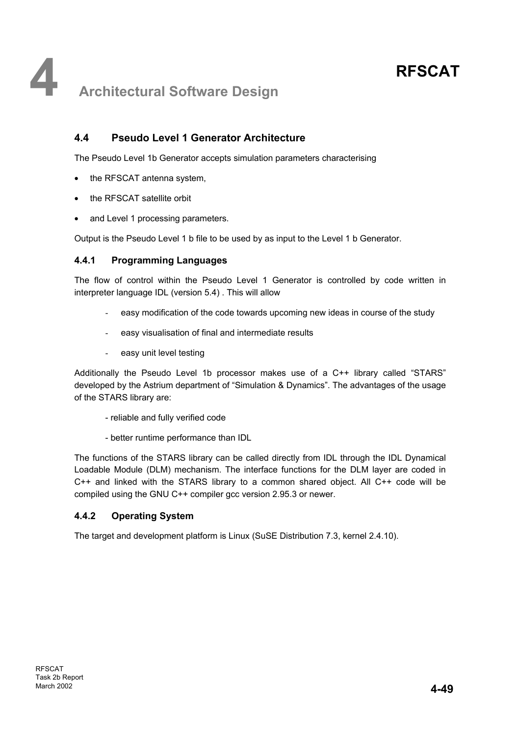### 4.4 Pseudo Level 1 Generator Architecture

The Pseudo Level 1b Generator accepts simulation parameters characterising

- the RFSCAT antenna system,
- the RFSCAT satellite orbit
- and Level 1 processing parameters.

Output is the Pseudo Level 1 b file to be used by as input to the Level 1 b Generator.

#### 4.4.1 Programming Languages

The flow of control within the Pseudo Level 1 Generator is controlled by code written in interpreter language IDL (version 5.4) . This will allow

- easy modification of the code towards upcoming new ideas in course of the study
- easy visualisation of final and intermediate results
- easy unit level testing

Additionally the Pseudo Level 1b processor makes use of a C++ library called “STARS” developed by the Astrium department of “Simulation & Dynamics”. The advantages of the usage of the STARS library are:

- reliable and fully verified code
- better runtime performance than IDL

The functions of the STARS library can be called directly from IDL through the IDL Dynamical Loadable Module (DLM) mechanism. The interface functions for the DLM layer are coded in C++ and linked with the STARS library to a common shared object. All C++ code will be compiled using the GNU C++ compiler gcc version 2.95.3 or newer.

#### 4.4.2 Operating System

The target and development platform is Linux (SuSE Distribution 7.3, kernel 2.4.10).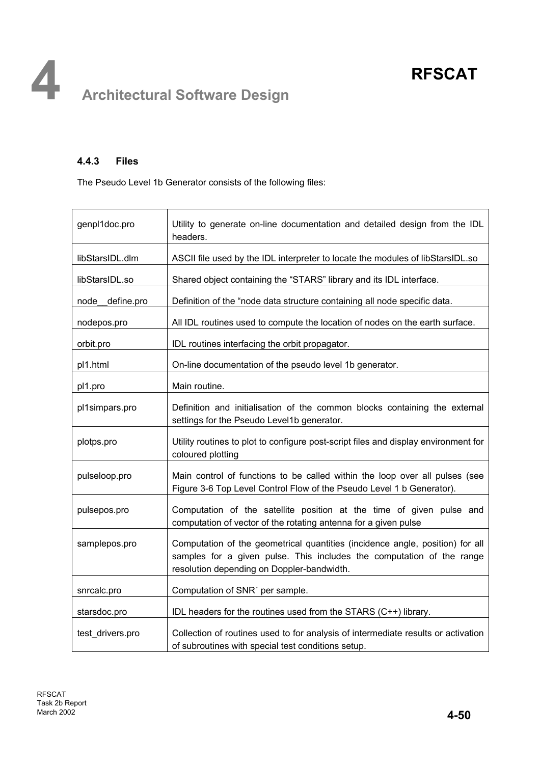#### 4.4.3 Files

The Pseudo Level 1b Generator consists of the following files:

| | |
|---|---|
| genpl1doc.pro | Utility to generate on-line documentation and detailed design from the IDL headers. |
| libStarsIDL.dlm | ASCII file used by the IDL interpreter to locate the modules of libStarsIDL.so |
| libStarsIDL.so | Shared object containing the "STARS" library and its IDL interface. |
| node__define.pro | Definition of the "node data structure containing all node specific data. |
| nodepos.pro | All IDL routines used to compute the location of nodes on the earth surface. |
| orbit.pro | IDL routines interfacing the orbit propagator. |
| pl1.html | On-line documentation of the pseudo level 1b generator. |
| pl1.pro | Main routine. |
| pl1simpars.pro | Definition and initialisation of the common blocks containing the external settings for the Pseudo Level1b generator. |
| plotps.pro | Utility routines to plot to configure post-script files and display environment for coloured plotting |
| pulseloop.pro | Main control of functions to be called within the loop over all pulses (see Figure 3-6 Top Level Control Flow of the Pseudo Level 1 b Generator). |
| pulsepos.pro | Computation of the satellite position at the time of given pulse and computation of vector of the rotating antenna for a given pulse |
| samplepos.pro | Computation of the geometrical quantities (incidence angle, position) for all samples for a given pulse. This includes the computation of the range resolution depending on Doppler-bandwidth. |
| snrcalc.pro | Computation of SNR´ per sample. |
| starsdoc.pro | IDL headers for the routines used from the STARS (C++) library. |
| test_drivers.pro | Collection of routines used to for analysis of intermediate results or activation of subroutines with special test conditions setup. |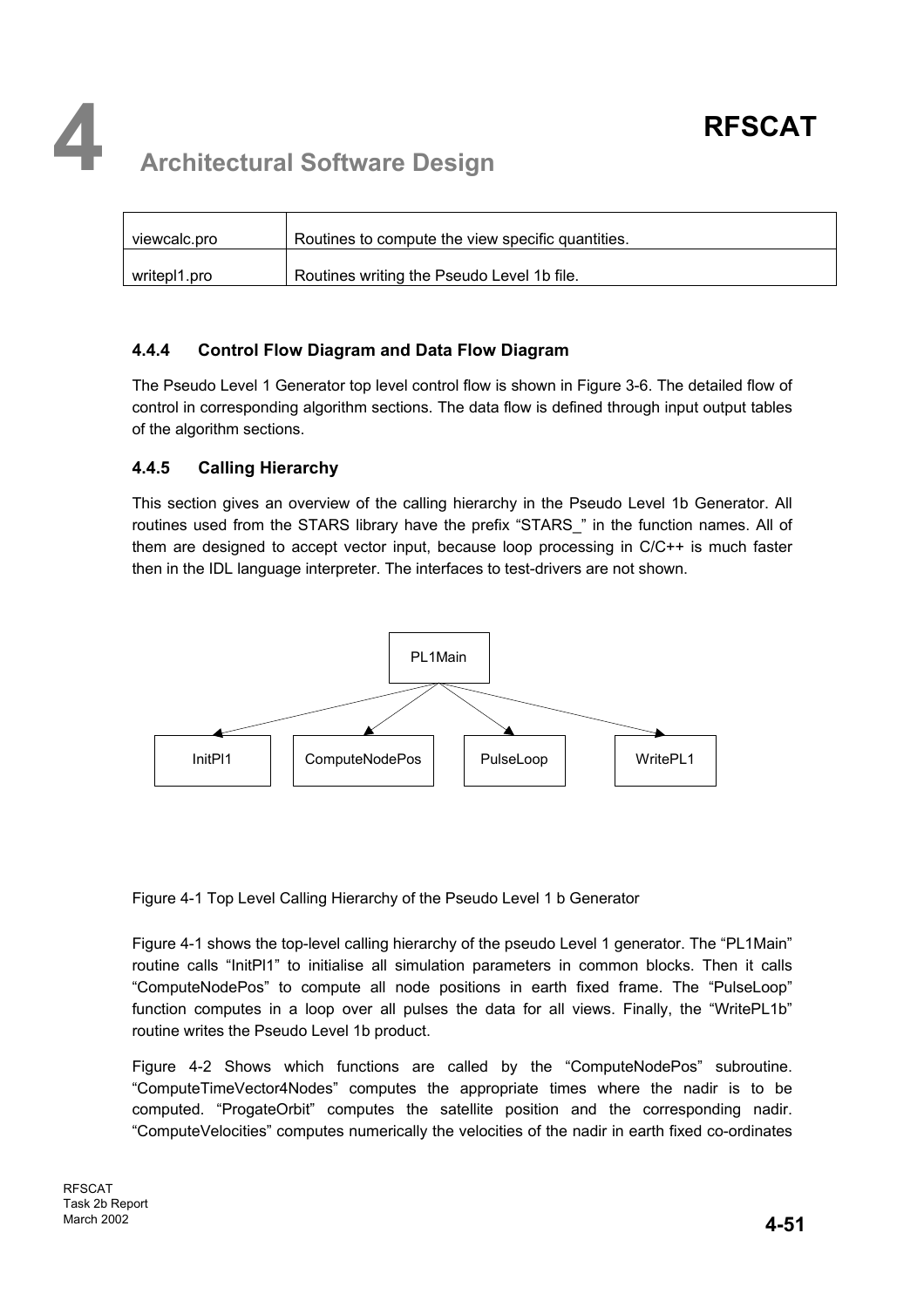| viewcalc.pro | Routines to compute the view specific quantities. |
|---|---|
| writepl1.pro | Routines writing the Pseudo Level 1b file. |

### 4.4.4 Control Flow Diagram and Data Flow Diagram

The Pseudo Level 1 Generator top level control flow is shown in Figure 3-6. The detailed flow of control in corresponding algorithm sections. The data flow is defined through input output tables of the algorithm sections.

### 4.4.5 Calling Hierarchy

This section gives an overview of the calling hierarchy in the Pseudo Level 1b Generator. All routines used from the STARS library have the prefix "STARS_" in the function names. All of them are designed to accept vector input, because loop processing in C/C++ is much faster then in the IDL language interpreter. The interfaces to test-drivers are not shown.

PL1Main

InitPl1 ComputeNodePos PulseLoop WritePL1

Figure 4-1 Top Level Calling Hierarchy of the Pseudo Level 1 b Generator

Figure 4-1 shows the top-level calling hierarchy of the pseudo Level 1 generator. The "PL1Main" routine calls "InitPl1" to initialise all simulation parameters in common blocks. Then it calls "ComputeNodePos" to compute all node positions in earth fixed frame. The "PulseLoop" function computes in a loop over all pulses the data for all views. Finally, the "WritePL1b" routine writes the Pseudo Level 1b product.

Figure 4-2 Shows which functions are called by the "ComputeNodePos" subroutine. "ComputeTimeVector4Nodes" computes the appropriate times where the nadir is to be computed. "ProgateOrbit" computes the satellite position and the corresponding nadir. "ComputeVelocities" computes numerically the velocities of the nadir in earth fixed co-ordinates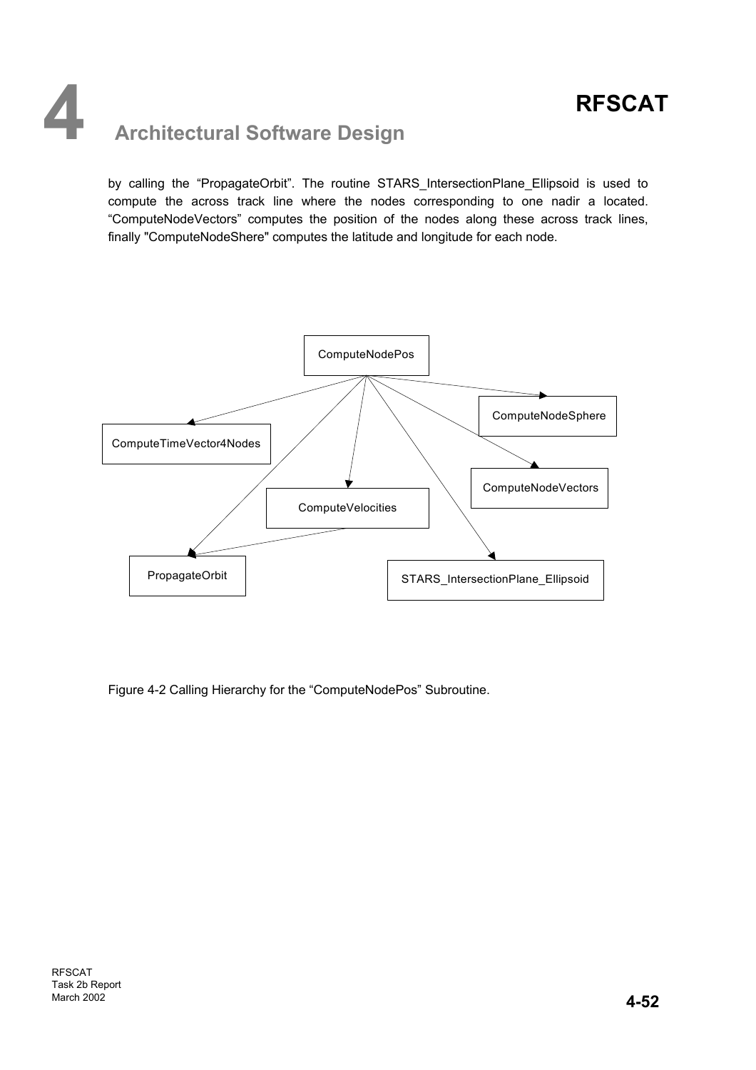by calling the "PropagateOrbit". The routine STARS_IntersectionPlane_Ellipsoid is used to compute the across track line where the nodes corresponding to one nadir a located. "ComputeNodeVectors" computes the position of the nodes along these across track lines, finally "ComputeNodeShere" computes the latitude and longitude for each node.

Figure 4-2 Calling Hierarchy for the "ComputeNodePos" Subroutine.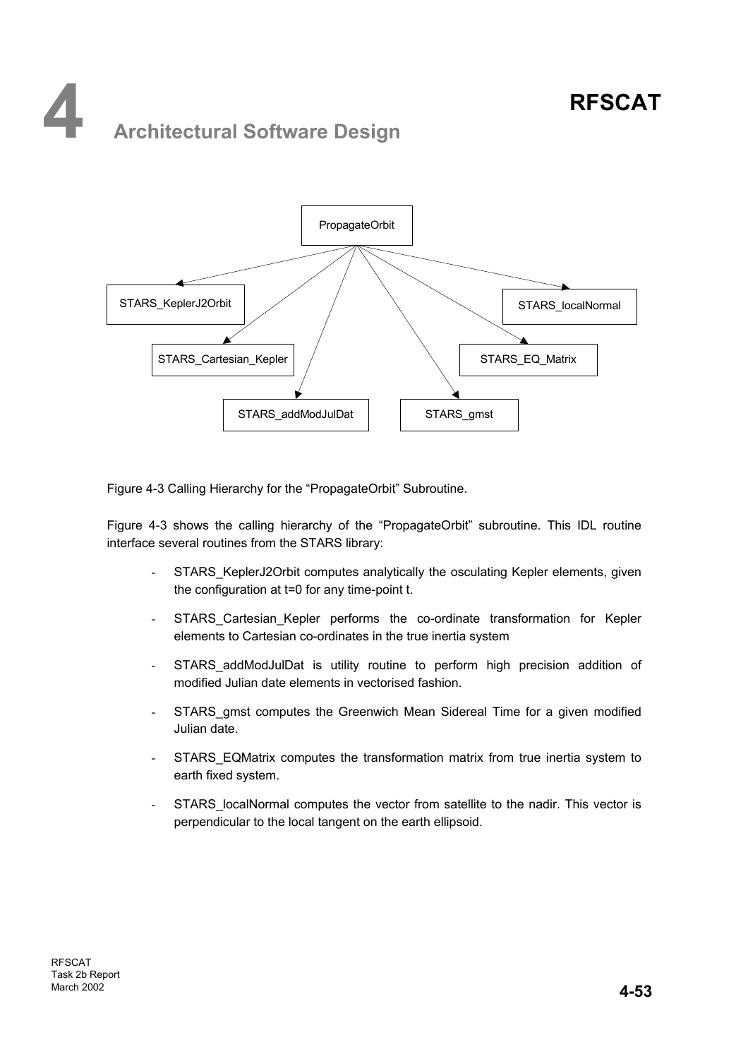Figure 4-3 Calling Hierarchy for the “PropagateOrbit” Subroutine.

Figure 4-3 shows the calling hierarchy of the “PropagateOrbit” subroutine. This IDL routine interface several routines from the STARS library:

- STARS_KeplerJ2Orbit computes analytically the osculating Kepler elements, given the configuration at t=0 for any time-point t.
- STARS_Cartesian_Kepler performs the co-ordinate transformation for Kepler elements to Cartesian co-ordinates in the true inertia system
- STARS_addModJulDat is utility routine to perform high precision addition of modified Julian date elements in vectorised fashion.
- STARS_gmst computes the Greenwich Mean Sidereal Time for a given modified Julian date.
- STARS_EQMatrix computes the transformation matrix from true inertia system to earth fixed system.
- STARS_localNormal computes the vector from satellite to the nadir. This vector is perpendicular to the local tangent on the earth ellipsoid.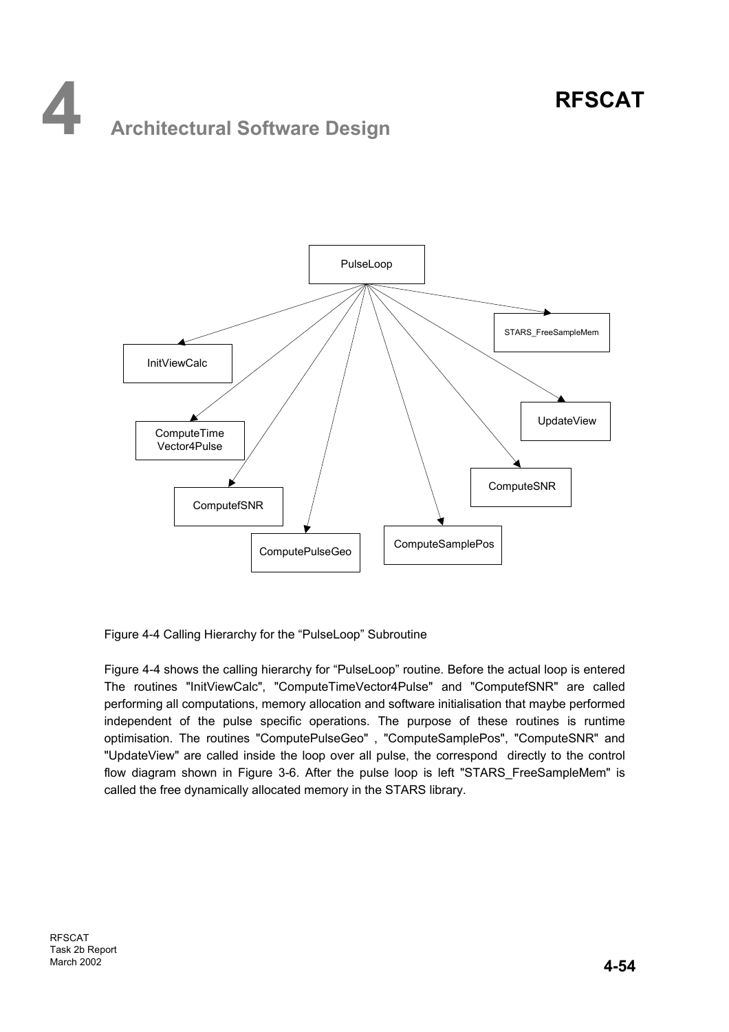Figure 4-4 Calling Hierarchy for the “PulseLoop” Subroutine

Figure 4-4 shows the calling hierarchy for “PulseLoop” routine. Before the actual loop is entered The routines "InitViewCalc", "ComputeTimeVector4Pulse" and "ComputefSNR" are called performing all computations, memory allocation and software initialisation that maybe performed independent of the pulse specific operations. The purpose of these routines is runtime optimisation. The routines "ComputePulseGeo" , "ComputeSamplePos", "ComputeSNR" and "UpdateView" are called inside the loop over all pulse, the correspond directly to the control flow diagram shown in Figure 3-6. After the pulse loop is left "STARS_FreeSampleMem" is called the free dynamically allocated memory in the STARS library.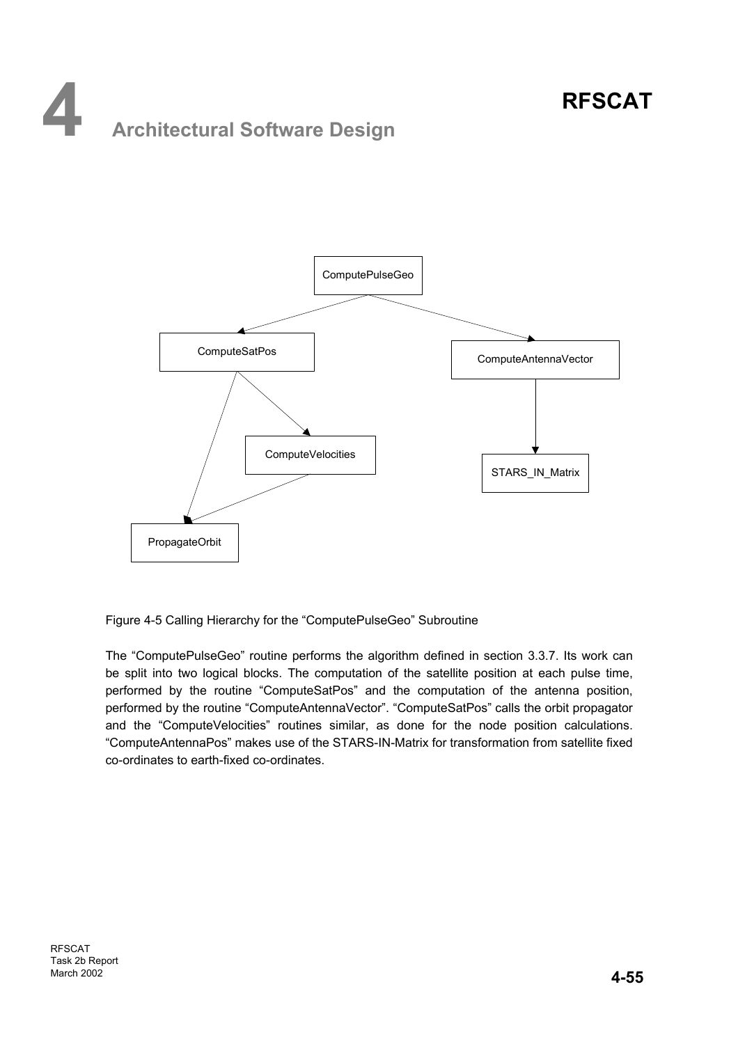Figure 4-5 Calling Hierarchy for the "ComputePulseGeo" Subroutine

The "ComputePulseGeo" routine performs the algorithm defined in section 3.3.7. Its work can be split into two logical blocks. The computation of the satellite position at each pulse time, performed by the routine "ComputeSatPos" and the computation of the antenna position, performed by the routine "ComputeAntennaVector". "ComputeSatPos" calls the orbit propagator and the "ComputeVelocities" routines similar, as done for the node position calculations. "ComputeAntennaPos" makes use of the STARS-IN-Matrix for transformation from satellite fixed co-ordinates to earth-fixed co-ordinates.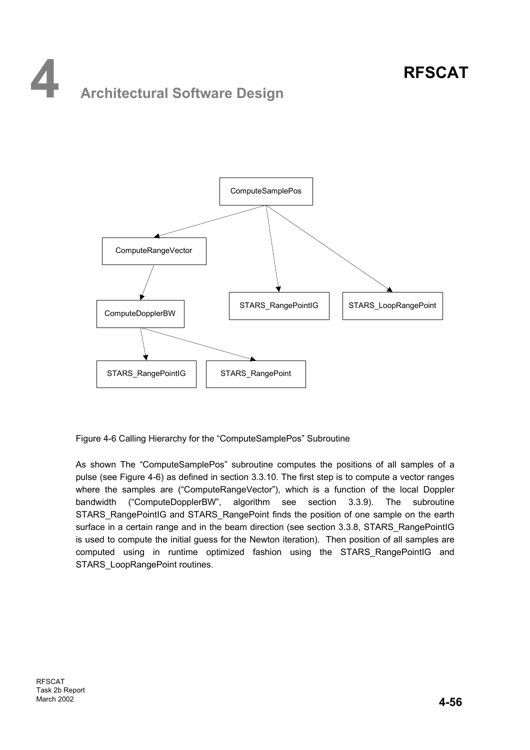Figure 4-6 Calling Hierarchy for the “ComputeSamplePos” Subroutine

As shown The “ComputeSamplePos” subroutine computes the positions of all samples of a pulse (see Figure 4-6) as defined in section 3.3.10. The first step is to compute a vector ranges where the samples are (“ComputeRangeVector”), which is a function of the local Doppler bandwidth (“ComputeDopplerBW”, algorithm see section 3.3.9). The subroutine STARS_RangePointIG and STARS_RangePoint finds the position of one sample on the earth surface in a certain range and in the beam direction (see section 3.3.8, STARS_RangePointIG is used to compute the initial guess for the Newton iteration). Then position of all samples are computed using in runtime optimized fashion using the STARS_RangePointIG and STARS_LoopRangePoint routines.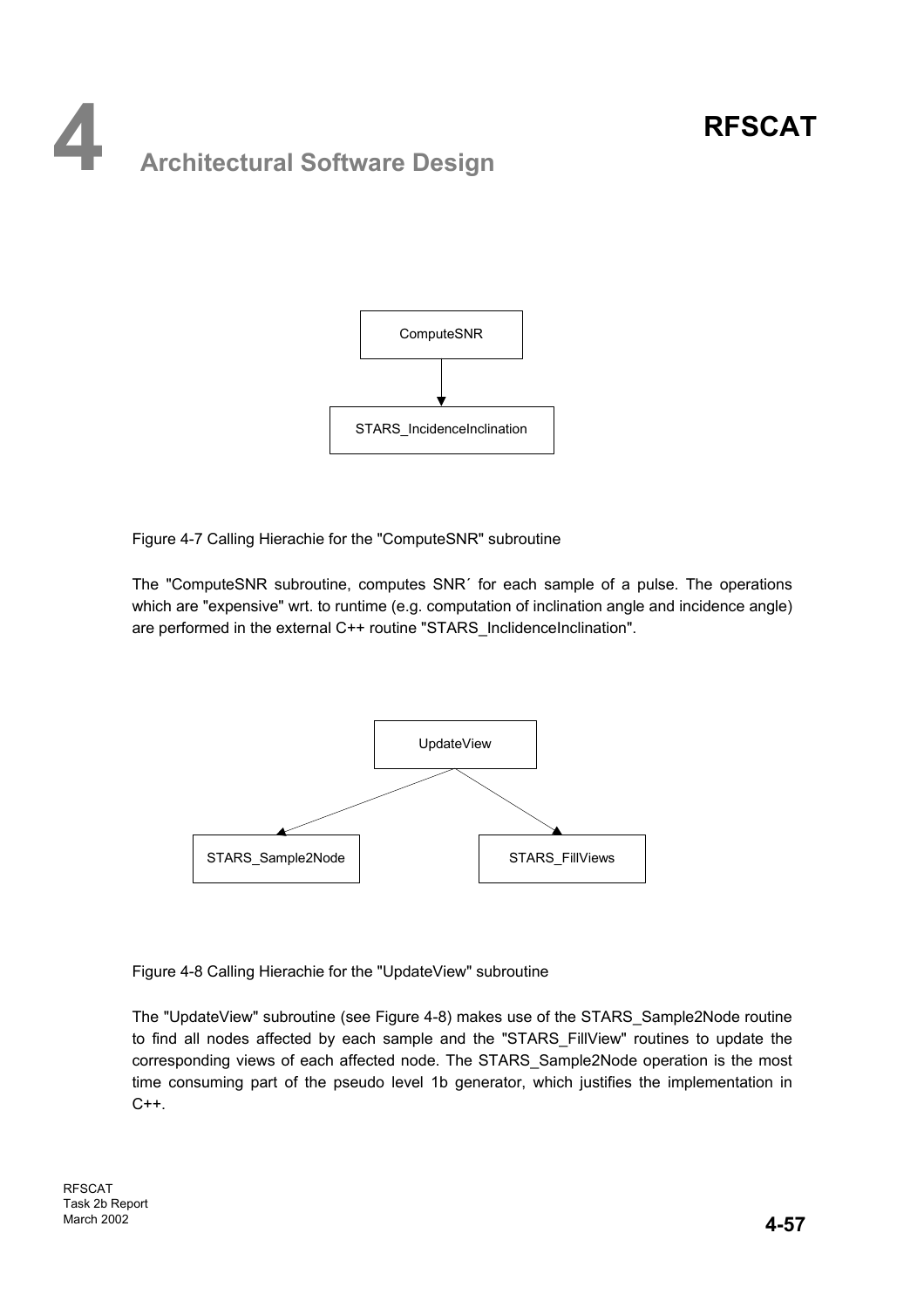ComputeSNR

STARS_IncidenceInclination

Figure 4-7 Calling Hierachie for the "ComputeSNR" subroutine

The "ComputeSNR subroutine, computes SNR´ for each sample of a pulse. The operations which are "expensive" wrt. to runtime (e.g. computation of inclination angle and incidence angle) are performed in the external C++ routine "STARS_InclidenceInclination".

UpdateView

STARS_Sample2Node

STARS_FillViews

Figure 4-8 Calling Hierachie for the "UpdateView" subroutine

The "UpdateView" subroutine (see Figure 4-8) makes use of the STARS_Sample2Node routine to find all nodes affected by each sample and the "STARS_FillView" routines to update the corresponding views of each affected node. The STARS_Sample2Node operation is the most time consuming part of the pseudo level 1b generator, which justifies the implementation in C++.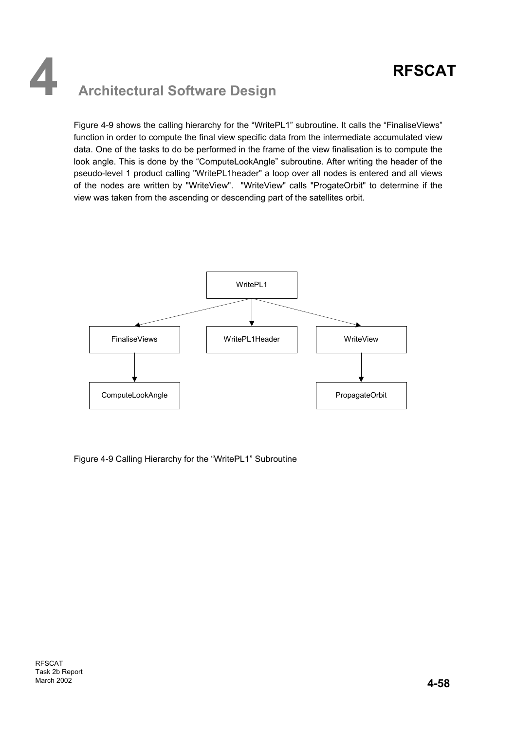Figure 4-9 shows the calling hierarchy for the “WritePL1” subroutine. It calls the “FinaliseViews” function in order to compute the final view specific data from the intermediate accumulated view data. One of the tasks to do be performed in the frame of the view finalisation is to compute the look angle. This is done by the “ComputeLookAngle” subroutine. After writing the header of the pseudo-level 1 product calling "WritePL1header" a loop over all nodes is entered and all views of the nodes are written by "WriteView". "WriteView" calls "ProgateOrbit" to determine if the view was taken from the ascending or descending part of the satellites orbit.

```
                         WritePL1
           ┌────────────────┼────────────────┐
           ▼                ▼                ▼
     FinaliseViews    WritePL1Header     WriteView
           │                                 │
           ▼                                 ▼
   ComputeLookAngle                   PropagateOrbit
```

Figure 4-9 Calling Hierarchy for the “WritePL1” Subroutine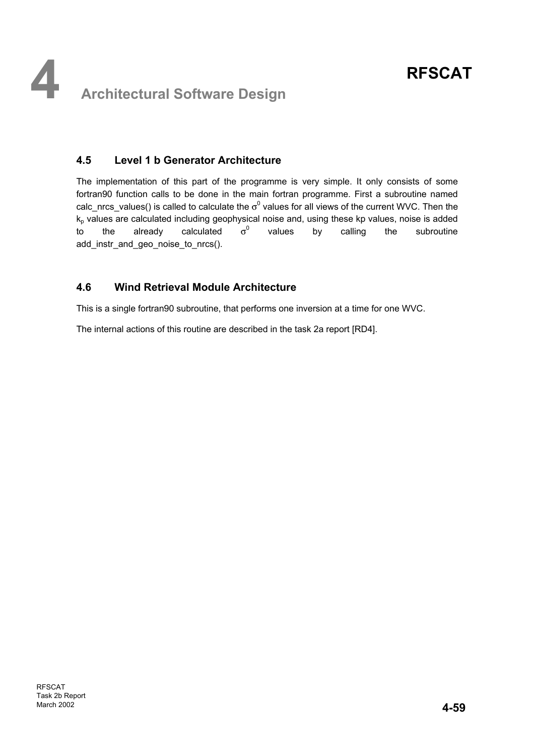## 4.5 Level 1 b Generator Architecture

The implementation of this part of the programme is very simple. It only consists of some fortran90 function calls to be done in the main fortran programme. First a subroutine named calc_nrcs_values() is called to calculate the $\sigma^0$ values for all views of the current WVC. Then the $k_p$ values are calculated including geophysical noise and, using these kp values, noise is added to the already calculated $\sigma^0$ values by calling the subroutine add_instr_and_geo_noise_to_nrcs().

## 4.6 Wind Retrieval Module Architecture

This is a single fortran90 subroutine, that performs one inversion at a time for one WVC.

The internal actions of this routine are described in the task 2a report [RD4].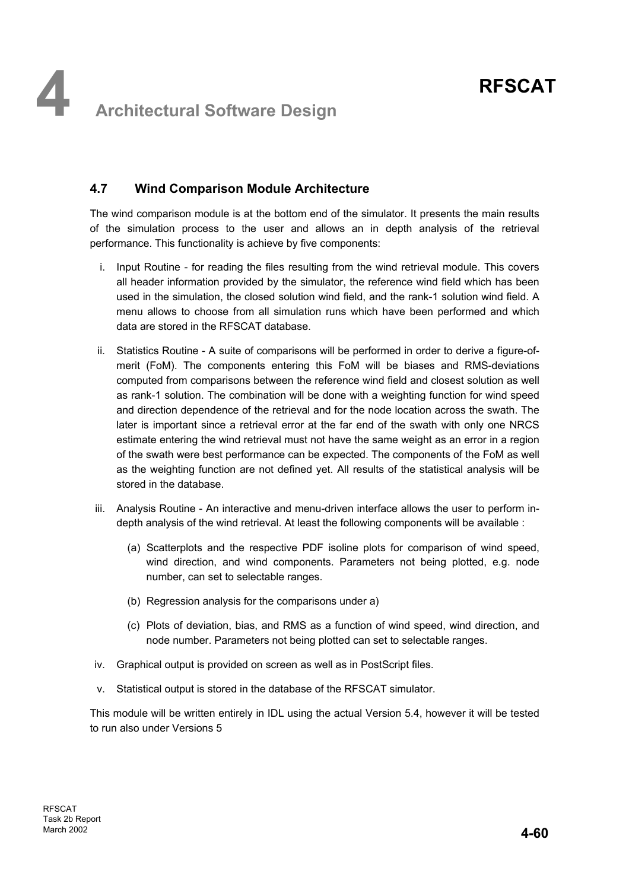## 4.7 Wind Comparison Module Architecture

The wind comparison module is at the bottom end of the simulator. It presents the main results of the simulation process to the user and allows an in depth analysis of the retrieval performance. This functionality is achieve by five components:

i. Input Routine - for reading the files resulting from the wind retrieval module. This covers all header information provided by the simulator, the reference wind field which has been used in the simulation, the closed solution wind field, and the rank-1 solution wind field. A menu allows to choose from all simulation runs which have been performed and which data are stored in the RFSCAT database.

ii. Statistics Routine - A suite of comparisons will be performed in order to derive a figure-of-merit (FoM). The components entering this FoM will be biases and RMS-deviations computed from comparisons between the reference wind field and closest solution as well as rank-1 solution. The combination will be done with a weighting function for wind speed and direction dependence of the retrieval and for the node location across the swath. The later is important since a retrieval error at the far end of the swath with only one NRCS estimate entering the wind retrieval must not have the same weight as an error in a region of the swath were best performance can be expected. The components of the FoM as well as the weighting function are not defined yet. All results of the statistical analysis will be stored in the database.

iii. Analysis Routine - An interactive and menu-driven interface allows the user to perform in-depth analysis of the wind retrieval. At least the following components will be available :

   (a) Scatterplots and the respective PDF isoline plots for comparison of wind speed, wind direction, and wind components. Parameters not being plotted, e.g. node number, can set to selectable ranges.

   (b) Regression analysis for the comparisons under a)

   (c) Plots of deviation, bias, and RMS as a function of wind speed, wind direction, and node number. Parameters not being plotted can set to selectable ranges.

iv. Graphical output is provided on screen as well as in PostScript files.

v. Statistical output is stored in the database of the RFSCAT simulator.

This module will be written entirely in IDL using the actual Version 5.4, however it will be tested to run also under Versions 5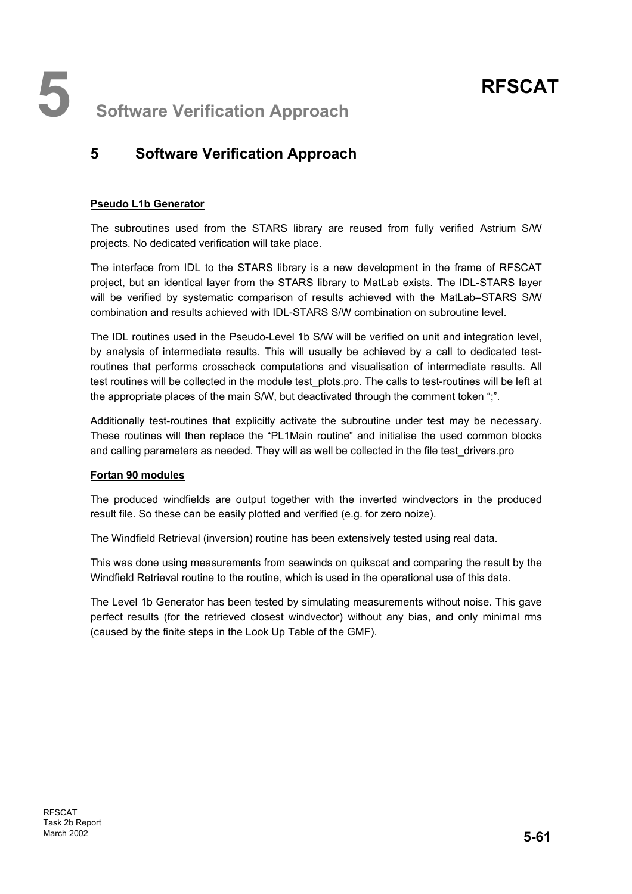# 5 Software Verification Approach

## 5 Software Verification Approach

**Pseudo L1b Generator**

The subroutines used from the STARS library are reused from fully verified Astrium S/W projects. No dedicated verification will take place.

The interface from IDL to the STARS library is a new development in the frame of RFSCAT project, but an identical layer from the STARS library to MatLab exists. The IDL-STARS layer will be verified by systematic comparison of results achieved with the MatLab–STARS S/W combination and results achieved with IDL-STARS S/W combination on subroutine level.

The IDL routines used in the Pseudo-Level 1b S/W will be verified on unit and integration level, by analysis of intermediate results. This will usually be achieved by a call to dedicated test-routines that performs crosscheck computations and visualisation of intermediate results. All test routines will be collected in the module test_plots.pro. The calls to test-routines will be left at the appropriate places of the main S/W, but deactivated through the comment token ";".

Additionally test-routines that explicitly activate the subroutine under test may be necessary. These routines will then replace the "PL1Main routine" and initialise the used common blocks and calling parameters as needed. They will as well be collected in the file test_drivers.pro

**Fortan 90 modules**

The produced windfields are output together with the inverted windvectors in the produced result file. So these can be easily plotted and verified (e.g. for zero noize).

The Windfield Retrieval (inversion) routine has been extensively tested using real data.

This was done using measurements from seawinds on quikscat and comparing the result by the Windfield Retrieval routine to the routine, which is used in the operational use of this data.

The Level 1b Generator has been tested by simulating measurements without noise. This gave perfect results (for the retrieved closest windvector) without any bias, and only minimal rms (caused by the finite steps in the Look Up Table of the GMF).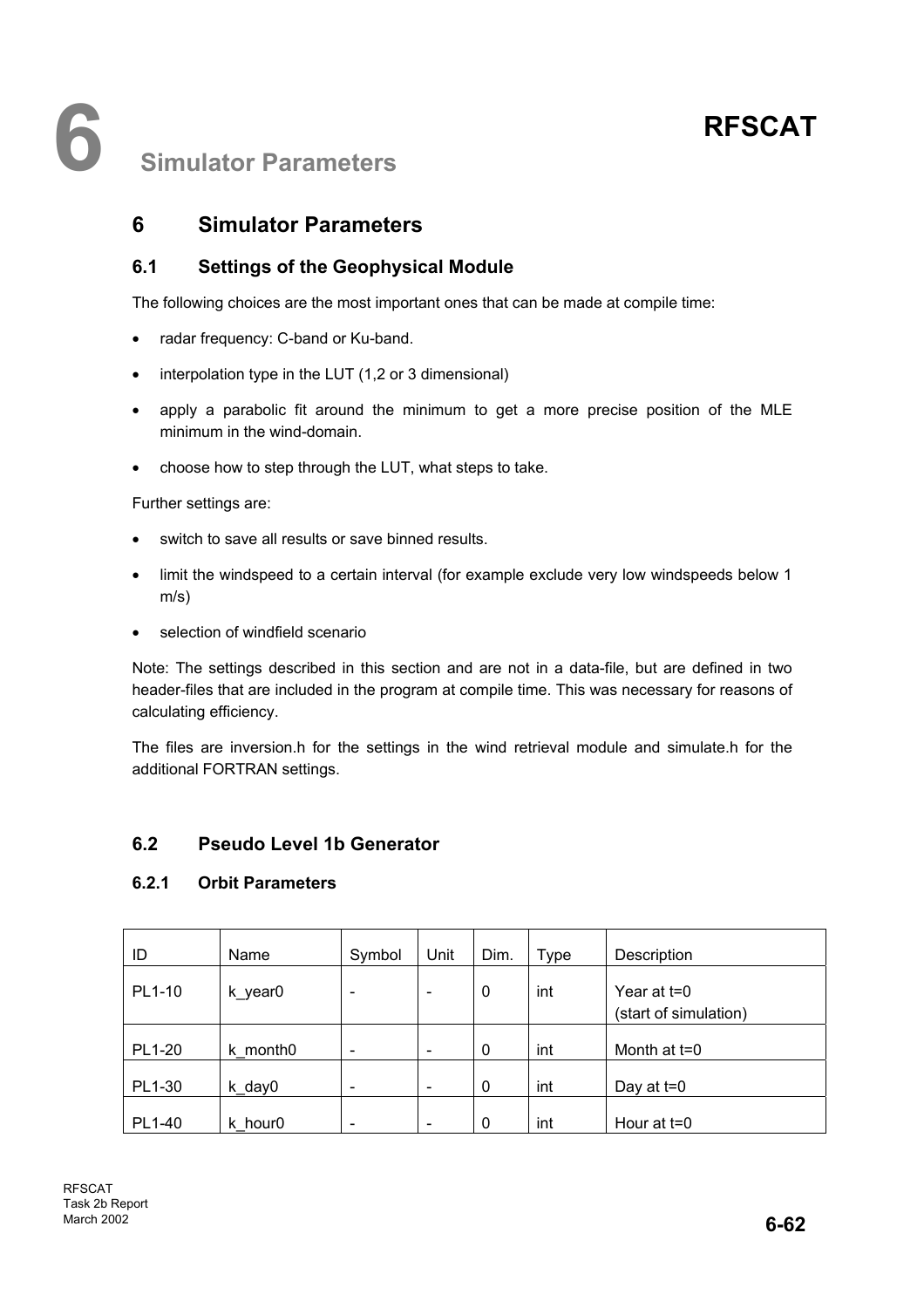# 6 Simulator Parameters

## 6 Simulator Parameters

### 6.1 Settings of the Geophysical Module

The following choices are the most important ones that can be made at compile time:

- radar frequency: C-band or Ku-band.
- interpolation type in the LUT (1,2 or 3 dimensional)
- apply a parabolic fit around the minimum to get a more precise position of the MLE minimum in the wind-domain.
- choose how to step through the LUT, what steps to take.

Further settings are:

- switch to save all results or save binned results.
- limit the windspeed to a certain interval (for example exclude very low windspeeds below 1 m/s)
- selection of windfield scenario

Note: The settings described in this section and are not in a data-file, but are defined in two header-files that are included in the program at compile time. This was necessary for reasons of calculating efficiency.

The files are inversion.h for the settings in the wind retrieval module and simulate.h for the additional FORTRAN settings.

### 6.2 Pseudo Level 1b Generator

#### 6.2.1 Orbit Parameters

| ID | Name | Symbol | Unit | Dim. | Type | Description |
|---|---|---|---|---|---|---|
| PL1-10 | k_year0 | - | - | 0 | int | Year at t=0 (start of simulation) |
| PL1-20 | k_month0 | - | - | 0 | int | Month at t=0 |
| PL1-30 | k_day0 | - | - | 0 | int | Day at t=0 |
| PL1-40 | k_hour0 | - | - | 0 | int | Hour at t=0 |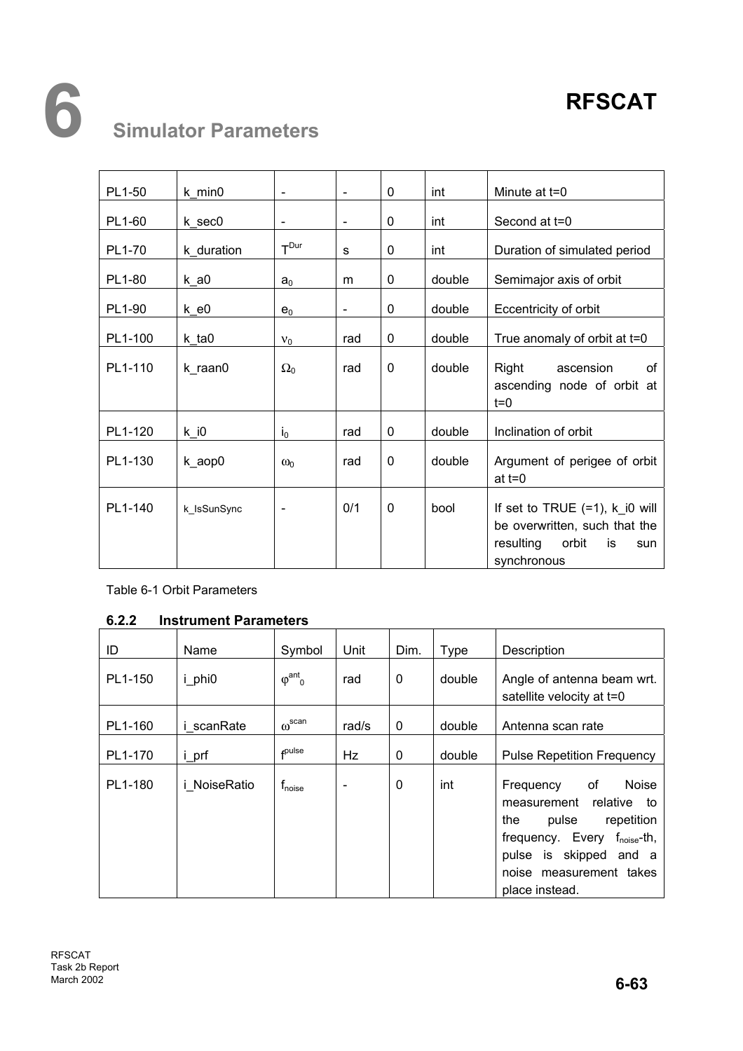| PL1-50 | k_min0 | - | - | 0 | int | Minute at t=0 |
|---|---|---|---|---|---|---|
| PL1-60 | k_sec0 | - | - | 0 | int | Second at t=0 |
| PL1-70 | k_duration | $T^{Dur}$ | s | 0 | int | Duration of simulated period |
| PL1-80 | k_a0 | $a_0$ | m | 0 | double | Semimajor axis of orbit |
| PL1-90 | k_e0 | $e_0$ | - | 0 | double | Eccentricity of orbit |
| PL1-100 | k_ta0 | $\nu_0$ | rad | 0 | double | True anomaly of orbit at t=0 |
| PL1-110 | k_raan0 | $\Omega_0$ | rad | 0 | double | Right ascension of ascending node of orbit at t=0 |
| PL1-120 | k_i0 | $i_0$ | rad | 0 | double | Inclination of orbit |
| PL1-130 | k_aop0 | $\omega_0$ | rad | 0 | double | Argument of perigee of orbit at t=0 |
| PL1-140 | k_IsSunSync | - | 0/1 | 0 | bool | If set to TRUE (=1), k_i0 will be overwritten, such that the resulting orbit is sun synchronous |

Table 6-1 Orbit Parameters

### 6.2.2 Instrument Parameters

| ID | Name | Symbol | Unit | Dim. | Type | Description |
|---|---|---|---|---|---|---|
| PL1-150 | i_phi0 | $\varphi^{ant}_0$ | rad | 0 | double | Angle of antenna beam wrt. satellite velocity at t=0 |
| PL1-160 | i_scanRate | $\omega^{scan}$ | rad/s | 0 | double | Antenna scan rate |
| PL1-170 | i_prf | $f^{pulse}$ | Hz | 0 | double | Pulse Repetition Frequency |
| PL1-180 | i_NoiseRatio | $f_{noise}$ | - | 0 | int | Frequency of Noise measurement relative to the pulse repetition frequency. Every $f_{noise}$-th, pulse is skipped and a noise measurement takes place instead. |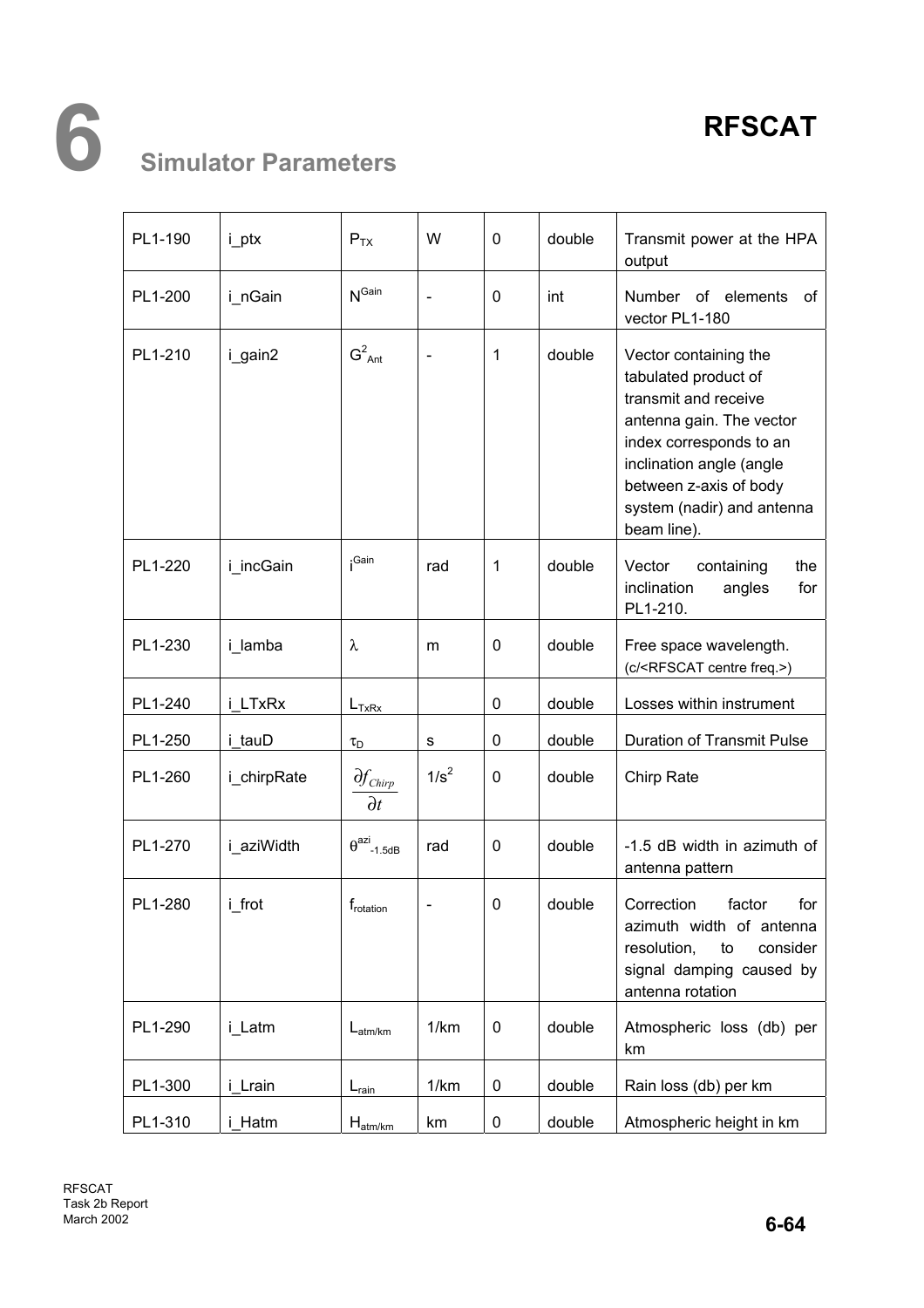# 6 Simulator Parameters

| | | | | | | |
|---|---|---|---|---|---|---|
| PL1-190 | i_ptx | $P_{TX}$ | W | 0 | double | Transmit power at the HPA output |
| PL1-200 | i_nGain | $N^{Gain}$ | - | 0 | int | Number of elements of vector PL1-180 |
| PL1-210 | i_gain2 | $G^2_{Ant}$ | - | 1 | double | Vector containing the tabulated product of transmit and receive antenna gain. The vector index corresponds to an inclination angle (angle between z-axis of body system (nadir) and antenna beam line). |
| PL1-220 | i_incGain | $i^{Gain}$ | rad | 1 | double | Vector containing the inclination angles for PL1-210. |
| PL1-230 | i_lamba | $\lambda$ | m | 0 | double | Free space wavelength. (c/<RFSCAT centre freq.>) |
| PL1-240 | i_LTxRx | $L_{TxRx}$ | | 0 | double | Losses within instrument |
| PL1-250 | i_tauD | $\tau_D$ | s | 0 | double | Duration of Transmit Pulse |
| PL1-260 | i_chirpRate | $\frac{\partial f_{Chirp}}{\partial t}$ | $1/s^2$ | 0 | double | Chirp Rate |
| PL1-270 | i_aziWidth | $\theta^{azi}_{-1.5dB}$ | rad | 0 | double | -1.5 dB width in azimuth of antenna pattern |
| PL1-280 | i_frot | $f_{rotation}$ | - | 0 | double | Correction factor for azimuth width of antenna resolution, to consider signal damping caused by antenna rotation |
| PL1-290 | i_Latm | $L_{atm/km}$ | 1/km | 0 | double | Atmospheric loss (db) per km |
| PL1-300 | i_Lrain | $L_{rain}$ | 1/km | 0 | double | Rain loss (db) per km |
| PL1-310 | i_Hatm | $H_{atm/km}$ | km | 0 | double | Atmospheric height in km |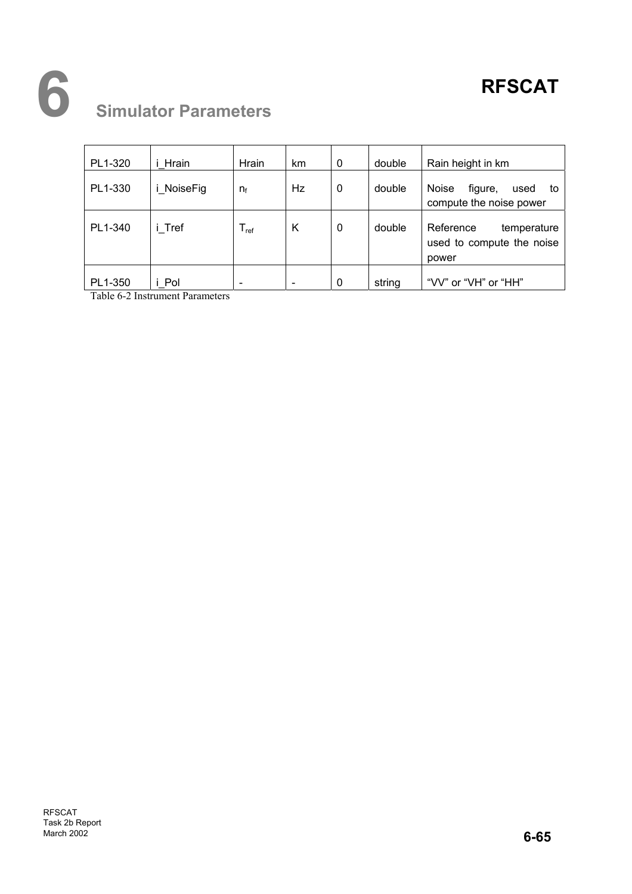| PL1-320 | i_Hrain | Hrain | km | 0 | double | Rain height in km |
|---|---|---|---|---|---|---|
| PL1-330 | i_NoiseFig | $n_f$ | Hz | 0 | double | Noise figure, used to compute the noise power |
| PL1-340 | i_Tref | $T_{ref}$ | K | 0 | double | Reference temperature used to compute the noise power |
| PL1-350 | i_Pol | - | - | 0 | string | "VV" or "VH" or "HH" |

Table 6-2 Instrument Parameters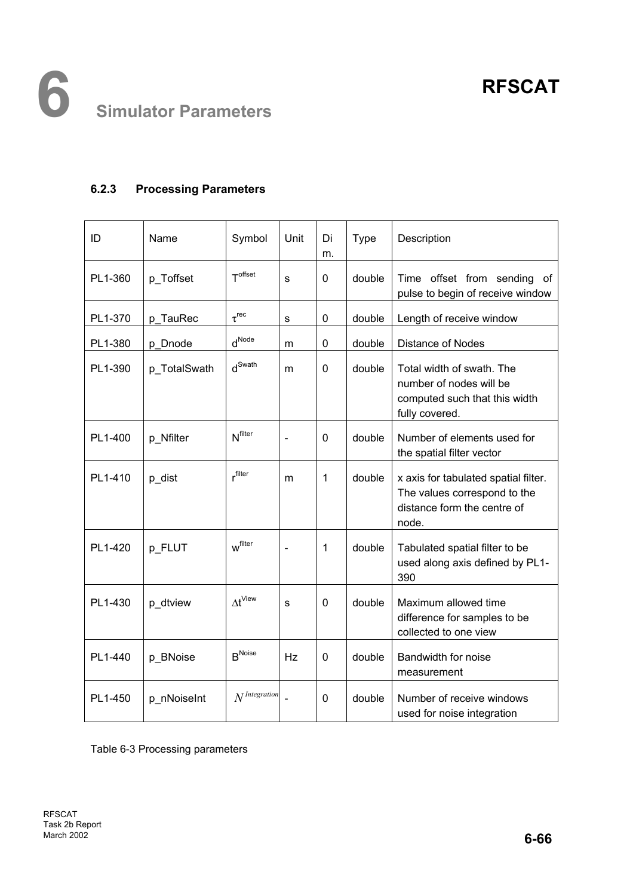### 6.2.3 Processing Parameters

| ID | Name | Symbol | Unit | Dim. | Type | Description |
|---|---|---|---|---|---|---|
| PL1-360 | p_Toffset | $T^{offset}$ | s | 0 | double | Time offset from sending of pulse to begin of receive window |
| PL1-370 | p_TauRec | $\tau^{rec}$ | s | 0 | double | Length of receive window |
| PL1-380 | p_Dnode | $d^{Node}$ | m | 0 | double | Distance of Nodes |
| PL1-390 | p_TotalSwath | $d^{Swath}$ | m | 0 | double | Total width of swath. The number of nodes will be computed such that this width fully covered. |
| PL1-400 | p_Nfilter | $N^{filter}$ | - | 0 | double | Number of elements used for the spatial filter vector |
| PL1-410 | p_dist | $r^{filter}$ | m | 1 | double | x axis for tabulated spatial filter. The values correspond to the distance form the centre of node. |
| PL1-420 | p_FLUT | $w^{filter}$ | - | 1 | double | Tabulated spatial filter to be used along axis defined by PL1-390 |
| PL1-430 | p_dtview | $\Delta t^{View}$ | s | 0 | double | Maximum allowed time difference for samples to be collected to one view |
| PL1-440 | p_BNoise | $B^{Noise}$ | Hz | 0 | double | Bandwidth for noise measurement |
| PL1-450 | p_nNoiseInt | $N^{Integration}$ | - | 0 | double | Number of receive windows used for noise integration |

Table 6-3 Processing parameters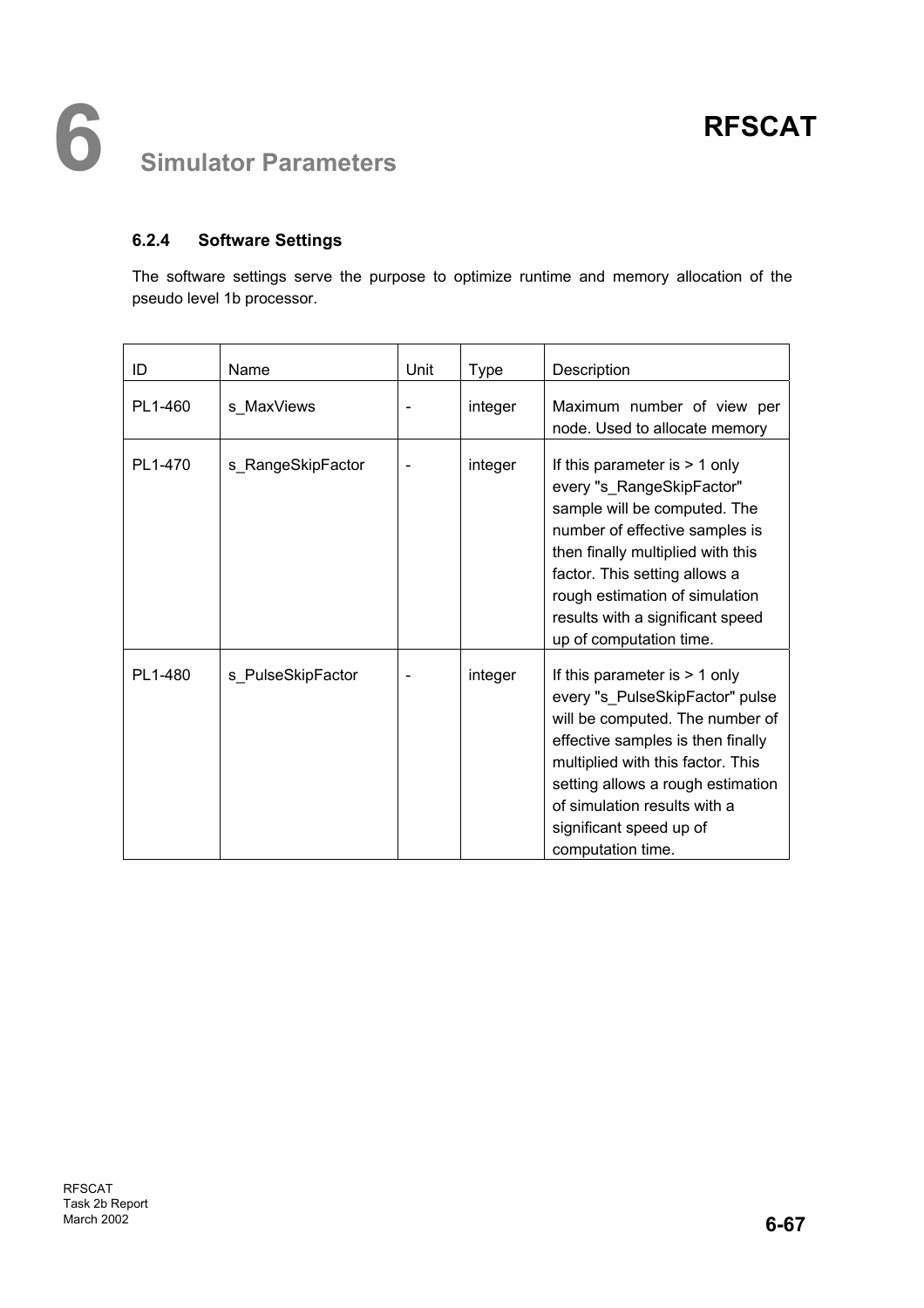#### 6.2.4 Software Settings

The software settings serve the purpose to optimize runtime and memory allocation of the pseudo level 1b processor.

| ID | Name | Unit | Type | Description |
|---|---|---|---|---|
| PL1-460 | s_MaxViews | - | integer | Maximum number of view per node. Used to allocate memory |
| PL1-470 | s_RangeSkipFactor | - | integer | If this parameter is > 1 only every "s_RangeSkipFactor" sample will be computed. The number of effective samples is then finally multiplied with this factor. This setting allows a rough estimation of simulation results with a significant speed up of computation time. |
| PL1-480 | s_PulseSkipFactor | - | integer | If this parameter is > 1 only every "s_PulseSkipFactor" pulse will be computed. The number of effective samples is then finally multiplied with this factor. This setting allows a rough estimation of simulation results with a significant speed up of computation time. |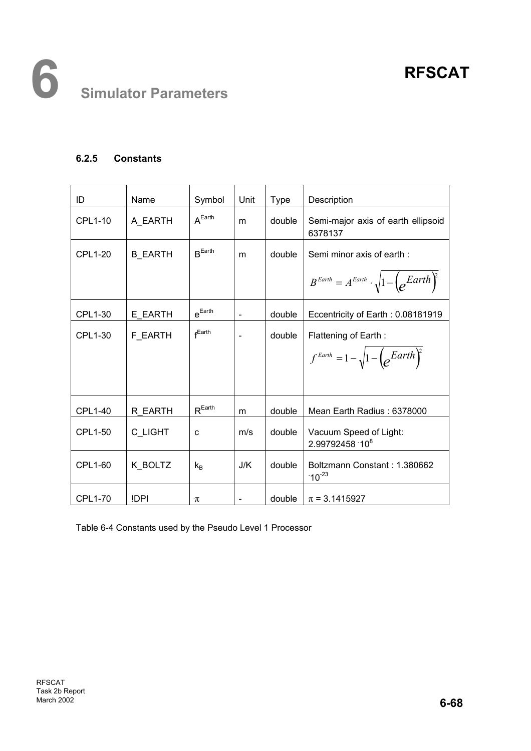# 6 Simulator Parameters

### 6.2.5 Constants

| ID | Name | Symbol | Unit | Type | Description |
|---|---|---|---|---|---|
| CPL1-10 | A_EARTH | $A^{Earth}$ | m | double | Semi-major axis of earth ellipsoid 6378137 |
| CPL1-20 | B_EARTH | $B^{Earth}$ | m | double | Semi minor axis of earth : $B^{Earth} = A^{Earth} \cdot \sqrt{1-\left(e^{Earth}\right)^2}$ |
| CPL1-30 | E_EARTH | $e^{Earth}$ | - | double | Eccentricity of Earth : 0.08181919 |
| CPL1-30 | F_EARTH | $f^{Earth}$ | - | double | Flattening of Earth : $f^{Earth} = 1 - \sqrt{1-\left(e^{Earth}\right)^2}$ |
| CPL1-40 | R_EARTH | $R^{Earth}$ | m | double | Mean Earth Radius : 6378000 |
| CPL1-50 | C_LIGHT | c | m/s | double | Vacuum Speed of Light: $2.99792458 \cdot 10^8$ |
| CPL1-60 | K_BOLTZ | $k_B$ | J/K | double | Boltzmann Constant : $1.380662 \cdot 10^{-23}$ |
| CPL1-70 | !DPI | $\pi$ | - | double | $\pi$ = 3.1415927 |

Table 6-4 Constants used by the Pseudo Level 1 Processor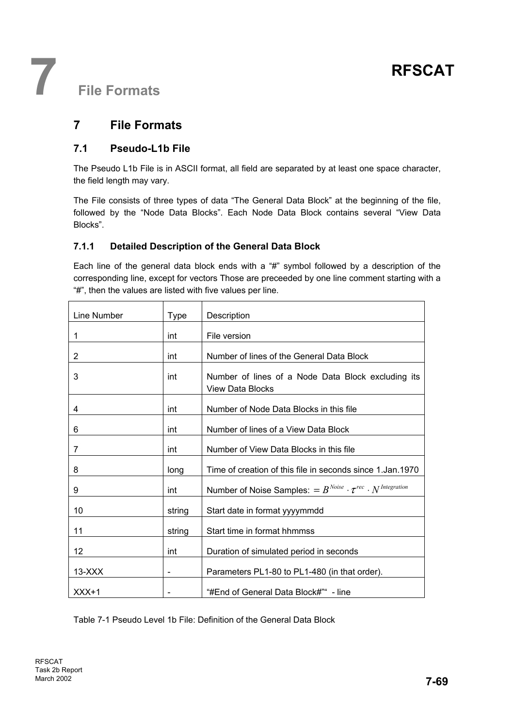# 7 File Formats

## 7 File Formats

### 7.1 Pseudo-L1b File

The Pseudo L1b File is in ASCII format, all field are separated by at least one space character, the field length may vary.

The File consists of three types of data “The General Data Block” at the beginning of the file, followed by the “Node Data Blocks”. Each Node Data Block contains several “View Data Blocks”.

#### 7.1.1 Detailed Description of the General Data Block

Each line of the general data block ends with a “#” symbol followed by a description of the corresponding line, except for vectors Those are preceeded by one line comment starting with a “#”, then the values are listed with five values per line.

| Line Number | Type | Description |
|---|---|---|
| 1 | int | File version |
| 2 | int | Number of lines of the General Data Block |
| 3 | int | Number of lines of a Node Data Block excluding its View Data Blocks |
| 4 | int | Number of Node Data Blocks in this file |
| 6 | int | Number of lines of a View Data Block |
| 7 | int | Number of View Data Blocks in this file |
| 8 | long | Time of creation of this file in seconds since 1.Jan.1970 |
| 9 | int | Number of Noise Samples: $= B^{Noise} \cdot \tau^{rec} \cdot N^{Integration}$ |
| 10 | string | Start date in format yyyymmdd |
| 11 | string | Start time in format hhmmss |
| 12 | int | Duration of simulated period in seconds |
| 13-XXX | - | Parameters PL1-80 to PL1-480 (in that order). |
| XXX+1 | - | “#End of General Data Block#”“ - line |

Table 7-1 Pseudo Level 1b File: Definition of the General Data Block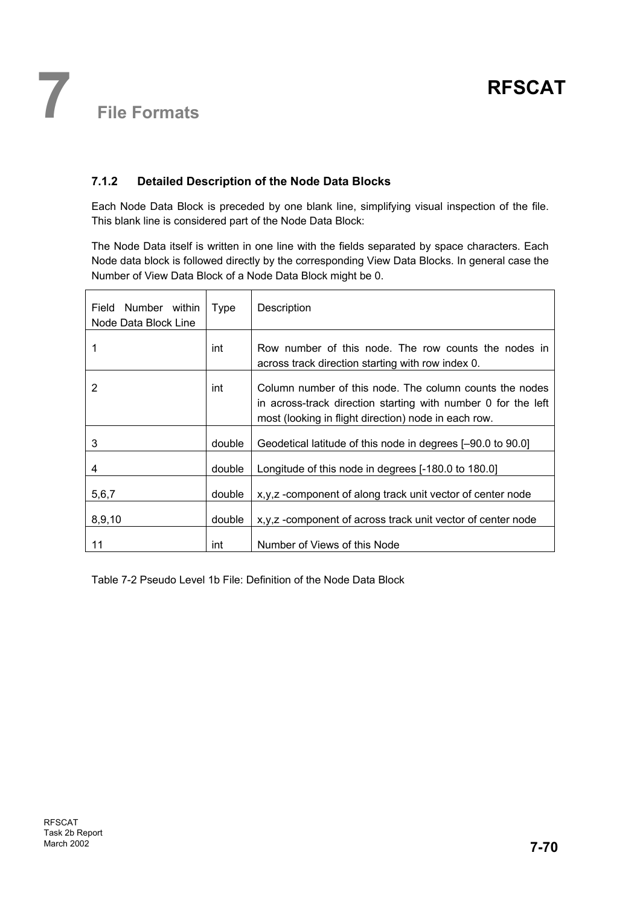### 7.1.2 Detailed Description of the Node Data Blocks

Each Node Data Block is preceded by one blank line, simplifying visual inspection of the file. This blank line is considered part of the Node Data Block:

The Node Data itself is written in one line with the fields separated by space characters. Each Node data block is followed directly by the corresponding View Data Blocks. In general case the Number of View Data Block of a Node Data Block might be 0.

| Field Number within Node Data Block Line | Type | Description |
|---|---|---|
| 1 | int | Row number of this node. The row counts the nodes in across track direction starting with row index 0. |
| 2 | int | Column number of this node. The column counts the nodes in across-track direction starting with number 0 for the left most (looking in flight direction) node in each row. |
| 3 | double | Geodetical latitude of this node in degrees [–90.0 to 90.0] |
| 4 | double | Longitude of this node in degrees [-180.0 to 180.0] |
| 5,6,7 | double | x,y,z -component of along track unit vector of center node |
| 8,9,10 | double | x,y,z -component of across track unit vector of center node |
| 11 | int | Number of Views of this Node |

Table 7-2 Pseudo Level 1b File: Definition of the Node Data Block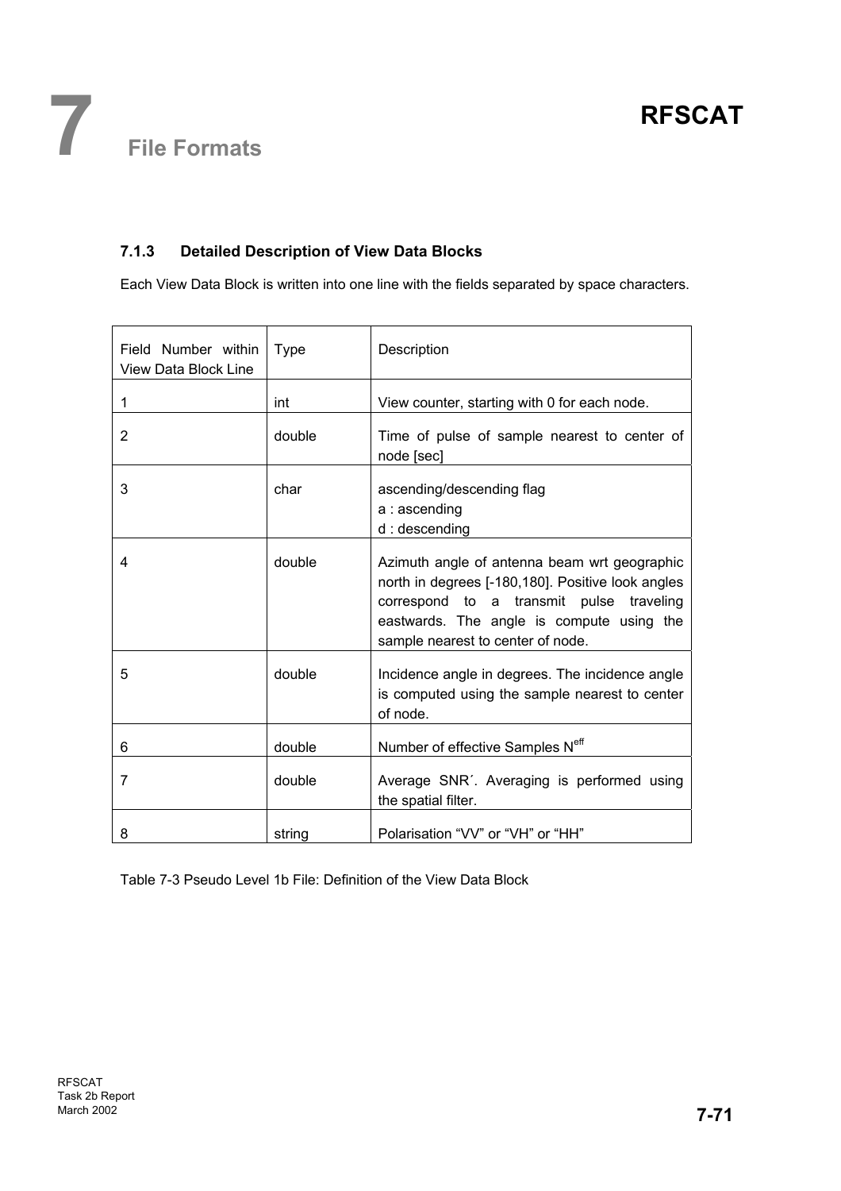### 7.1.3 Detailed Description of View Data Blocks

Each View Data Block is written into one line with the fields separated by space characters.

| Field Number within View Data Block Line | Type | Description |
|---|---|---|
| 1 | int | View counter, starting with 0 for each node. |
| 2 | double | Time of pulse of sample nearest to center of node [sec] |
| 3 | char | ascending/descending flag<br>a : ascending<br>d : descending |
| 4 | double | Azimuth angle of antenna beam wrt geographic north in degrees [-180,180]. Positive look angles correspond to a transmit pulse traveling eastwards. The angle is compute using the sample nearest to center of node. |
| 5 | double | Incidence angle in degrees. The incidence angle is computed using the sample nearest to center of node. |
| 6 | double | Number of effective Samples $N^{eff}$ |
| 7 | double | Average SNR´. Averaging is performed using the spatial filter. |
| 8 | string | Polarisation “VV” or “VH” or “HH” |

Table 7-3 Pseudo Level 1b File: Definition of the View Data Block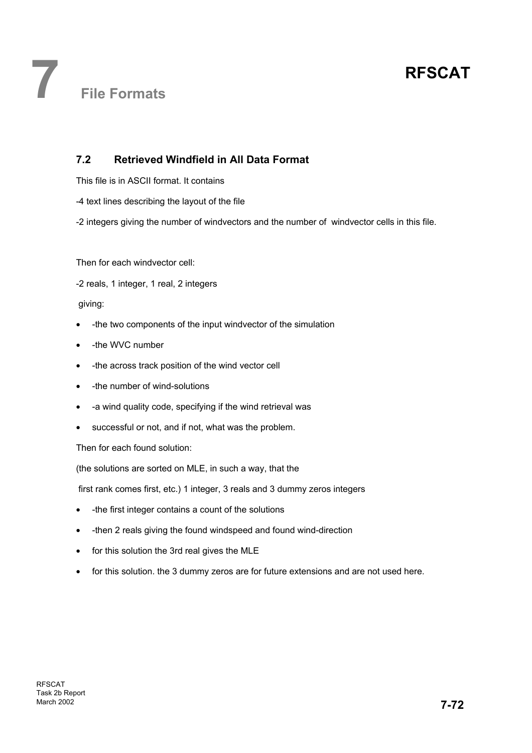# 7 File Formats

## 7.2 Retrieved Windfield in All Data Format

This file is in ASCII format. It contains

-4 text lines describing the layout of the file

-2 integers giving the number of windvectors and the number of windvector cells in this file.

Then for each windvector cell:

-2 reals, 1 integer, 1 real, 2 integers

giving:

- -the two components of the input windvector of the simulation
- -the WVC number
- -the across track position of the wind vector cell
- -the number of wind-solutions
- -a wind quality code, specifying if the wind retrieval was
- successful or not, and if not, what was the problem.

Then for each found solution:

(the solutions are sorted on MLE, in such a way, that the

first rank comes first, etc.) 1 integer, 3 reals and 3 dummy zeros integers

- -the first integer contains a count of the solutions
- -then 2 reals giving the found windspeed and found wind-direction
- for this solution the 3rd real gives the MLE
- for this solution. the 3 dummy zeros are for future extensions and are not used here.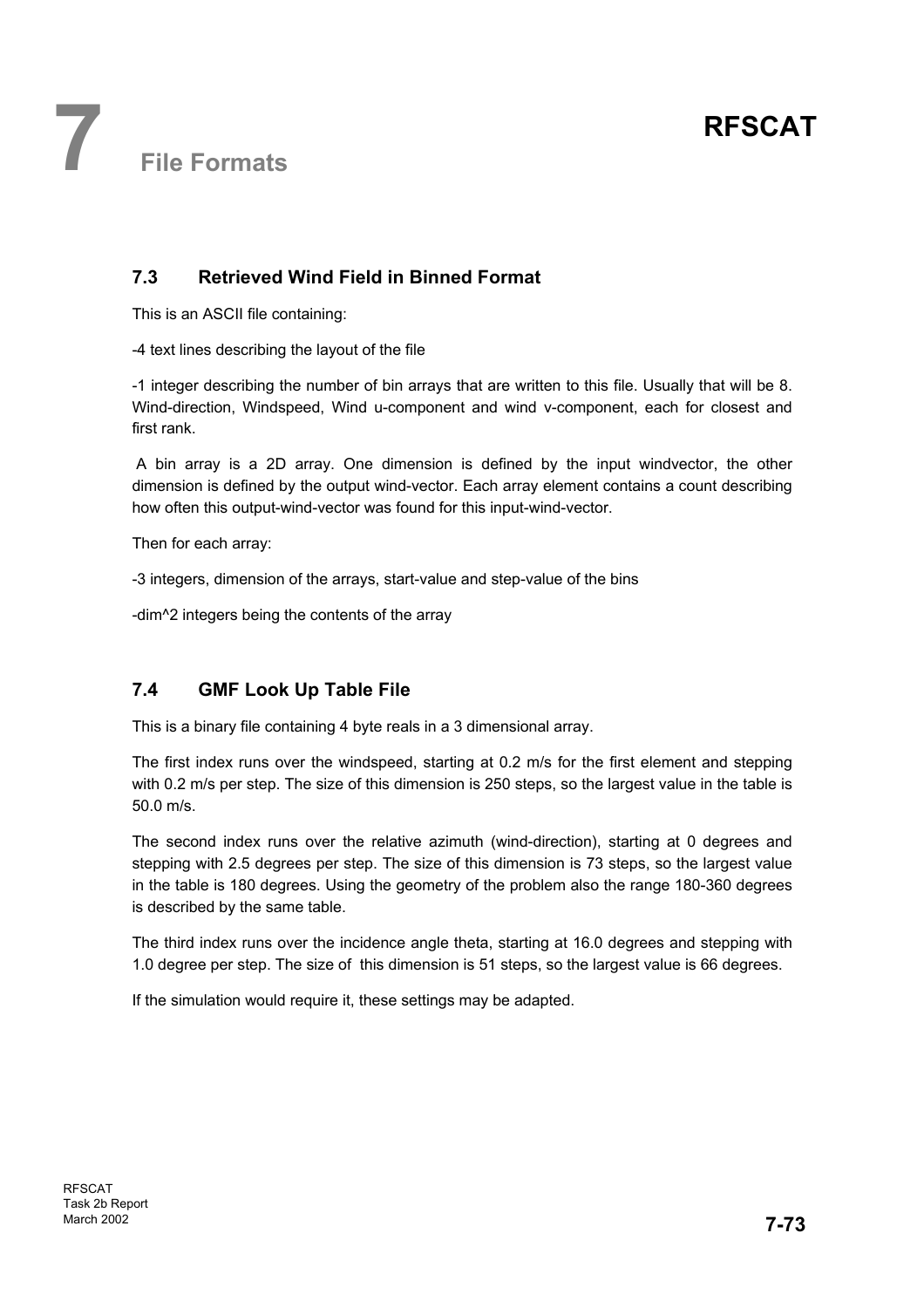# 7 File Formats

## 7.3 Retrieved Wind Field in Binned Format

This is an ASCII file containing:

-4 text lines describing the layout of the file

-1 integer describing the number of bin arrays that are written to this file. Usually that will be 8. Wind-direction, Windspeed, Wind u-component and wind v-component, each for closest and first rank.

A bin array is a 2D array. One dimension is defined by the input windvector, the other dimension is defined by the output wind-vector. Each array element contains a count describing how often this output-wind-vector was found for this input-wind-vector.

Then for each array:

-3 integers, dimension of the arrays, start-value and step-value of the bins

-dim^2 integers being the contents of the array

## 7.4 GMF Look Up Table File

This is a binary file containing 4 byte reals in a 3 dimensional array.

The first index runs over the windspeed, starting at 0.2 m/s for the first element and stepping with 0.2 m/s per step. The size of this dimension is 250 steps, so the largest value in the table is 50.0 m/s.

The second index runs over the relative azimuth (wind-direction), starting at 0 degrees and stepping with 2.5 degrees per step. The size of this dimension is 73 steps, so the largest value in the table is 180 degrees. Using the geometry of the problem also the range 180-360 degrees is described by the same table.

The third index runs over the incidence angle theta, starting at 16.0 degrees and stepping with 1.0 degree per step. The size of this dimension is 51 steps, so the largest value is 66 degrees.

If the simulation would require it, these settings may be adapted.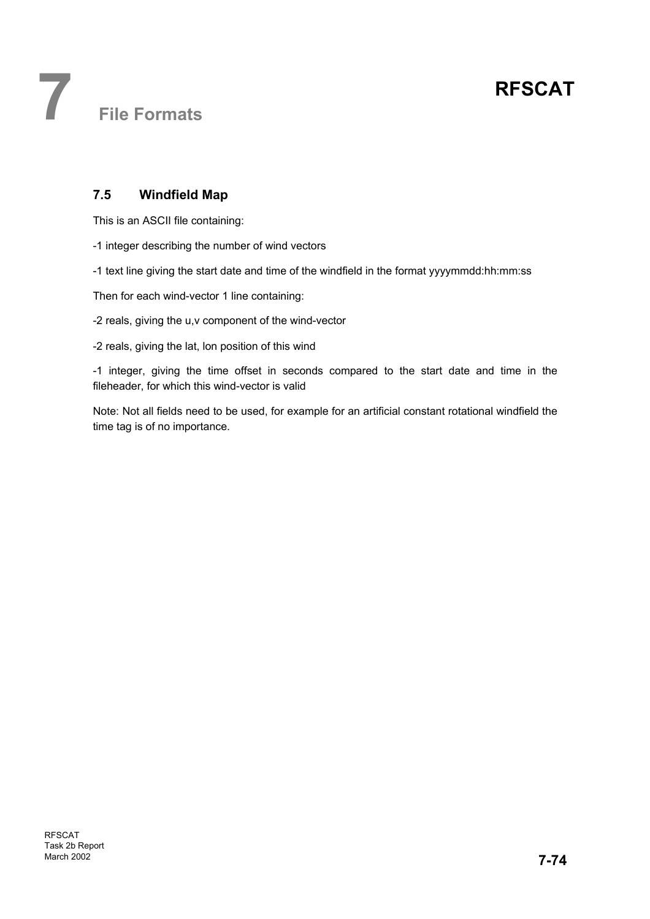## 7.5 Windfield Map

This is an ASCII file containing:

-1 integer describing the number of wind vectors

-1 text line giving the start date and time of the windfield in the format yyyymmdd:hh:mm:ss

Then for each wind-vector 1 line containing:

-2 reals, giving the u,v component of the wind-vector

-2 reals, giving the lat, lon position of this wind

-1 integer, giving the time offset in seconds compared to the start date and time in the fileheader, for which this wind-vector is valid

Note: Not all fields need to be used, for example for an artificial constant rotational windfield the time tag is of no importance.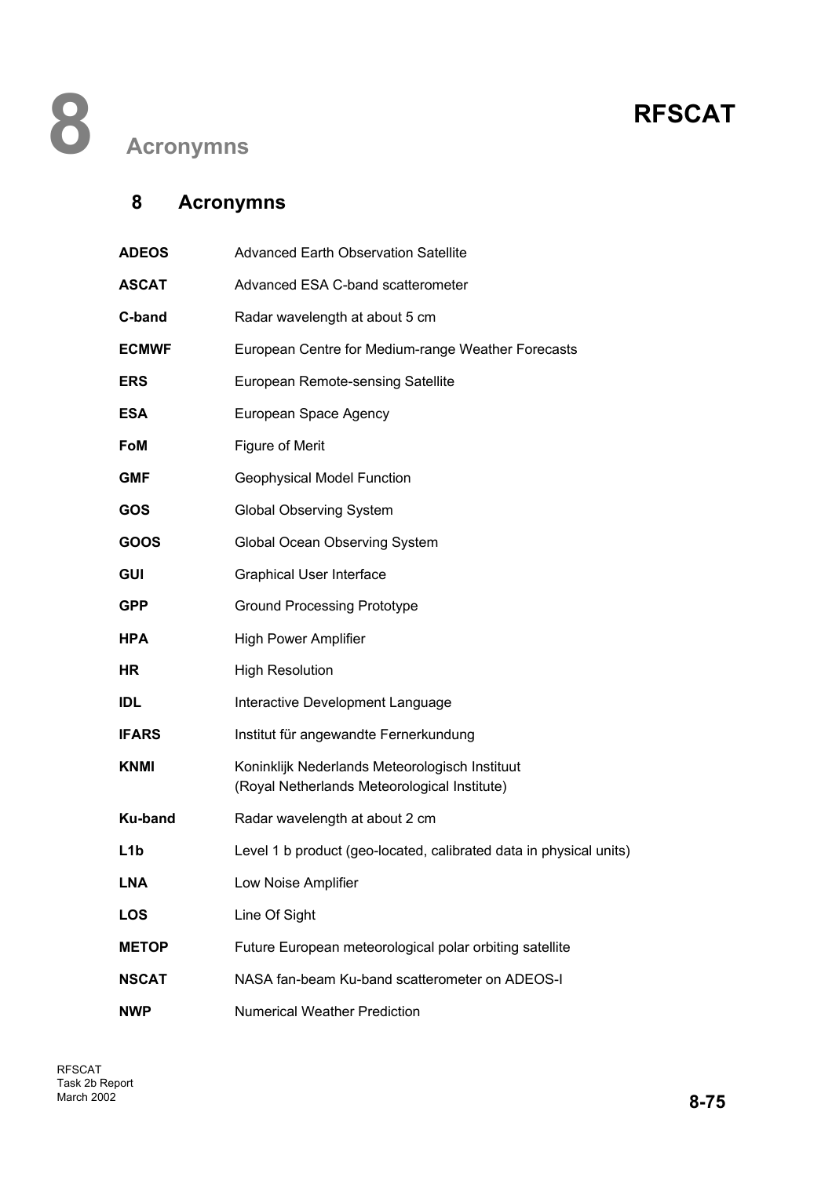# 8 Acronymns

## 8 Acronymns

| | |
|---|---|
| **ADEOS** | Advanced Earth Observation Satellite |
| **ASCAT** | Advanced ESA C-band scatterometer |
| **C-band** | Radar wavelength at about 5 cm |
| **ECMWF** | European Centre for Medium-range Weather Forecasts |
| **ERS** | European Remote-sensing Satellite |
| **ESA** | European Space Agency |
| **FoM** | Figure of Merit |
| **GMF** | Geophysical Model Function |
| **GOS** | Global Observing System |
| **GOOS** | Global Ocean Observing System |
| **GUI** | Graphical User Interface |
| **GPP** | Ground Processing Prototype |
| **HPA** | High Power Amplifier |
| **HR** | High Resolution |
| **IDL** | Interactive Development Language |
| **IFARS** | Institut für angewandte Fernerkundung |
| **KNMI** | Koninklijk Nederlands Meteorologisch Instituut (Royal Netherlands Meteorological Institute) |
| **Ku-band** | Radar wavelength at about 2 cm |
| **L1b** | Level 1 b product (geo-located, calibrated data in physical units) |
| **LNA** | Low Noise Amplifier |
| **LOS** | Line Of Sight |
| **METOP** | Future European meteorological polar orbiting satellite |
| **NSCAT** | NASA fan-beam Ku-band scatterometer on ADEOS-I |
| **NWP** | Numerical Weather Prediction |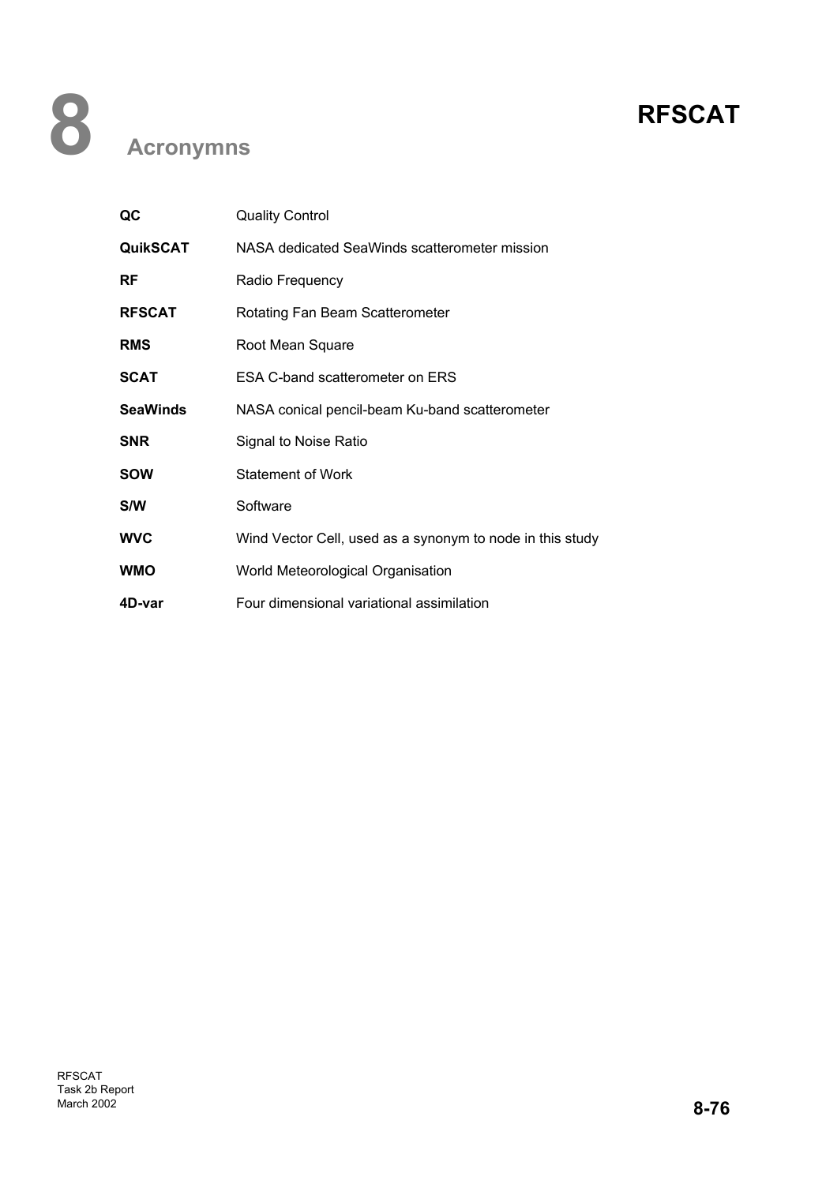# 8 Acronymns

| | |
|---|---|
| **QC** | Quality Control |
| **QuikSCAT** | NASA dedicated SeaWinds scatterometer mission |
| **RF** | Radio Frequency |
| **RFSCAT** | Rotating Fan Beam Scatterometer |
| **RMS** | Root Mean Square |
| **SCAT** | ESA C-band scatterometer on ERS |
| **SeaWinds** | NASA conical pencil-beam Ku-band scatterometer |
| **SNR** | Signal to Noise Ratio |
| **SOW** | Statement of Work |
| **S/W** | Software |
| **WVC** | Wind Vector Cell, used as a synonym to node in this study |
| **WMO** | World Meteorological Organisation |
| **4D-var** | Four dimensional variational assimilation |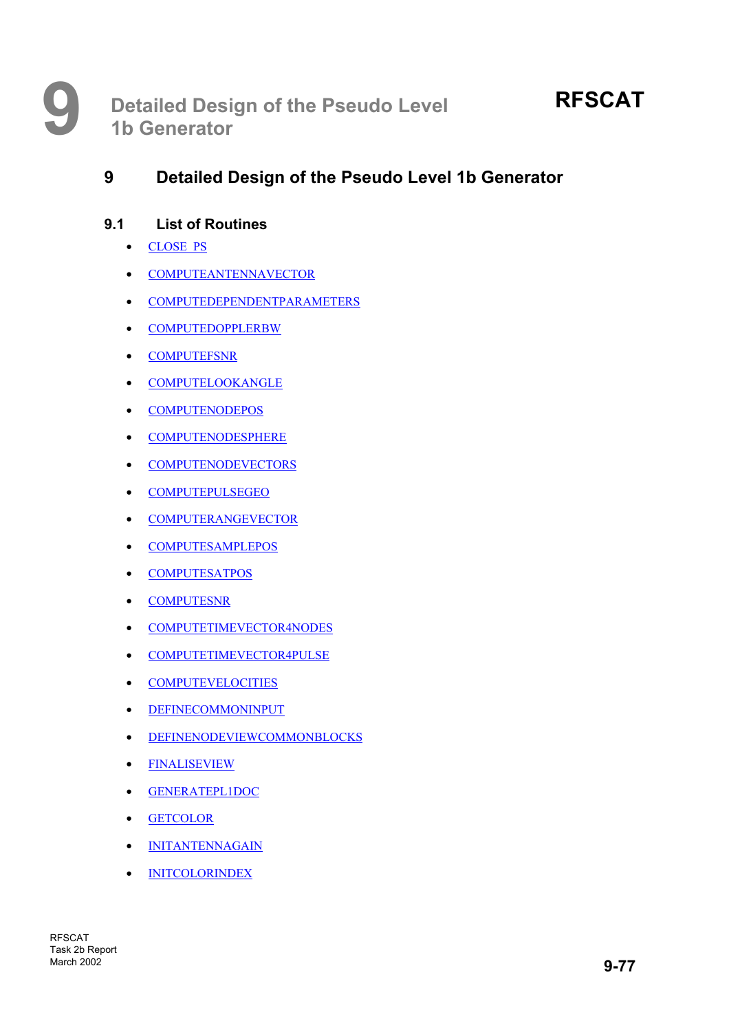# 9 Detailed Design of the Pseudo Level 1b Generator

## 9.1 List of Routines

- CLOSE_PS
- COMPUTEANTENNAVECTOR
- COMPUTEDEPENDENTPARAMETERS
- COMPUTEDOPPLERBW
- COMPUTEFSNR
- COMPUTELOOKANGLE
- COMPUTENODEPOS
- COMPUTENODESPHERE
- COMPUTENODEVECTORS
- COMPUTEPULSEGEO
- COMPUTERANGEVECTOR
- COMPUTESAMPLEPOS
- COMPUTESATPOS
- COMPUTESNR
- COMPUTETIMEVECTOR4NODES
- COMPUTETIMEVECTOR4PULSE
- COMPUTEVELOCITIES
- DEFINECOMMONINPUT
- DEFINENODEVIEWCOMMONBLOCKS
- FINALISEVIEW
- GENERATEPL1DOC
- GETCOLOR
- INITANTENNAGAIN
- INITCOLORINDEX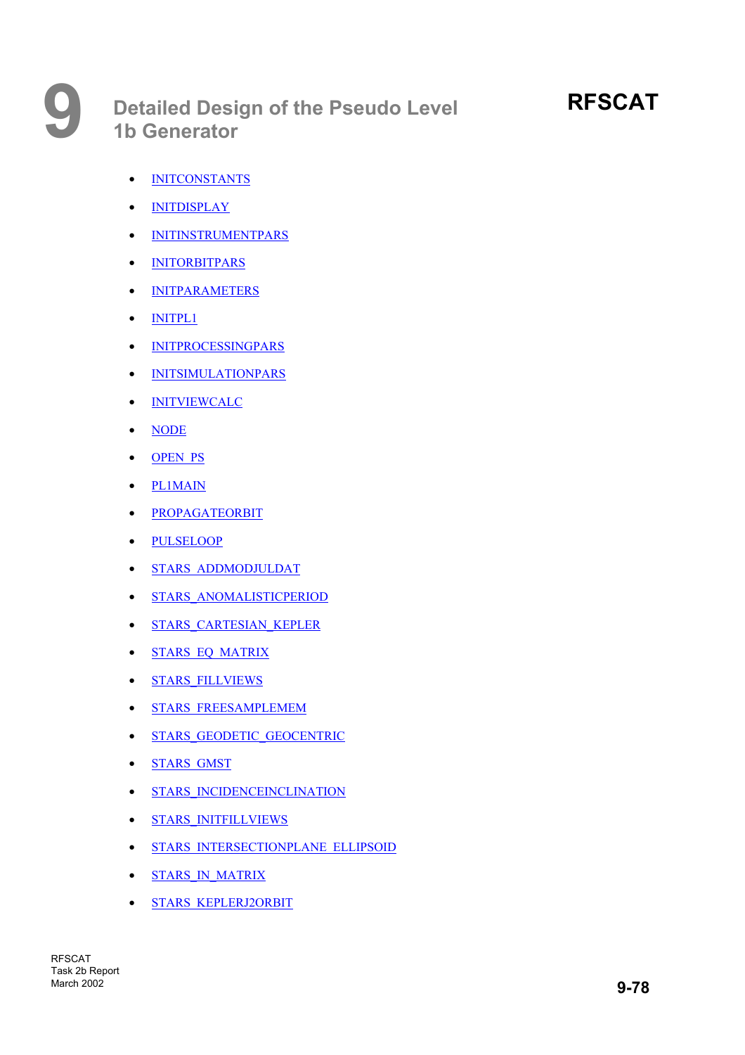# 9 Detailed Design of the Pseudo Level 1b Generator

- INITCONSTANTS
- INITDISPLAY
- INITINSTRUMENTPARS
- INITORBITPARS
- INITPARAMETERS
- INITPL1
- INITPROCESSINGPARS
- INITSIMULATIONPARS
- INITVIEWCALC
- NODE
- OPEN_PS
- PL1MAIN
- PROPAGATEORBIT
- PULSELOOP
- STARS_ADDMODJULDAT
- STARS_ANOMALISTICPERIOD
- STARS_CARTESIAN_KEPLER
- STARS_EQ_MATRIX
- STARS_FILLVIEWS
- STARS_FREESAMPLEMEM
- STARS_GEODETIC_GEOCENTRIC
- STARS_GMST
- STARS_INCIDENCEINCLINATION
- STARS_INITFILLVIEWS
- STARS_INTERSECTIONPLANE_ELLIPSOID
- STARS_IN_MATRIX
- STARS_KEPLERJ2ORBIT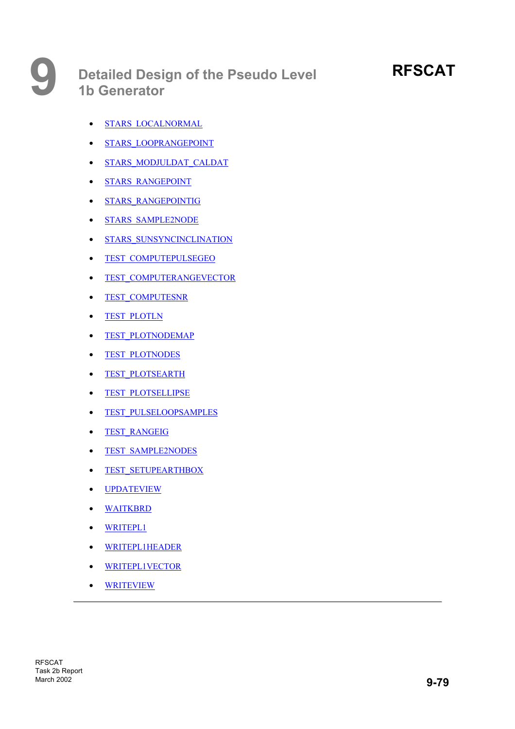- STARS_LOCALNORMAL
- STARS_LOOPRANGEPOINT
- STARS_MODJULDAT_CALDAT
- STARS_RANGEPOINT
- STARS_RANGEPOINTIG
- STARS_SAMPLE2NODE
- STARS_SUNSYNCINCLINATION
- TEST_COMPUTEPULSEGEO
- TEST_COMPUTERANGEVECTOR
- TEST_COMPUTESNR
- TEST_PLOTLN
- TEST_PLOTNODEMAP
- TEST_PLOTNODES
- TEST_PLOTSEARTH
- TEST_PLOTSELLIPSE
- TEST_PULSELOOPSAMPLES
- TEST_RANGEIG
- TEST_SAMPLE2NODES
- TEST_SETUPEARTHBOX
- UPDATEVIEW
- WAITKBRD
- WRITEPL1
- WRITEPL1HEADER
- WRITEPL1VECTOR
- WRITEVIEW

---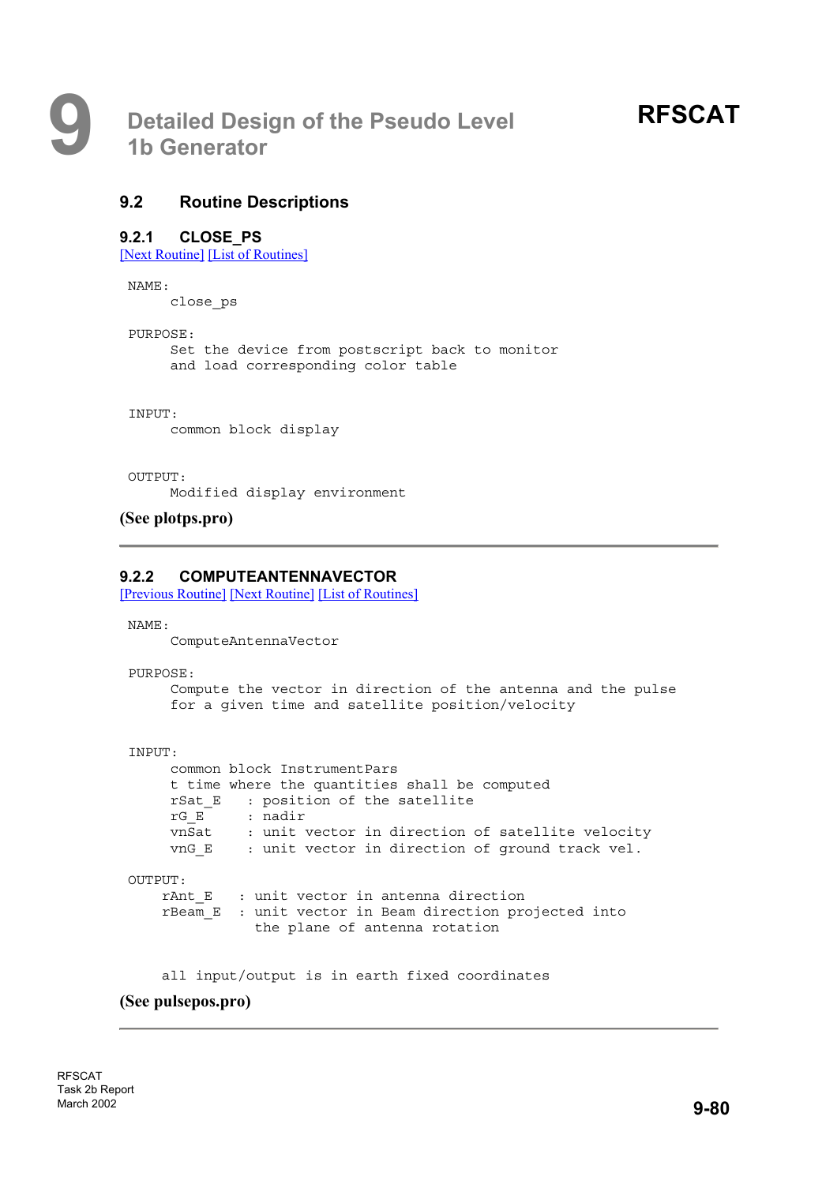## 9.2 Routine Descriptions

### 9.2.1 CLOSE_PS

[Next Routine] [List of Routines]

```
NAME:
     close_ps

PURPOSE:
     Set the device from postscript back to monitor
     and load corresponding color table


INPUT:
     common block display


OUTPUT:
     Modified display environment
```

**(See plotps.pro)**

---

### 9.2.2 COMPUTEANTENNAVECTOR

[Previous Routine] [Next Routine] [List of Routines]

```
NAME:
     ComputeAntennaVector

PURPOSE:
     Compute the vector in direction of the antenna and the pulse
     for a given time and satellite position/velocity


INPUT:
     common block InstrumentPars
     t time where the quantities shall be computed
     rSat_E    : position of the satellite
     rG_E      : nadir
     vnSat     : unit vector in direction of satellite velocity
     vnG_E     : unit vector in direction of ground track vel.

OUTPUT:
    rAnt_E    : unit vector in antenna direction
    rBeam_E   : unit vector in Beam direction projected into
                the plane of antenna rotation


    all input/output is in earth fixed coordinates
```

**(See pulsepos.pro)**

---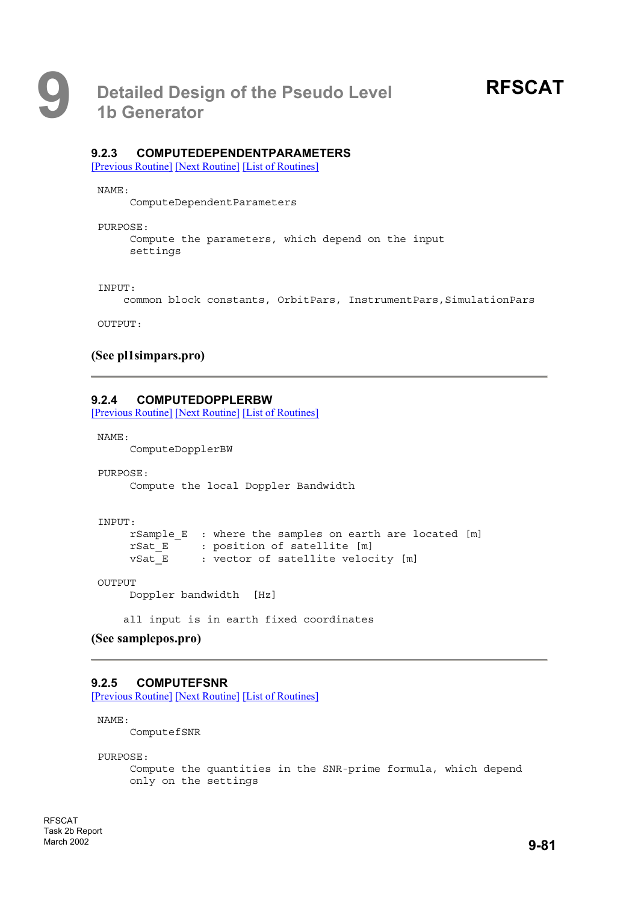### 9.2.3 COMPUTEDEPENDENTPARAMETERS

[Previous Routine] [Next Routine] [List of Routines]

```
NAME:
     ComputeDependentParameters

PURPOSE:
     Compute the parameters, which depend on the input
     settings


INPUT:
    common block constants, OrbitPars, InstrumentPars,SimulationPars

OUTPUT:
```

**(See pl1simpars.pro)**

---

### 9.2.4 COMPUTEDOPPLERBW

[Previous Routine] [Next Routine] [List of Routines]

```
NAME:
     ComputeDopplerBW

PURPOSE:
     Compute the local Doppler Bandwidth


INPUT:
     rSample_E  : where the samples on earth are located [m]
     rSat_E     : position of satellite [m]
     vSat_E     : vector of satellite velocity [m]

OUTPUT
     Doppler bandwidth  [Hz]

    all input is in earth fixed coordinates
```

**(See samplepos.pro)**

---

### 9.2.5 COMPUTEFSNR

[Previous Routine] [Next Routine] [List of Routines]

```
NAME:
     ComputefSNR

PURPOSE:
     Compute the quantities in the SNR-prime formula, which depend
     only on the settings
```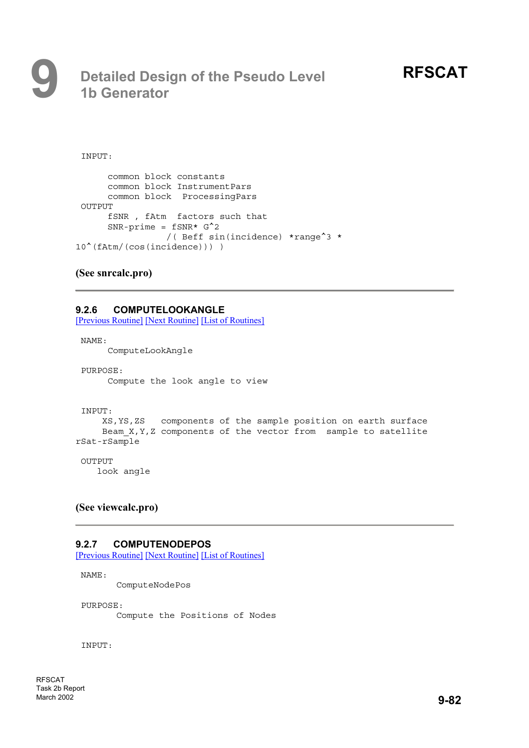```
INPUT:

      common block constants
      common block InstrumentPars
      common block  ProcessingPars
OUTPUT
      fSNR , fAtm  factors such that
      SNR-prime = fSNR* G^2
                  /( Beff sin(incidence) *range^3 *
10^(fAtm/(cos(incidence))) )
```

**(See snrcalc.pro)**

---

### 9.2.6 COMPUTELOOKANGLE

[Previous Routine] [Next Routine] [List of Routines]

```
NAME:
      ComputeLookAngle

PURPOSE:
      Compute the look angle to view


INPUT:
     XS,YS,ZS   components of the sample position on earth surface
     Beam_X,Y,Z components of the vector from  sample to satellite
rSat-rSample

OUTPUT
    look angle
```

**(See viewcalc.pro)**

---

### 9.2.7 COMPUTENODEPOS

[Previous Routine] [Next Routine] [List of Routines]

```
NAME:
       ComputeNodePos

PURPOSE:
       Compute the Positions of Nodes


INPUT:
```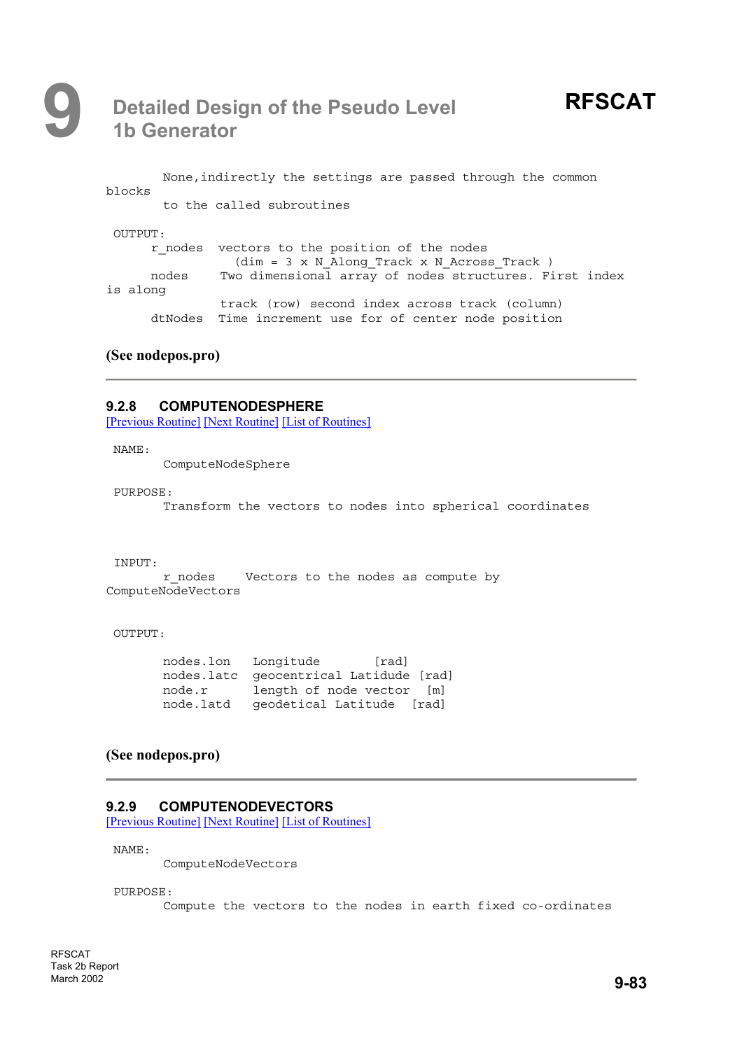```
        None,indirectly the settings are passed through the common
blocks
        to the called subroutines

 OUTPUT:
      r_nodes  vectors to the position of the nodes
                 (dim = 3 x N_Along_Track x N_Across_Track )
      nodes     Two dimensional array of nodes structures. First index
is along
                track (row) second index across track (column)
      dtNodes  Time increment use for of center node position
```

**(See nodepos.pro)**

---

### 9.2.8 COMPUTENODESPHERE

[Previous Routine] [Next Routine] [List of Routines]

```
 NAME:
        ComputeNodeSphere

 PURPOSE:
        Transform the vectors to nodes into spherical coordinates


 INPUT:
        r_nodes     Vectors to the nodes as compute by
ComputeNodeVectors


 OUTPUT:

        nodes.lon    Longitude        [rad]
        nodes.latc   geocentrical Latidude [rad]
        node.r       length of node vector  [m]
        node.latd    geodetical Latitude   [rad]
```

**(See nodepos.pro)**

---

### 9.2.9 COMPUTENODEVECTORS

[Previous Routine] [Next Routine] [List of Routines]

```
 NAME:
        ComputeNodeVectors

 PURPOSE:
        Compute the vectors to the nodes in earth fixed co-ordinates
```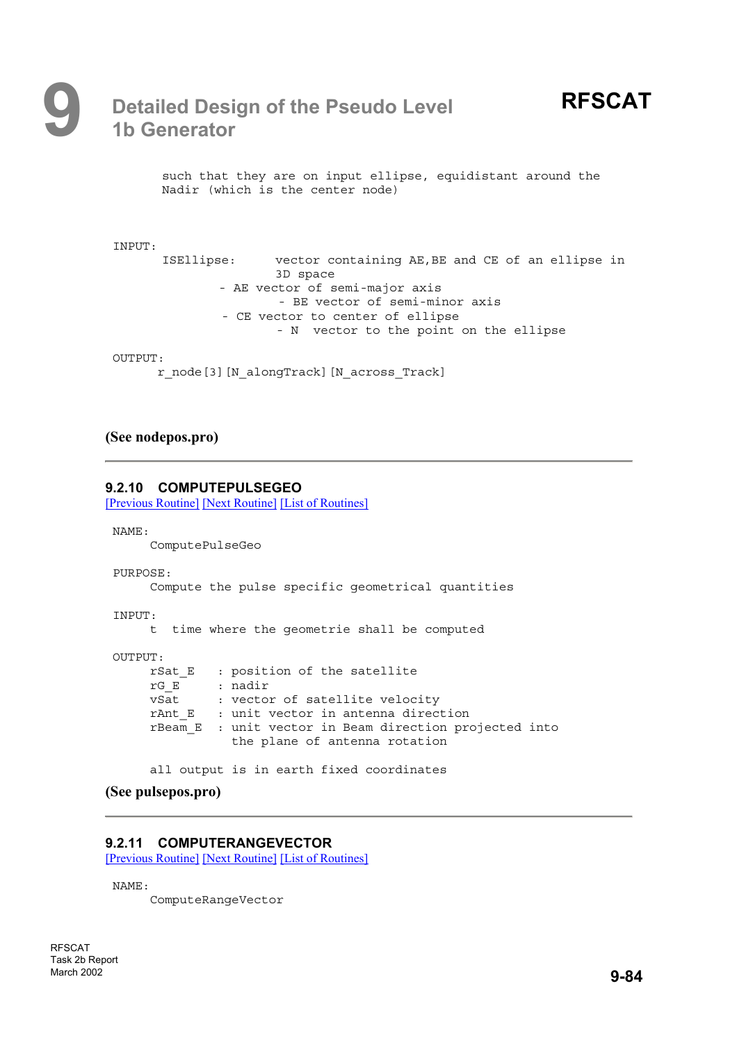```
        such that they are on input ellipse, equidistant around the
        Nadir (which is the center node)


INPUT:
        ISEllipse:      vector containing AE,BE and CE of an ellipse in
                        3D space
                - AE vector of semi-major axis
                        - BE vector of semi-minor axis
                - CE vector to center of ellipse
                        - N  vector to the point on the ellipse

OUTPUT:
        r_node[3][N_alongTrack][N_across_Track]
```

**(See nodepos.pro)**

---

### 9.2.10 COMPUTEPULSEGEO

[Previous Routine] [Next Routine] [List of Routines]

```
NAME:
      ComputePulseGeo

PURPOSE:
      Compute the pulse specific geometrical quantities

INPUT:
      t  time where the geometrie shall be computed

OUTPUT:
      rSat_E   : position of the satellite
      rG_E     : nadir
      vSat     : vector of satellite velocity
      rAnt_E   : unit vector in antenna direction
      rBeam_E  : unit vector in Beam direction projected into
                 the plane of antenna rotation

      all output is in earth fixed coordinates
```

**(See pulsepos.pro)**

---

### 9.2.11 COMPUTERANGEVECTOR

[Previous Routine] [Next Routine] [List of Routines]

```
NAME:
      ComputeRangeVector
```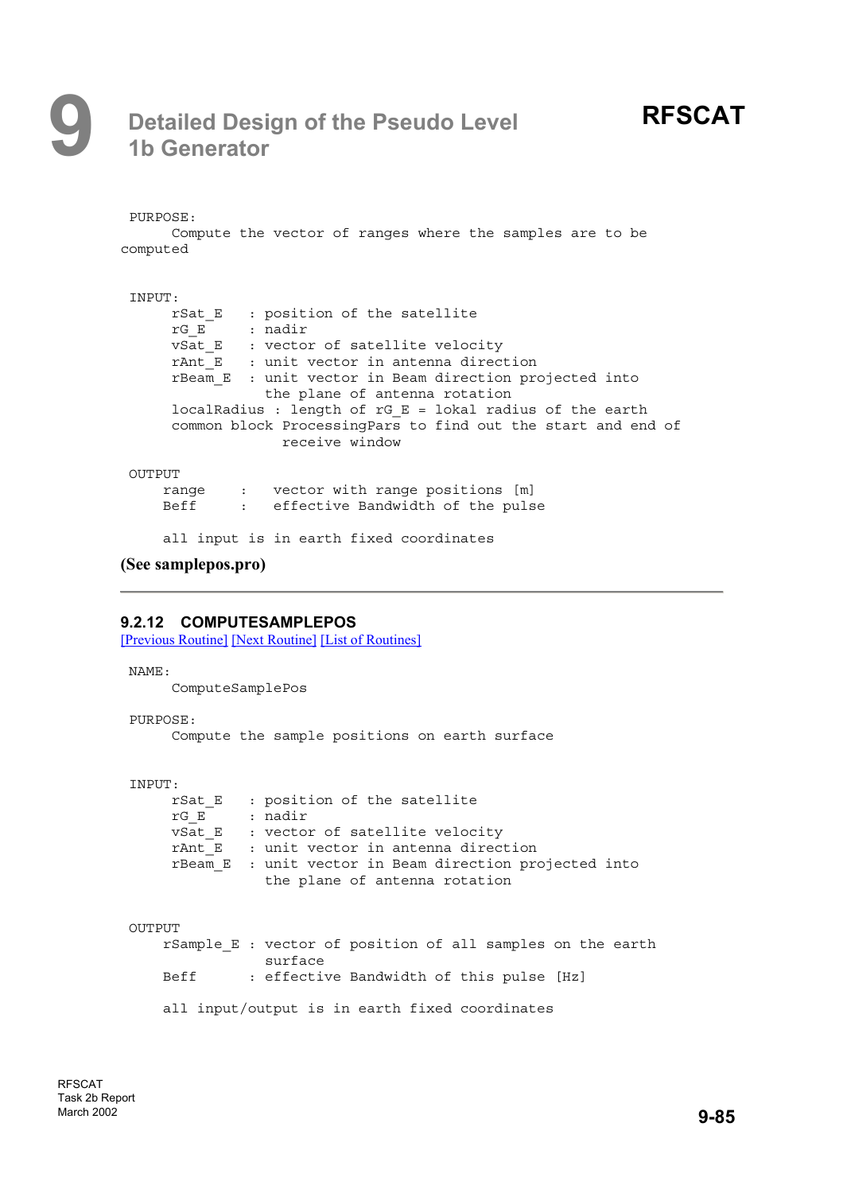```
 PURPOSE:
      Compute the vector of ranges where the samples are to be
computed


 INPUT:
      rSat_E    : position of the satellite
      rG_E      : nadir
      vSat_E    : vector of satellite velocity
      rAnt_E    : unit vector in antenna direction
      rBeam_E   : unit vector in Beam direction projected into
                  the plane of antenna rotation
      localRadius : length of rG_E = lokal radius of the earth
      common block ProcessingPars to find out the start and end of
                  receive window

 OUTPUT
     range    :   vector with range positions [m]
     Beff     :   effective Bandwidth of the pulse

     all input is in earth fixed coordinates
```

**(See samplepos.pro)**

---

### 9.2.12 COMPUTESAMPLEPOS

[Previous Routine] [Next Routine] [List of Routines]

```
 NAME:
      ComputeSamplePos

 PURPOSE:
      Compute the sample positions on earth surface


 INPUT:
      rSat_E    : position of the satellite
      rG_E      : nadir
      vSat_E    : vector of satellite velocity
      rAnt_E    : unit vector in antenna direction
      rBeam_E   : unit vector in Beam direction projected into
                  the plane of antenna rotation


 OUTPUT
     rSample_E : vector of position of all samples on the earth
                 surface
     Beff      : effective Bandwidth of this pulse [Hz]

     all input/output is in earth fixed coordinates
```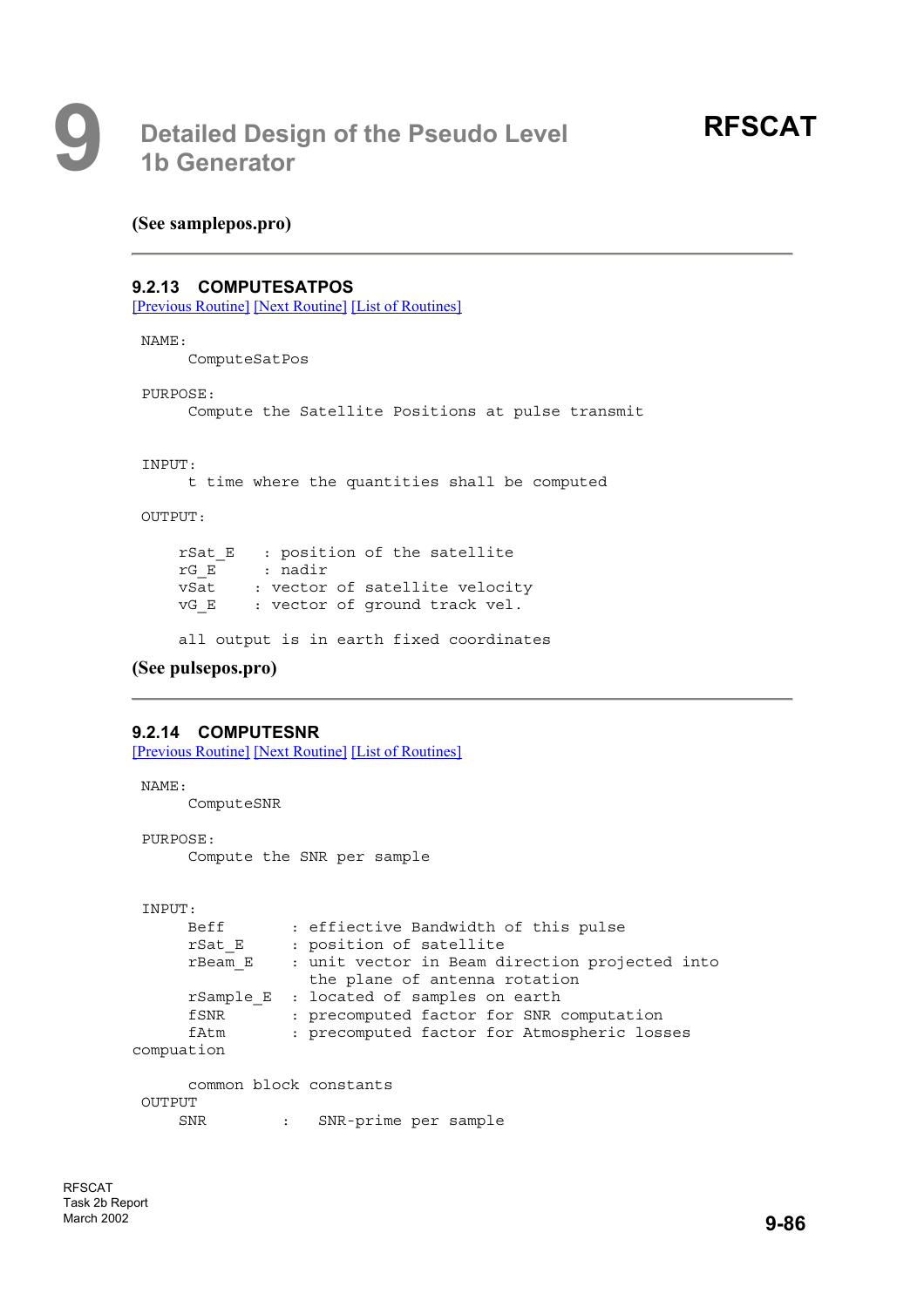**(See samplepos.pro)**

---

### 9.2.13 COMPUTESATPOS

[Previous Routine] [Next Routine] [List of Routines]

```
NAME:
      ComputeSatPos

PURPOSE:
      Compute the Satellite Positions at pulse transmit


INPUT:
      t time where the quantities shall be computed

OUTPUT:

     rSat_E   : position of the satellite
     rG_E     : nadir
     vSat    : vector of satellite velocity
     vG_E    : vector of ground track vel.

     all output is in earth fixed coordinates
```

**(See pulsepos.pro)**

---

### 9.2.14 COMPUTESNR

[Previous Routine] [Next Routine] [List of Routines]

```
NAME:
      ComputeSNR

PURPOSE:
      Compute the SNR per sample


INPUT:
      Beff        : effiective Bandwidth of this pulse
      rSat_E      : position of satellite
      rBeam_E     : unit vector in Beam direction projected into
                    the plane of antenna rotation
      rSample_E   : located of samples on earth
      fSNR        : precomputed factor for SNR computation
      fAtm        : precomputed factor for Atmospheric losses
compuation

      common block constants
OUTPUT
     SNR        :   SNR-prime per sample
```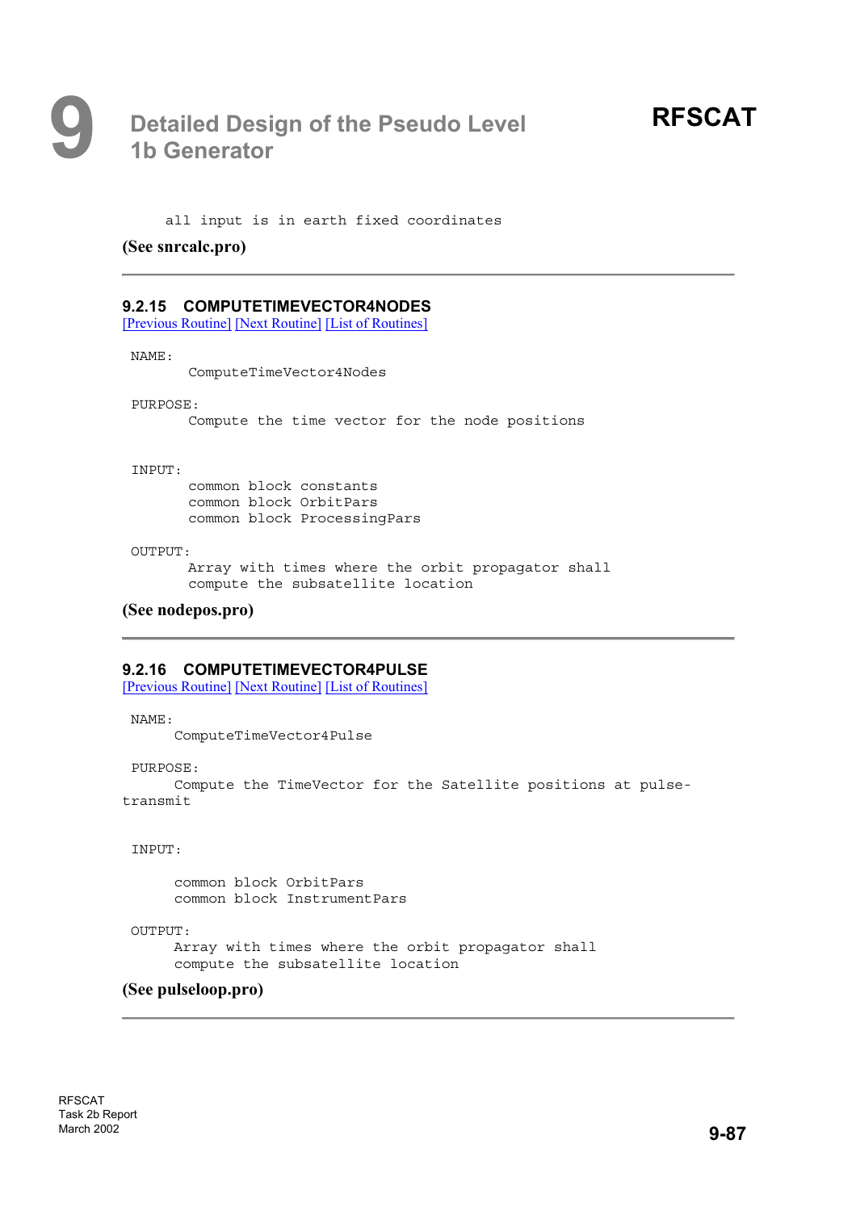```
     all input is in earth fixed coordinates
```

**(See snrcalc.pro)**

---

### 9.2.15 COMPUTETIMEVECTOR4NODES

[Previous Routine] [Next Routine] [List of Routines]

```
 NAME:
        ComputeTimeVector4Nodes

 PURPOSE:
        Compute the time vector for the node positions


 INPUT:
        common block constants
        common block OrbitPars
        common block ProcessingPars

 OUTPUT:
        Array with times where the orbit propagator shall
        compute the subsatellite location
```

**(See nodepos.pro)**

---

### 9.2.16 COMPUTETIMEVECTOR4PULSE

[Previous Routine] [Next Routine] [List of Routines]

```
 NAME:
      ComputeTimeVector4Pulse

 PURPOSE:
      Compute the TimeVector for the Satellite positions at pulse-
transmit


 INPUT:

      common block OrbitPars
      common block InstrumentPars

 OUTPUT:
      Array with times where the orbit propagator shall
      compute the subsatellite location
```

**(See pulseloop.pro)**

---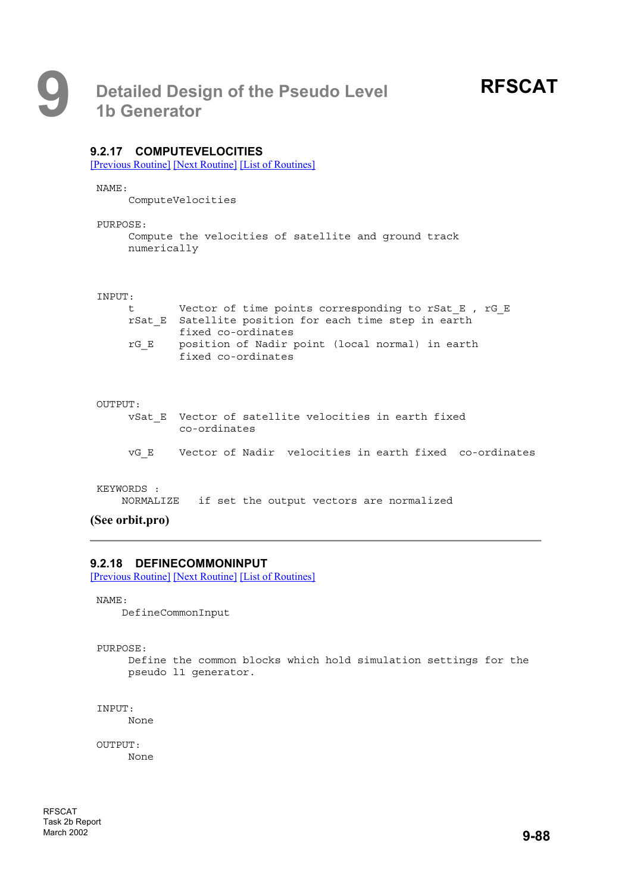### 9.2.17 COMPUTEVELOCITIES

[Previous Routine] [Next Routine] [List of Routines]

```
NAME:
     ComputeVelocities

PURPOSE:
     Compute the velocities of satellite and ground track
     numerically


INPUT:
     t       Vector of time points corresponding to rSat_E , rG_E
     rSat_E  Satellite position for each time step in earth
             fixed co-ordinates
     rG_E    position of Nadir point (local normal) in earth
             fixed co-ordinates


OUTPUT:
     vSat_E  Vector of satellite velocities in earth fixed
             co-ordinates

     vG_E    Vector of Nadir  velocities in earth fixed  co-ordinates


KEYWORDS :
    NORMALIZE   if set the output vectors are normalized
```

**(See orbit.pro)**

---

### 9.2.18 DEFINECOMMONINPUT

[Previous Routine] [Next Routine] [List of Routines]

```
NAME:
    DefineCommonInput


PURPOSE:
     Define the common blocks which hold simulation settings for the
     pseudo l1 generator.


INPUT:
     None

OUTPUT:
     None
```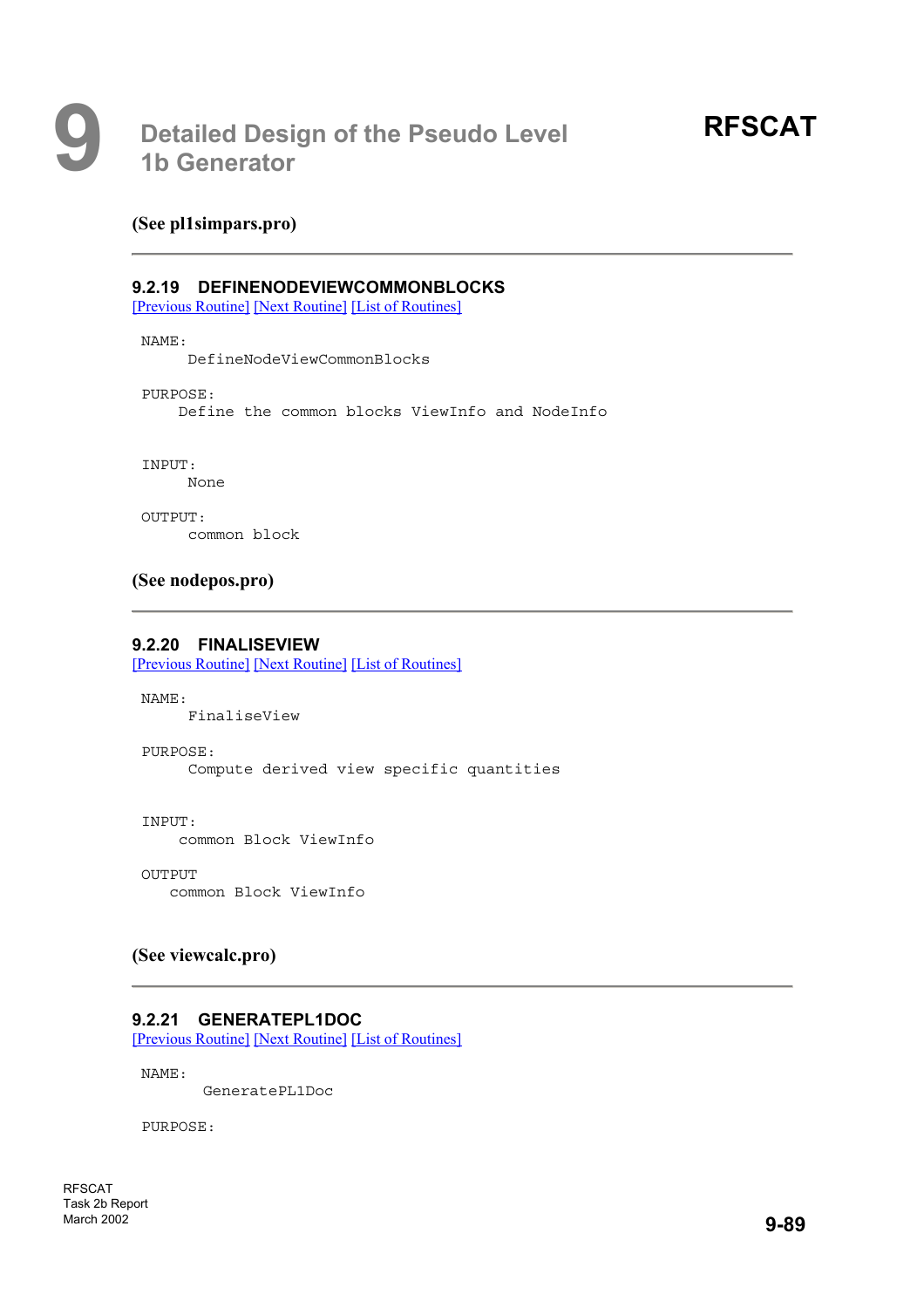**(See pl1simpars.pro)**

---

### 9.2.19 DEFINENODEVIEWCOMMONBLOCKS

[Previous Routine] [Next Routine] [List of Routines]

```
NAME:
      DefineNodeViewCommonBlocks

PURPOSE:
     Define the common blocks ViewInfo and NodeInfo


INPUT:
      None

OUTPUT:
      common block
```

**(See nodepos.pro)**

---

### 9.2.20 FINALISEVIEW

[Previous Routine] [Next Routine] [List of Routines]

```
NAME:
      FinaliseView

PURPOSE:
      Compute derived view specific quantities


INPUT:
     common Block ViewInfo

OUTPUT
    common Block ViewInfo
```

**(See viewcalc.pro)**

---

### 9.2.21 GENERATEPL1DOC

[Previous Routine] [Next Routine] [List of Routines]

```
NAME:
       GeneratePL1Doc

PURPOSE:
```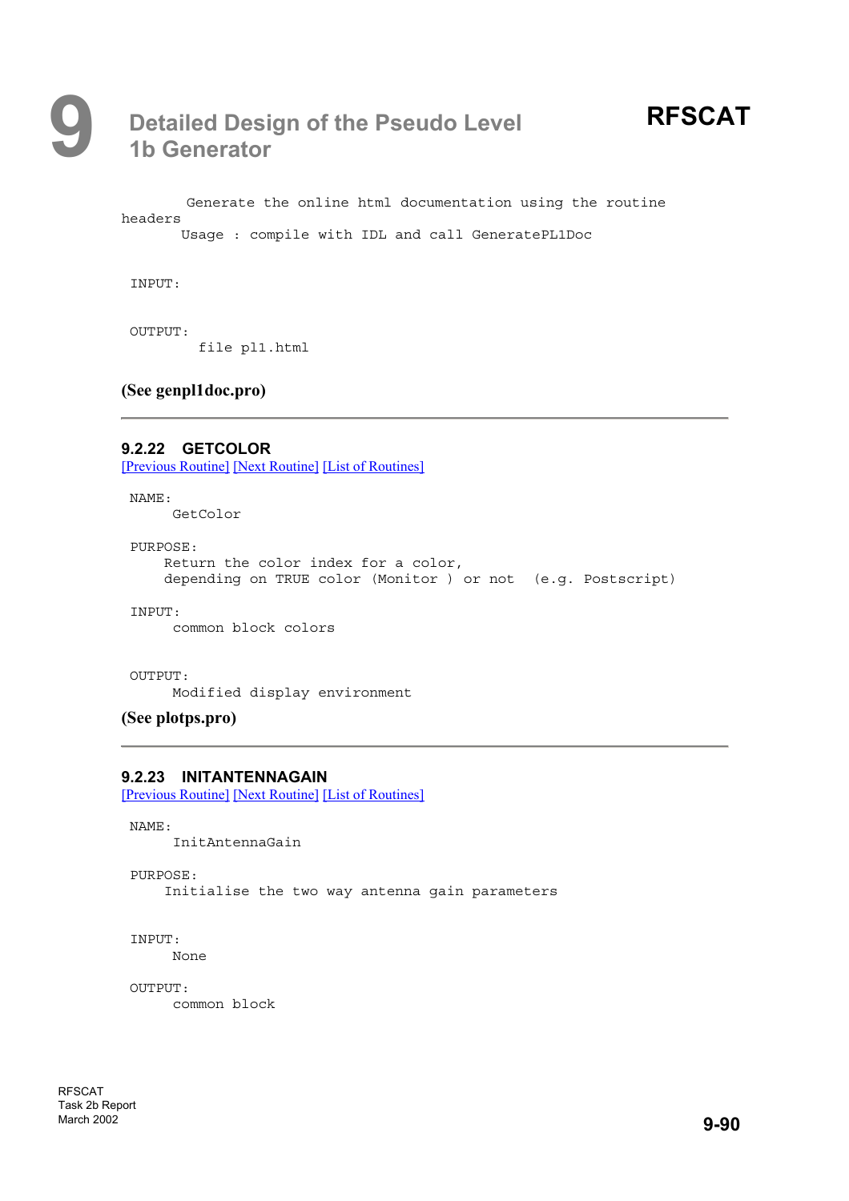```
       Generate the online html documentation using the routine
headers
      Usage : compile with IDL and call GeneratePL1Doc


 INPUT:


 OUTPUT:
        file pl1.html
```

**(See genpl1doc.pro)**

---

### 9.2.22 GETCOLOR

[Previous Routine] [Next Routine] [List of Routines]

```
 NAME:
      GetColor

 PURPOSE:
     Return the color index for a color,
     depending on TRUE color (Monitor ) or not  (e.g. Postscript)

 INPUT:
      common block colors


 OUTPUT:
      Modified display environment
```

**(See plotps.pro)**

---

### 9.2.23 INITANTENNAGAIN

[Previous Routine] [Next Routine] [List of Routines]

```
 NAME:
      InitAntennaGain

 PURPOSE:
     Initialise the two way antenna gain parameters


 INPUT:
      None

 OUTPUT:
      common block
```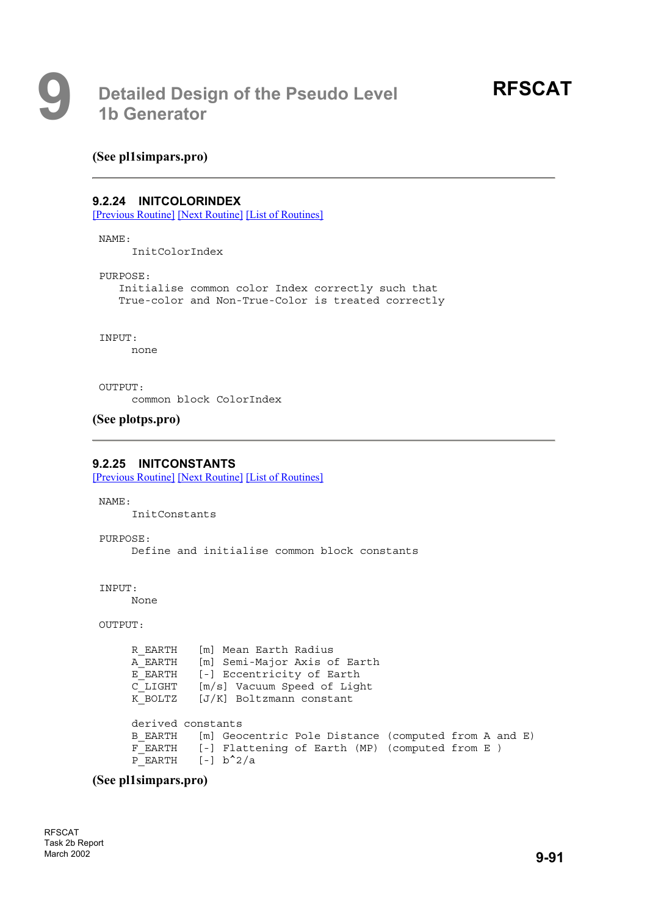**(See pl1simpars.pro)**

---

### 9.2.24 INITCOLORINDEX

[Previous Routine] [Next Routine] [List of Routines]

```
NAME:
     InitColorIndex

PURPOSE:
   Initialise common color Index correctly such that
   True-color and Non-True-Color is treated correctly


INPUT:
     none


OUTPUT:
     common block ColorIndex
```

**(See plotps.pro)**

---

### 9.2.25 INITCONSTANTS

[Previous Routine] [Next Routine] [List of Routines]

```
NAME:
     InitConstants

PURPOSE:
     Define and initialise common block constants


INPUT:
     None

OUTPUT:

     R_EARTH   [m] Mean Earth Radius
     A_EARTH   [m] Semi-Major Axis of Earth
     E_EARTH   [-] Eccentricity of Earth
     C_LIGHT   [m/s] Vacuum Speed of Light
     K_BOLTZ   [J/K] Boltzmann constant

     derived constants
     B_EARTH   [m] Geocentric Pole Distance (computed from A and E)
     F_EARTH   [-] Flattening of Earth (MP) (computed from E )
     P_EARTH   [-] b^2/a
```

**(See pl1simpars.pro)**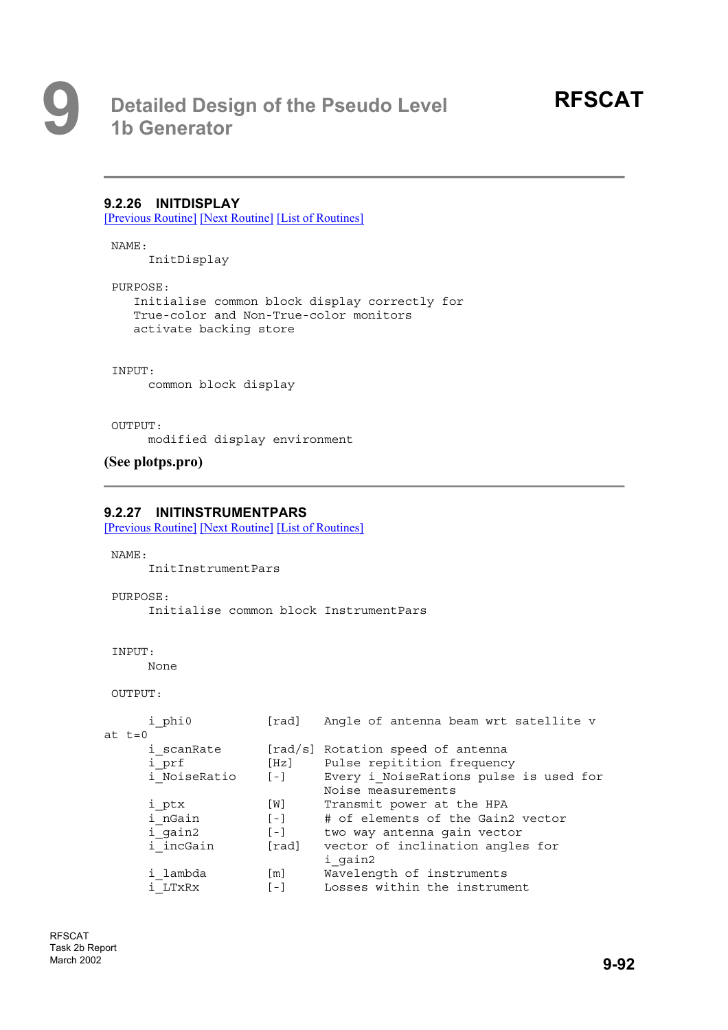### 9.2.26 INITDISPLAY

[Previous Routine] [Next Routine] [List of Routines]

```
NAME:
      InitDisplay

PURPOSE:
    Initialise common block display correctly for
    True-color and Non-True-color monitors
    activate backing store


INPUT:
      common block display


OUTPUT:
      modified display environment
```

**(See plotps.pro)**

---

### 9.2.27 INITINSTRUMENTPARS

[Previous Routine] [Next Routine] [List of Routines]

```
NAME:
      InitInstrumentPars

PURPOSE:
      Initialise common block InstrumentPars


INPUT:
      None

OUTPUT:

      i_phi0          [rad]    Angle of antenna beam wrt satellite v
at t=0
      i_scanRate      [rad/s]  Rotation speed of antenna
      i_prf           [Hz]     Pulse repitition frequency
      i_NoiseRatio    [-]      Every i_NoiseRations pulse is used for
                               Noise measurements
      i_ptx           [W]      Transmit power at the HPA
      i_nGain         [-]      # of elements of the Gain2 vector
      i_gain2         [-]      two way antenna gain vector
      i_incGain       [rad]    vector of inclination angles for
                               i_gain2
      i_lambda        [m]      Wavelength of instruments
      i_LTxRx         [-]      Losses within the instrument
```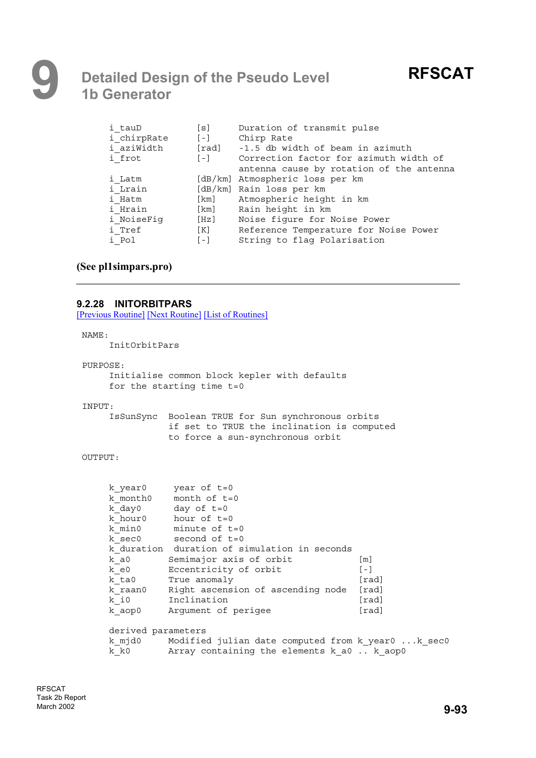```
i_tauD         [s]      Duration of transmit pulse
i_chirpRate    [-]      Chirp Rate
i_aziWidth     [rad]    -1.5 db width of beam in azimuth
i_frot         [-]      Correction factor for azimuth width of
                        antenna cause by rotation of the antenna
i_Latm         [dB/km]  Atmospheric loss per km
i_Lrain        [dB/km]  Rain loss per km
i_Hatm         [km]     Atmospheric height in km
i_Hrain        [km]     Rain height in km
i_NoiseFig     [Hz]     Noise figure for Noise Power
i_Tref         [K]      Reference Temperature for Noise Power
i_Pol          [-]      String to flag Polarisation
```

**(See pl1simpars.pro)**

---

### 9.2.28 INITORBITPARS

[Previous Routine] [Next Routine] [List of Routines]

```
NAME:
     InitOrbitPars

PURPOSE:
     Initialise common block kepler with defaults
     for the starting time t=0

INPUT:
     IsSunSync  Boolean TRUE for Sun synchronous orbits
                if set to TRUE the inclination is computed
                to force a sun-synchronous orbit

OUTPUT:


     k_year0     year of t=0
     k_month0    month of t=0
     k_day0      day of t=0
     k_hour0     hour of t=0
     k_min0      minute of t=0
     k_sec0      second of t=0
     k_duration  duration of simulation in seconds
     k_a0       Semimajor axis of orbit             [m]
     k_e0       Eccentricity of orbit               [-]
     k_ta0      True anomaly                        [rad]
     k_raan0    Right ascension of ascending node   [rad]
     k_i0       Inclination                         [rad]
     k_aop0     Argument of perigee                 [rad]

     derived parameters
     k_mjd0     Modified julian date computed from k_year0 ...k_sec0
     k_k0       Array containing the elements k_a0 .. k_aop0
```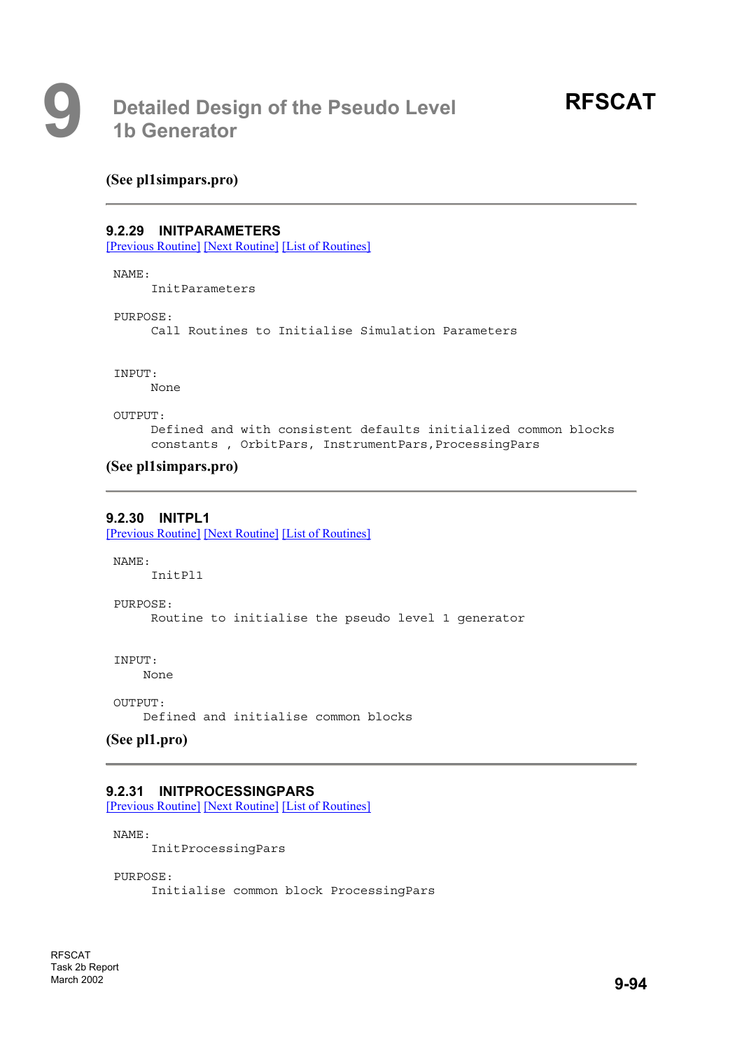**(See pl1simpars.pro)**

---

### 9.2.29 INITPARAMETERS

[Previous Routine] [Next Routine] [List of Routines]

```
NAME:
      InitParameters

PURPOSE:
      Call Routines to Initialise Simulation Parameters


INPUT:
      None

OUTPUT:
      Defined and with consistent defaults initialized common blocks
      constants , OrbitPars, InstrumentPars,ProcessingPars
```

**(See pl1simpars.pro)**

---

### 9.2.30 INITPL1

[Previous Routine] [Next Routine] [List of Routines]

```
NAME:
      InitPl1

PURPOSE:
      Routine to initialise the pseudo level 1 generator


INPUT:
     None

OUTPUT:
     Defined and initialise common blocks
```

**(See pl1.pro)**

---

### 9.2.31 INITPROCESSINGPARS

[Previous Routine] [Next Routine] [List of Routines]

```
NAME:
      InitProcessingPars

PURPOSE:
      Initialise common block ProcessingPars
```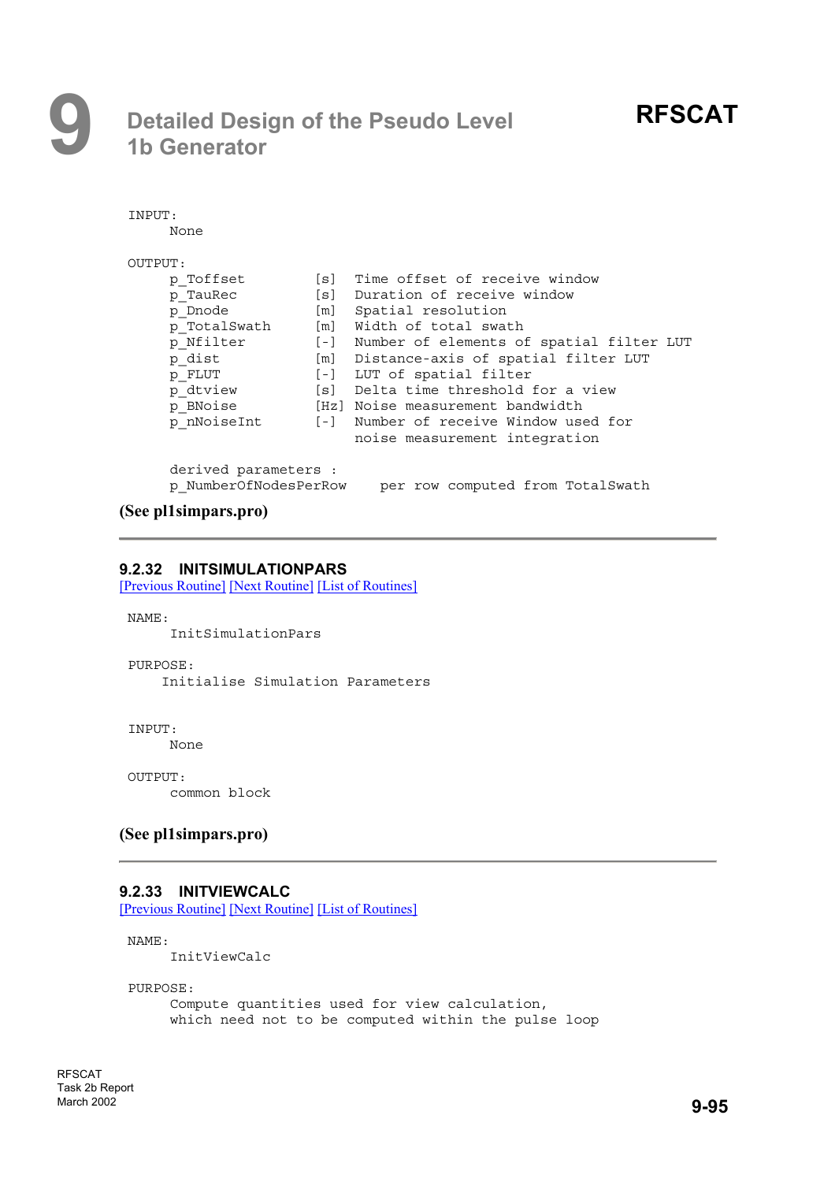```
INPUT:
     None

OUTPUT:
     p_Toffset        [s]  Time offset of receive window
     p_TauRec         [s]  Duration of receive window
     p_Dnode          [m]  Spatial resolution
     p_TotalSwath     [m]  Width of total swath
     p_Nfilter        [-]  Number of elements of spatial filter LUT
     p_dist           [m]  Distance-axis of spatial filter LUT
     p_FLUT           [-]  LUT of spatial filter
     p_dtview         [s]  Delta time threshold for a view
     p_BNoise         [Hz] Noise measurement bandwidth
     p_nNoiseInt      [-]  Number of receive Window used for
                           noise measurement integration

     derived parameters :
     p_NumberOfNodesPerRow    per row computed from TotalSwath
```

**(See pl1simpars.pro)**

---

### 9.2.32 INITSIMULATIONPARS

[Previous Routine] [Next Routine] [List of Routines]

```
NAME:
     InitSimulationPars

PURPOSE:
    Initialise Simulation Parameters


INPUT:
     None

OUTPUT:
     common block
```

**(See pl1simpars.pro)**

---

### 9.2.33 INITVIEWCALC

[Previous Routine] [Next Routine] [List of Routines]

```
NAME:
     InitViewCalc

PURPOSE:
     Compute quantities used for view calculation,
     which need not to be computed within the pulse loop
```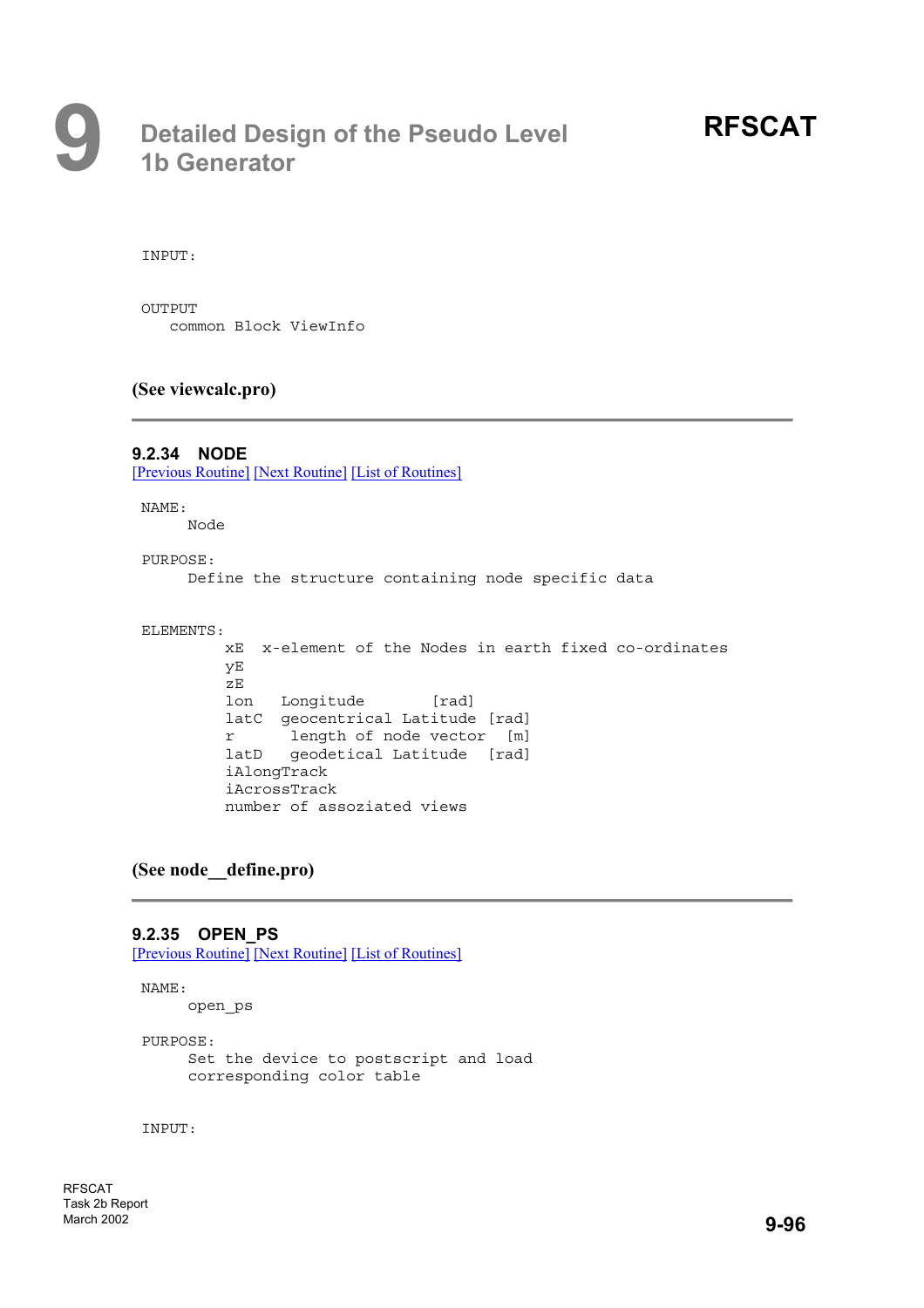```
INPUT:

OUTPUT
   common Block ViewInfo
```

**(See viewcalc.pro)**

---

### 9.2.34 NODE

[Previous Routine] [Next Routine] [List of Routines]

```
NAME:
     Node

PURPOSE:
     Define the structure containing node specific data


ELEMENTS:
         xE  x-element of the Nodes in earth fixed co-ordinates
         yE
         zE
         lon   Longitude       [rad]
         latC  geocentrical Latitude [rad]
         r      length of node vector  [m]
         latD   geodetical Latitude   [rad]
         iAlongTrack
         iAcrossTrack
         number of assoziated views
```

**(See node__define.pro)**

---

### 9.2.35 OPEN_PS

[Previous Routine] [Next Routine] [List of Routines]

```
NAME:
     open_ps

PURPOSE:
     Set the device to postscript and load
     corresponding color table


INPUT:
```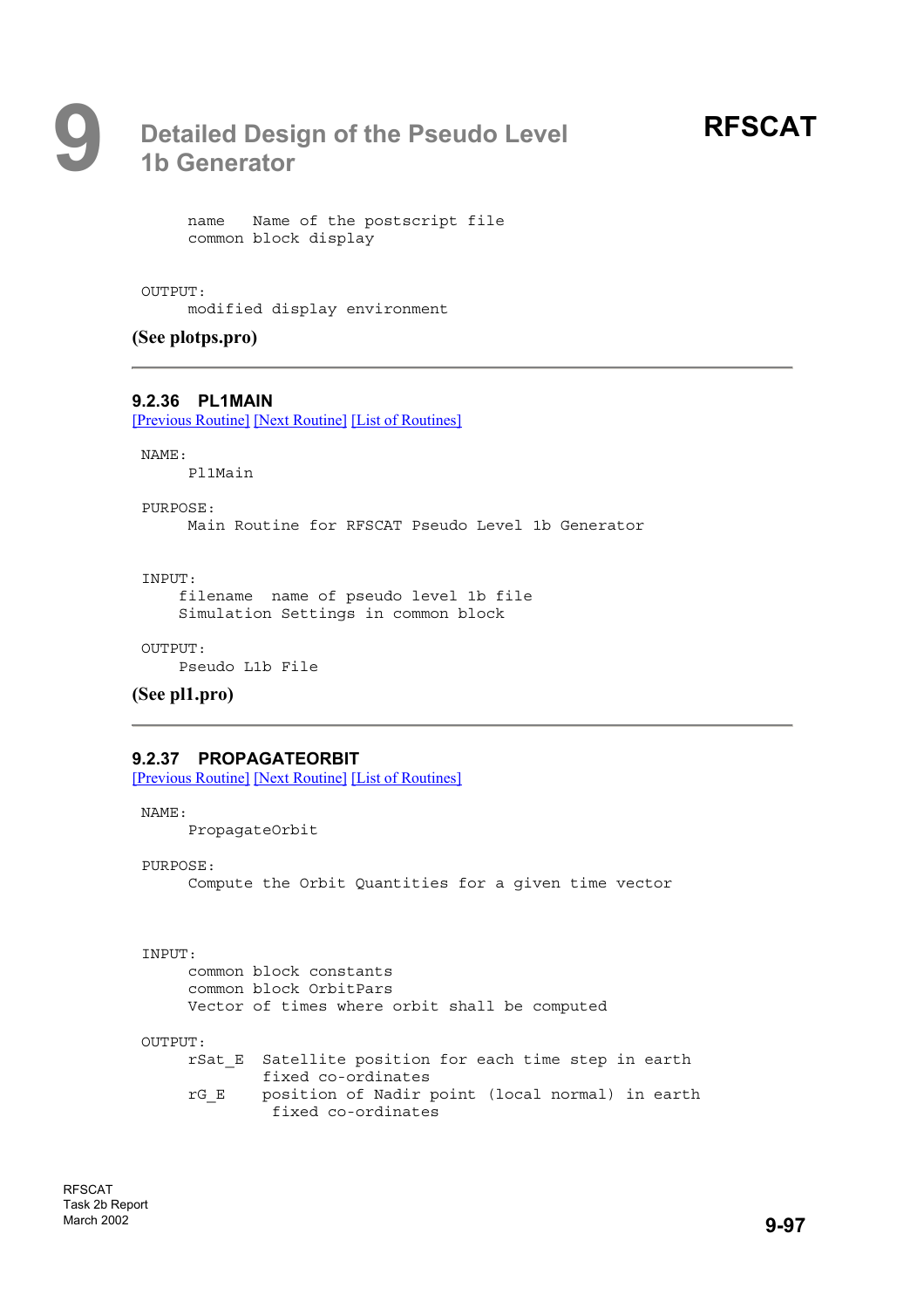```
     name   Name of the postscript file
     common block display


OUTPUT:
     modified display environment
```

**(See plotps.pro)**

---

### 9.2.36 PL1MAIN

[Previous Routine] [Next Routine] [List of Routines]

```
NAME:
     Pl1Main

PURPOSE:
     Main Routine for RFSCAT Pseudo Level 1b Generator


INPUT:
    filename  name of pseudo level 1b file
    Simulation Settings in common block

OUTPUT:
    Pseudo L1b File
```

**(See pl1.pro)**

---

### 9.2.37 PROPAGATEORBIT

[Previous Routine] [Next Routine] [List of Routines]

```
NAME:
     PropagateOrbit

PURPOSE:
     Compute the Orbit Quantities for a given time vector



INPUT:
     common block constants
     common block OrbitPars
     Vector of times where orbit shall be computed

OUTPUT:
     rSat_E  Satellite position for each time step in earth
             fixed co-ordinates
     rG_E    position of Nadir point (local normal) in earth
              fixed co-ordinates
```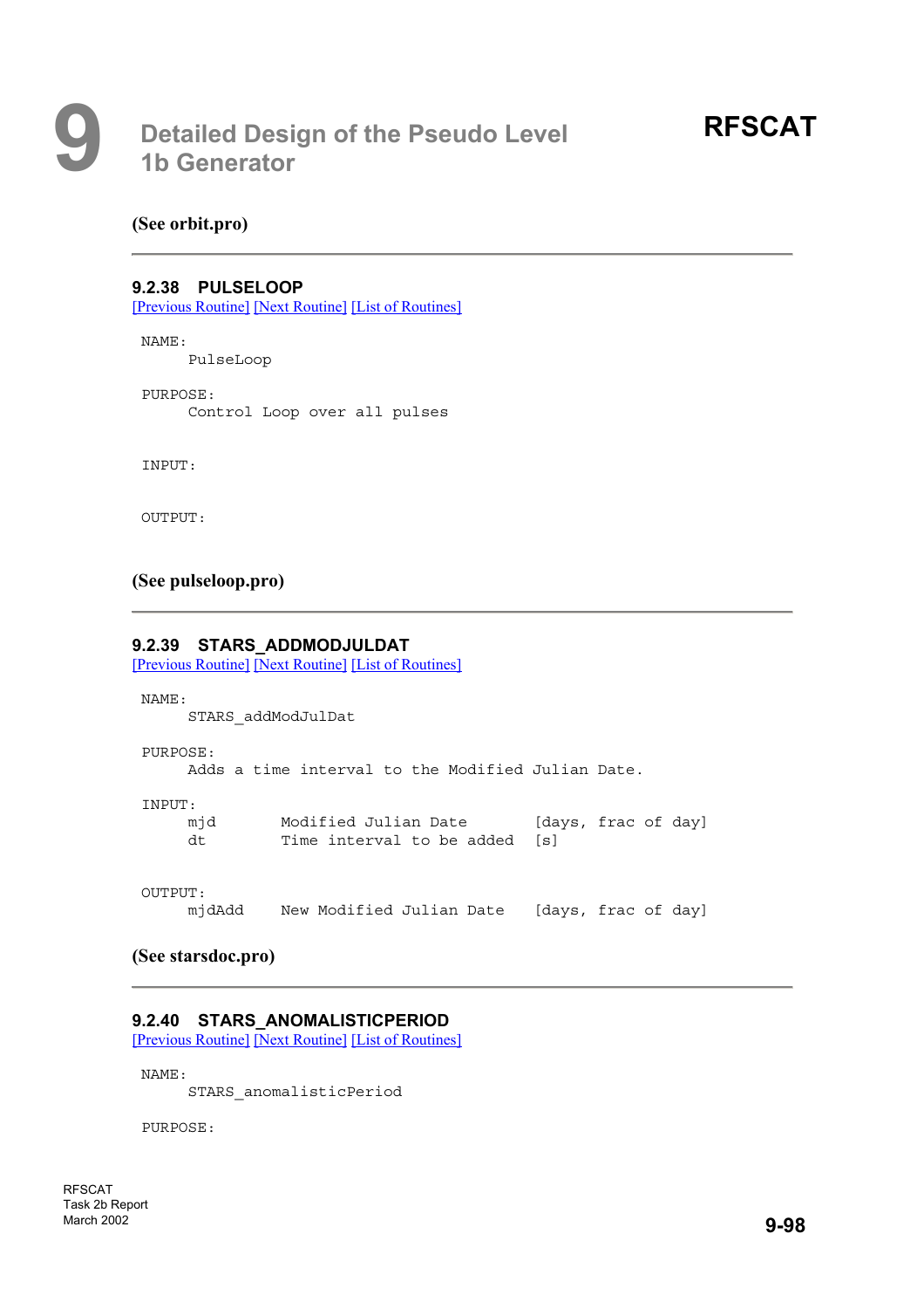**(See orbit.pro)**

---

### 9.2.38 PULSELOOP

[Previous Routine] [Next Routine] [List of Routines]

```
NAME:
     PulseLoop

PURPOSE:
     Control Loop over all pulses


INPUT:


OUTPUT:
```

**(See pulseloop.pro)**

---

### 9.2.39 STARS_ADDMODJULDAT

[Previous Routine] [Next Routine] [List of Routines]

```
NAME:
     STARS_addModJulDat

PURPOSE:
     Adds a time interval to the Modified Julian Date.

INPUT:
     mjd       Modified Julian Date        [days, frac of day]
     dt        Time interval to be added   [s]


OUTPUT:
     mjdAdd    New Modified Julian Date    [days, frac of day]
```

**(See starsdoc.pro)**

---

### 9.2.40 STARS_ANOMALISTICPERIOD

[Previous Routine] [Next Routine] [List of Routines]

```
NAME:
     STARS_anomalisticPeriod

PURPOSE:
```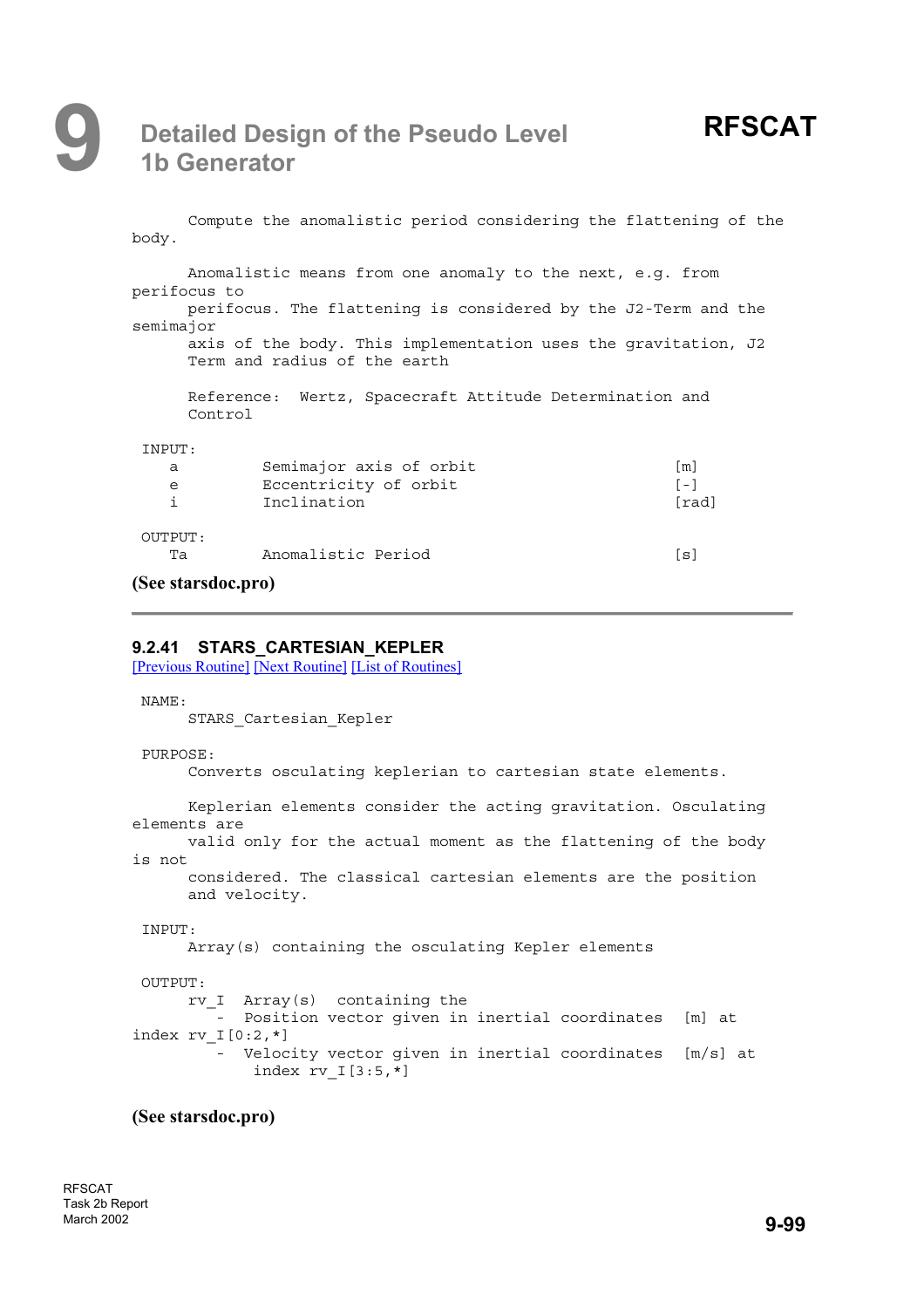Compute the anomalistic period considering the flattening of the body.

Anomalistic means from one anomaly to the next, e.g. from perifocus to perifocus. The flattening is considered by the J2-Term and the semimajor axis of the body. This implementation uses the gravitation, J2 Term and radius of the earth

Reference: Wertz, Spacecraft Attitude Determination and Control

```
INPUT:
   a         Semimajor axis of orbit                    [m]
   e         Eccentricity of orbit                      [-]
   i         Inclination                                [rad]

OUTPUT:
   Ta        Anomalistic Period                         [s]
```

**(See starsdoc.pro)**

---

### 9.2.41 STARS_CARTESIAN_KEPLER

[Previous Routine] [Next Routine] [List of Routines]

NAME:
STARS_Cartesian_Kepler

PURPOSE:
Converts osculating keplerian to cartesian state elements.

Keplerian elements consider the acting gravitation. Osculating elements are valid only for the actual moment as the flattening of the body is not considered. The classical cartesian elements are the position and velocity.

INPUT:
Array(s) containing the osculating Kepler elements

OUTPUT:

```
rv_I  Array(s)  containing the
   -  Position vector given in inertial coordinates  [m] at index rv_I[0:2,*]
   -  Velocity vector given in inertial coordinates  [m/s] at index rv_I[3:5,*]
```

**(See starsdoc.pro)**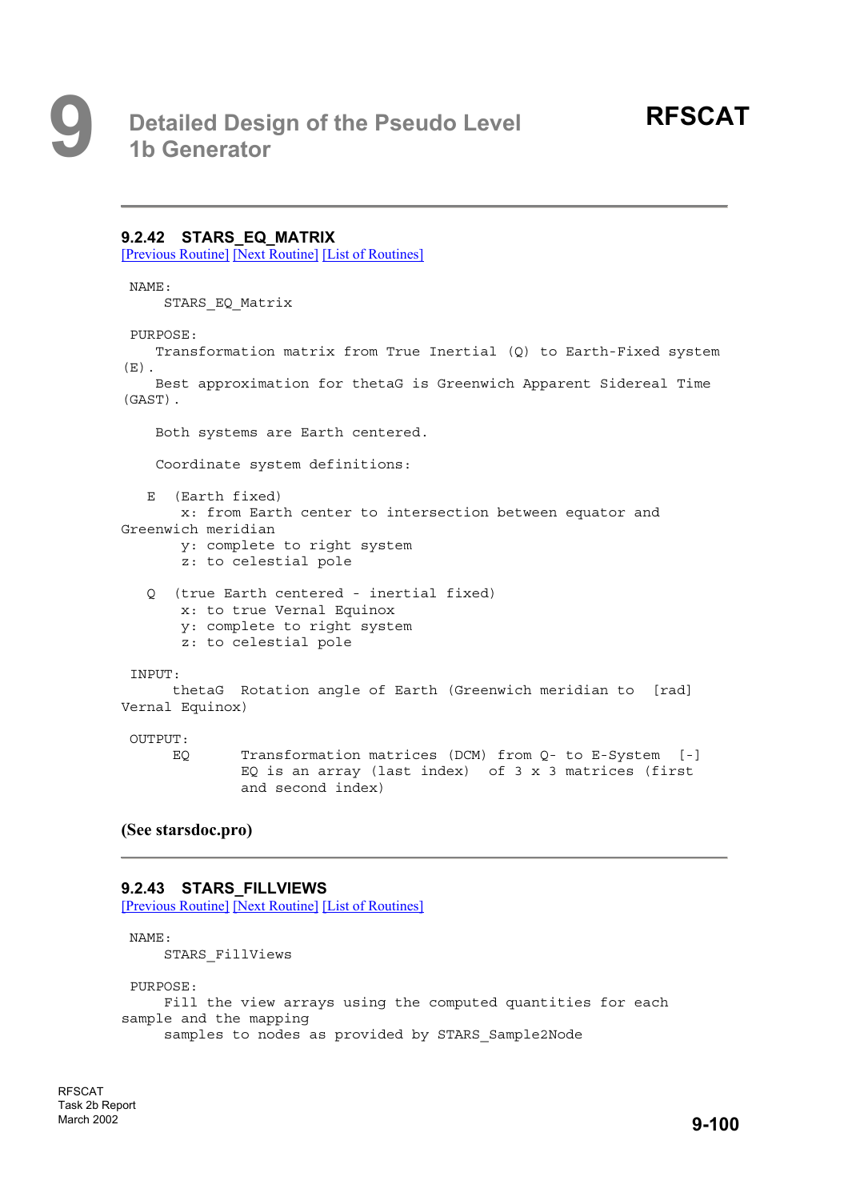## 9.2.42 STARS_EQ_MATRIX

[Previous Routine] [Next Routine] [List of Routines]

```
NAME:
    STARS_EQ_Matrix

PURPOSE:
   Transformation matrix from True Inertial (Q) to Earth-Fixed system
(E).
   Best approximation for thetaG is Greenwich Apparent Sidereal Time
(GAST).

   Both systems are Earth centered.

   Coordinate system definitions:

  E  (Earth fixed)
      x: from Earth center to intersection between equator and
Greenwich meridian
      y: complete to right system
      z: to celestial pole

  Q  (true Earth centered - inertial fixed)
      x: to true Vernal Equinox
      y: complete to right system
      z: to celestial pole

INPUT:
     thetaG  Rotation angle of Earth (Greenwich meridian to   [rad]
Vernal Equinox)

OUTPUT:
     EQ      Transformation matrices (DCM) from Q- to E-System   [-]
             EQ is an array (last index)  of 3 x 3 matrices (first
             and second index)
```

**(See starsdoc.pro)**

## 9.2.43 STARS_FILLVIEWS

[Previous Routine] [Next Routine] [List of Routines]

```
NAME:
    STARS_FillViews

PURPOSE:
    Fill the view arrays using the computed quantities for each
sample and the mapping
    samples to nodes as provided by STARS_Sample2Node
```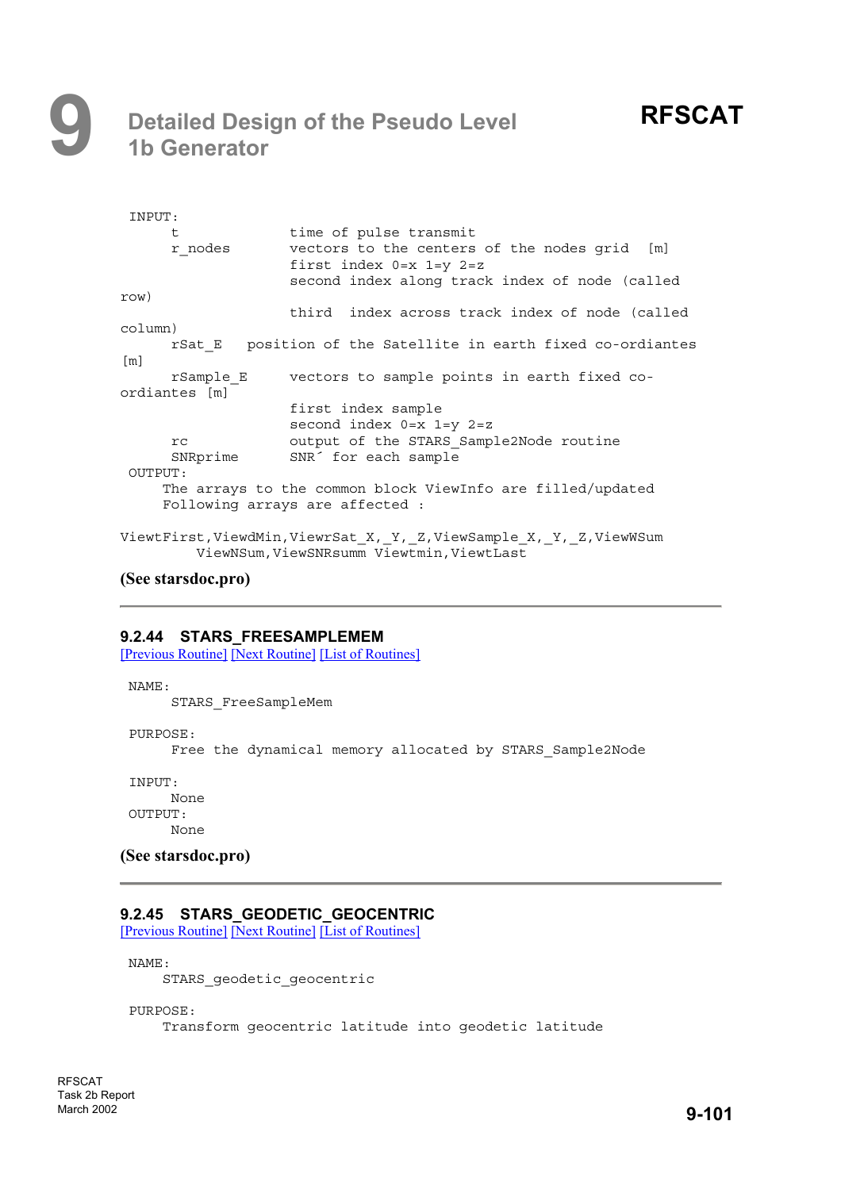```
 INPUT:
      t              time of pulse transmit
      r_nodes        vectors to the centers of the nodes grid  [m]
                     first index 0=x 1=y 2=z
                     second index along track index of node (called
row)
                     third  index across track index of node (called
column)
      rSat_E   position of the Satellite in earth fixed co-ordiantes
[m]
      rSample_E      vectors to sample points in earth fixed co-
ordiantes [m]
                     first index sample
                     second index 0=x 1=y 2=z
      rc             output of the STARS_Sample2Node routine
      SNRprime       SNR´ for each sample
 OUTPUT:
     The arrays to the common block ViewInfo are filled/updated
     Following arrays are affected :

ViewtFirst,ViewdMin,ViewrSat_X,_Y,_Z,ViewSample_X,_Y,_Z,ViewWSum
         ViewNSum,ViewSNRsumm Viewtmin,ViewtLast
```

**(See starsdoc.pro)**

---

### 9.2.44 STARS_FREESAMPLEMEM

[Previous Routine] [Next Routine] [List of Routines]

```
 NAME:
      STARS_FreeSampleMem

 PURPOSE:
      Free the dynamical memory allocated by STARS_Sample2Node

 INPUT:
      None
 OUTPUT:
      None
```

**(See starsdoc.pro)**

---

### 9.2.45 STARS_GEODETIC_GEOCENTRIC

[Previous Routine] [Next Routine] [List of Routines]

```
 NAME:
     STARS_geodetic_geocentric

 PURPOSE:
     Transform geocentric latitude into geodetic latitude
```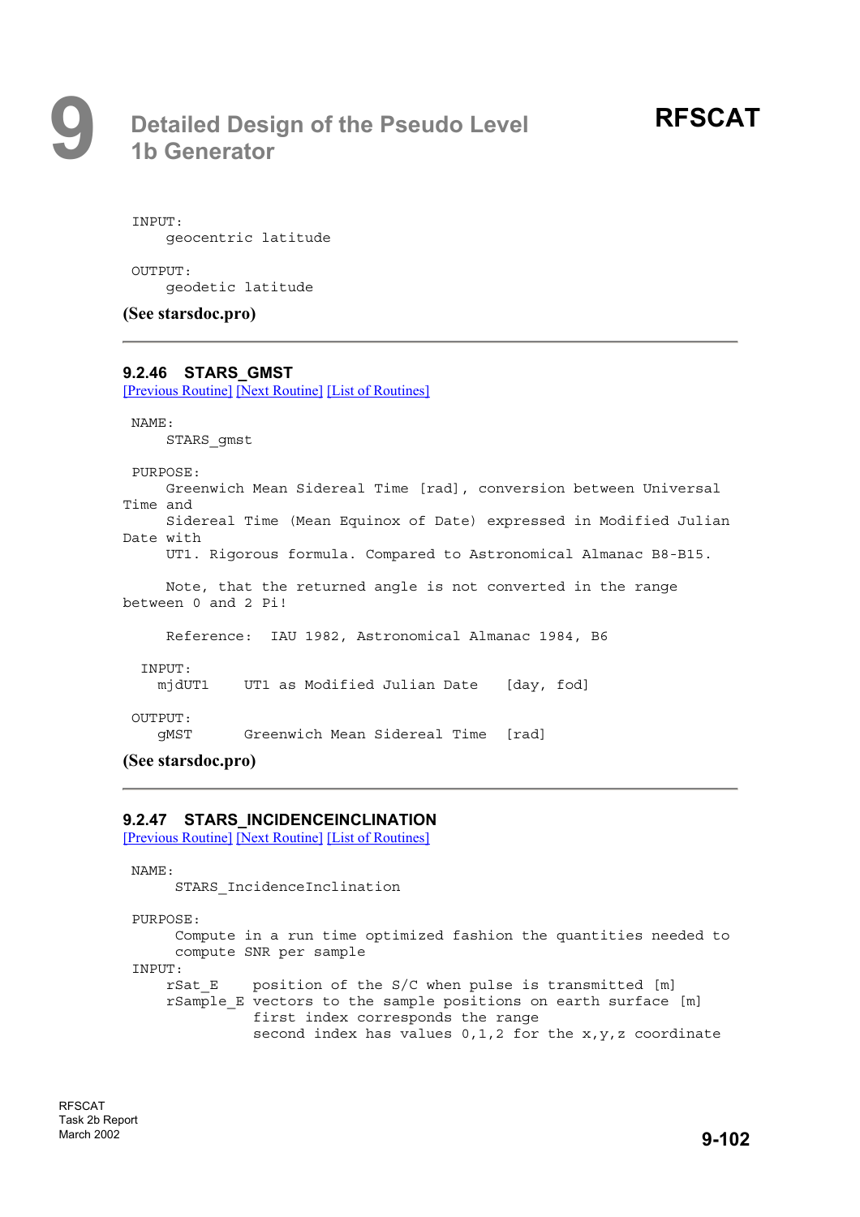```
INPUT:
    geocentric latitude

OUTPUT:
    geodetic latitude
```

**(See starsdoc.pro)**

---

### 9.2.46 STARS_GMST

[Previous Routine] [Next Routine] [List of Routines]

```
NAME:
    STARS_gmst

PURPOSE:
    Greenwich Mean Sidereal Time [rad], conversion between Universal
Time and
    Sidereal Time (Mean Equinox of Date) expressed in Modified Julian
Date with
    UT1. Rigorous formula. Compared to Astronomical Almanac B8-B15.

    Note, that the returned angle is not converted in the range
between 0 and 2 Pi!

    Reference:  IAU 1982, Astronomical Almanac 1984, B6

 INPUT:
   mjdUT1     UT1 as Modified Julian Date    [day, fod]

OUTPUT:
   gMST       Greenwich Mean Sidereal Time   [rad]
```

**(See starsdoc.pro)**

---

### 9.2.47 STARS_INCIDENCEINCLINATION

[Previous Routine] [Next Routine] [List of Routines]

```
NAME:
     STARS_IncidenceInclination

PURPOSE:
     Compute in a run time optimized fashion the quantities needed to
     compute SNR per sample
INPUT:
    rSat_E    position of the S/C when pulse is transmitted [m]
    rSample_E vectors to the sample positions on earth surface [m]
              first index corresponds the range
              second index has values 0,1,2 for the x,y,z coordinate
```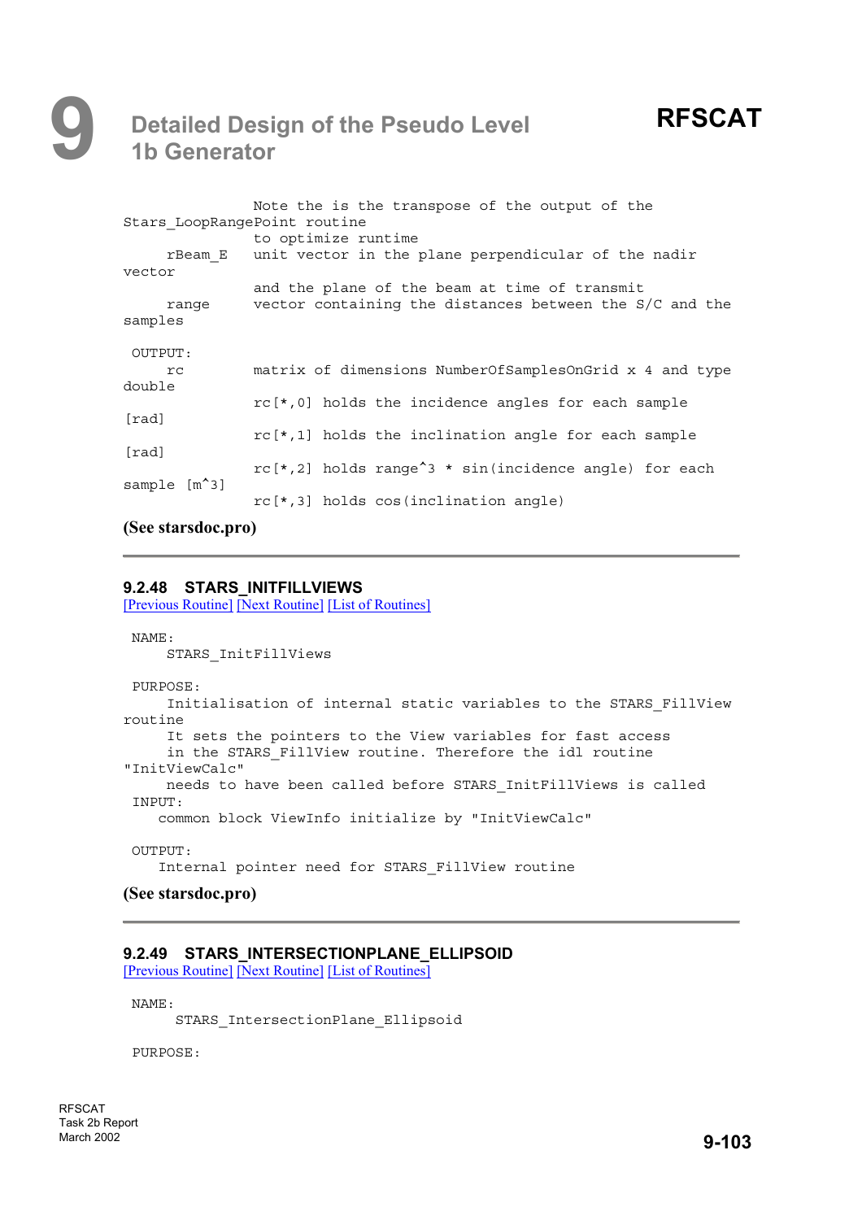```
                Note the is the transpose of the output of the
Stars_LoopRangePoint routine
                to optimize runtime
     rBeam_E    unit vector in the plane perpendicular of the nadir
vector
                and the plane of the beam at time of transmit
     range      vector containing the distances between the S/C and the
samples

 OUTPUT:
     rc         matrix of dimensions NumberOfSamplesOnGrid x 4 and type
double
                rc[*,0] holds the incidence angles for each sample
[rad]
                rc[*,1] holds the inclination angle for each sample
[rad]
                rc[*,2] holds range^3 * sin(incidence angle) for each
sample  [m^3]
                rc[*,3] holds cos(inclination angle)
```

**(See starsdoc.pro)**

---

### 9.2.48 STARS_INITFILLVIEWS

[Previous Routine] [Next Routine] [List of Routines]

```
 NAME:
     STARS_InitFillViews

 PURPOSE:
     Initialisation of internal static variables to the STARS_FillView
routine
     It sets the pointers to the View variables for fast access
     in the STARS_FillView routine. Therefore the idl routine
"InitViewCalc"
     needs to have been called before STARS_InitFillViews is called
 INPUT:
    common block ViewInfo initialize by "InitViewCalc"

 OUTPUT:
    Internal pointer need for STARS_FillView routine
```

**(See starsdoc.pro)**

---

### 9.2.49 STARS_INTERSECTIONPLANE_ELLIPSOID

[Previous Routine] [Next Routine] [List of Routines]

```
 NAME:
      STARS_IntersectionPlane_Ellipsoid

 PURPOSE:
```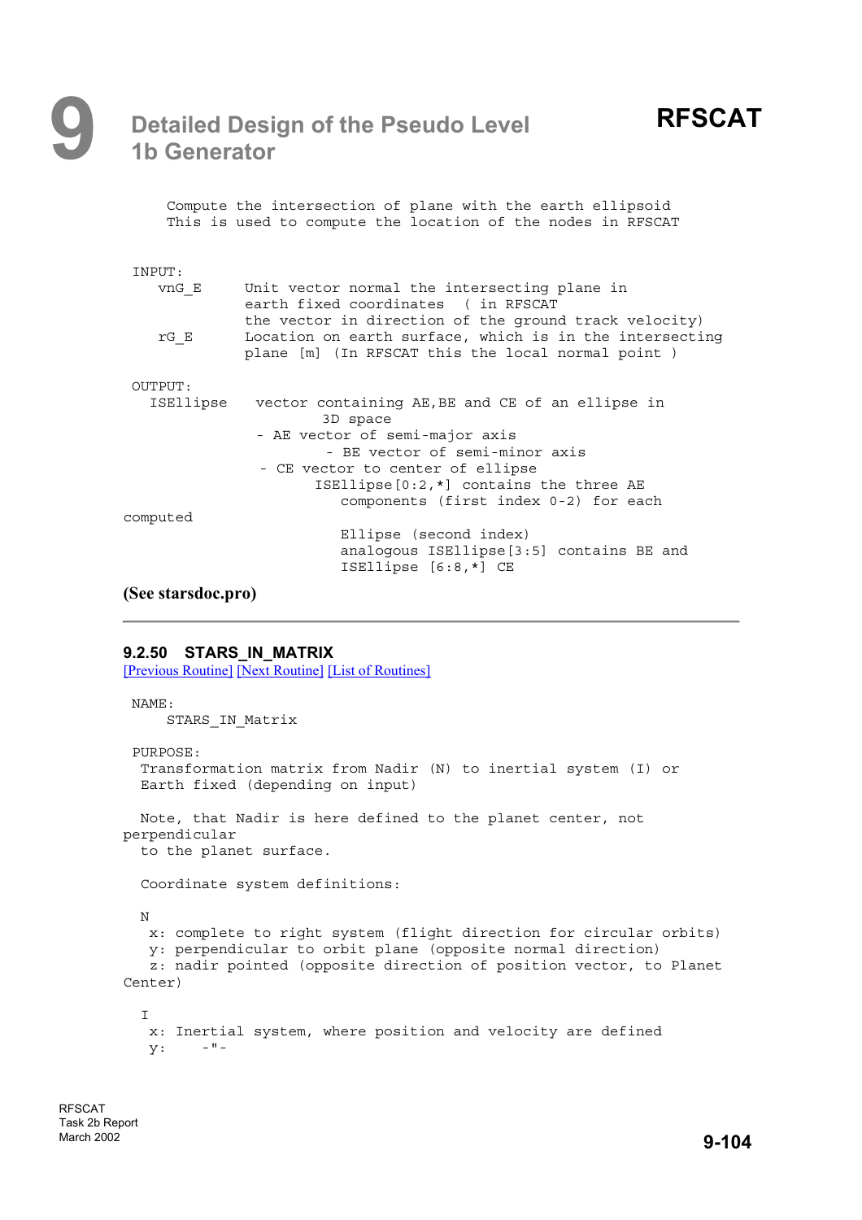```
     Compute the intersection of plane with the earth ellipsoid
     This is used to compute the location of the nodes in RFSCAT


 INPUT:
    vnG_E     Unit vector normal the intersecting plane in
              earth fixed coordinates  ( in RFSCAT
              the vector in direction of the ground track velocity)
    rG_E      Location on earth surface, which is in the intersecting
              plane [m] (In RFSCAT this the local normal point )

 OUTPUT:
   ISEllipse   vector containing AE,BE and CE of an ellipse in
                       3D space
               - AE vector of semi-major axis
                       - BE vector of semi-minor axis
                - CE vector to center of ellipse
                      ISEllipse[0:2,*] contains the three AE
                         components (first index 0-2) for each
computed
                         Ellipse (second index)
                         analogous ISEllipse[3:5] contains BE and
                         ISEllipse [6:8,*] CE
```

**(See starsdoc.pro)**

---

### 9.2.50 STARS_IN_MATRIX

[Previous Routine] [Next Routine] [List of Routines]

```
 NAME:
     STARS_IN_Matrix

 PURPOSE:
  Transformation matrix from Nadir (N) to inertial system (I) or
  Earth fixed (depending on input)

  Note, that Nadir is here defined to the planet center, not
perpendicular
  to the planet surface.

  Coordinate system definitions:

  N
   x: complete to right system (flight direction for circular orbits)
   y: perpendicular to orbit plane (opposite normal direction)
   z: nadir pointed (opposite direction of position vector, to Planet
Center)

  I
   x: Inertial system, where position and velocity are defined
   y:    -"-
```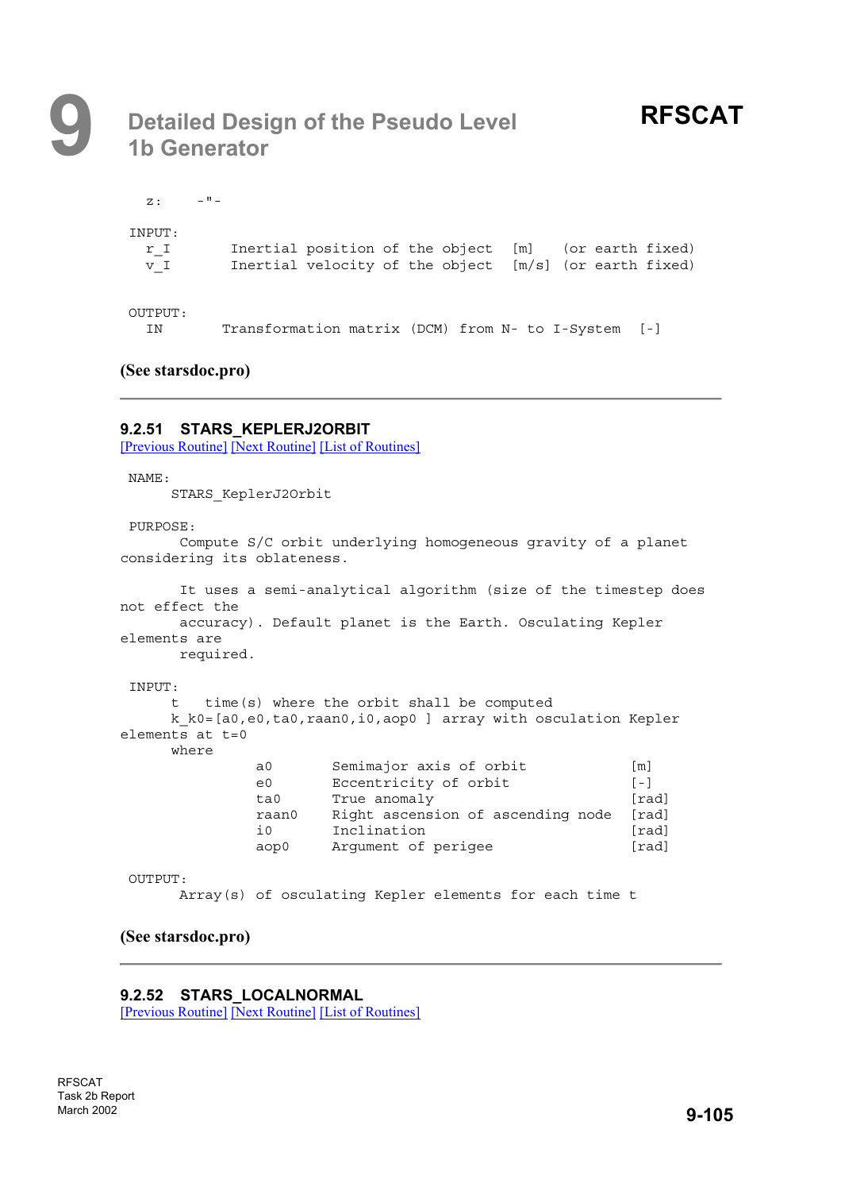```
  z:    -"-

INPUT:
  r_I       Inertial position of the object  [m]   (or earth fixed)
  v_I       Inertial velocity of the object  [m/s]  (or earth fixed)


OUTPUT:
  IN       Transformation matrix (DCM) from N- to I-System  [-]
```

**(See starsdoc.pro)**

---

### 9.2.51 STARS_KEPLERJ2ORBIT

[Previous Routine] [Next Routine] [List of Routines]

```
NAME:
     STARS_KeplerJ2Orbit

PURPOSE:
      Compute S/C orbit underlying homogeneous gravity of a planet
considering its oblateness.

      It uses a semi-analytical algorithm (size of the timestep does
not effect the
      accuracy). Default planet is the Earth. Osculating Kepler
elements are
      required.

INPUT:
     t   time(s) where the orbit shall be computed
     k_k0=[a0,e0,ta0,raan0,i0,aop0 ] array with osculation Kepler
elements at t=0
     where
               a0      Semimajor axis of orbit             [m]
               e0      Eccentricity of orbit               [-]
               ta0     True anomaly                        [rad]
               raan0   Right ascension of ascending node   [rad]
               i0      Inclination                         [rad]
               aop0    Argument of perigee                 [rad]

OUTPUT:
      Array(s) of osculating Kepler elements for each time t
```

**(See starsdoc.pro)**

---

### 9.2.52 STARS_LOCALNORMAL

[Previous Routine] [Next Routine] [List of Routines]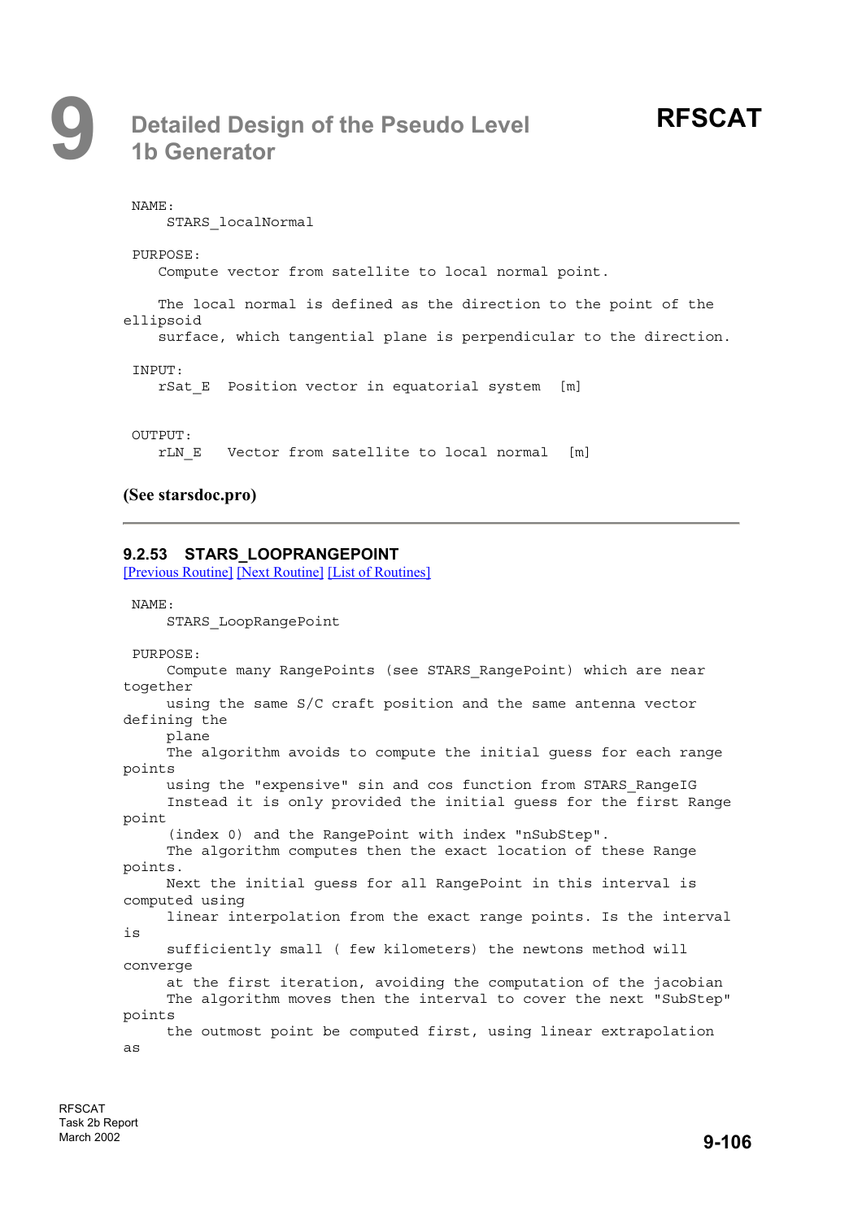```
 NAME:
     STARS_localNormal

 PURPOSE:
    Compute vector from satellite to local normal point.

    The local normal is defined as the direction to the point of the
ellipsoid
    surface, which tangential plane is perpendicular to the direction.

 INPUT:
    rSat_E  Position vector in equatorial system  [m]


 OUTPUT:
    rLN_E   Vector from satellite to local normal  [m]
```

**(See starsdoc.pro)**

---

### 9.2.53 STARS_LOOPRANGEPOINT

[Previous Routine] [Next Routine] [List of Routines]

```
 NAME:
     STARS_LoopRangePoint

 PURPOSE:
     Compute many RangePoints (see STARS_RangePoint) which are near
together
     using the same S/C craft position and the same antenna vector
defining the
     plane
     The algorithm avoids to compute the initial guess for each range
points
     using the "expensive" sin and cos function from STARS_RangeIG
     Instead it is only provided the initial guess for the first Range
point
     (index 0) and the RangePoint with index "nSubStep".
     The algorithm computes then the exact location of these Range
points.
     Next the initial guess for all RangePoint in this interval is
computed using
     linear interpolation from the exact range points. Is the interval
is
     sufficiently small ( few kilometers) the newtons method will
converge
     at the first iteration, avoiding the computation of the jacobian
     The algorithm moves then the interval to cover the next "SubStep"
points
     the outmost point be computed first, using linear extrapolation
as
```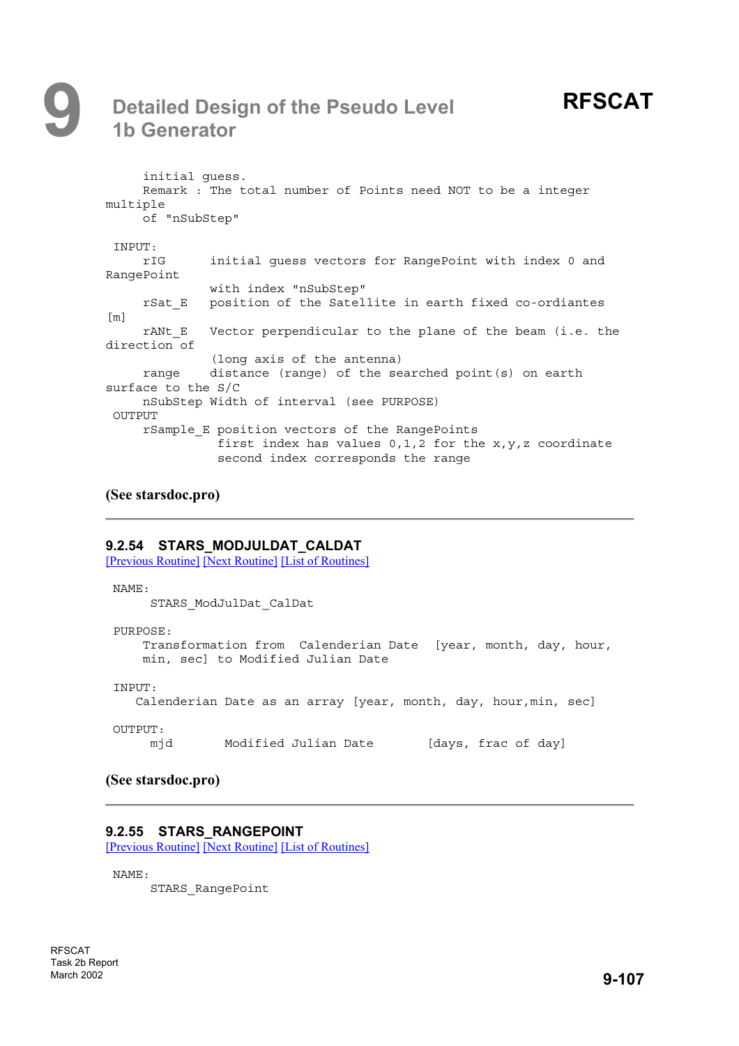```
     initial guess.
     Remark : The total number of Points need NOT to be a integer
multiple
     of "nSubStep"

 INPUT:
     rIG      initial guess vectors for RangePoint with index 0 and
RangePoint
              with index "nSubStep"
     rSat_E   position of the Satellite in earth fixed co-ordiantes
[m]
     rANt_E   Vector perpendicular to the plane of the beam (i.e. the
direction of
              (long axis of the antenna)
     range    distance (range) of the searched point(s) on earth
surface to the S/C
     nSubStep Width of interval (see PURPOSE)
 OUTPUT
     rSample_E position vectors of the RangePoints
               first index has values 0,1,2 for the x,y,z coordinate
               second index corresponds the range
```

**(See starsdoc.pro)**

---

### 9.2.54 STARS_MODJULDAT_CALDAT

[Previous Routine] [Next Routine] [List of Routines]

```
 NAME:
      STARS_ModJulDat_CalDat

 PURPOSE:
     Transformation from  Calenderian Date  [year, month, day, hour,
     min, sec] to Modified Julian Date

 INPUT:
    Calenderian Date as an array [year, month, day, hour,min, sec]

 OUTPUT:
      mjd       Modified Julian Date       [days, frac of day]
```

**(See starsdoc.pro)**

---

### 9.2.55 STARS_RANGEPOINT

[Previous Routine] [Next Routine] [List of Routines]

```
 NAME:
      STARS_RangePoint
```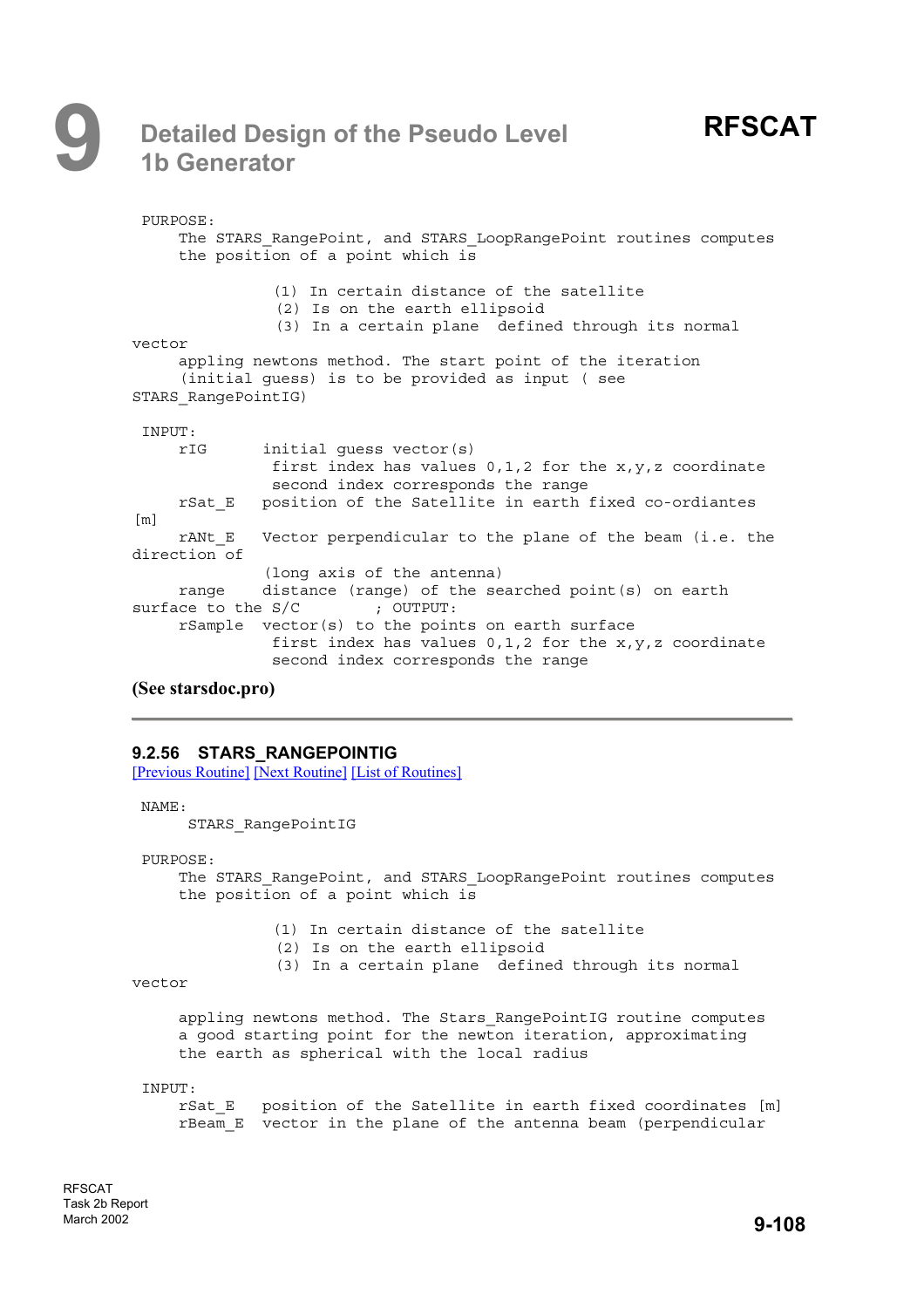```
 PURPOSE:
     The STARS_RangePoint, and STARS_LoopRangePoint routines computes
     the position of a point which is

               (1) In certain distance of the satellite
               (2) Is on the earth ellipsoid
               (3) In a certain plane  defined through its normal
vector
     appling newtons method. The start point of the iteration
     (initial guess) is to be provided as input ( see
STARS_RangePointIG)

 INPUT:
     rIG      initial guess vector(s)
               first index has values 0,1,2 for the x,y,z coordinate
               second index corresponds the range
     rSat_E   position of the Satellite in earth fixed co-ordiantes
[m]
     rANt_E   Vector perpendicular to the plane of the beam (i.e. the
direction of
              (long axis of the antenna)
     range    distance (range) of the searched point(s) on earth
surface to the S/C        ; OUTPUT:
     rSample  vector(s) to the points on earth surface
               first index has values 0,1,2 for the x,y,z coordinate
               second index corresponds the range
```

**(See starsdoc.pro)**

---

### 9.2.56 STARS_RANGEPOINTIG

[Previous Routine] [Next Routine] [List of Routines]

```
 NAME:
      STARS_RangePointIG

 PURPOSE:
     The STARS_RangePoint, and STARS_LoopRangePoint routines computes
     the position of a point which is

               (1) In certain distance of the satellite
               (2) Is on the earth ellipsoid
               (3) In a certain plane  defined through its normal
vector

     appling newtons method. The Stars_RangePointIG routine computes
     a good starting point for the newton iteration, approximating
     the earth as spherical with the local radius

 INPUT:
     rSat_E   position of the Satellite in earth fixed coordinates [m]
     rBeam_E  vector in the plane of the antenna beam (perpendicular
```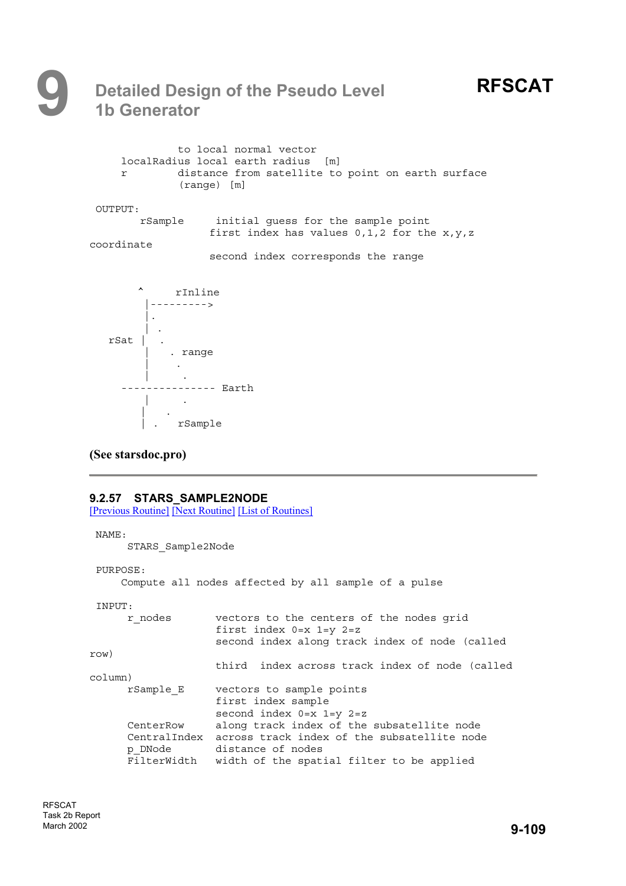```
             to local normal vector
     localRadius local earth radius  [m]
     r        distance from satellite to point on earth surface
              (range) [m]

 OUTPUT:
       rSample     initial guess for the sample point
                  first index has values 0,1,2 for the x,y,z
coordinate
                  second index corresponds the range


        ^     rInline
         |--------->
         |.
         | .
   rSat |  .
         |   . range
         |    .
         |     .
     --------------- Earth
         |     .
        |   .
        | .   rSample
```

**(See starsdoc.pro)**

---

### 9.2.57 STARS_SAMPLE2NODE

[Previous Routine] [Next Routine] [List of Routines]

```
 NAME:
      STARS_Sample2Node

 PURPOSE:
     Compute all nodes affected by all sample of a pulse

 INPUT:
      r_nodes        vectors to the centers of the nodes grid
                     first index 0=x 1=y 2=z
                     second index along track index of node (called
row)
                     third  index across track index of node (called
column)
      rSample_E      vectors to sample points
                     first index sample
                     second index 0=x 1=y 2=z
      CenterRow      along track index of the subsatellite node
      CentralIndex   across track index of the subsatellite node
      p_DNode        distance of nodes
      FilterWidth    width of the spatial filter to be applied
```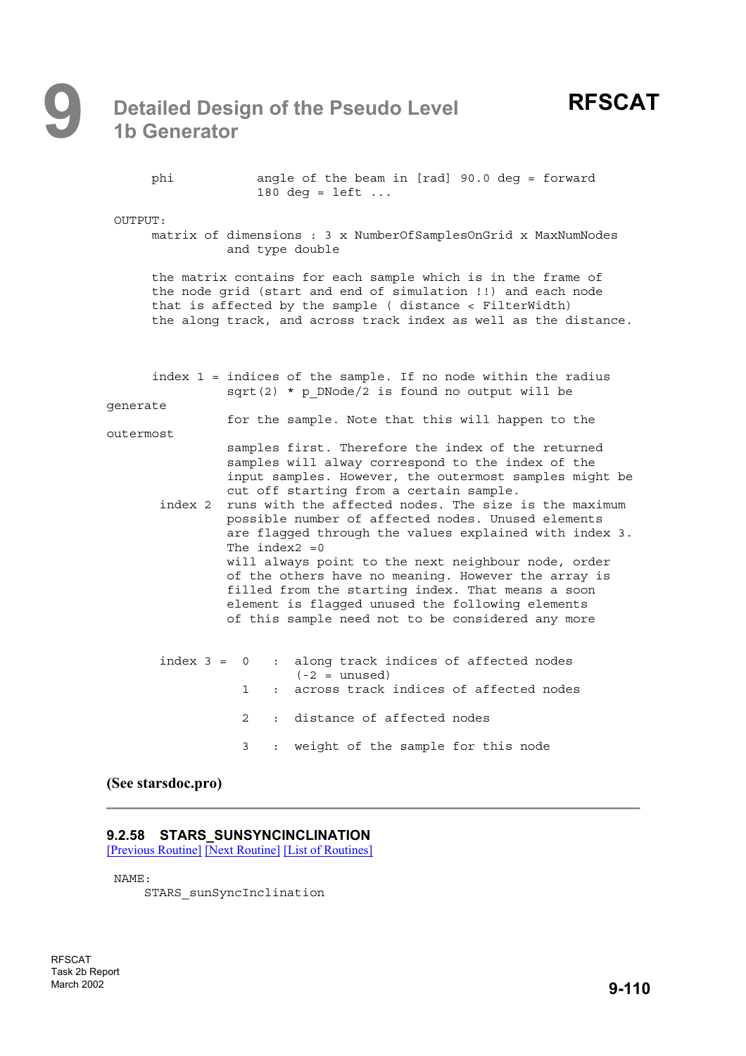```
     phi           angle of the beam in [rad] 90.0 deg = forward
                   180 deg = left ...

OUTPUT:
     matrix of dimensions : 3 x NumberOfSamplesOnGrid x MaxNumNodes
               and type double

     the matrix contains for each sample which is in the frame of
     the node grid (start and end of simulation !!) and each node
     that is affected by the sample ( distance < FilterWidth)
     the along track, and across track index as well as the distance.



     index 1 = indices of the sample. If no node within the radius
               sqrt(2) * p_DNode/2 is found no output will be
generate
               for the sample. Note that this will happen to the
outermost
               samples first. Therefore the index of the returned
               samples will alway correspond to the index of the
               input samples. However, the outermost samples might be
               cut off starting from a certain sample.
      index 2  runs with the affected nodes. The size is the maximum
               possible number of affected nodes. Unused elements
               are flagged through the values explained with index 3.
               The index2 =0
               will always point to the next neighbour node, order
               of the others have no meaning. However the array is
               filled from the starting index. That means a soon
               element is flagged unused the following elements
               of this sample need not to be considered any more


      index 3 =  0   :  along track indices of affected nodes
                        (-2 = unused)
                 1   :  across track indices of affected nodes

                 2   :  distance of affected nodes

                 3   :  weight of the sample for this node
```

**(See starsdoc.pro)**

---

### 9.2.58 STARS_SUNSYNCINCLINATION

[Previous Routine] [Next Routine] [List of Routines]

```
NAME:
    STARS_sunSyncInclination
```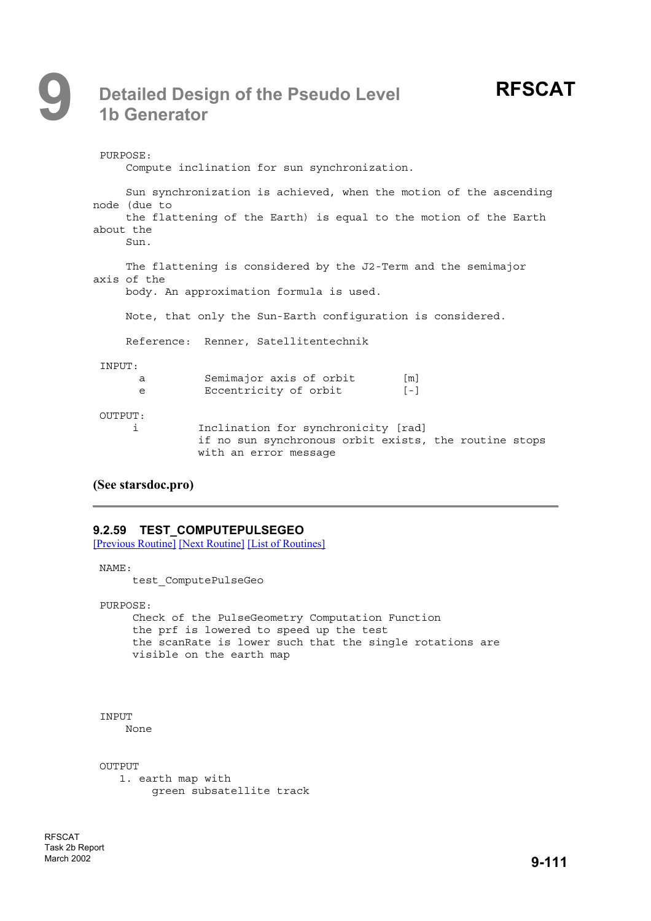```
PURPOSE:
     Compute inclination for sun synchronization.

     Sun synchronization is achieved, when the motion of the ascending
node (due to
     the flattening of the Earth) is equal to the motion of the Earth
about the
     Sun.

     The flattening is considered by the J2-Term and the semimajor
axis of the
     body. An approximation formula is used.

     Note, that only the Sun-Earth configuration is considered.

     Reference:  Renner, Satellitentechnik

INPUT:
      a         Semimajor axis of orbit       [m]
      e         Eccentricity of orbit         [-]

OUTPUT:
     i         Inclination for synchronicity [rad]
               if no sun synchronous orbit exists, the routine stops
               with an error message
```

**(See starsdoc.pro)**

---

### 9.2.59 TEST_COMPUTEPULSEGEO

[Previous Routine] [Next Routine] [List of Routines]

```
NAME:
     test_ComputePulseGeo

PURPOSE:
     Check of the PulseGeometry Computation Function
     the prf is lowered to speed up the test
     the scanRate is lower such that the single rotations are
     visible on the earth map



INPUT
     None


OUTPUT
   1. earth map with
        green subsatellite track
```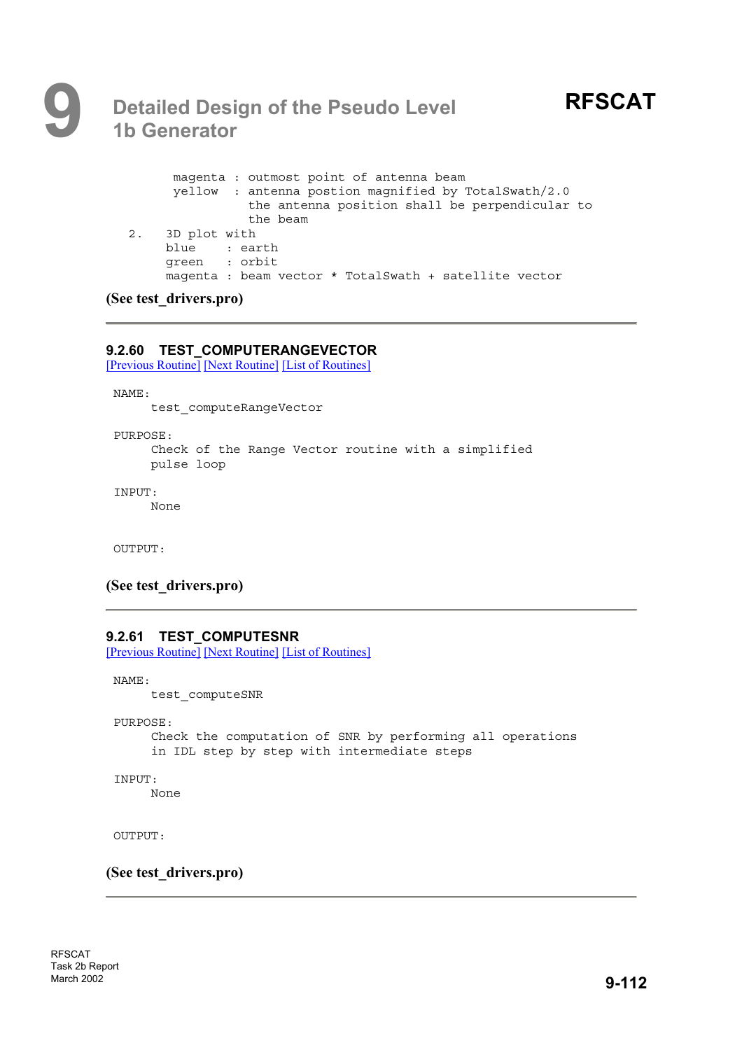```
     magenta : outmost point of antenna beam
     yellow  : antenna postion magnified by TotalSwath/2.0
               the antenna position shall be perpendicular to
               the beam
2.   3D plot with
     blue    : earth
     green   : orbit
     magenta : beam vector * TotalSwath + satellite vector
```

**(See test_drivers.pro)**

---

### 9.2.60 TEST_COMPUTERANGEVECTOR

[Previous Routine] [Next Routine] [List of Routines]

```
NAME:
     test_computeRangeVector

PURPOSE:
     Check of the Range Vector routine with a simplified
     pulse loop

INPUT:
     None


OUTPUT:
```

**(See test_drivers.pro)**

---

### 9.2.61 TEST_COMPUTESNR

[Previous Routine] [Next Routine] [List of Routines]

```
NAME:
     test_computeSNR

PURPOSE:
     Check the computation of SNR by performing all operations
     in IDL step by step with intermediate steps

INPUT:
     None


OUTPUT:
```

**(See test_drivers.pro)**

---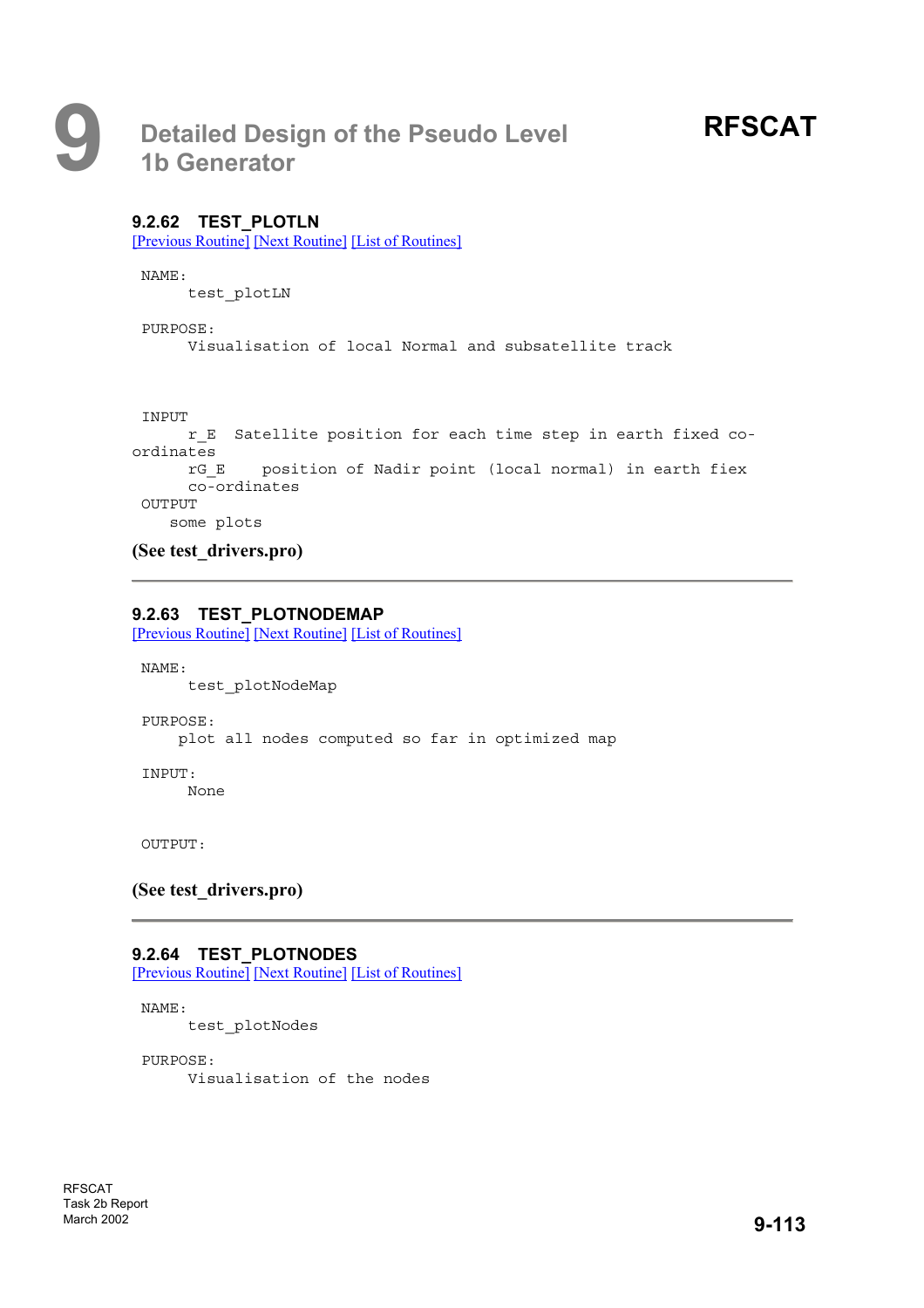### 9.2.62 TEST_PLOTLN

[Previous Routine] [Next Routine] [List of Routines]

```
NAME:
      test_plotLN

PURPOSE:
      Visualisation of local Normal and subsatellite track



INPUT
      r_E  Satellite position for each time step in earth fixed co-
ordinates
      rG_E    position of Nadir point (local normal) in earth fiex
      co-ordinates
OUTPUT
    some plots
```

**(See test_drivers.pro)**

---

### 9.2.63 TEST_PLOTNODEMAP

[Previous Routine] [Next Routine] [List of Routines]

```
NAME:
      test_plotNodeMap

PURPOSE:
    plot all nodes computed so far in optimized map

INPUT:
      None


OUTPUT:
```

**(See test_drivers.pro)**

---

### 9.2.64 TEST_PLOTNODES

[Previous Routine] [Next Routine] [List of Routines]

```
NAME:
      test_plotNodes

PURPOSE:
      Visualisation of the nodes
```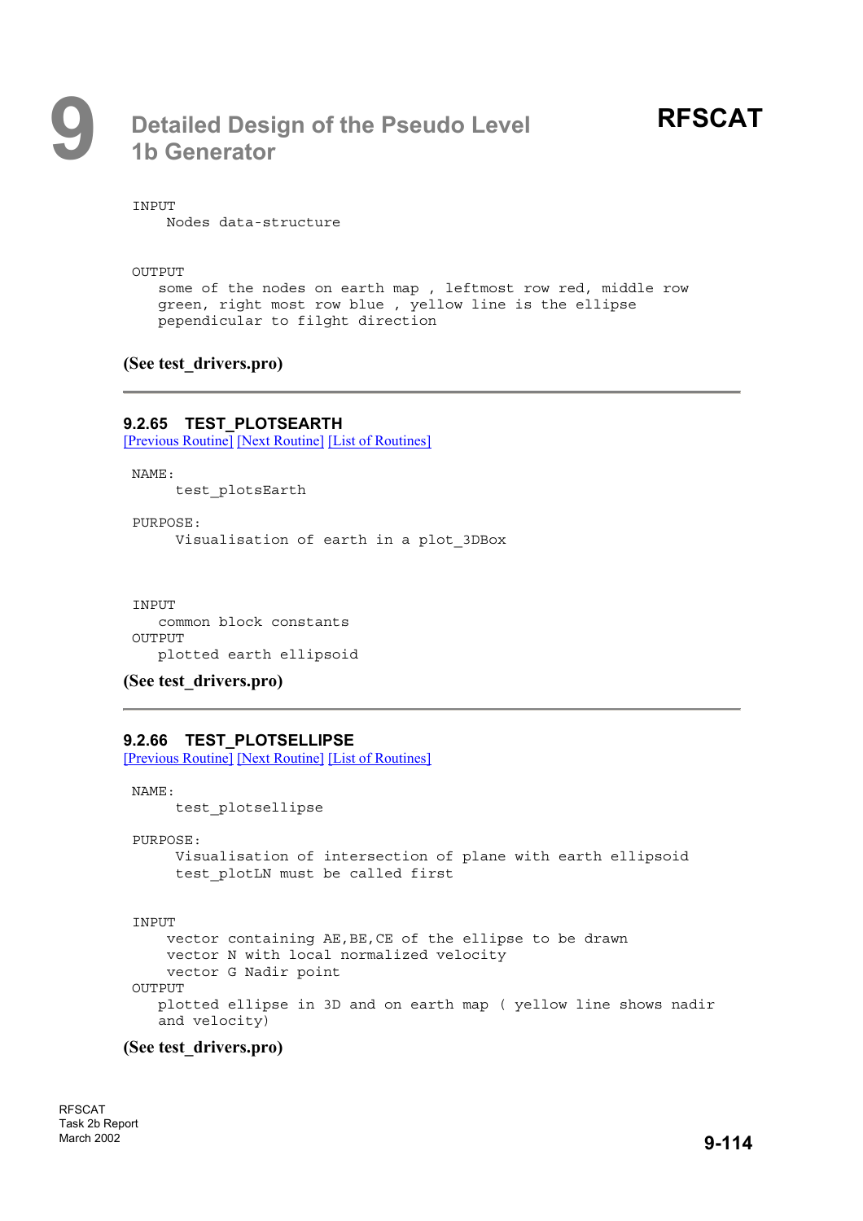```
INPUT
    Nodes data-structure


OUTPUT
   some of the nodes on earth map , leftmost row red, middle row
   green, right most row blue , yellow line is the ellipse
   pependicular to filght direction
```

**(See test_drivers.pro)**

---

### 9.2.65 TEST_PLOTSEARTH

[Previous Routine] [Next Routine] [List of Routines]

```
NAME:
     test_plotsEarth

PURPOSE:
     Visualisation of earth in a plot_3DBox



INPUT
   common block constants
OUTPUT
   plotted earth ellipsoid
```

**(See test_drivers.pro)**

---

### 9.2.66 TEST_PLOTSELLIPSE

[Previous Routine] [Next Routine] [List of Routines]

```
NAME:
     test_plotsellipse

PURPOSE:
     Visualisation of intersection of plane with earth ellipsoid
     test_plotLN must be called first


INPUT
    vector containing AE,BE,CE of the ellipse to be drawn
    vector N with local normalized velocity
    vector G Nadir point
OUTPUT
   plotted ellipse in 3D and on earth map ( yellow line shows nadir
   and velocity)
```

**(See test_drivers.pro)**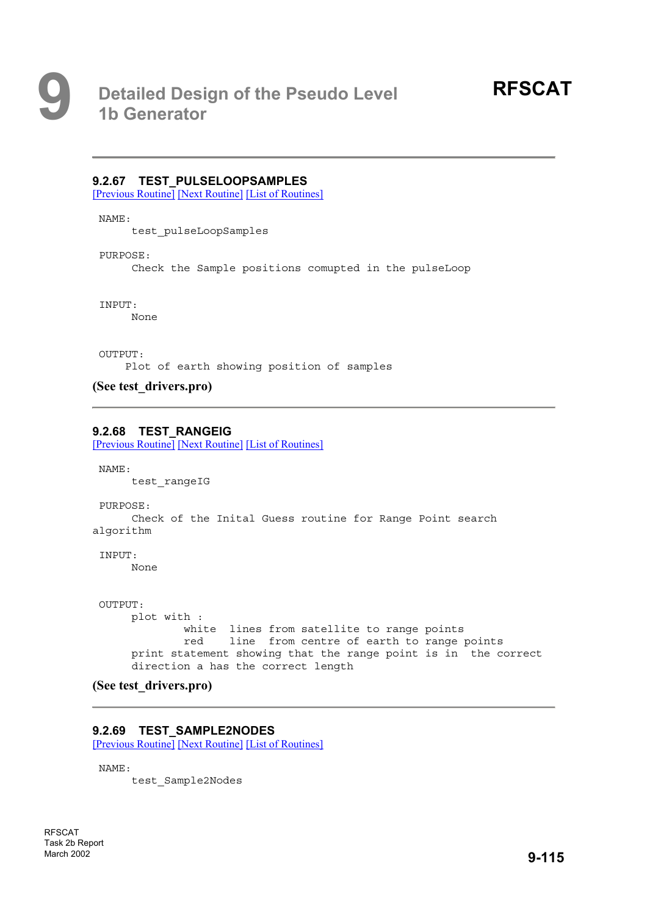### 9.2.67 TEST_PULSELOOPSAMPLES

[Previous Routine] [Next Routine] [List of Routines]

```
NAME:
      test_pulseLoopSamples

PURPOSE:
      Check the Sample positions comupted in the pulseLoop


INPUT:
      None


OUTPUT:
     Plot of earth showing position of samples
```

**(See test_drivers.pro)**

---

### 9.2.68 TEST_RANGEIG

[Previous Routine] [Next Routine] [List of Routines]

```
NAME:
      test_rangeIG

PURPOSE:
      Check of the Inital Guess routine for Range Point search
algorithm

INPUT:
      None


OUTPUT:
      plot with :
              white  lines from satellite to range points
              red    line  from centre of earth to range points
      print statement showing that the range point is in  the correct
      direction a has the correct length
```

**(See test_drivers.pro)**

---

### 9.2.69 TEST_SAMPLE2NODES

[Previous Routine] [Next Routine] [List of Routines]

```
NAME:
      test_Sample2Nodes
```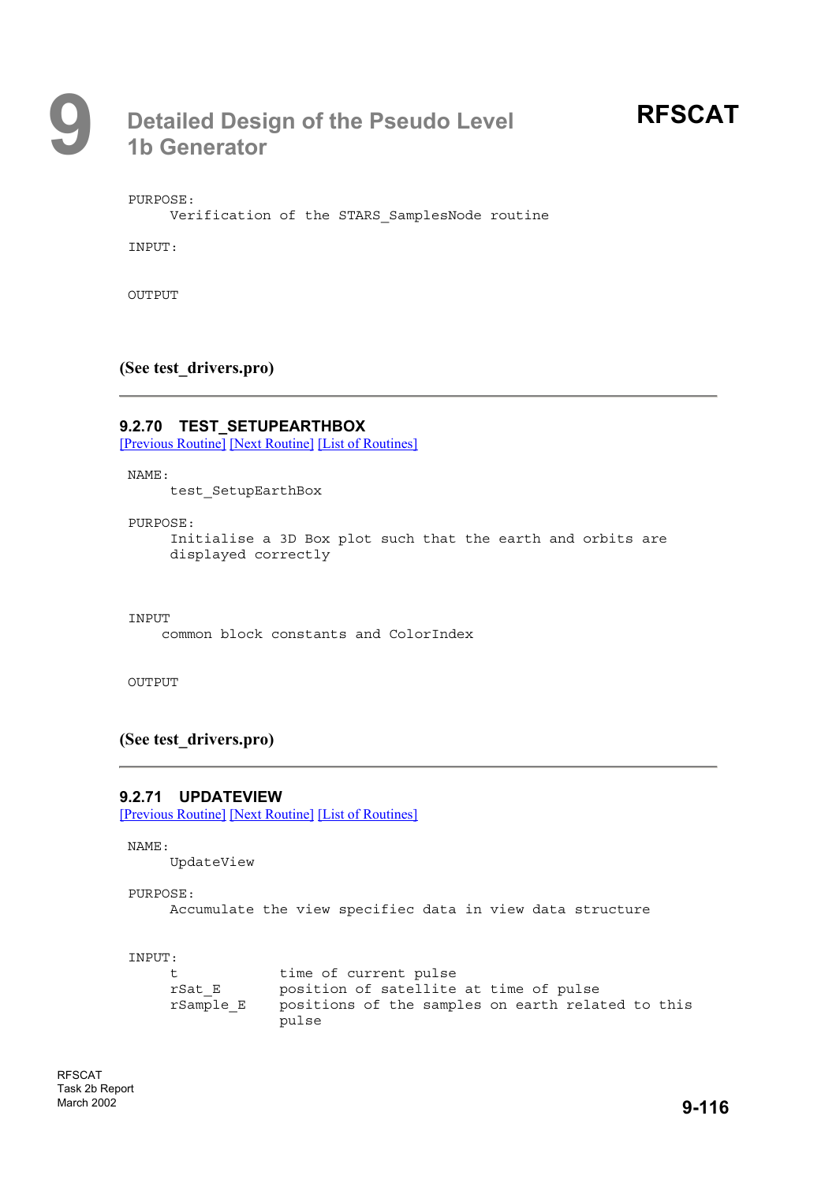PURPOSE:
```
     Verification of the STARS_SamplesNode routine
```

INPUT:

OUTPUT

**(See test_drivers.pro)**

---

### 9.2.70 TEST_SETUPEARTHBOX

[Previous Routine] [Next Routine] [List of Routines]

```
NAME:
     test_SetupEarthBox

PURPOSE:
     Initialise a 3D Box plot such that the earth and orbits are
     displayed correctly


INPUT
    common block constants and ColorIndex


OUTPUT
```

**(See test_drivers.pro)**

---

### 9.2.71 UPDATEVIEW

[Previous Routine] [Next Routine] [List of Routines]

```
NAME:
     UpdateView

PURPOSE:
     Accumulate the view specifiec data in view data structure


INPUT:
     t            time of current pulse
     rSat_E       position of satellite at time of pulse
     rSample_E    positions of the samples on earth related to this
                  pulse
```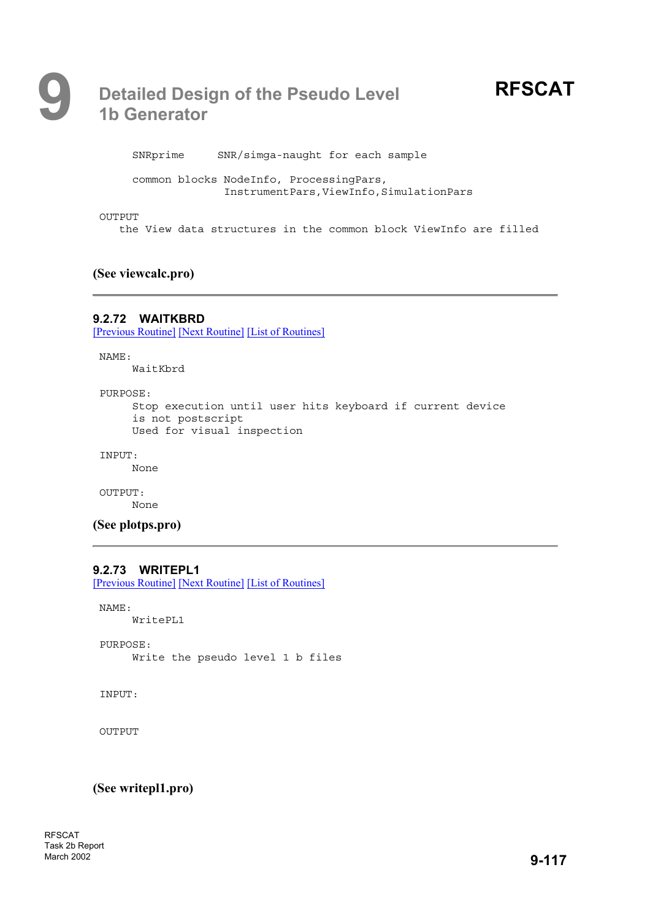```
     SNRprime     SNR/simga-naught for each sample

     common blocks NodeInfo, ProcessingPars,
                   InstrumentPars,ViewInfo,SimulationPars

OUTPUT
   the View data structures in the common block ViewInfo are filled
```

**(See viewcalc.pro)**

---

### 9.2.72 WAITKBRD

[Previous Routine] [Next Routine] [List of Routines]

```
NAME:
     WaitKbrd

PURPOSE:
     Stop execution until user hits keyboard if current device
     is not postscript
     Used for visual inspection

INPUT:
     None

OUTPUT:
     None
```

**(See plotps.pro)**

---

### 9.2.73 WRITEPL1

[Previous Routine] [Next Routine] [List of Routines]

```
NAME:
     WritePL1

PURPOSE:
     Write the pseudo level 1 b files


INPUT:


OUTPUT
```

**(See writepl1.pro)**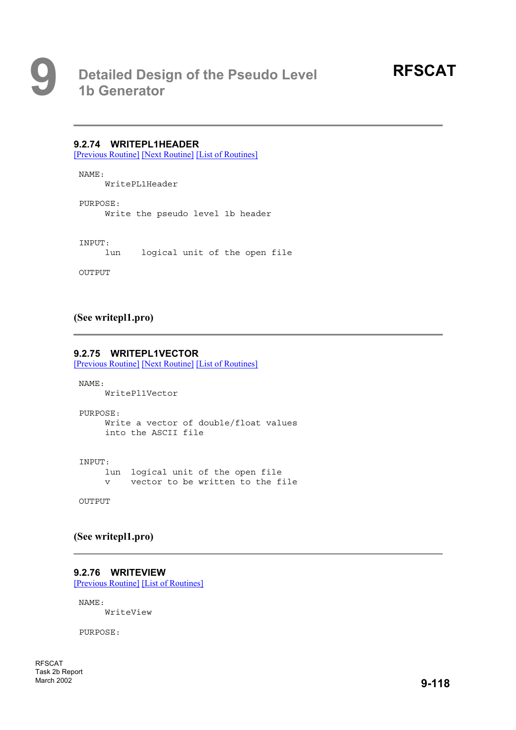### 9.2.74 WRITEPL1HEADER

[Previous Routine] [Next Routine] [List of Routines]

```
NAME:
     WritePL1Header

PURPOSE:
     Write the pseudo level 1b header


INPUT:
     lun     logical unit of the open file

OUTPUT
```

**(See writepl1.pro)**

### 9.2.75 WRITEPL1VECTOR

[Previous Routine] [Next Routine] [List of Routines]

```
NAME:
     WritePl1Vector

PURPOSE:
     Write a vector of double/float values
     into the ASCII file


INPUT:
     lun  logical unit of the open file
     v    vector to be written to the file

OUTPUT
```

**(See writepl1.pro)**

### 9.2.76 WRITEVIEW

[Previous Routine] [List of Routines]

```
NAME:
     WriteView

PURPOSE:
```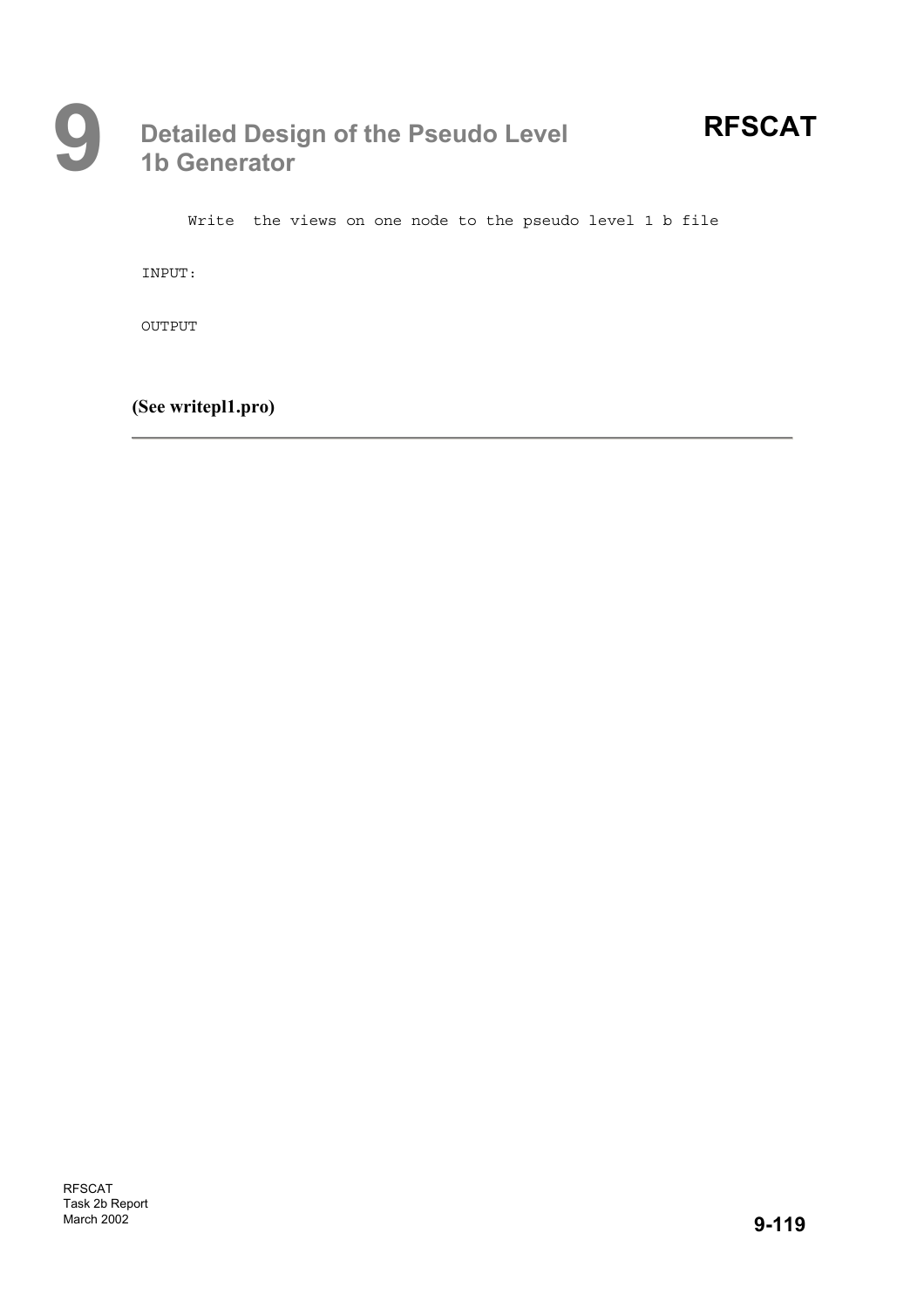```
     Write  the views on one node to the pseudo level 1 b file

INPUT:

OUTPUT
```

**(See writepl1.pro)**

---